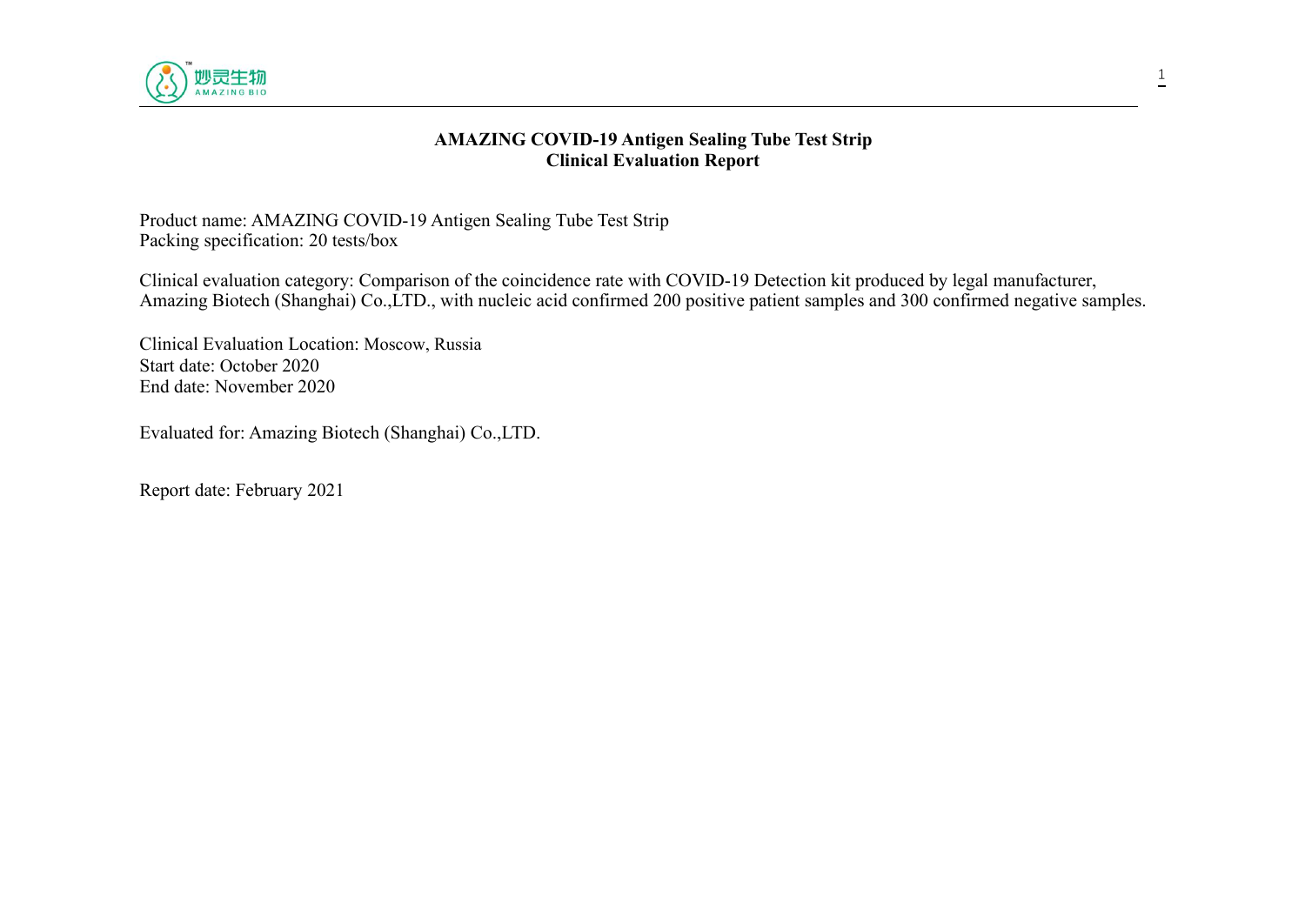# AMAZING COVID-19 Antigen Sealing Tube Test Strip
## Clinical Evaluation Report

Product name: AMAZING COVID-19 Antigen Sealing Tube Test Strip
Packing specification: 20 tests/box

Clinical evaluation category: Comparison of the coincidence rate with COVID-19 Detection kit produced by legal manufacturer, Amazing Biotech (Shanghai) Co.,LTD., with nucleic acid confirmed 200 positive patient samples and 300 confirmed negative samples.

Clinical Evaluation Location: Moscow, Russia
Start date: October 2020
End date: November 2020

Evaluated for: Amazing Biotech (Shanghai) Co.,LTD.

Report date: February 2021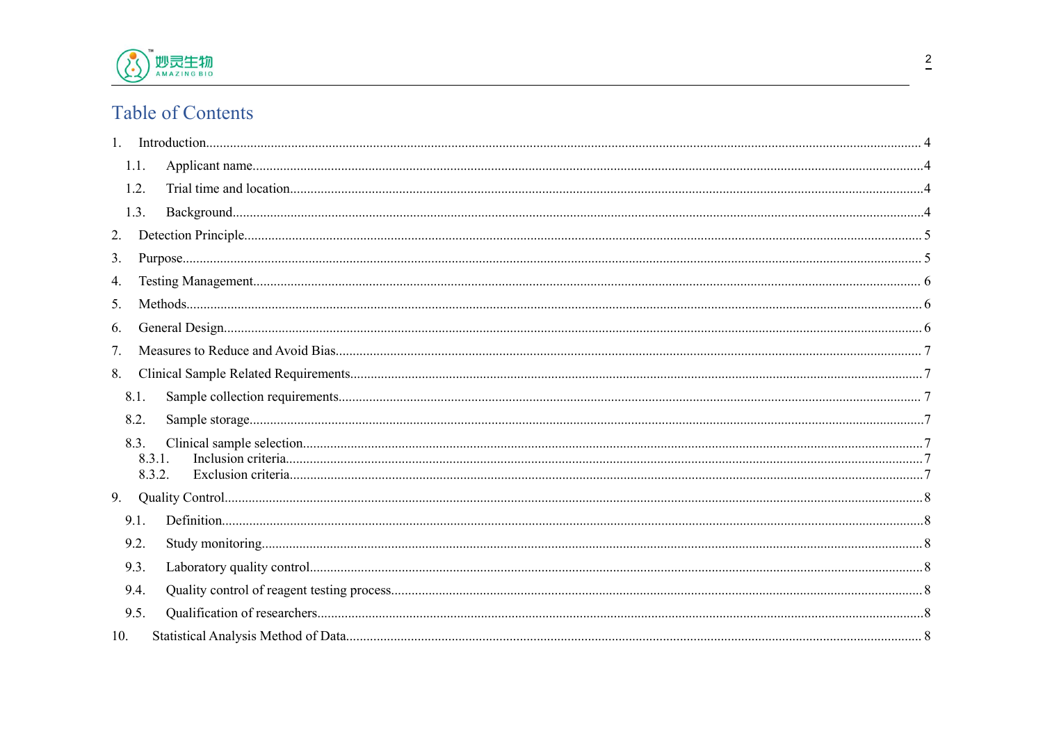# Table of Contents

1. Introduction........................................................................................ 4
   - 1.1. Applicant name........................................................................ 4
   - 1.2. Trial time and location.............................................................. 4
   - 1.3. Background............................................................................. 4
2. Detection Principle.............................................................................. 5
3. Purpose................................................................................................ 5
4. Testing Management............................................................................ 6
5. Methods............................................................................................... 6
6. General Design..................................................................................... 6
7. Measures to Reduce and Avoid Bias..................................................... 7
8. Clinical Sample Related Requirements................................................. 7
   - 8.1. Sample collection requirements................................................. 7
   - 8.2. Sample storage.......................................................................... 7
   - 8.3. Clinical sample selection........................................................... 7
     - 8.3.1. Inclusion criteria............................................................... 7
     - 8.3.2. Exclusion criteria.............................................................. 7
9. Quality Control..................................................................................... 8
   - 9.1. Definition.................................................................................. 8
   - 9.2. Study monitoring....................................................................... 8
   - 9.3. Laboratory quality control......................................................... 8
   - 9.4. Quality control of reagent testing process.................................. 8
   - 9.5. Qualification of researchers........................................................ 8
10. Statistical Analysis Method of Data.................................................... 8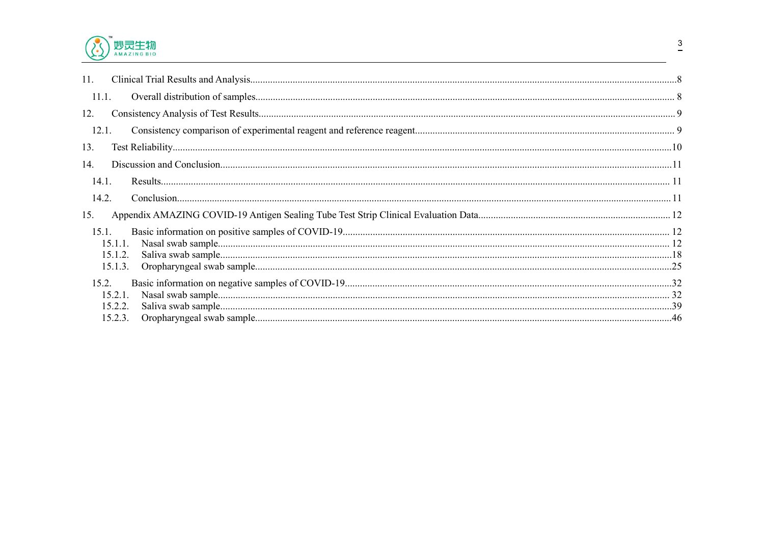11. Clinical Trial Results and Analysis........................................................................8
   11.1. Overall distribution of samples........................................................................8
12. Consistency Analysis of Test Results........................................................................9
   12.1. Consistency comparison of experimental reagent and reference reagent........................................................................9
13. Test Reliability........................................................................10
14. Discussion and Conclusion........................................................................11
   14.1. Results........................................................................11
   14.2. Conclusion........................................................................11
15. Appendix AMAZING COVID-19 Antigen Sealing Tube Test Strip Clinical Evaluation Data........................................................................12
   15.1. Basic information on positive samples of COVID-19........................................................................12
      15.1.1. Nasal swab sample........................................................................12
      15.1.2. Saliva swab sample........................................................................18
      15.1.3. Oropharyngeal swab sample........................................................................25
   15.2. Basic information on negative samples of COVID-19........................................................................32
      15.2.1. Nasal swab sample........................................................................32
      15.2.2. Saliva swab sample........................................................................39
      15.2.3. Oropharyngeal swab sample........................................................................46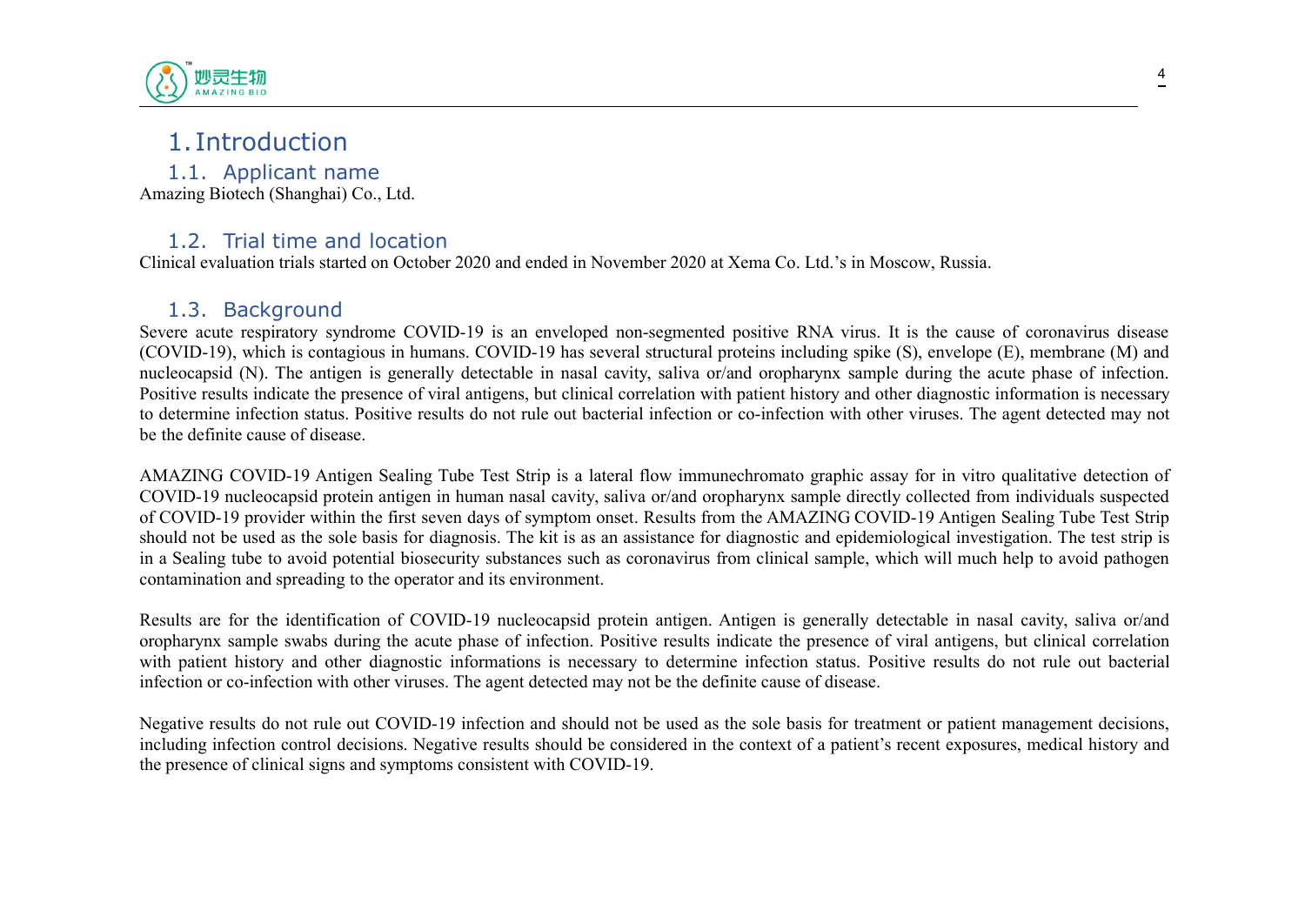# 1. Introduction

## 1.1. Applicant name

Amazing Biotech (Shanghai) Co., Ltd.

## 1.2. Trial time and location

Clinical evaluation trials started on October 2020 and ended in November 2020 at Xema Co. Ltd.'s in Moscow, Russia.

## 1.3. Background

Severe acute respiratory syndrome COVID-19 is an enveloped non-segmented positive RNA virus. It is the cause of coronavirus disease (COVID-19), which is contagious in humans. COVID-19 has several structural proteins including spike (S), envelope (E), membrane (M) and nucleocapsid (N). The antigen is generally detectable in nasal cavity, saliva or/and oropharynx sample during the acute phase of infection. Positive results indicate the presence of viral antigens, but clinical correlation with patient history and other diagnostic information is necessary to determine infection status. Positive results do not rule out bacterial infection or co-infection with other viruses. The agent detected may not be the definite cause of disease.

AMAZING COVID-19 Antigen Sealing Tube Test Strip is a lateral flow immunechromato graphic assay for in vitro qualitative detection of COVID-19 nucleocapsid protein antigen in human nasal cavity, saliva or/and oropharynx sample directly collected from individuals suspected of COVID-19 provider within the first seven days of symptom onset. Results from the AMAZING COVID-19 Antigen Sealing Tube Test Strip should not be used as the sole basis for diagnosis. The kit is as an assistance for diagnostic and epidemiological investigation. The test strip is in a Sealing tube to avoid potential biosecurity substances such as coronavirus from clinical sample, which will much help to avoid pathogen contamination and spreading to the operator and its environment.

Results are for the identification of COVID-19 nucleocapsid protein antigen. Antigen is generally detectable in nasal cavity, saliva or/and oropharynx sample swabs during the acute phase of infection. Positive results indicate the presence of viral antigens, but clinical correlation with patient history and other diagnostic informations is necessary to determine infection status. Positive results do not rule out bacterial infection or co-infection with other viruses. The agent detected may not be the definite cause of disease.

Negative results do not rule out COVID-19 infection and should not be used as the sole basis for treatment or patient management decisions, including infection control decisions. Negative results should be considered in the context of a patient's recent exposures, medical history and the presence of clinical signs and symptoms consistent with COVID-19.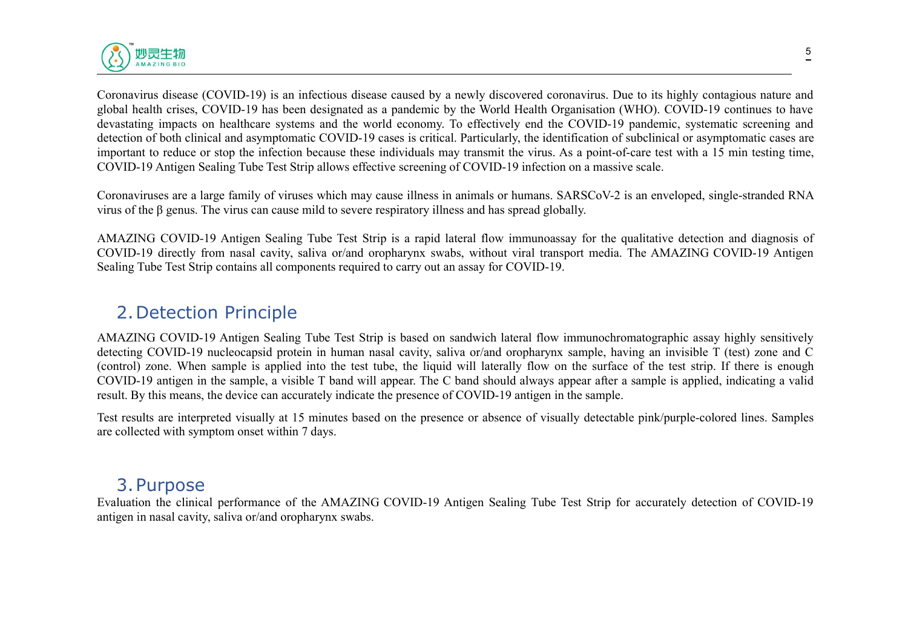Coronavirus disease (COVID-19) is an infectious disease caused by a newly discovered coronavirus. Due to its highly contagious nature and global health crises, COVID-19 has been designated as a pandemic by the World Health Organisation (WHO). COVID-19 continues to have devastating impacts on healthcare systems and the world economy. To effectively end the COVID-19 pandemic, systematic screening and detection of both clinical and asymptomatic COVID-19 cases is critical. Particularly, the identification of subclinical or asymptomatic cases are important to reduce or stop the infection because these individuals may transmit the virus. As a point-of-care test with a 15 min testing time, COVID-19 Antigen Sealing Tube Test Strip allows effective screening of COVID-19 infection on a massive scale.

Coronaviruses are a large family of viruses which may cause illness in animals or humans. SARSCoV-2 is an enveloped, single-stranded RNA virus of the β genus. The virus can cause mild to severe respiratory illness and has spread globally.

AMAZING COVID-19 Antigen Sealing Tube Test Strip is a rapid lateral flow immunoassay for the qualitative detection and diagnosis of COVID-19 directly from nasal cavity, saliva or/and oropharynx swabs, without viral transport media. The AMAZING COVID-19 Antigen Sealing Tube Test Strip contains all components required to carry out an assay for COVID-19.

## 2. Detection Principle

AMAZING COVID-19 Antigen Sealing Tube Test Strip is based on sandwich lateral flow immunochromatographic assay highly sensitively detecting COVID-19 nucleocapsid protein in human nasal cavity, saliva or/and oropharynx sample, having an invisible T (test) zone and C (control) zone. When sample is applied into the test tube, the liquid will laterally flow on the surface of the test strip. If there is enough COVID-19 antigen in the sample, a visible T band will appear. The C band should always appear after a sample is applied, indicating a valid result. By this means, the device can accurately indicate the presence of COVID-19 antigen in the sample.

Test results are interpreted visually at 15 minutes based on the presence or absence of visually detectable pink/purple-colored lines. Samples are collected with symptom onset within 7 days.

## 3. Purpose

Evaluation the clinical performance of the AMAZING COVID-19 Antigen Sealing Tube Test Strip for accurately detection of COVID-19 antigen in nasal cavity, saliva or/and oropharynx swabs.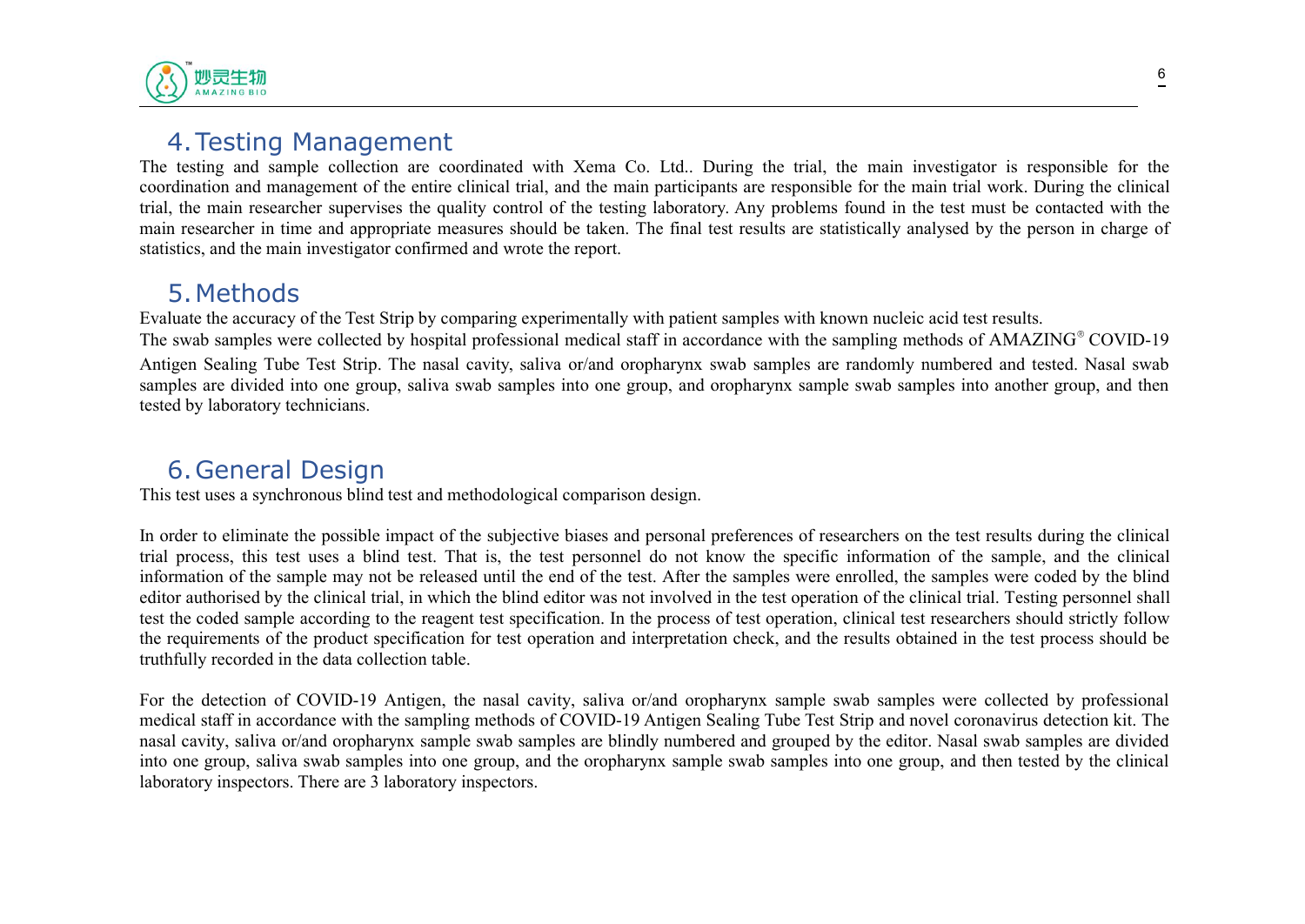## 4. Testing Management

The testing and sample collection are coordinated with Xema Co. Ltd.. During the trial, the main investigator is responsible for the coordination and management of the entire clinical trial, and the main participants are responsible for the main trial work. During the clinical trial, the main researcher supervises the quality control of the testing laboratory. Any problems found in the test must be contacted with the main researcher in time and appropriate measures should be taken. The final test results are statistically analysed by the person in charge of statistics, and the main investigator confirmed and wrote the report.

## 5. Methods

Evaluate the accuracy of the Test Strip by comparing experimentally with patient samples with known nucleic acid test results.

The swab samples were collected by hospital professional medical staff in accordance with the sampling methods of AMAZING® COVID-19 Antigen Sealing Tube Test Strip. The nasal cavity, saliva or/and oropharynx swab samples are randomly numbered and tested. Nasal swab samples are divided into one group, saliva swab samples into one group, and oropharynx sample swab samples into another group, and then tested by laboratory technicians.

## 6. General Design

This test uses a synchronous blind test and methodological comparison design.

In order to eliminate the possible impact of the subjective biases and personal preferences of researchers on the test results during the clinical trial process, this test uses a blind test. That is, the test personnel do not know the specific information of the sample, and the clinical information of the sample may not be released until the end of the test. After the samples were enrolled, the samples were coded by the blind editor authorised by the clinical trial, in which the blind editor was not involved in the test operation of the clinical trial. Testing personnel shall test the coded sample according to the reagent test specification. In the process of test operation, clinical test researchers should strictly follow the requirements of the product specification for test operation and interpretation check, and the results obtained in the test process should be truthfully recorded in the data collection table.

For the detection of COVID-19 Antigen, the nasal cavity, saliva or/and oropharynx sample swab samples were collected by professional medical staff in accordance with the sampling methods of COVID-19 Antigen Sealing Tube Test Strip and novel coronavirus detection kit. The nasal cavity, saliva or/and oropharynx sample swab samples are blindly numbered and grouped by the editor. Nasal swab samples are divided into one group, saliva swab samples into one group, and the oropharynx sample swab samples into one group, and then tested by the clinical laboratory inspectors. There are 3 laboratory inspectors.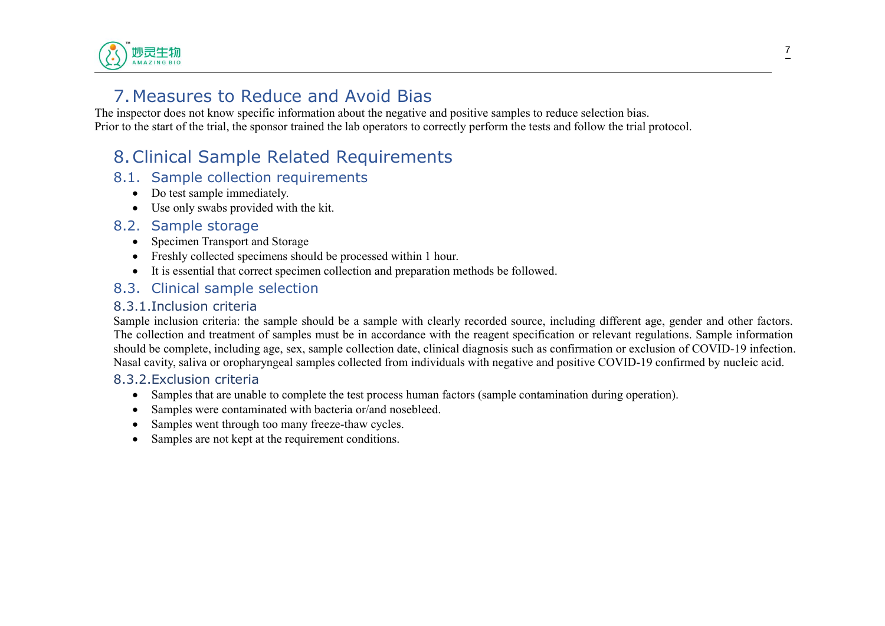# 7. Measures to Reduce and Avoid Bias

The inspector does not know specific information about the negative and positive samples to reduce selection bias.
Prior to the start of the trial, the sponsor trained the lab operators to correctly perform the tests and follow the trial protocol.

# 8. Clinical Sample Related Requirements

## 8.1. Sample collection requirements

- Do test sample immediately.
- Use only swabs provided with the kit.

## 8.2. Sample storage

- Specimen Transport and Storage
- Freshly collected specimens should be processed within 1 hour.
- It is essential that correct specimen collection and preparation methods be followed.

## 8.3. Clinical sample selection

### 8.3.1. Inclusion criteria

Sample inclusion criteria: the sample should be a sample with clearly recorded source, including different age, gender and other factors. The collection and treatment of samples must be in accordance with the reagent specification or relevant regulations. Sample information should be complete, including age, sex, sample collection date, clinical diagnosis such as confirmation or exclusion of COVID-19 infection. Nasal cavity, saliva or oropharyngeal samples collected from individuals with negative and positive COVID-19 confirmed by nucleic acid.

### 8.3.2. Exclusion criteria

- Samples that are unable to complete the test process human factors (sample contamination during operation).
- Samples were contaminated with bacteria or/and nosebleed.
- Samples went through too many freeze-thaw cycles.
- Samples are not kept at the requirement conditions.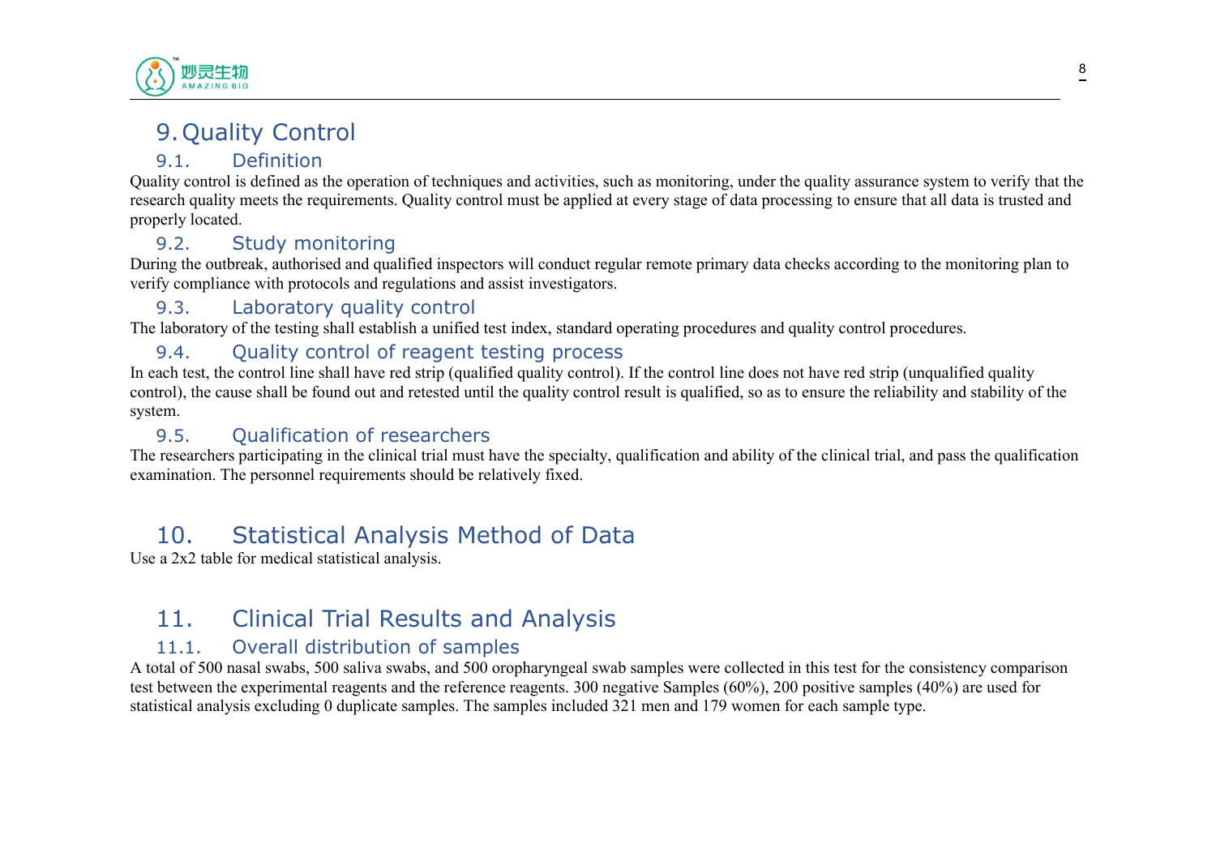# 9. Quality Control

## 9.1. Definition

Quality control is defined as the operation of techniques and activities, such as monitoring, under the quality assurance system to verify that the research quality meets the requirements. Quality control must be applied at every stage of data processing to ensure that all data is trusted and properly located.

## 9.2. Study monitoring

During the outbreak, authorised and qualified inspectors will conduct regular remote primary data checks according to the monitoring plan to verify compliance with protocols and regulations and assist investigators.

## 9.3. Laboratory quality control

The laboratory of the testing shall establish a unified test index, standard operating procedures and quality control procedures.

## 9.4. Quality control of reagent testing process

In each test, the control line shall have red strip (qualified quality control). If the control line does not have red strip (unqualified quality control), the cause shall be found out and retested until the quality control result is qualified, so as to ensure the reliability and stability of the system.

## 9.5. Qualification of researchers

The researchers participating in the clinical trial must have the specialty, qualification and ability of the clinical trial, and pass the qualification examination. The personnel requirements should be relatively fixed.

# 10. Statistical Analysis Method of Data

Use a 2x2 table for medical statistical analysis.

# 11. Clinical Trial Results and Analysis

## 11.1. Overall distribution of samples

A total of 500 nasal swabs, 500 saliva swabs, and 500 oropharyngeal swab samples were collected in this test for the consistency comparison test between the experimental reagents and the reference reagents. 300 negative Samples (60%), 200 positive samples (40%) are used for statistical analysis excluding 0 duplicate samples. The samples included 321 men and 179 women for each sample type.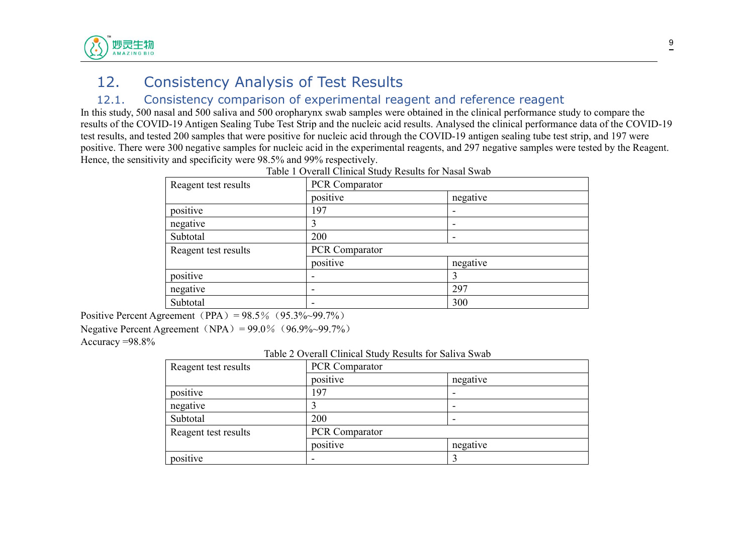# 12. Consistency Analysis of Test Results

## 12.1. Consistency comparison of experimental reagent and reference reagent

In this study, 500 nasal and 500 saliva and 500 oropharynx swab samples were obtained in the clinical performance study to compare the results of the COVID-19 Antigen Sealing Tube Test Strip and the nucleic acid results. Analysed the clinical performance data of the COVID-19 test results, and tested 200 samples that were positive for nucleic acid through the COVID-19 antigen sealing tube test strip, and 197 were positive. There were 300 negative samples for nucleic acid in the experimental reagents, and 297 negative samples were tested by the Reagent. Hence, the sensitivity and specificity were 98.5% and 99% respectively.

Table 1 Overall Clinical Study Results for Nasal Swab

| Reagent test results | PCR Comparator | |
|---|---|---|
| | positive | negative |
| positive | 197 | - |
| negative | 3 | - |
| Subtotal | 200 | - |
| Reagent test results | PCR Comparator | |
| | positive | negative |
| positive | - | 3 |
| negative | - | 297 |
| Subtotal | - | 300 |

Positive Percent Agreement（PPA）= 98.5％（95.3%~99.7%）

Negative Percent Agreement（NPA）= 99.0％（96.9%~99.7%）

Accuracy =98.8%

Table 2 Overall Clinical Study Results for Saliva Swab

| Reagent test results | PCR Comparator | |
|---|---|---|
| | positive | negative |
| positive | 197 | - |
| negative | 3 | - |
| Subtotal | 200 | - |
| Reagent test results | PCR Comparator | |
| | positive | negative |
| positive | - | 3 |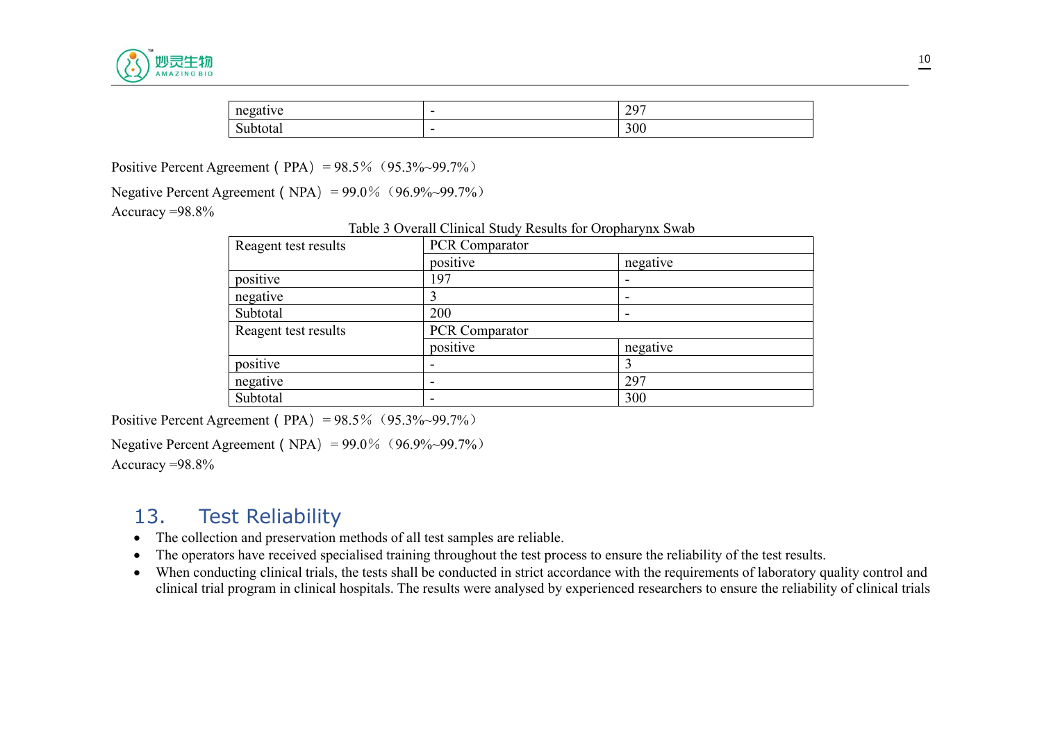| negative | - | 297 |
|---|---|---|
| Subtotal | - | 300 |

Positive Percent Agreement ( PPA）= 98.5％（95.3%~99.7%）

Negative Percent Agreement ( NPA）= 99.0％（96.9%~99.7%）

Accuracy =98.8%

Table 3 Overall Clinical Study Results for Oropharynx Swab

| Reagent test results | PCR Comparator | |
|---|---|---|
| | positive | negative |
| positive | 197 | - |
| negative | 3 | - |
| Subtotal | 200 | - |
| Reagent test results | PCR Comparator | |
| | positive | negative |
| positive | - | 3 |
| negative | - | 297 |
| Subtotal | - | 300 |

Positive Percent Agreement ( PPA）= 98.5％（95.3%~99.7%）

Negative Percent Agreement ( NPA）= 99.0％（96.9%~99.7%）

Accuracy =98.8%

## 13. Test Reliability

- The collection and preservation methods of all test samples are reliable.
- The operators have received specialised training throughout the test process to ensure the reliability of the test results.
- When conducting clinical trials, the tests shall be conducted in strict accordance with the requirements of laboratory quality control and clinical trial program in clinical hospitals. The results were analysed by experienced researchers to ensure the reliability of clinical trials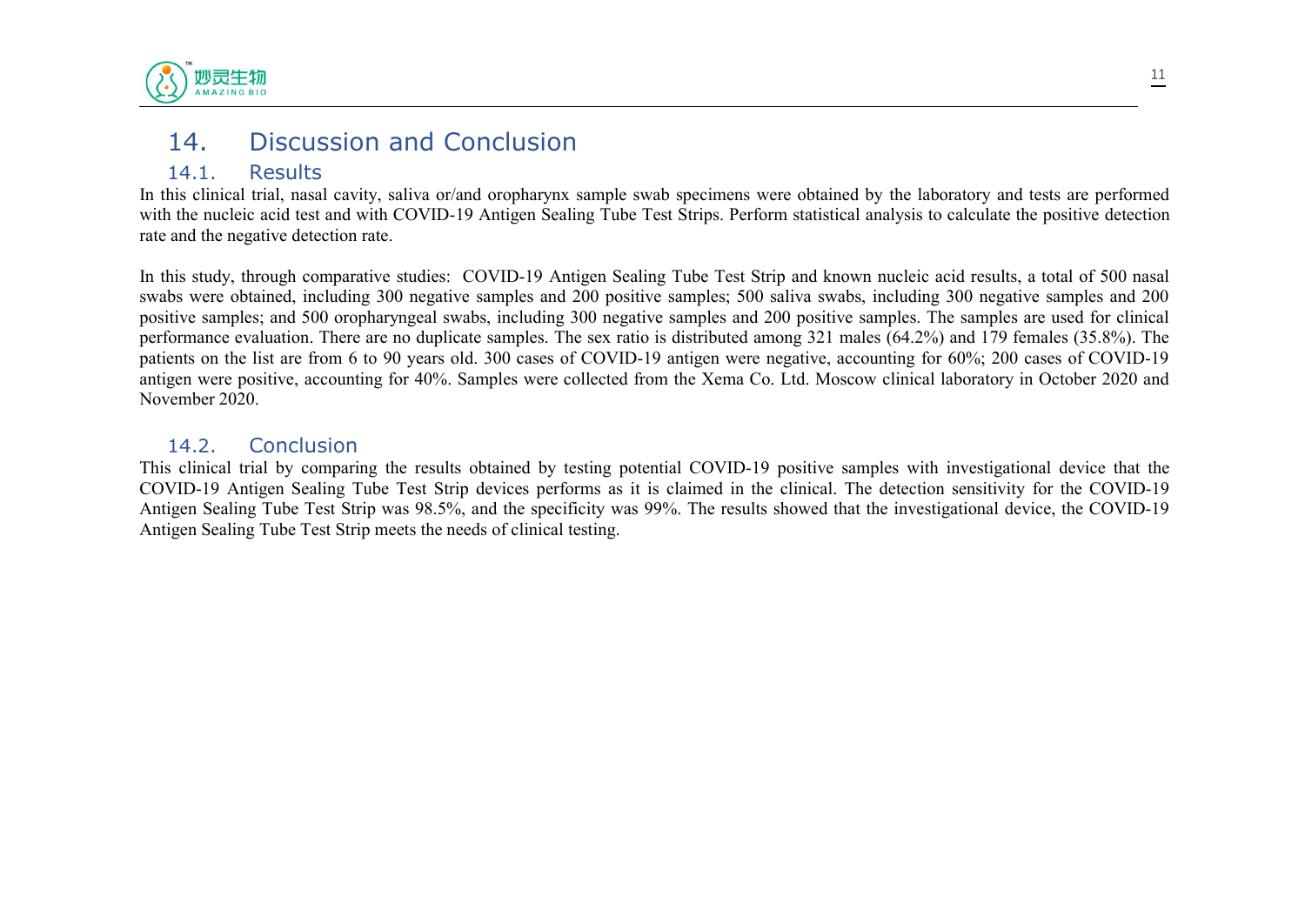# 14. Discussion and Conclusion

## 14.1. Results

In this clinical trial, nasal cavity, saliva or/and oropharynx sample swab specimens were obtained by the laboratory and tests are performed with the nucleic acid test and with COVID-19 Antigen Sealing Tube Test Strips. Perform statistical analysis to calculate the positive detection rate and the negative detection rate.

In this study, through comparative studies: COVID-19 Antigen Sealing Tube Test Strip and known nucleic acid results, a total of 500 nasal swabs were obtained, including 300 negative samples and 200 positive samples; 500 saliva swabs, including 300 negative samples and 200 positive samples; and 500 oropharyngeal swabs, including 300 negative samples and 200 positive samples. The samples are used for clinical performance evaluation. There are no duplicate samples. The sex ratio is distributed among 321 males (64.2%) and 179 females (35.8%). The patients on the list are from 6 to 90 years old. 300 cases of COVID-19 antigen were negative, accounting for 60%; 200 cases of COVID-19 antigen were positive, accounting for 40%. Samples were collected from the Xema Co. Ltd. Moscow clinical laboratory in October 2020 and November 2020.

## 14.2. Conclusion

This clinical trial by comparing the results obtained by testing potential COVID-19 positive samples with investigational device that the COVID-19 Antigen Sealing Tube Test Strip devices performs as it is claimed in the clinical. The detection sensitivity for the COVID-19 Antigen Sealing Tube Test Strip was 98.5%, and the specificity was 99%. The results showed that the investigational device, the COVID-19 Antigen Sealing Tube Test Strip meets the needs of clinical testing.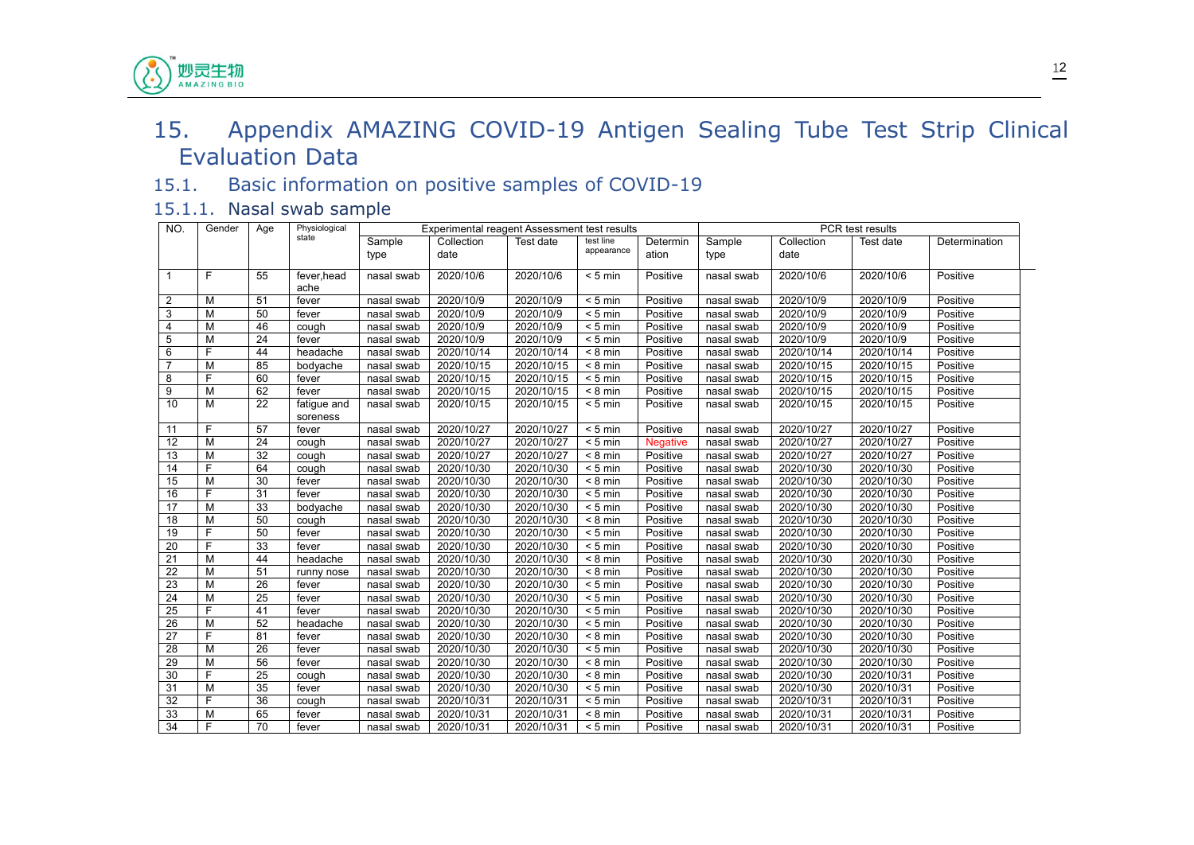# 15. Appendix AMAZING COVID-19 Antigen Sealing Tube Test Strip Clinical Evaluation Data

## 15.1. Basic information on positive samples of COVID-19

### 15.1.1. Nasal swab sample

| NO. | Gender | Age | Physiological state | Experimental reagent Assessment test results | | | | | PCR test results | | | |
|---|---|---|---|---|---|---|---|---|---|---|---|---|
| | | | | Sample type | Collection date | Test date | test line appearance | Determination | Sample type | Collection date | Test date | Determination |
| 1 | F | 55 | fever,head ache | nasal swab | 2020/10/6 | 2020/10/6 | < 5 min | Positive | nasal swab | 2020/10/6 | 2020/10/6 | Positive |
| 2 | M | 51 | fever | nasal swab | 2020/10/9 | 2020/10/9 | < 5 min | Positive | nasal swab | 2020/10/9 | 2020/10/9 | Positive |
| 3 | M | 50 | fever | nasal swab | 2020/10/9 | 2020/10/9 | < 5 min | Positive | nasal swab | 2020/10/9 | 2020/10/9 | Positive |
| 4 | M | 46 | cough | nasal swab | 2020/10/9 | 2020/10/9 | < 5 min | Positive | nasal swab | 2020/10/9 | 2020/10/9 | Positive |
| 5 | M | 24 | fever | nasal swab | 2020/10/9 | 2020/10/9 | < 5 min | Positive | nasal swab | 2020/10/9 | 2020/10/9 | Positive |
| 6 | F | 44 | headache | nasal swab | 2020/10/14 | 2020/10/14 | < 8 min | Positive | nasal swab | 2020/10/14 | 2020/10/14 | Positive |
| 7 | M | 85 | bodyache | nasal swab | 2020/10/15 | 2020/10/15 | < 8 min | Positive | nasal swab | 2020/10/15 | 2020/10/15 | Positive |
| 8 | F | 60 | fever | nasal swab | 2020/10/15 | 2020/10/15 | < 5 min | Positive | nasal swab | 2020/10/15 | 2020/10/15 | Positive |
| 9 | M | 62 | fever | nasal swab | 2020/10/15 | 2020/10/15 | < 8 min | Positive | nasal swab | 2020/10/15 | 2020/10/15 | Positive |
| 10 | M | 22 | fatigue and soreness | nasal swab | 2020/10/15 | 2020/10/15 | < 5 min | Positive | nasal swab | 2020/10/15 | 2020/10/15 | Positive |
| 11 | F | 57 | fever | nasal swab | 2020/10/27 | 2020/10/27 | < 5 min | Positive | nasal swab | 2020/10/27 | 2020/10/27 | Positive |
| 12 | M | 24 | cough | nasal swab | 2020/10/27 | 2020/10/27 | < 5 min | Negative | nasal swab | 2020/10/27 | 2020/10/27 | Positive |
| 13 | M | 32 | cough | nasal swab | 2020/10/27 | 2020/10/27 | < 8 min | Positive | nasal swab | 2020/10/27 | 2020/10/27 | Positive |
| 14 | F | 64 | cough | nasal swab | 2020/10/30 | 2020/10/30 | < 5 min | Positive | nasal swab | 2020/10/30 | 2020/10/30 | Positive |
| 15 | M | 30 | fever | nasal swab | 2020/10/30 | 2020/10/30 | < 8 min | Positive | nasal swab | 2020/10/30 | 2020/10/30 | Positive |
| 16 | F | 31 | fever | nasal swab | 2020/10/30 | 2020/10/30 | < 5 min | Positive | nasal swab | 2020/10/30 | 2020/10/30 | Positive |
| 17 | M | 33 | bodyache | nasal swab | 2020/10/30 | 2020/10/30 | < 5 min | Positive | nasal swab | 2020/10/30 | 2020/10/30 | Positive |
| 18 | M | 50 | cough | nasal swab | 2020/10/30 | 2020/10/30 | < 8 min | Positive | nasal swab | 2020/10/30 | 2020/10/30 | Positive |
| 19 | F | 50 | fever | nasal swab | 2020/10/30 | 2020/10/30 | < 5 min | Positive | nasal swab | 2020/10/30 | 2020/10/30 | Positive |
| 20 | F | 33 | fever | nasal swab | 2020/10/30 | 2020/10/30 | < 5 min | Positive | nasal swab | 2020/10/30 | 2020/10/30 | Positive |
| 21 | M | 44 | headache | nasal swab | 2020/10/30 | 2020/10/30 | < 8 min | Positive | nasal swab | 2020/10/30 | 2020/10/30 | Positive |
| 22 | M | 51 | runny nose | nasal swab | 2020/10/30 | 2020/10/30 | < 8 min | Positive | nasal swab | 2020/10/30 | 2020/10/30 | Positive |
| 23 | M | 26 | fever | nasal swab | 2020/10/30 | 2020/10/30 | < 8 min | Positive | nasal swab | 2020/10/30 | 2020/10/30 | Positive |
| 24 | M | 25 | fever | nasal swab | 2020/10/30 | 2020/10/30 | < 5 min | Positive | nasal swab | 2020/10/30 | 2020/10/30 | Positive |
| 25 | F | 41 | fever | nasal swab | 2020/10/30 | 2020/10/30 | < 5 min | Positive | nasal swab | 2020/10/30 | 2020/10/30 | Positive |
| 26 | M | 52 | headache | nasal swab | 2020/10/30 | 2020/10/30 | < 5 min | Positive | nasal swab | 2020/10/30 | 2020/10/30 | Positive |
| 27 | F | 81 | fever | nasal swab | 2020/10/30 | 2020/10/30 | < 8 min | Positive | nasal swab | 2020/10/30 | 2020/10/30 | Positive |
| 28 | M | 26 | fever | nasal swab | 2020/10/30 | 2020/10/30 | < 5 min | Positive | nasal swab | 2020/10/30 | 2020/10/30 | Positive |
| 29 | M | 56 | fever | nasal swab | 2020/10/30 | 2020/10/30 | < 8 min | Positive | nasal swab | 2020/10/30 | 2020/10/30 | Positive |
| 30 | F | 25 | cough | nasal swab | 2020/10/30 | 2020/10/30 | < 8 min | Positive | nasal swab | 2020/10/30 | 2020/10/31 | Positive |
| 31 | M | 35 | fever | nasal swab | 2020/10/30 | 2020/10/30 | < 5 min | Positive | nasal swab | 2020/10/30 | 2020/10/31 | Positive |
| 32 | F | 36 | cough | nasal swab | 2020/10/31 | 2020/10/31 | < 5 min | Positive | nasal swab | 2020/10/31 | 2020/10/31 | Positive |
| 33 | M | 65 | fever | nasal swab | 2020/10/31 | 2020/10/31 | < 8 min | Positive | nasal swab | 2020/10/31 | 2020/10/31 | Positive |
| 34 | F | 70 | fever | nasal swab | 2020/10/31 | 2020/10/31 | < 5 min | Positive | nasal swab | 2020/10/31 | 2020/10/31 | Positive |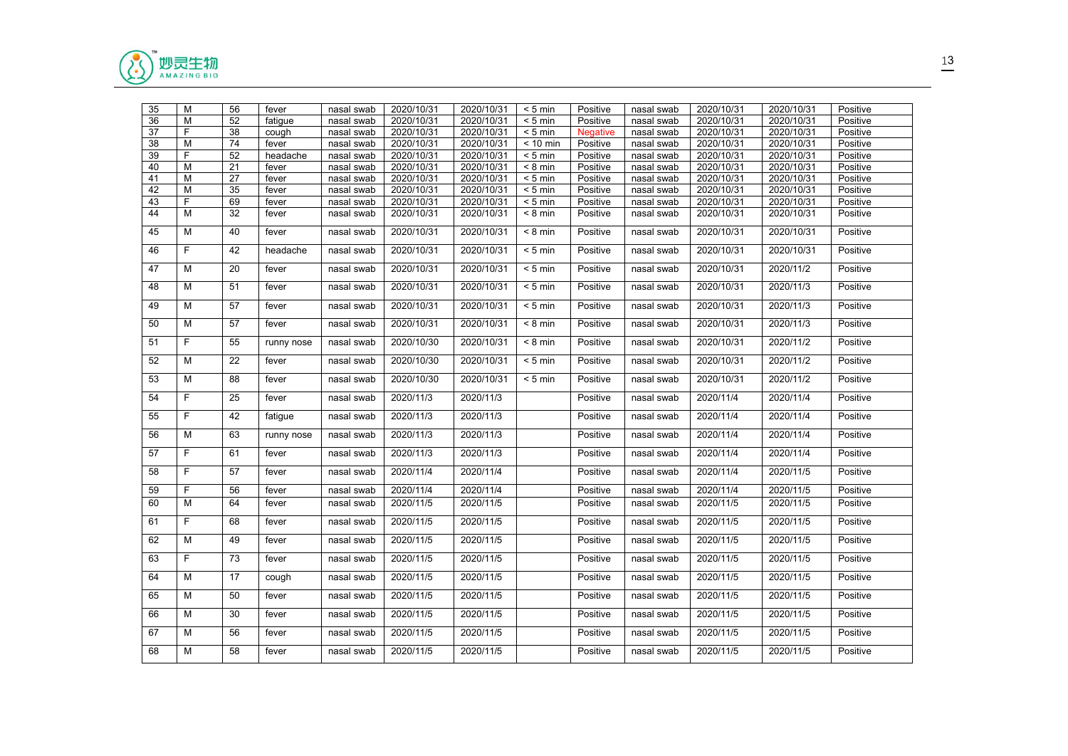| 35 | M | 56 | fever | nasal swab | 2020/10/31 | 2020/10/31 | < 5 min | Positive | nasal swab | 2020/10/31 | 2020/10/31 | Positive |
|---|---|---|---|---|---|---|---|---|---|---|---|---|
| 36 | M | 52 | fatigue | nasal swab | 2020/10/31 | 2020/10/31 | < 5 min | Positive | nasal swab | 2020/10/31 | 2020/10/31 | Positive |
| 37 | F | 38 | cough | nasal swab | 2020/10/31 | 2020/10/31 | < 5 min | Negative | nasal swab | 2020/10/31 | 2020/10/31 | Positive |
| 38 | M | 74 | fever | nasal swab | 2020/10/31 | 2020/10/31 | < 10 min | Positive | nasal swab | 2020/10/31 | 2020/10/31 | Positive |
| 39 | F | 52 | headache | nasal swab | 2020/10/31 | 2020/10/31 | < 5 min | Positive | nasal swab | 2020/10/31 | 2020/10/31 | Positive |
| 40 | M | 21 | fever | nasal swab | 2020/10/31 | 2020/10/31 | < 8 min | Positive | nasal swab | 2020/10/31 | 2020/10/31 | Positive |
| 41 | M | 27 | fever | nasal swab | 2020/10/31 | 2020/10/31 | < 5 min | Positive | nasal swab | 2020/10/31 | 2020/10/31 | Positive |
| 42 | M | 35 | fever | nasal swab | 2020/10/31 | 2020/10/31 | < 5 min | Positive | nasal swab | 2020/10/31 | 2020/10/31 | Positive |
| 43 | F | 69 | fever | nasal swab | 2020/10/31 | 2020/10/31 | < 5 min | Positive | nasal swab | 2020/10/31 | 2020/10/31 | Positive |
| 44 | M | 32 | fever | nasal swab | 2020/10/31 | 2020/10/31 | < 8 min | Positive | nasal swab | 2020/10/31 | 2020/10/31 | Positive |
| 45 | M | 40 | fever | nasal swab | 2020/10/31 | 2020/10/31 | < 8 min | Positive | nasal swab | 2020/10/31 | 2020/10/31 | Positive |
| 46 | F | 42 | headache | nasal swab | 2020/10/31 | 2020/10/31 | < 5 min | Positive | nasal swab | 2020/10/31 | 2020/10/31 | Positive |
| 47 | M | 20 | fever | nasal swab | 2020/10/31 | 2020/10/31 | < 5 min | Positive | nasal swab | 2020/10/31 | 2020/11/2 | Positive |
| 48 | M | 51 | fever | nasal swab | 2020/10/31 | 2020/10/31 | < 5 min | Positive | nasal swab | 2020/10/31 | 2020/11/3 | Positive |
| 49 | M | 57 | fever | nasal swab | 2020/10/31 | 2020/10/31 | < 5 min | Positive | nasal swab | 2020/10/31 | 2020/11/3 | Positive |
| 50 | M | 57 | fever | nasal swab | 2020/10/31 | 2020/10/31 | < 8 min | Positive | nasal swab | 2020/10/31 | 2020/11/3 | Positive |
| 51 | F | 55 | runny nose | nasal swab | 2020/10/30 | 2020/10/31 | < 8 min | Positive | nasal swab | 2020/10/31 | 2020/11/2 | Positive |
| 52 | M | 22 | fever | nasal swab | 2020/10/30 | 2020/10/31 | < 5 min | Positive | nasal swab | 2020/10/31 | 2020/11/2 | Positive |
| 53 | M | 88 | fever | nasal swab | 2020/10/30 | 2020/10/31 | < 5 min | Positive | nasal swab | 2020/10/31 | 2020/11/2 | Positive |
| 54 | F | 25 | fever | nasal swab | 2020/11/3 | 2020/11/3 | | Positive | nasal swab | 2020/11/4 | 2020/11/4 | Positive |
| 55 | F | 42 | fatigue | nasal swab | 2020/11/3 | 2020/11/3 | | Positive | nasal swab | 2020/11/4 | 2020/11/4 | Positive |
| 56 | M | 63 | runny nose | nasal swab | 2020/11/3 | 2020/11/3 | | Positive | nasal swab | 2020/11/4 | 2020/11/4 | Positive |
| 57 | F | 61 | fever | nasal swab | 2020/11/3 | 2020/11/3 | | Positive | nasal swab | 2020/11/4 | 2020/11/4 | Positive |
| 58 | F | 57 | fever | nasal swab | 2020/11/4 | 2020/11/4 | | Positive | nasal swab | 2020/11/4 | 2020/11/5 | Positive |
| 59 | F | 56 | fever | nasal swab | 2020/11/4 | 2020/11/4 | | Positive | nasal swab | 2020/11/4 | 2020/11/5 | Positive |
| 60 | M | 64 | fever | nasal swab | 2020/11/5 | 2020/11/5 | | Positive | nasal swab | 2020/11/5 | 2020/11/5 | Positive |
| 61 | F | 68 | fever | nasal swab | 2020/11/5 | 2020/11/5 | | Positive | nasal swab | 2020/11/5 | 2020/11/5 | Positive |
| 62 | M | 49 | fever | nasal swab | 2020/11/5 | 2020/11/5 | | Positive | nasal swab | 2020/11/5 | 2020/11/5 | Positive |
| 63 | F | 73 | fever | nasal swab | 2020/11/5 | 2020/11/5 | | Positive | nasal swab | 2020/11/5 | 2020/11/5 | Positive |
| 64 | M | 17 | cough | nasal swab | 2020/11/5 | 2020/11/5 | | Positive | nasal swab | 2020/11/5 | 2020/11/5 | Positive |
| 65 | M | 50 | fever | nasal swab | 2020/11/5 | 2020/11/5 | | Positive | nasal swab | 2020/11/5 | 2020/11/5 | Positive |
| 66 | M | 30 | fever | nasal swab | 2020/11/5 | 2020/11/5 | | Positive | nasal swab | 2020/11/5 | 2020/11/5 | Positive |
| 67 | M | 56 | fever | nasal swab | 2020/11/5 | 2020/11/5 | | Positive | nasal swab | 2020/11/5 | 2020/11/5 | Positive |
| 68 | M | 58 | fever | nasal swab | 2020/11/5 | 2020/11/5 | | Positive | nasal swab | 2020/11/5 | 2020/11/5 | Positive |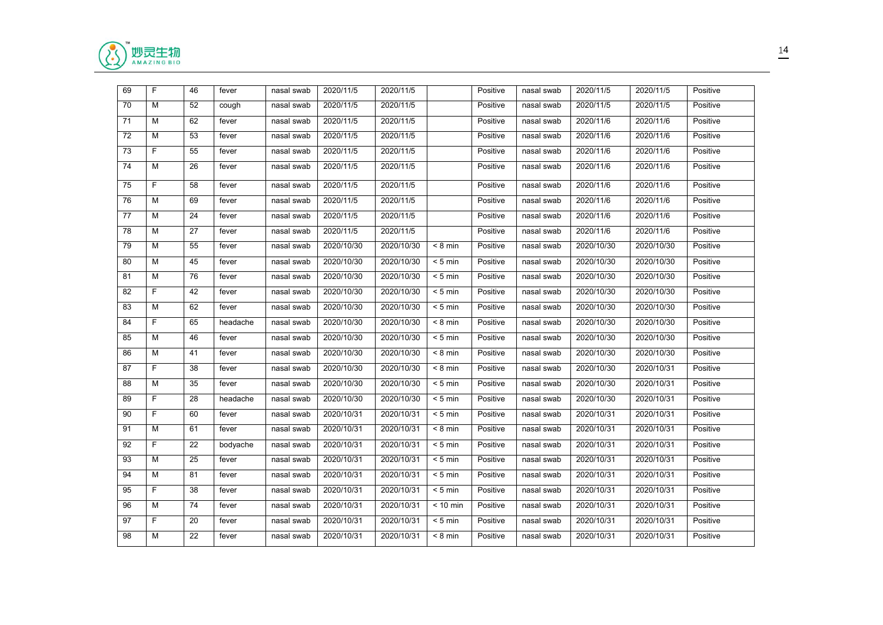| 69 | F | 46 | fever | nasal swab | 2020/11/5 | 2020/11/5 | | Positive | nasal swab | 2020/11/5 | 2020/11/5 | Positive |
|---|---|---|---|---|---|---|---|---|---|---|---|---|
| 70 | M | 52 | cough | nasal swab | 2020/11/5 | 2020/11/5 | | Positive | nasal swab | 2020/11/5 | 2020/11/5 | Positive |
| 71 | M | 62 | fever | nasal swab | 2020/11/5 | 2020/11/5 | | Positive | nasal swab | 2020/11/6 | 2020/11/6 | Positive |
| 72 | M | 53 | fever | nasal swab | 2020/11/5 | 2020/11/5 | | Positive | nasal swab | 2020/11/6 | 2020/11/6 | Positive |
| 73 | F | 55 | fever | nasal swab | 2020/11/5 | 2020/11/5 | | Positive | nasal swab | 2020/11/6 | 2020/11/6 | Positive |
| 74 | M | 26 | fever | nasal swab | 2020/11/5 | 2020/11/5 | | Positive | nasal swab | 2020/11/6 | 2020/11/6 | Positive |
| 75 | F | 58 | fever | nasal swab | 2020/11/5 | 2020/11/5 | | Positive | nasal swab | 2020/11/6 | 2020/11/6 | Positive |
| 76 | M | 69 | fever | nasal swab | 2020/11/5 | 2020/11/5 | | Positive | nasal swab | 2020/11/6 | 2020/11/6 | Positive |
| 77 | M | 24 | fever | nasal swab | 2020/11/5 | 2020/11/5 | | Positive | nasal swab | 2020/11/6 | 2020/11/6 | Positive |
| 78 | M | 27 | fever | nasal swab | 2020/11/5 | 2020/11/5 | | Positive | nasal swab | 2020/11/6 | 2020/11/6 | Positive |
| 79 | M | 55 | fever | nasal swab | 2020/10/30 | 2020/10/30 | < 8 min | Positive | nasal swab | 2020/10/30 | 2020/10/30 | Positive |
| 80 | M | 45 | fever | nasal swab | 2020/10/30 | 2020/10/30 | < 5 min | Positive | nasal swab | 2020/10/30 | 2020/10/30 | Positive |
| 81 | M | 76 | fever | nasal swab | 2020/10/30 | 2020/10/30 | < 5 min | Positive | nasal swab | 2020/10/30 | 2020/10/30 | Positive |
| 82 | F | 42 | fever | nasal swab | 2020/10/30 | 2020/10/30 | < 5 min | Positive | nasal swab | 2020/10/30 | 2020/10/30 | Positive |
| 83 | M | 62 | fever | nasal swab | 2020/10/30 | 2020/10/30 | < 5 min | Positive | nasal swab | 2020/10/30 | 2020/10/30 | Positive |
| 84 | F | 65 | headache | nasal swab | 2020/10/30 | 2020/10/30 | < 8 min | Positive | nasal swab | 2020/10/30 | 2020/10/30 | Positive |
| 85 | M | 46 | fever | nasal swab | 2020/10/30 | 2020/10/30 | < 5 min | Positive | nasal swab | 2020/10/30 | 2020/10/30 | Positive |
| 86 | M | 41 | fever | nasal swab | 2020/10/30 | 2020/10/30 | < 8 min | Positive | nasal swab | 2020/10/30 | 2020/10/30 | Positive |
| 87 | F | 38 | fever | nasal swab | 2020/10/30 | 2020/10/30 | < 8 min | Positive | nasal swab | 2020/10/30 | 2020/10/31 | Positive |
| 88 | M | 35 | fever | nasal swab | 2020/10/30 | 2020/10/30 | < 5 min | Positive | nasal swab | 2020/10/30 | 2020/10/31 | Positive |
| 89 | F | 28 | headache | nasal swab | 2020/10/30 | 2020/10/30 | < 5 min | Positive | nasal swab | 2020/10/30 | 2020/10/31 | Positive |
| 90 | F | 60 | fever | nasal swab | 2020/10/31 | 2020/10/31 | < 5 min | Positive | nasal swab | 2020/10/31 | 2020/10/31 | Positive |
| 91 | M | 61 | fever | nasal swab | 2020/10/31 | 2020/10/31 | < 8 min | Positive | nasal swab | 2020/10/31 | 2020/10/31 | Positive |
| 92 | F | 22 | bodyache | nasal swab | 2020/10/31 | 2020/10/31 | < 5 min | Positive | nasal swab | 2020/10/31 | 2020/10/31 | Positive |
| 93 | M | 25 | fever | nasal swab | 2020/10/31 | 2020/10/31 | < 5 min | Positive | nasal swab | 2020/10/31 | 2020/10/31 | Positive |
| 94 | M | 81 | fever | nasal swab | 2020/10/31 | 2020/10/31 | < 5 min | Positive | nasal swab | 2020/10/31 | 2020/10/31 | Positive |
| 95 | F | 38 | fever | nasal swab | 2020/10/31 | 2020/10/31 | < 5 min | Positive | nasal swab | 2020/10/31 | 2020/10/31 | Positive |
| 96 | M | 74 | fever | nasal swab | 2020/10/31 | 2020/10/31 | < 10 min | Positive | nasal swab | 2020/10/31 | 2020/10/31 | Positive |
| 97 | F | 20 | fever | nasal swab | 2020/10/31 | 2020/10/31 | < 5 min | Positive | nasal swab | 2020/10/31 | 2020/10/31 | Positive |
| 98 | M | 22 | fever | nasal swab | 2020/10/31 | 2020/10/31 | < 8 min | Positive | nasal swab | 2020/10/31 | 2020/10/31 | Positive |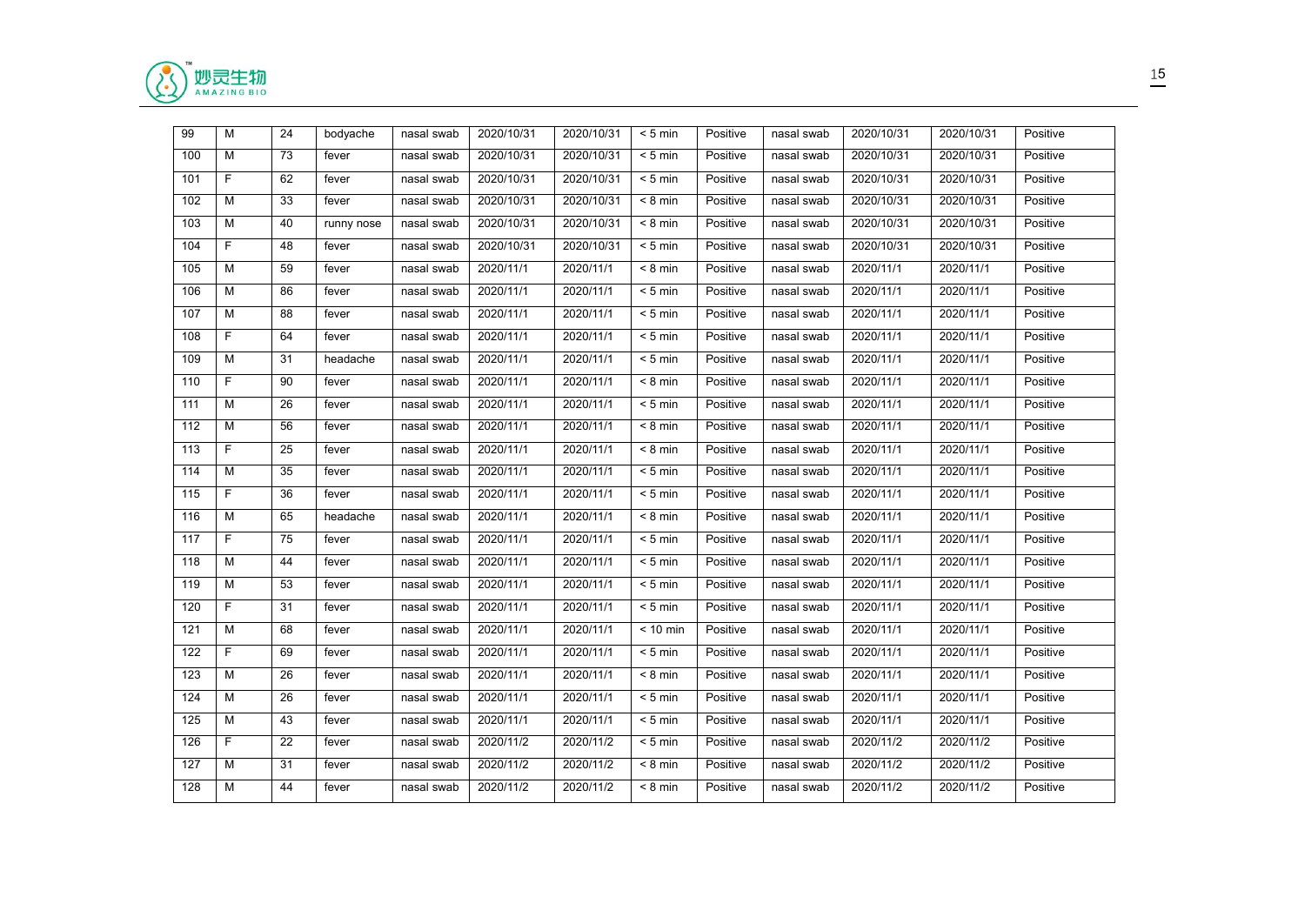| 99 | M | 24 | bodyache | nasal swab | 2020/10/31 | 2020/10/31 | < 5 min | Positive | nasal swab | 2020/10/31 | 2020/10/31 | Positive |
|---|---|---|---|---|---|---|---|---|---|---|---|---|
| 100 | M | 73 | fever | nasal swab | 2020/10/31 | 2020/10/31 | < 5 min | Positive | nasal swab | 2020/10/31 | 2020/10/31 | Positive |
| 101 | F | 62 | fever | nasal swab | 2020/10/31 | 2020/10/31 | < 5 min | Positive | nasal swab | 2020/10/31 | 2020/10/31 | Positive |
| 102 | M | 33 | fever | nasal swab | 2020/10/31 | 2020/10/31 | < 8 min | Positive | nasal swab | 2020/10/31 | 2020/10/31 | Positive |
| 103 | M | 40 | runny nose | nasal swab | 2020/10/31 | 2020/10/31 | < 8 min | Positive | nasal swab | 2020/10/31 | 2020/10/31 | Positive |
| 104 | F | 48 | fever | nasal swab | 2020/10/31 | 2020/10/31 | < 5 min | Positive | nasal swab | 2020/10/31 | 2020/10/31 | Positive |
| 105 | M | 59 | fever | nasal swab | 2020/11/1 | 2020/11/1 | < 8 min | Positive | nasal swab | 2020/11/1 | 2020/11/1 | Positive |
| 106 | M | 86 | fever | nasal swab | 2020/11/1 | 2020/11/1 | < 5 min | Positive | nasal swab | 2020/11/1 | 2020/11/1 | Positive |
| 107 | M | 88 | fever | nasal swab | 2020/11/1 | 2020/11/1 | < 5 min | Positive | nasal swab | 2020/11/1 | 2020/11/1 | Positive |
| 108 | F | 64 | fever | nasal swab | 2020/11/1 | 2020/11/1 | < 5 min | Positive | nasal swab | 2020/11/1 | 2020/11/1 | Positive |
| 109 | M | 31 | headache | nasal swab | 2020/11/1 | 2020/11/1 | < 5 min | Positive | nasal swab | 2020/11/1 | 2020/11/1 | Positive |
| 110 | F | 90 | fever | nasal swab | 2020/11/1 | 2020/11/1 | < 8 min | Positive | nasal swab | 2020/11/1 | 2020/11/1 | Positive |
| 111 | M | 26 | fever | nasal swab | 2020/11/1 | 2020/11/1 | < 5 min | Positive | nasal swab | 2020/11/1 | 2020/11/1 | Positive |
| 112 | M | 56 | fever | nasal swab | 2020/11/1 | 2020/11/1 | < 8 min | Positive | nasal swab | 2020/11/1 | 2020/11/1 | Positive |
| 113 | F | 25 | fever | nasal swab | 2020/11/1 | 2020/11/1 | < 8 min | Positive | nasal swab | 2020/11/1 | 2020/11/1 | Positive |
| 114 | M | 35 | fever | nasal swab | 2020/11/1 | 2020/11/1 | < 5 min | Positive | nasal swab | 2020/11/1 | 2020/11/1 | Positive |
| 115 | F | 36 | fever | nasal swab | 2020/11/1 | 2020/11/1 | < 5 min | Positive | nasal swab | 2020/11/1 | 2020/11/1 | Positive |
| 116 | M | 65 | headache | nasal swab | 2020/11/1 | 2020/11/1 | < 8 min | Positive | nasal swab | 2020/11/1 | 2020/11/1 | Positive |
| 117 | F | 75 | fever | nasal swab | 2020/11/1 | 2020/11/1 | < 5 min | Positive | nasal swab | 2020/11/1 | 2020/11/1 | Positive |
| 118 | M | 44 | fever | nasal swab | 2020/11/1 | 2020/11/1 | < 5 min | Positive | nasal swab | 2020/11/1 | 2020/11/1 | Positive |
| 119 | M | 53 | fever | nasal swab | 2020/11/1 | 2020/11/1 | < 5 min | Positive | nasal swab | 2020/11/1 | 2020/11/1 | Positive |
| 120 | F | 31 | fever | nasal swab | 2020/11/1 | 2020/11/1 | < 5 min | Positive | nasal swab | 2020/11/1 | 2020/11/1 | Positive |
| 121 | M | 68 | fever | nasal swab | 2020/11/1 | 2020/11/1 | < 10 min | Positive | nasal swab | 2020/11/1 | 2020/11/1 | Positive |
| 122 | F | 69 | fever | nasal swab | 2020/11/1 | 2020/11/1 | < 5 min | Positive | nasal swab | 2020/11/1 | 2020/11/1 | Positive |
| 123 | M | 26 | fever | nasal swab | 2020/11/1 | 2020/11/1 | < 8 min | Positive | nasal swab | 2020/11/1 | 2020/11/1 | Positive |
| 124 | M | 26 | fever | nasal swab | 2020/11/1 | 2020/11/1 | < 5 min | Positive | nasal swab | 2020/11/1 | 2020/11/1 | Positive |
| 125 | M | 43 | fever | nasal swab | 2020/11/1 | 2020/11/1 | < 5 min | Positive | nasal swab | 2020/11/1 | 2020/11/1 | Positive |
| 126 | F | 22 | fever | nasal swab | 2020/11/2 | 2020/11/2 | < 5 min | Positive | nasal swab | 2020/11/2 | 2020/11/2 | Positive |
| 127 | M | 31 | fever | nasal swab | 2020/11/2 | 2020/11/2 | < 8 min | Positive | nasal swab | 2020/11/2 | 2020/11/2 | Positive |
| 128 | M | 44 | fever | nasal swab | 2020/11/2 | 2020/11/2 | < 8 min | Positive | nasal swab | 2020/11/2 | 2020/11/2 | Positive |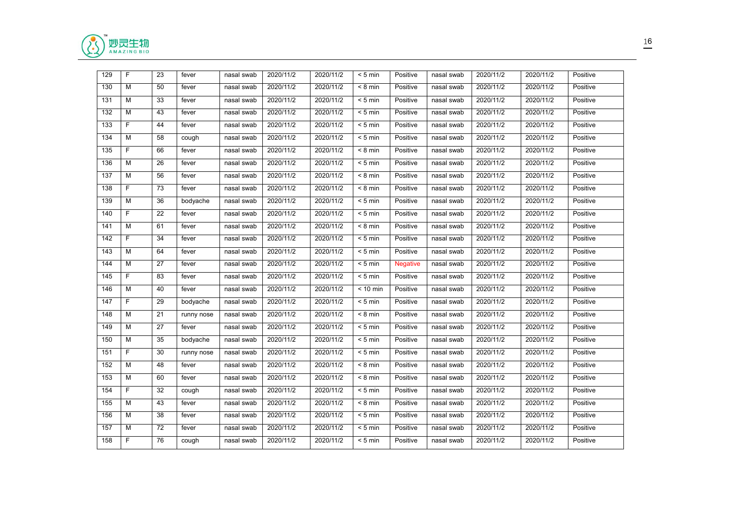| 129 | F | 23 | fever | nasal swab | 2020/11/2 | 2020/11/2 | < 5 min | Positive | nasal swab | 2020/11/2 | 2020/11/2 | Positive |
|---|---|---|---|---|---|---|---|---|---|---|---|---|
| 130 | M | 50 | fever | nasal swab | 2020/11/2 | 2020/11/2 | < 8 min | Positive | nasal swab | 2020/11/2 | 2020/11/2 | Positive |
| 131 | M | 33 | fever | nasal swab | 2020/11/2 | 2020/11/2 | < 5 min | Positive | nasal swab | 2020/11/2 | 2020/11/2 | Positive |
| 132 | M | 43 | fever | nasal swab | 2020/11/2 | 2020/11/2 | < 5 min | Positive | nasal swab | 2020/11/2 | 2020/11/2 | Positive |
| 133 | F | 44 | fever | nasal swab | 2020/11/2 | 2020/11/2 | < 5 min | Positive | nasal swab | 2020/11/2 | 2020/11/2 | Positive |
| 134 | M | 58 | cough | nasal swab | 2020/11/2 | 2020/11/2 | < 5 min | Positive | nasal swab | 2020/11/2 | 2020/11/2 | Positive |
| 135 | F | 66 | fever | nasal swab | 2020/11/2 | 2020/11/2 | < 8 min | Positive | nasal swab | 2020/11/2 | 2020/11/2 | Positive |
| 136 | M | 26 | fever | nasal swab | 2020/11/2 | 2020/11/2 | < 5 min | Positive | nasal swab | 2020/11/2 | 2020/11/2 | Positive |
| 137 | M | 56 | fever | nasal swab | 2020/11/2 | 2020/11/2 | < 8 min | Positive | nasal swab | 2020/11/2 | 2020/11/2 | Positive |
| 138 | F | 73 | fever | nasal swab | 2020/11/2 | 2020/11/2 | < 8 min | Positive | nasal swab | 2020/11/2 | 2020/11/2 | Positive |
| 139 | M | 36 | bodyache | nasal swab | 2020/11/2 | 2020/11/2 | < 5 min | Positive | nasal swab | 2020/11/2 | 2020/11/2 | Positive |
| 140 | F | 22 | fever | nasal swab | 2020/11/2 | 2020/11/2 | < 5 min | Positive | nasal swab | 2020/11/2 | 2020/11/2 | Positive |
| 141 | M | 61 | fever | nasal swab | 2020/11/2 | 2020/11/2 | < 8 min | Positive | nasal swab | 2020/11/2 | 2020/11/2 | Positive |
| 142 | F | 34 | fever | nasal swab | 2020/11/2 | 2020/11/2 | < 5 min | Positive | nasal swab | 2020/11/2 | 2020/11/2 | Positive |
| 143 | M | 64 | fever | nasal swab | 2020/11/2 | 2020/11/2 | < 5 min | Positive | nasal swab | 2020/11/2 | 2020/11/2 | Positive |
| 144 | M | 27 | fever | nasal swab | 2020/11/2 | 2020/11/2 | < 5 min | Negative | nasal swab | 2020/11/2 | 2020/11/2 | Positive |
| 145 | F | 83 | fever | nasal swab | 2020/11/2 | 2020/11/2 | < 5 min | Positive | nasal swab | 2020/11/2 | 2020/11/2 | Positive |
| 146 | M | 40 | fever | nasal swab | 2020/11/2 | 2020/11/2 | < 10 min | Positive | nasal swab | 2020/11/2 | 2020/11/2 | Positive |
| 147 | F | 29 | bodyache | nasal swab | 2020/11/2 | 2020/11/2 | < 5 min | Positive | nasal swab | 2020/11/2 | 2020/11/2 | Positive |
| 148 | M | 21 | runny nose | nasal swab | 2020/11/2 | 2020/11/2 | < 8 min | Positive | nasal swab | 2020/11/2 | 2020/11/2 | Positive |
| 149 | M | 27 | fever | nasal swab | 2020/11/2 | 2020/11/2 | < 5 min | Positive | nasal swab | 2020/11/2 | 2020/11/2 | Positive |
| 150 | M | 35 | bodyache | nasal swab | 2020/11/2 | 2020/11/2 | < 5 min | Positive | nasal swab | 2020/11/2 | 2020/11/2 | Positive |
| 151 | F | 30 | runny nose | nasal swab | 2020/11/2 | 2020/11/2 | < 5 min | Positive | nasal swab | 2020/11/2 | 2020/11/2 | Positive |
| 152 | M | 48 | fever | nasal swab | 2020/11/2 | 2020/11/2 | < 8 min | Positive | nasal swab | 2020/11/2 | 2020/11/2 | Positive |
| 153 | M | 60 | fever | nasal swab | 2020/11/2 | 2020/11/2 | < 8 min | Positive | nasal swab | 2020/11/2 | 2020/11/2 | Positive |
| 154 | F | 32 | cough | nasal swab | 2020/11/2 | 2020/11/2 | < 5 min | Positive | nasal swab | 2020/11/2 | 2020/11/2 | Positive |
| 155 | M | 43 | fever | nasal swab | 2020/11/2 | 2020/11/2 | < 8 min | Positive | nasal swab | 2020/11/2 | 2020/11/2 | Positive |
| 156 | M | 38 | fever | nasal swab | 2020/11/2 | 2020/11/2 | < 5 min | Positive | nasal swab | 2020/11/2 | 2020/11/2 | Positive |
| 157 | M | 72 | fever | nasal swab | 2020/11/2 | 2020/11/2 | < 5 min | Positive | nasal swab | 2020/11/2 | 2020/11/2 | Positive |
| 158 | F | 76 | cough | nasal swab | 2020/11/2 | 2020/11/2 | < 5 min | Positive | nasal swab | 2020/11/2 | 2020/11/2 | Positive |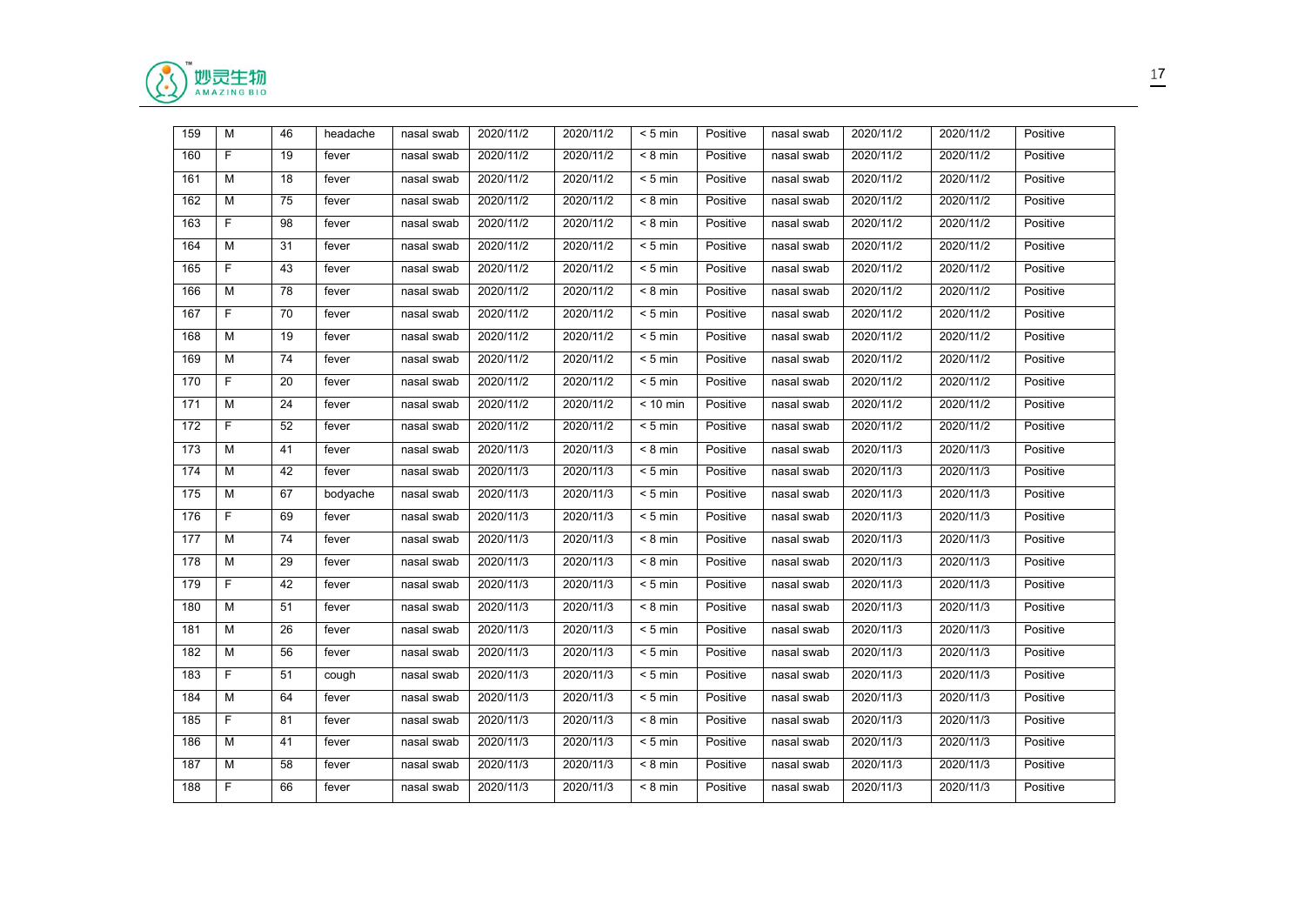| 159 | M | 46 | headache | nasal swab | 2020/11/2 | 2020/11/2 | < 5 min | Positive | nasal swab | 2020/11/2 | 2020/11/2 | Positive |
|---|---|---|---|---|---|---|---|---|---|---|---|---|
| 160 | F | 19 | fever | nasal swab | 2020/11/2 | 2020/11/2 | < 8 min | Positive | nasal swab | 2020/11/2 | 2020/11/2 | Positive |
| 161 | M | 18 | fever | nasal swab | 2020/11/2 | 2020/11/2 | < 5 min | Positive | nasal swab | 2020/11/2 | 2020/11/2 | Positive |
| 162 | M | 75 | fever | nasal swab | 2020/11/2 | 2020/11/2 | < 8 min | Positive | nasal swab | 2020/11/2 | 2020/11/2 | Positive |
| 163 | F | 98 | fever | nasal swab | 2020/11/2 | 2020/11/2 | < 8 min | Positive | nasal swab | 2020/11/2 | 2020/11/2 | Positive |
| 164 | M | 31 | fever | nasal swab | 2020/11/2 | 2020/11/2 | < 5 min | Positive | nasal swab | 2020/11/2 | 2020/11/2 | Positive |
| 165 | F | 43 | fever | nasal swab | 2020/11/2 | 2020/11/2 | < 5 min | Positive | nasal swab | 2020/11/2 | 2020/11/2 | Positive |
| 166 | M | 78 | fever | nasal swab | 2020/11/2 | 2020/11/2 | < 8 min | Positive | nasal swab | 2020/11/2 | 2020/11/2 | Positive |
| 167 | F | 70 | fever | nasal swab | 2020/11/2 | 2020/11/2 | < 5 min | Positive | nasal swab | 2020/11/2 | 2020/11/2 | Positive |
| 168 | M | 19 | fever | nasal swab | 2020/11/2 | 2020/11/2 | < 5 min | Positive | nasal swab | 2020/11/2 | 2020/11/2 | Positive |
| 169 | M | 74 | fever | nasal swab | 2020/11/2 | 2020/11/2 | < 5 min | Positive | nasal swab | 2020/11/2 | 2020/11/2 | Positive |
| 170 | F | 20 | fever | nasal swab | 2020/11/2 | 2020/11/2 | < 5 min | Positive | nasal swab | 2020/11/2 | 2020/11/2 | Positive |
| 171 | M | 24 | fever | nasal swab | 2020/11/2 | 2020/11/2 | < 10 min | Positive | nasal swab | 2020/11/2 | 2020/11/2 | Positive |
| 172 | F | 52 | fever | nasal swab | 2020/11/2 | 2020/11/2 | < 5 min | Positive | nasal swab | 2020/11/2 | 2020/11/2 | Positive |
| 173 | M | 41 | fever | nasal swab | 2020/11/3 | 2020/11/3 | < 8 min | Positive | nasal swab | 2020/11/3 | 2020/11/3 | Positive |
| 174 | M | 42 | fever | nasal swab | 2020/11/3 | 2020/11/3 | < 5 min | Positive | nasal swab | 2020/11/3 | 2020/11/3 | Positive |
| 175 | M | 67 | bodyache | nasal swab | 2020/11/3 | 2020/11/3 | < 5 min | Positive | nasal swab | 2020/11/3 | 2020/11/3 | Positive |
| 176 | F | 69 | fever | nasal swab | 2020/11/3 | 2020/11/3 | < 5 min | Positive | nasal swab | 2020/11/3 | 2020/11/3 | Positive |
| 177 | M | 74 | fever | nasal swab | 2020/11/3 | 2020/11/3 | < 8 min | Positive | nasal swab | 2020/11/3 | 2020/11/3 | Positive |
| 178 | M | 29 | fever | nasal swab | 2020/11/3 | 2020/11/3 | < 8 min | Positive | nasal swab | 2020/11/3 | 2020/11/3 | Positive |
| 179 | F | 42 | fever | nasal swab | 2020/11/3 | 2020/11/3 | < 5 min | Positive | nasal swab | 2020/11/3 | 2020/11/3 | Positive |
| 180 | M | 51 | fever | nasal swab | 2020/11/3 | 2020/11/3 | < 8 min | Positive | nasal swab | 2020/11/3 | 2020/11/3 | Positive |
| 181 | M | 26 | fever | nasal swab | 2020/11/3 | 2020/11/3 | < 5 min | Positive | nasal swab | 2020/11/3 | 2020/11/3 | Positive |
| 182 | M | 56 | fever | nasal swab | 2020/11/3 | 2020/11/3 | < 5 min | Positive | nasal swab | 2020/11/3 | 2020/11/3 | Positive |
| 183 | F | 51 | cough | nasal swab | 2020/11/3 | 2020/11/3 | < 5 min | Positive | nasal swab | 2020/11/3 | 2020/11/3 | Positive |
| 184 | M | 64 | fever | nasal swab | 2020/11/3 | 2020/11/3 | < 5 min | Positive | nasal swab | 2020/11/3 | 2020/11/3 | Positive |
| 185 | F | 81 | fever | nasal swab | 2020/11/3 | 2020/11/3 | < 8 min | Positive | nasal swab | 2020/11/3 | 2020/11/3 | Positive |
| 186 | M | 41 | fever | nasal swab | 2020/11/3 | 2020/11/3 | < 5 min | Positive | nasal swab | 2020/11/3 | 2020/11/3 | Positive |
| 187 | M | 58 | fever | nasal swab | 2020/11/3 | 2020/11/3 | < 8 min | Positive | nasal swab | 2020/11/3 | 2020/11/3 | Positive |
| 188 | F | 66 | fever | nasal swab | 2020/11/3 | 2020/11/3 | < 8 min | Positive | nasal swab | 2020/11/3 | 2020/11/3 | Positive |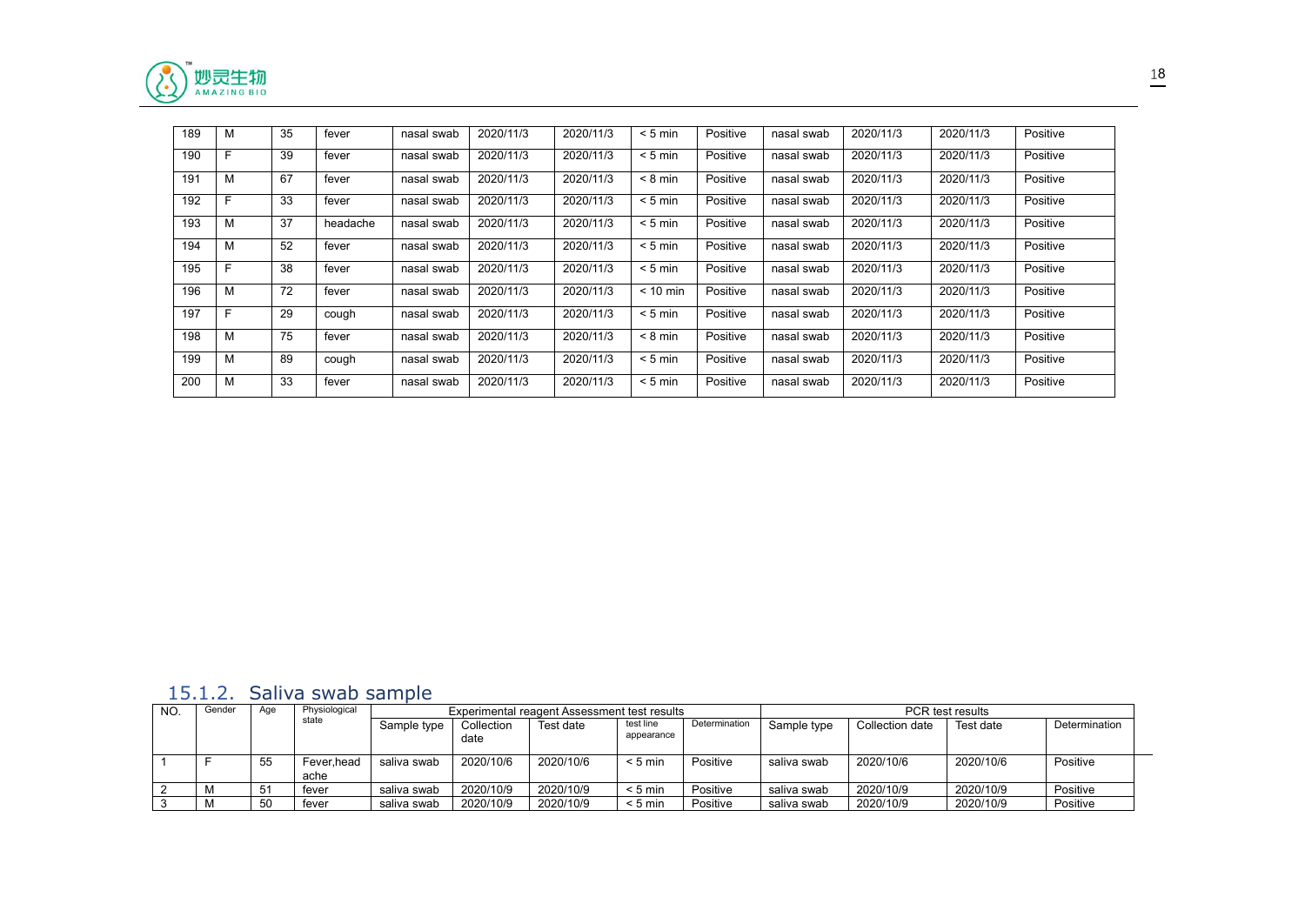| 189 | M | 35 | fever | nasal swab | 2020/11/3 | 2020/11/3 | < 5 min | Positive | nasal swab | 2020/11/3 | 2020/11/3 | Positive |
|---|---|---|---|---|---|---|---|---|---|---|---|---|
| 190 | F | 39 | fever | nasal swab | 2020/11/3 | 2020/11/3 | < 5 min | Positive | nasal swab | 2020/11/3 | 2020/11/3 | Positive |
| 191 | M | 67 | fever | nasal swab | 2020/11/3 | 2020/11/3 | < 8 min | Positive | nasal swab | 2020/11/3 | 2020/11/3 | Positive |
| 192 | F | 33 | fever | nasal swab | 2020/11/3 | 2020/11/3 | < 5 min | Positive | nasal swab | 2020/11/3 | 2020/11/3 | Positive |
| 193 | M | 37 | headache | nasal swab | 2020/11/3 | 2020/11/3 | < 5 min | Positive | nasal swab | 2020/11/3 | 2020/11/3 | Positive |
| 194 | M | 52 | fever | nasal swab | 2020/11/3 | 2020/11/3 | < 5 min | Positive | nasal swab | 2020/11/3 | 2020/11/3 | Positive |
| 195 | F | 38 | fever | nasal swab | 2020/11/3 | 2020/11/3 | < 5 min | Positive | nasal swab | 2020/11/3 | 2020/11/3 | Positive |
| 196 | M | 72 | fever | nasal swab | 2020/11/3 | 2020/11/3 | < 10 min | Positive | nasal swab | 2020/11/3 | 2020/11/3 | Positive |
| 197 | F | 29 | cough | nasal swab | 2020/11/3 | 2020/11/3 | < 5 min | Positive | nasal swab | 2020/11/3 | 2020/11/3 | Positive |
| 198 | M | 75 | fever | nasal swab | 2020/11/3 | 2020/11/3 | < 8 min | Positive | nasal swab | 2020/11/3 | 2020/11/3 | Positive |
| 199 | M | 89 | cough | nasal swab | 2020/11/3 | 2020/11/3 | < 5 min | Positive | nasal swab | 2020/11/3 | 2020/11/3 | Positive |
| 200 | M | 33 | fever | nasal swab | 2020/11/3 | 2020/11/3 | < 5 min | Positive | nasal swab | 2020/11/3 | 2020/11/3 | Positive |

### 15.1.2. Saliva swab sample

| NO. | Gender | Age | Physiological state | Experimental reagent Assessment test results | | | | | PCR test results | | | |
|---|---|---|---|---|---|---|---|---|---|---|---|---|
| | | | | Sample type | Collection date | Test date | test line appearance | Determination | Sample type | Collection date | Test date | Determination |
| 1 | F | 55 | Fever,headache | saliva swab | 2020/10/6 | 2020/10/6 | < 5 min | Positive | saliva swab | 2020/10/6 | 2020/10/6 | Positive |
| 2 | M | 51 | fever | saliva swab | 2020/10/9 | 2020/10/9 | < 5 min | Positive | saliva swab | 2020/10/9 | 2020/10/9 | Positive |
| 3 | M | 50 | fever | saliva swab | 2020/10/9 | 2020/10/9 | < 5 min | Positive | saliva swab | 2020/10/9 | 2020/10/9 | Positive |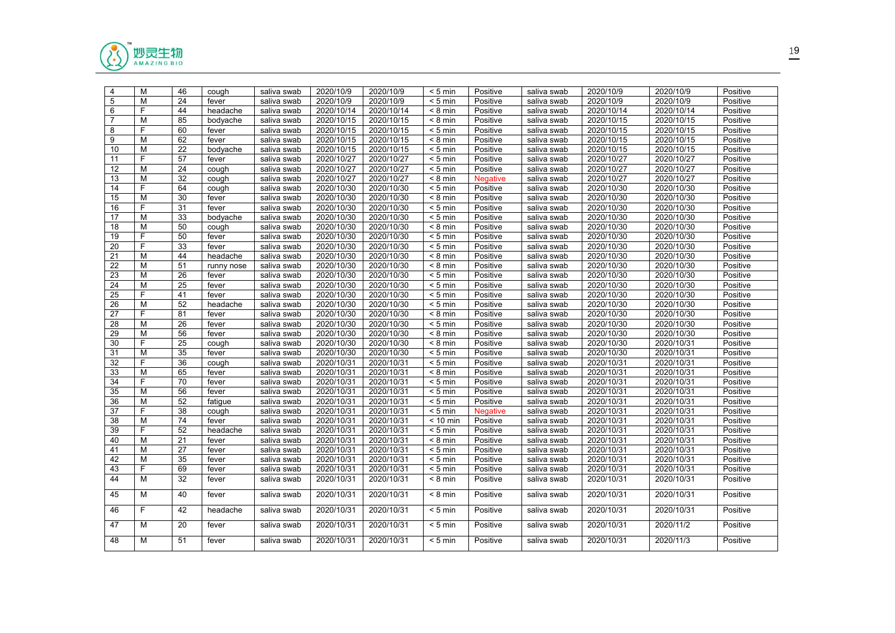| 4 | M | 46 | cough | saliva swab | 2020/10/9 | 2020/10/9 | < 5 min | Positive | saliva swab | 2020/10/9 | 2020/10/9 | Positive |
|---|---|---|---|---|---|---|---|---|---|---|---|---|
| 5 | M | 24 | fever | saliva swab | 2020/10/9 | 2020/10/9 | < 5 min | Positive | saliva swab | 2020/10/9 | 2020/10/9 | Positive |
| 6 | F | 44 | headache | saliva swab | 2020/10/14 | 2020/10/14 | < 8 min | Positive | saliva swab | 2020/10/14 | 2020/10/14 | Positive |
| 7 | M | 85 | bodyache | saliva swab | 2020/10/15 | 2020/10/15 | < 8 min | Positive | saliva swab | 2020/10/15 | 2020/10/15 | Positive |
| 8 | F | 60 | fever | saliva swab | 2020/10/15 | 2020/10/15 | < 5 min | Positive | saliva swab | 2020/10/15 | 2020/10/15 | Positive |
| 9 | M | 62 | fever | saliva swab | 2020/10/15 | 2020/10/15 | < 8 min | Positive | saliva swab | 2020/10/15 | 2020/10/15 | Positive |
| 10 | M | 22 | bodyache | saliva swab | 2020/10/15 | 2020/10/15 | < 5 min | Positive | saliva swab | 2020/10/15 | 2020/10/15 | Positive |
| 11 | F | 57 | fever | saliva swab | 2020/10/27 | 2020/10/27 | < 5 min | Positive | saliva swab | 2020/10/27 | 2020/10/27 | Positive |
| 12 | M | 24 | cough | saliva swab | 2020/10/27 | 2020/10/27 | < 5 min | Positive | saliva swab | 2020/10/27 | 2020/10/27 | Positive |
| 13 | M | 32 | cough | saliva swab | 2020/10/27 | 2020/10/27 | < 8 min | Negative | saliva swab | 2020/10/27 | 2020/10/27 | Positive |
| 14 | F | 64 | cough | saliva swab | 2020/10/30 | 2020/10/30 | < 5 min | Positive | saliva swab | 2020/10/30 | 2020/10/30 | Positive |
| 15 | M | 30 | fever | saliva swab | 2020/10/30 | 2020/10/30 | < 8 min | Positive | saliva swab | 2020/10/30 | 2020/10/30 | Positive |
| 16 | F | 31 | fever | saliva swab | 2020/10/30 | 2020/10/30 | < 5 min | Positive | saliva swab | 2020/10/30 | 2020/10/30 | Positive |
| 17 | M | 33 | bodyache | saliva swab | 2020/10/30 | 2020/10/30 | < 5 min | Positive | saliva swab | 2020/10/30 | 2020/10/30 | Positive |
| 18 | M | 50 | cough | saliva swab | 2020/10/30 | 2020/10/30 | < 8 min | Positive | saliva swab | 2020/10/30 | 2020/10/30 | Positive |
| 19 | F | 50 | fever | saliva swab | 2020/10/30 | 2020/10/30 | < 5 min | Positive | saliva swab | 2020/10/30 | 2020/10/30 | Positive |
| 20 | F | 33 | fever | saliva swab | 2020/10/30 | 2020/10/30 | < 5 min | Positive | saliva swab | 2020/10/30 | 2020/10/30 | Positive |
| 21 | M | 44 | headache | saliva swab | 2020/10/30 | 2020/10/30 | < 8 min | Positive | saliva swab | 2020/10/30 | 2020/10/30 | Positive |
| 22 | M | 51 | runny nose | saliva swab | 2020/10/30 | 2020/10/30 | < 8 min | Positive | saliva swab | 2020/10/30 | 2020/10/30 | Positive |
| 23 | M | 26 | fever | saliva swab | 2020/10/30 | 2020/10/30 | < 5 min | Positive | saliva swab | 2020/10/30 | 2020/10/30 | Positive |
| 24 | M | 25 | fever | saliva swab | 2020/10/30 | 2020/10/30 | < 5 min | Positive | saliva swab | 2020/10/30 | 2020/10/30 | Positive |
| 25 | F | 41 | fever | saliva swab | 2020/10/30 | 2020/10/30 | < 5 min | Positive | saliva swab | 2020/10/30 | 2020/10/30 | Positive |
| 26 | M | 52 | headache | saliva swab | 2020/10/30 | 2020/10/30 | < 5 min | Positive | saliva swab | 2020/10/30 | 2020/10/30 | Positive |
| 27 | F | 81 | fever | saliva swab | 2020/10/30 | 2020/10/30 | < 8 min | Positive | saliva swab | 2020/10/30 | 2020/10/30 | Positive |
| 28 | M | 26 | fever | saliva swab | 2020/10/30 | 2020/10/30 | < 5 min | Positive | saliva swab | 2020/10/30 | 2020/10/30 | Positive |
| 29 | M | 56 | fever | saliva swab | 2020/10/30 | 2020/10/30 | < 8 min | Positive | saliva swab | 2020/10/30 | 2020/10/30 | Positive |
| 30 | F | 25 | cough | saliva swab | 2020/10/30 | 2020/10/30 | < 8 min | Positive | saliva swab | 2020/10/30 | 2020/10/31 | Positive |
| 31 | M | 35 | fever | saliva swab | 2020/10/30 | 2020/10/30 | < 5 min | Positive | saliva swab | 2020/10/30 | 2020/10/31 | Positive |
| 32 | F | 36 | cough | saliva swab | 2020/10/31 | 2020/10/31 | < 5 min | Positive | saliva swab | 2020/10/31 | 2020/10/31 | Positive |
| 33 | M | 65 | fever | saliva swab | 2020/10/31 | 2020/10/31 | < 8 min | Positive | saliva swab | 2020/10/31 | 2020/10/31 | Positive |
| 34 | F | 70 | fever | saliva swab | 2020/10/31 | 2020/10/31 | < 5 min | Positive | saliva swab | 2020/10/31 | 2020/10/31 | Positive |
| 35 | M | 56 | fever | saliva swab | 2020/10/31 | 2020/10/31 | < 5 min | Positive | saliva swab | 2020/10/31 | 2020/10/31 | Positive |
| 36 | M | 52 | fatigue | saliva swab | 2020/10/31 | 2020/10/31 | < 5 min | Positive | saliva swab | 2020/10/31 | 2020/10/31 | Positive |
| 37 | F | 38 | cough | saliva swab | 2020/10/31 | 2020/10/31 | < 5 min | Negative | saliva swab | 2020/10/31 | 2020/10/31 | Positive |
| 38 | M | 74 | fever | saliva swab | 2020/10/31 | 2020/10/31 | < 10 min | Positive | saliva swab | 2020/10/31 | 2020/10/31 | Positive |
| 39 | F | 52 | headache | saliva swab | 2020/10/31 | 2020/10/31 | < 5 min | Positive | saliva swab | 2020/10/31 | 2020/10/31 | Positive |
| 40 | M | 21 | fever | saliva swab | 2020/10/31 | 2020/10/31 | < 8 min | Positive | saliva swab | 2020/10/31 | 2020/10/31 | Positive |
| 41 | M | 27 | fever | saliva swab | 2020/10/31 | 2020/10/31 | < 5 min | Positive | saliva swab | 2020/10/31 | 2020/10/31 | Positive |
| 42 | M | 35 | fever | saliva swab | 2020/10/31 | 2020/10/31 | < 5 min | Positive | saliva swab | 2020/10/31 | 2020/10/31 | Positive |
| 43 | F | 69 | fever | saliva swab | 2020/10/31 | 2020/10/31 | < 5 min | Positive | saliva swab | 2020/10/31 | 2020/10/31 | Positive |
| 44 | M | 32 | fever | saliva swab | 2020/10/31 | 2020/10/31 | < 8 min | Positive | saliva swab | 2020/10/31 | 2020/10/31 | Positive |
| 45 | M | 40 | fever | saliva swab | 2020/10/31 | 2020/10/31 | < 8 min | Positive | saliva swab | 2020/10/31 | 2020/10/31 | Positive |
| 46 | F | 42 | headache | saliva swab | 2020/10/31 | 2020/10/31 | < 5 min | Positive | saliva swab | 2020/10/31 | 2020/10/31 | Positive |
| 47 | M | 20 | fever | saliva swab | 2020/10/31 | 2020/10/31 | < 5 min | Positive | saliva swab | 2020/10/31 | 2020/11/2 | Positive |
| 48 | M | 51 | fever | saliva swab | 2020/10/31 | 2020/10/31 | < 5 min | Positive | saliva swab | 2020/10/31 | 2020/11/3 | Positive |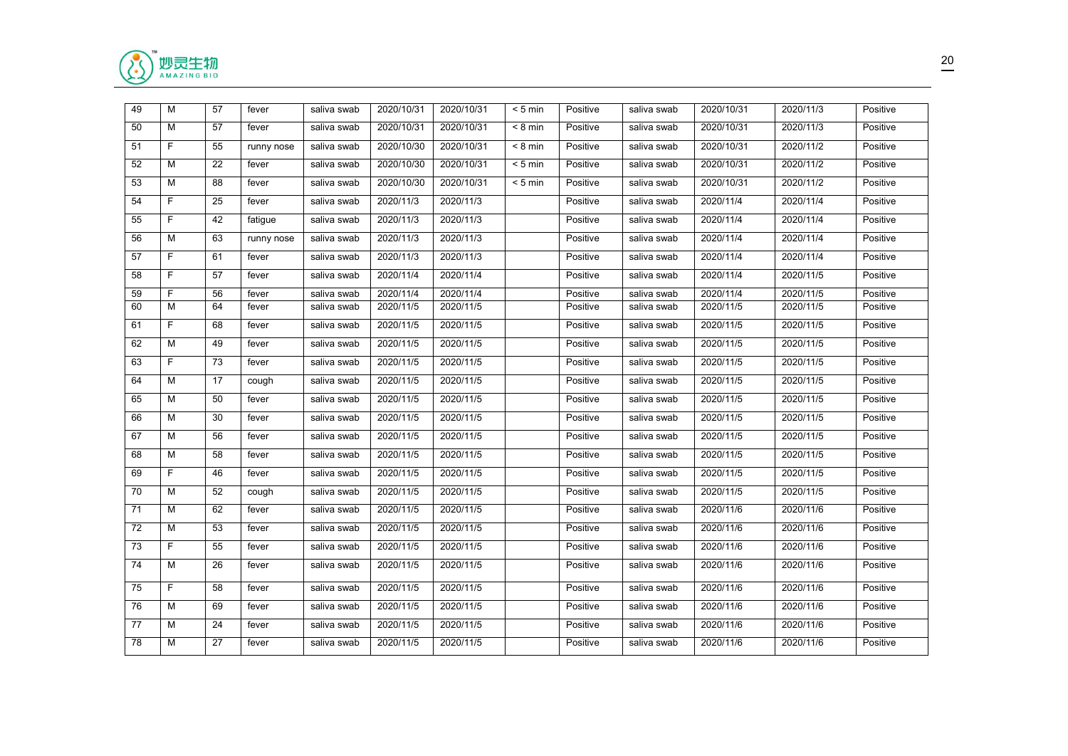| 49 | M | 57 | fever | saliva swab | 2020/10/31 | 2020/10/31 | < 5 min | Positive | saliva swab | 2020/10/31 | 2020/11/3 | Positive |
|---|---|---|---|---|---|---|---|---|---|---|---|---|
| 50 | M | 57 | fever | saliva swab | 2020/10/31 | 2020/10/31 | < 8 min | Positive | saliva swab | 2020/10/31 | 2020/11/3 | Positive |
| 51 | F | 55 | runny nose | saliva swab | 2020/10/30 | 2020/10/31 | < 8 min | Positive | saliva swab | 2020/10/31 | 2020/11/2 | Positive |
| 52 | M | 22 | fever | saliva swab | 2020/10/30 | 2020/10/31 | < 5 min | Positive | saliva swab | 2020/10/31 | 2020/11/2 | Positive |
| 53 | M | 88 | fever | saliva swab | 2020/10/30 | 2020/10/31 | < 5 min | Positive | saliva swab | 2020/10/31 | 2020/11/2 | Positive |
| 54 | F | 25 | fever | saliva swab | 2020/11/3 | 2020/11/3 | | Positive | saliva swab | 2020/11/4 | 2020/11/4 | Positive |
| 55 | F | 42 | fatigue | saliva swab | 2020/11/3 | 2020/11/3 | | Positive | saliva swab | 2020/11/4 | 2020/11/4 | Positive |
| 56 | M | 63 | runny nose | saliva swab | 2020/11/3 | 2020/11/3 | | Positive | saliva swab | 2020/11/4 | 2020/11/4 | Positive |
| 57 | F | 61 | fever | saliva swab | 2020/11/3 | 2020/11/3 | | Positive | saliva swab | 2020/11/4 | 2020/11/4 | Positive |
| 58 | F | 57 | fever | saliva swab | 2020/11/4 | 2020/11/4 | | Positive | saliva swab | 2020/11/4 | 2020/11/5 | Positive |
| 59 | F | 56 | fever | saliva swab | 2020/11/4 | 2020/11/4 | | Positive | saliva swab | 2020/11/4 | 2020/11/5 | Positive |
| 60 | M | 64 | fever | saliva swab | 2020/11/5 | 2020/11/5 | | Positive | saliva swab | 2020/11/5 | 2020/11/5 | Positive |
| 61 | F | 68 | fever | saliva swab | 2020/11/5 | 2020/11/5 | | Positive | saliva swab | 2020/11/5 | 2020/11/5 | Positive |
| 62 | M | 49 | fever | saliva swab | 2020/11/5 | 2020/11/5 | | Positive | saliva swab | 2020/11/5 | 2020/11/5 | Positive |
| 63 | F | 73 | fever | saliva swab | 2020/11/5 | 2020/11/5 | | Positive | saliva swab | 2020/11/5 | 2020/11/5 | Positive |
| 64 | M | 17 | cough | saliva swab | 2020/11/5 | 2020/11/5 | | Positive | saliva swab | 2020/11/5 | 2020/11/5 | Positive |
| 65 | M | 50 | fever | saliva swab | 2020/11/5 | 2020/11/5 | | Positive | saliva swab | 2020/11/5 | 2020/11/5 | Positive |
| 66 | M | 30 | fever | saliva swab | 2020/11/5 | 2020/11/5 | | Positive | saliva swab | 2020/11/5 | 2020/11/5 | Positive |
| 67 | M | 56 | fever | saliva swab | 2020/11/5 | 2020/11/5 | | Positive | saliva swab | 2020/11/5 | 2020/11/5 | Positive |
| 68 | M | 58 | fever | saliva swab | 2020/11/5 | 2020/11/5 | | Positive | saliva swab | 2020/11/5 | 2020/11/5 | Positive |
| 69 | F | 46 | fever | saliva swab | 2020/11/5 | 2020/11/5 | | Positive | saliva swab | 2020/11/5 | 2020/11/5 | Positive |
| 70 | M | 52 | cough | saliva swab | 2020/11/5 | 2020/11/5 | | Positive | saliva swab | 2020/11/5 | 2020/11/5 | Positive |
| 71 | M | 62 | fever | saliva swab | 2020/11/5 | 2020/11/5 | | Positive | saliva swab | 2020/11/6 | 2020/11/6 | Positive |
| 72 | M | 53 | fever | saliva swab | 2020/11/5 | 2020/11/5 | | Positive | saliva swab | 2020/11/6 | 2020/11/6 | Positive |
| 73 | F | 55 | fever | saliva swab | 2020/11/5 | 2020/11/5 | | Positive | saliva swab | 2020/11/6 | 2020/11/6 | Positive |
| 74 | M | 26 | fever | saliva swab | 2020/11/5 | 2020/11/5 | | Positive | saliva swab | 2020/11/6 | 2020/11/6 | Positive |
| 75 | F | 58 | fever | saliva swab | 2020/11/5 | 2020/11/5 | | Positive | saliva swab | 2020/11/6 | 2020/11/6 | Positive |
| 76 | M | 69 | fever | saliva swab | 2020/11/5 | 2020/11/5 | | Positive | saliva swab | 2020/11/6 | 2020/11/6 | Positive |
| 77 | M | 24 | fever | saliva swab | 2020/11/5 | 2020/11/5 | | Positive | saliva swab | 2020/11/6 | 2020/11/6 | Positive |
| 78 | M | 27 | fever | saliva swab | 2020/11/5 | 2020/11/5 | | Positive | saliva swab | 2020/11/6 | 2020/11/6 | Positive |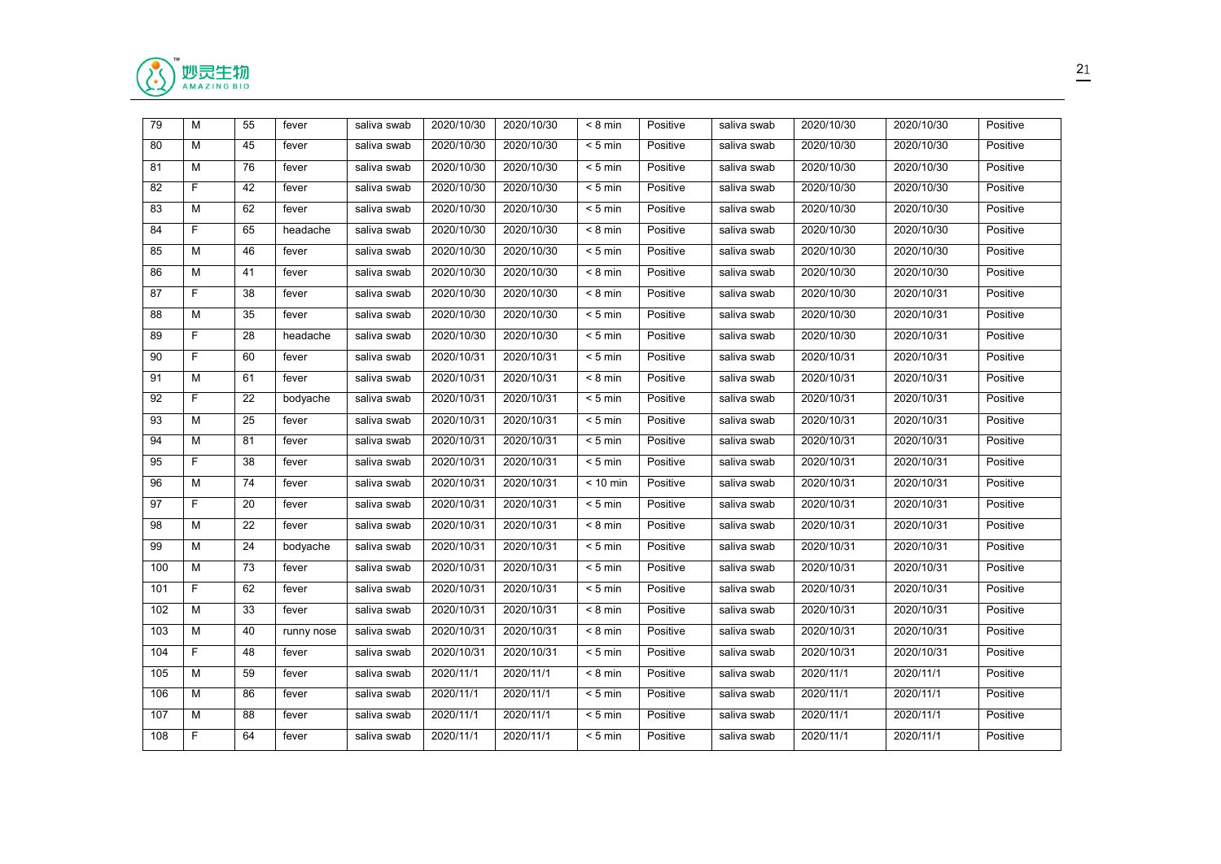| 79 | M | 55 | fever | saliva swab | 2020/10/30 | 2020/10/30 | < 8 min | Positive | saliva swab | 2020/10/30 | 2020/10/30 | Positive |
|---|---|---|---|---|---|---|---|---|---|---|---|---|
| 80 | M | 45 | fever | saliva swab | 2020/10/30 | 2020/10/30 | < 5 min | Positive | saliva swab | 2020/10/30 | 2020/10/30 | Positive |
| 81 | M | 76 | fever | saliva swab | 2020/10/30 | 2020/10/30 | < 5 min | Positive | saliva swab | 2020/10/30 | 2020/10/30 | Positive |
| 82 | F | 42 | fever | saliva swab | 2020/10/30 | 2020/10/30 | < 5 min | Positive | saliva swab | 2020/10/30 | 2020/10/30 | Positive |
| 83 | M | 62 | fever | saliva swab | 2020/10/30 | 2020/10/30 | < 5 min | Positive | saliva swab | 2020/10/30 | 2020/10/30 | Positive |
| 84 | F | 65 | headache | saliva swab | 2020/10/30 | 2020/10/30 | < 8 min | Positive | saliva swab | 2020/10/30 | 2020/10/30 | Positive |
| 85 | M | 46 | fever | saliva swab | 2020/10/30 | 2020/10/30 | < 5 min | Positive | saliva swab | 2020/10/30 | 2020/10/30 | Positive |
| 86 | M | 41 | fever | saliva swab | 2020/10/30 | 2020/10/30 | < 8 min | Positive | saliva swab | 2020/10/30 | 2020/10/30 | Positive |
| 87 | F | 38 | fever | saliva swab | 2020/10/30 | 2020/10/30 | < 8 min | Positive | saliva swab | 2020/10/30 | 2020/10/31 | Positive |
| 88 | M | 35 | fever | saliva swab | 2020/10/30 | 2020/10/30 | < 5 min | Positive | saliva swab | 2020/10/30 | 2020/10/31 | Positive |
| 89 | F | 28 | headache | saliva swab | 2020/10/30 | 2020/10/30 | < 5 min | Positive | saliva swab | 2020/10/30 | 2020/10/31 | Positive |
| 90 | F | 60 | fever | saliva swab | 2020/10/31 | 2020/10/31 | < 5 min | Positive | saliva swab | 2020/10/31 | 2020/10/31 | Positive |
| 91 | M | 61 | fever | saliva swab | 2020/10/31 | 2020/10/31 | < 8 min | Positive | saliva swab | 2020/10/31 | 2020/10/31 | Positive |
| 92 | F | 22 | bodyache | saliva swab | 2020/10/31 | 2020/10/31 | < 5 min | Positive | saliva swab | 2020/10/31 | 2020/10/31 | Positive |
| 93 | M | 25 | fever | saliva swab | 2020/10/31 | 2020/10/31 | < 5 min | Positive | saliva swab | 2020/10/31 | 2020/10/31 | Positive |
| 94 | M | 81 | fever | saliva swab | 2020/10/31 | 2020/10/31 | < 5 min | Positive | saliva swab | 2020/10/31 | 2020/10/31 | Positive |
| 95 | F | 38 | fever | saliva swab | 2020/10/31 | 2020/10/31 | < 5 min | Positive | saliva swab | 2020/10/31 | 2020/10/31 | Positive |
| 96 | M | 74 | fever | saliva swab | 2020/10/31 | 2020/10/31 | < 10 min | Positive | saliva swab | 2020/10/31 | 2020/10/31 | Positive |
| 97 | F | 20 | fever | saliva swab | 2020/10/31 | 2020/10/31 | < 5 min | Positive | saliva swab | 2020/10/31 | 2020/10/31 | Positive |
| 98 | M | 22 | fever | saliva swab | 2020/10/31 | 2020/10/31 | < 8 min | Positive | saliva swab | 2020/10/31 | 2020/10/31 | Positive |
| 99 | M | 24 | bodyache | saliva swab | 2020/10/31 | 2020/10/31 | < 5 min | Positive | saliva swab | 2020/10/31 | 2020/10/31 | Positive |
| 100 | M | 73 | fever | saliva swab | 2020/10/31 | 2020/10/31 | < 5 min | Positive | saliva swab | 2020/10/31 | 2020/10/31 | Positive |
| 101 | F | 62 | fever | saliva swab | 2020/10/31 | 2020/10/31 | < 5 min | Positive | saliva swab | 2020/10/31 | 2020/10/31 | Positive |
| 102 | M | 33 | fever | saliva swab | 2020/10/31 | 2020/10/31 | < 8 min | Positive | saliva swab | 2020/10/31 | 2020/10/31 | Positive |
| 103 | M | 40 | runny nose | saliva swab | 2020/10/31 | 2020/10/31 | < 8 min | Positive | saliva swab | 2020/10/31 | 2020/10/31 | Positive |
| 104 | F | 48 | fever | saliva swab | 2020/10/31 | 2020/10/31 | < 5 min | Positive | saliva swab | 2020/10/31 | 2020/10/31 | Positive |
| 105 | M | 59 | fever | saliva swab | 2020/11/1 | 2020/11/1 | < 8 min | Positive | saliva swab | 2020/11/1 | 2020/11/1 | Positive |
| 106 | M | 86 | fever | saliva swab | 2020/11/1 | 2020/11/1 | < 5 min | Positive | saliva swab | 2020/11/1 | 2020/11/1 | Positive |
| 107 | M | 88 | fever | saliva swab | 2020/11/1 | 2020/11/1 | < 5 min | Positive | saliva swab | 2020/11/1 | 2020/11/1 | Positive |
| 108 | F | 64 | fever | saliva swab | 2020/11/1 | 2020/11/1 | < 5 min | Positive | saliva swab | 2020/11/1 | 2020/11/1 | Positive |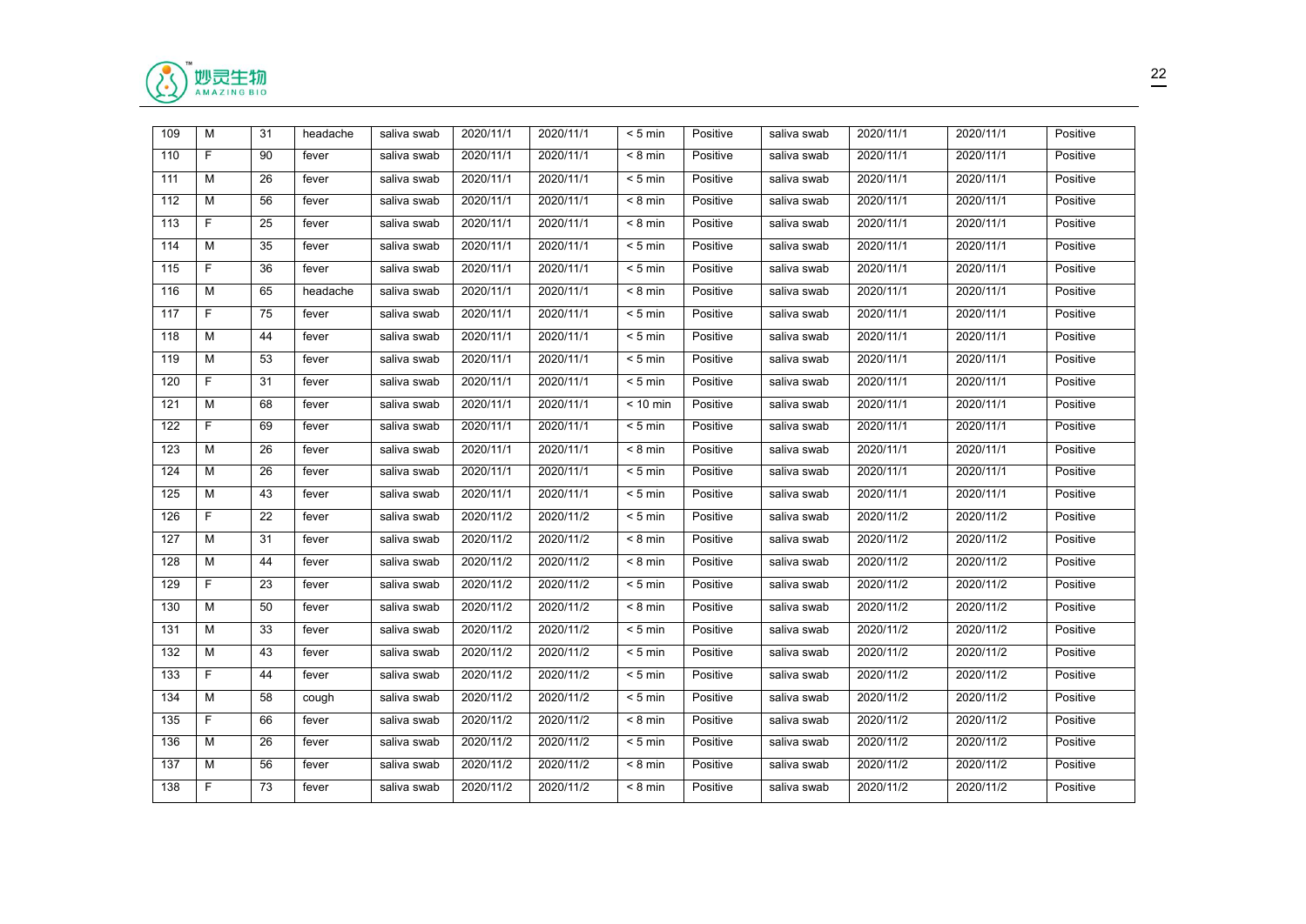| 109 | M | 31 | headache | saliva swab | 2020/11/1 | 2020/11/1 | < 5 min | Positive | saliva swab | 2020/11/1 | 2020/11/1 | Positive |
|---|---|---|---|---|---|---|---|---|---|---|---|---|
| 110 | F | 90 | fever | saliva swab | 2020/11/1 | 2020/11/1 | < 8 min | Positive | saliva swab | 2020/11/1 | 2020/11/1 | Positive |
| 111 | M | 26 | fever | saliva swab | 2020/11/1 | 2020/11/1 | < 5 min | Positive | saliva swab | 2020/11/1 | 2020/11/1 | Positive |
| 112 | M | 56 | fever | saliva swab | 2020/11/1 | 2020/11/1 | < 8 min | Positive | saliva swab | 2020/11/1 | 2020/11/1 | Positive |
| 113 | F | 25 | fever | saliva swab | 2020/11/1 | 2020/11/1 | < 8 min | Positive | saliva swab | 2020/11/1 | 2020/11/1 | Positive |
| 114 | M | 35 | fever | saliva swab | 2020/11/1 | 2020/11/1 | < 5 min | Positive | saliva swab | 2020/11/1 | 2020/11/1 | Positive |
| 115 | F | 36 | fever | saliva swab | 2020/11/1 | 2020/11/1 | < 5 min | Positive | saliva swab | 2020/11/1 | 2020/11/1 | Positive |
| 116 | M | 65 | headache | saliva swab | 2020/11/1 | 2020/11/1 | < 8 min | Positive | saliva swab | 2020/11/1 | 2020/11/1 | Positive |
| 117 | F | 75 | fever | saliva swab | 2020/11/1 | 2020/11/1 | < 5 min | Positive | saliva swab | 2020/11/1 | 2020/11/1 | Positive |
| 118 | M | 44 | fever | saliva swab | 2020/11/1 | 2020/11/1 | < 5 min | Positive | saliva swab | 2020/11/1 | 2020/11/1 | Positive |
| 119 | M | 53 | fever | saliva swab | 2020/11/1 | 2020/11/1 | < 5 min | Positive | saliva swab | 2020/11/1 | 2020/11/1 | Positive |
| 120 | F | 31 | fever | saliva swab | 2020/11/1 | 2020/11/1 | < 5 min | Positive | saliva swab | 2020/11/1 | 2020/11/1 | Positive |
| 121 | M | 68 | fever | saliva swab | 2020/11/1 | 2020/11/1 | < 10 min | Positive | saliva swab | 2020/11/1 | 2020/11/1 | Positive |
| 122 | F | 69 | fever | saliva swab | 2020/11/1 | 2020/11/1 | < 5 min | Positive | saliva swab | 2020/11/1 | 2020/11/1 | Positive |
| 123 | M | 26 | fever | saliva swab | 2020/11/1 | 2020/11/1 | < 8 min | Positive | saliva swab | 2020/11/1 | 2020/11/1 | Positive |
| 124 | M | 26 | fever | saliva swab | 2020/11/1 | 2020/11/1 | < 5 min | Positive | saliva swab | 2020/11/1 | 2020/11/1 | Positive |
| 125 | M | 43 | fever | saliva swab | 2020/11/1 | 2020/11/1 | < 5 min | Positive | saliva swab | 2020/11/1 | 2020/11/1 | Positive |
| 126 | F | 22 | fever | saliva swab | 2020/11/2 | 2020/11/2 | < 5 min | Positive | saliva swab | 2020/11/2 | 2020/11/2 | Positive |
| 127 | M | 31 | fever | saliva swab | 2020/11/2 | 2020/11/2 | < 8 min | Positive | saliva swab | 2020/11/2 | 2020/11/2 | Positive |
| 128 | M | 44 | fever | saliva swab | 2020/11/2 | 2020/11/2 | < 8 min | Positive | saliva swab | 2020/11/2 | 2020/11/2 | Positive |
| 129 | F | 23 | fever | saliva swab | 2020/11/2 | 2020/11/2 | < 5 min | Positive | saliva swab | 2020/11/2 | 2020/11/2 | Positive |
| 130 | M | 50 | fever | saliva swab | 2020/11/2 | 2020/11/2 | < 8 min | Positive | saliva swab | 2020/11/2 | 2020/11/2 | Positive |
| 131 | M | 33 | fever | saliva swab | 2020/11/2 | 2020/11/2 | < 5 min | Positive | saliva swab | 2020/11/2 | 2020/11/2 | Positive |
| 132 | M | 43 | fever | saliva swab | 2020/11/2 | 2020/11/2 | < 5 min | Positive | saliva swab | 2020/11/2 | 2020/11/2 | Positive |
| 133 | F | 44 | fever | saliva swab | 2020/11/2 | 2020/11/2 | < 5 min | Positive | saliva swab | 2020/11/2 | 2020/11/2 | Positive |
| 134 | M | 58 | cough | saliva swab | 2020/11/2 | 2020/11/2 | < 5 min | Positive | saliva swab | 2020/11/2 | 2020/11/2 | Positive |
| 135 | F | 66 | fever | saliva swab | 2020/11/2 | 2020/11/2 | < 8 min | Positive | saliva swab | 2020/11/2 | 2020/11/2 | Positive |
| 136 | M | 26 | fever | saliva swab | 2020/11/2 | 2020/11/2 | < 5 min | Positive | saliva swab | 2020/11/2 | 2020/11/2 | Positive |
| 137 | M | 56 | fever | saliva swab | 2020/11/2 | 2020/11/2 | < 8 min | Positive | saliva swab | 2020/11/2 | 2020/11/2 | Positive |
| 138 | F | 73 | fever | saliva swab | 2020/11/2 | 2020/11/2 | < 8 min | Positive | saliva swab | 2020/11/2 | 2020/11/2 | Positive |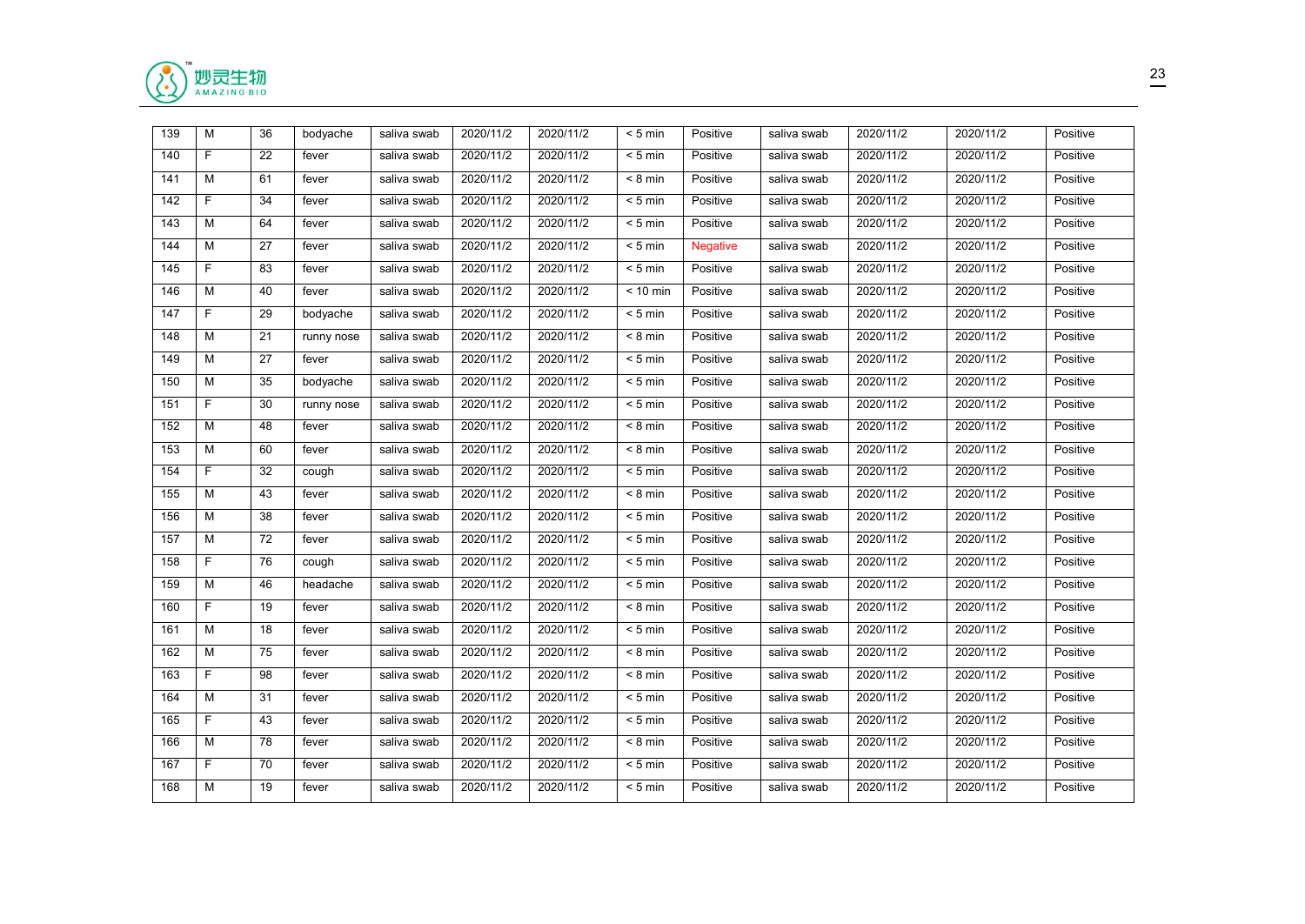| 139 | M | 36 | bodyache | saliva swab | 2020/11/2 | 2020/11/2 | < 5 min | Positive | saliva swab | 2020/11/2 | 2020/11/2 | Positive |
|---|---|---|---|---|---|---|---|---|---|---|---|---|
| 140 | F | 22 | fever | saliva swab | 2020/11/2 | 2020/11/2 | < 5 min | Positive | saliva swab | 2020/11/2 | 2020/11/2 | Positive |
| 141 | M | 61 | fever | saliva swab | 2020/11/2 | 2020/11/2 | < 8 min | Positive | saliva swab | 2020/11/2 | 2020/11/2 | Positive |
| 142 | F | 34 | fever | saliva swab | 2020/11/2 | 2020/11/2 | < 5 min | Positive | saliva swab | 2020/11/2 | 2020/11/2 | Positive |
| 143 | M | 64 | fever | saliva swab | 2020/11/2 | 2020/11/2 | < 5 min | Positive | saliva swab | 2020/11/2 | 2020/11/2 | Positive |
| 144 | M | 27 | fever | saliva swab | 2020/11/2 | 2020/11/2 | < 5 min | Negative | saliva swab | 2020/11/2 | 2020/11/2 | Positive |
| 145 | F | 83 | fever | saliva swab | 2020/11/2 | 2020/11/2 | < 5 min | Positive | saliva swab | 2020/11/2 | 2020/11/2 | Positive |
| 146 | M | 40 | fever | saliva swab | 2020/11/2 | 2020/11/2 | < 10 min | Positive | saliva swab | 2020/11/2 | 2020/11/2 | Positive |
| 147 | F | 29 | bodyache | saliva swab | 2020/11/2 | 2020/11/2 | < 5 min | Positive | saliva swab | 2020/11/2 | 2020/11/2 | Positive |
| 148 | M | 21 | runny nose | saliva swab | 2020/11/2 | 2020/11/2 | < 8 min | Positive | saliva swab | 2020/11/2 | 2020/11/2 | Positive |
| 149 | M | 27 | fever | saliva swab | 2020/11/2 | 2020/11/2 | < 5 min | Positive | saliva swab | 2020/11/2 | 2020/11/2 | Positive |
| 150 | M | 35 | bodyache | saliva swab | 2020/11/2 | 2020/11/2 | < 5 min | Positive | saliva swab | 2020/11/2 | 2020/11/2 | Positive |
| 151 | F | 30 | runny nose | saliva swab | 2020/11/2 | 2020/11/2 | < 5 min | Positive | saliva swab | 2020/11/2 | 2020/11/2 | Positive |
| 152 | M | 48 | fever | saliva swab | 2020/11/2 | 2020/11/2 | < 8 min | Positive | saliva swab | 2020/11/2 | 2020/11/2 | Positive |
| 153 | M | 60 | fever | saliva swab | 2020/11/2 | 2020/11/2 | < 8 min | Positive | saliva swab | 2020/11/2 | 2020/11/2 | Positive |
| 154 | F | 32 | cough | saliva swab | 2020/11/2 | 2020/11/2 | < 5 min | Positive | saliva swab | 2020/11/2 | 2020/11/2 | Positive |
| 155 | M | 43 | fever | saliva swab | 2020/11/2 | 2020/11/2 | < 8 min | Positive | saliva swab | 2020/11/2 | 2020/11/2 | Positive |
| 156 | M | 38 | fever | saliva swab | 2020/11/2 | 2020/11/2 | < 5 min | Positive | saliva swab | 2020/11/2 | 2020/11/2 | Positive |
| 157 | M | 72 | fever | saliva swab | 2020/11/2 | 2020/11/2 | < 5 min | Positive | saliva swab | 2020/11/2 | 2020/11/2 | Positive |
| 158 | F | 76 | cough | saliva swab | 2020/11/2 | 2020/11/2 | < 5 min | Positive | saliva swab | 2020/11/2 | 2020/11/2 | Positive |
| 159 | M | 46 | headache | saliva swab | 2020/11/2 | 2020/11/2 | < 5 min | Positive | saliva swab | 2020/11/2 | 2020/11/2 | Positive |
| 160 | F | 19 | fever | saliva swab | 2020/11/2 | 2020/11/2 | < 8 min | Positive | saliva swab | 2020/11/2 | 2020/11/2 | Positive |
| 161 | M | 18 | fever | saliva swab | 2020/11/2 | 2020/11/2 | < 5 min | Positive | saliva swab | 2020/11/2 | 2020/11/2 | Positive |
| 162 | M | 75 | fever | saliva swab | 2020/11/2 | 2020/11/2 | < 8 min | Positive | saliva swab | 2020/11/2 | 2020/11/2 | Positive |
| 163 | F | 98 | fever | saliva swab | 2020/11/2 | 2020/11/2 | < 8 min | Positive | saliva swab | 2020/11/2 | 2020/11/2 | Positive |
| 164 | M | 31 | fever | saliva swab | 2020/11/2 | 2020/11/2 | < 5 min | Positive | saliva swab | 2020/11/2 | 2020/11/2 | Positive |
| 165 | F | 43 | fever | saliva swab | 2020/11/2 | 2020/11/2 | < 5 min | Positive | saliva swab | 2020/11/2 | 2020/11/2 | Positive |
| 166 | M | 78 | fever | saliva swab | 2020/11/2 | 2020/11/2 | < 8 min | Positive | saliva swab | 2020/11/2 | 2020/11/2 | Positive |
| 167 | F | 70 | fever | saliva swab | 2020/11/2 | 2020/11/2 | < 5 min | Positive | saliva swab | 2020/11/2 | 2020/11/2 | Positive |
| 168 | M | 19 | fever | saliva swab | 2020/11/2 | 2020/11/2 | < 5 min | Positive | saliva swab | 2020/11/2 | 2020/11/2 | Positive |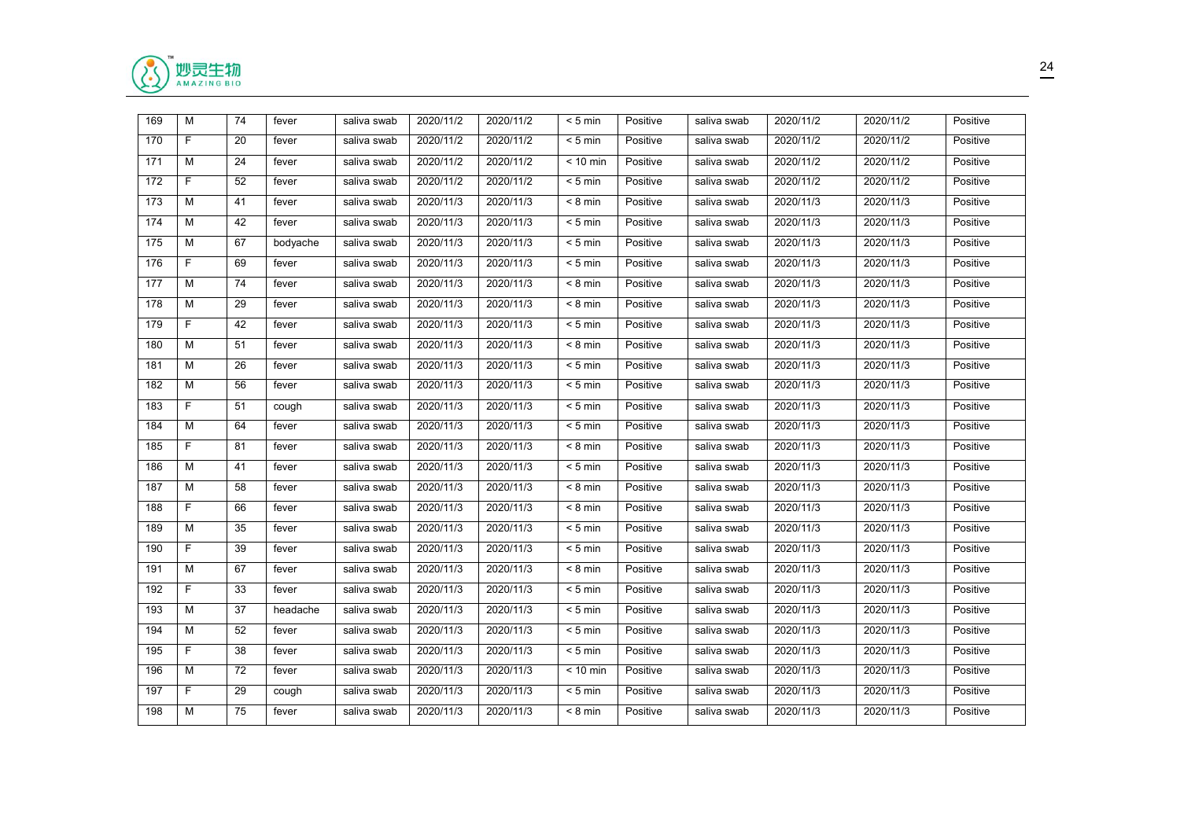| 169 | M | 74 | fever | saliva swab | 2020/11/2 | 2020/11/2 | < 5 min | Positive | saliva swab | 2020/11/2 | 2020/11/2 | Positive |
|---|---|---|---|---|---|---|---|---|---|---|---|---|
| 170 | F | 20 | fever | saliva swab | 2020/11/2 | 2020/11/2 | < 5 min | Positive | saliva swab | 2020/11/2 | 2020/11/2 | Positive |
| 171 | M | 24 | fever | saliva swab | 2020/11/2 | 2020/11/2 | < 10 min | Positive | saliva swab | 2020/11/2 | 2020/11/2 | Positive |
| 172 | F | 52 | fever | saliva swab | 2020/11/2 | 2020/11/2 | < 5 min | Positive | saliva swab | 2020/11/2 | 2020/11/2 | Positive |
| 173 | M | 41 | fever | saliva swab | 2020/11/3 | 2020/11/3 | < 8 min | Positive | saliva swab | 2020/11/3 | 2020/11/3 | Positive |
| 174 | M | 42 | fever | saliva swab | 2020/11/3 | 2020/11/3 | < 5 min | Positive | saliva swab | 2020/11/3 | 2020/11/3 | Positive |
| 175 | M | 67 | bodyache | saliva swab | 2020/11/3 | 2020/11/3 | < 5 min | Positive | saliva swab | 2020/11/3 | 2020/11/3 | Positive |
| 176 | F | 69 | fever | saliva swab | 2020/11/3 | 2020/11/3 | < 5 min | Positive | saliva swab | 2020/11/3 | 2020/11/3 | Positive |
| 177 | M | 74 | fever | saliva swab | 2020/11/3 | 2020/11/3 | < 8 min | Positive | saliva swab | 2020/11/3 | 2020/11/3 | Positive |
| 178 | M | 29 | fever | saliva swab | 2020/11/3 | 2020/11/3 | < 8 min | Positive | saliva swab | 2020/11/3 | 2020/11/3 | Positive |
| 179 | F | 42 | fever | saliva swab | 2020/11/3 | 2020/11/3 | < 5 min | Positive | saliva swab | 2020/11/3 | 2020/11/3 | Positive |
| 180 | M | 51 | fever | saliva swab | 2020/11/3 | 2020/11/3 | < 8 min | Positive | saliva swab | 2020/11/3 | 2020/11/3 | Positive |
| 181 | M | 26 | fever | saliva swab | 2020/11/3 | 2020/11/3 | < 5 min | Positive | saliva swab | 2020/11/3 | 2020/11/3 | Positive |
| 182 | M | 56 | fever | saliva swab | 2020/11/3 | 2020/11/3 | < 5 min | Positive | saliva swab | 2020/11/3 | 2020/11/3 | Positive |
| 183 | F | 51 | cough | saliva swab | 2020/11/3 | 2020/11/3 | < 5 min | Positive | saliva swab | 2020/11/3 | 2020/11/3 | Positive |
| 184 | M | 64 | fever | saliva swab | 2020/11/3 | 2020/11/3 | < 5 min | Positive | saliva swab | 2020/11/3 | 2020/11/3 | Positive |
| 185 | F | 81 | fever | saliva swab | 2020/11/3 | 2020/11/3 | < 8 min | Positive | saliva swab | 2020/11/3 | 2020/11/3 | Positive |
| 186 | M | 41 | fever | saliva swab | 2020/11/3 | 2020/11/3 | < 5 min | Positive | saliva swab | 2020/11/3 | 2020/11/3 | Positive |
| 187 | M | 58 | fever | saliva swab | 2020/11/3 | 2020/11/3 | < 8 min | Positive | saliva swab | 2020/11/3 | 2020/11/3 | Positive |
| 188 | F | 66 | fever | saliva swab | 2020/11/3 | 2020/11/3 | < 8 min | Positive | saliva swab | 2020/11/3 | 2020/11/3 | Positive |
| 189 | M | 35 | fever | saliva swab | 2020/11/3 | 2020/11/3 | < 5 min | Positive | saliva swab | 2020/11/3 | 2020/11/3 | Positive |
| 190 | F | 39 | fever | saliva swab | 2020/11/3 | 2020/11/3 | < 5 min | Positive | saliva swab | 2020/11/3 | 2020/11/3 | Positive |
| 191 | M | 67 | fever | saliva swab | 2020/11/3 | 2020/11/3 | < 8 min | Positive | saliva swab | 2020/11/3 | 2020/11/3 | Positive |
| 192 | F | 33 | fever | saliva swab | 2020/11/3 | 2020/11/3 | < 5 min | Positive | saliva swab | 2020/11/3 | 2020/11/3 | Positive |
| 193 | M | 37 | headache | saliva swab | 2020/11/3 | 2020/11/3 | < 5 min | Positive | saliva swab | 2020/11/3 | 2020/11/3 | Positive |
| 194 | M | 52 | fever | saliva swab | 2020/11/3 | 2020/11/3 | < 5 min | Positive | saliva swab | 2020/11/3 | 2020/11/3 | Positive |
| 195 | F | 38 | fever | saliva swab | 2020/11/3 | 2020/11/3 | < 5 min | Positive | saliva swab | 2020/11/3 | 2020/11/3 | Positive |
| 196 | M | 72 | fever | saliva swab | 2020/11/3 | 2020/11/3 | < 10 min | Positive | saliva swab | 2020/11/3 | 2020/11/3 | Positive |
| 197 | F | 29 | cough | saliva swab | 2020/11/3 | 2020/11/3 | < 5 min | Positive | saliva swab | 2020/11/3 | 2020/11/3 | Positive |
| 198 | M | 75 | fever | saliva swab | 2020/11/3 | 2020/11/3 | < 8 min | Positive | saliva swab | 2020/11/3 | 2020/11/3 | Positive |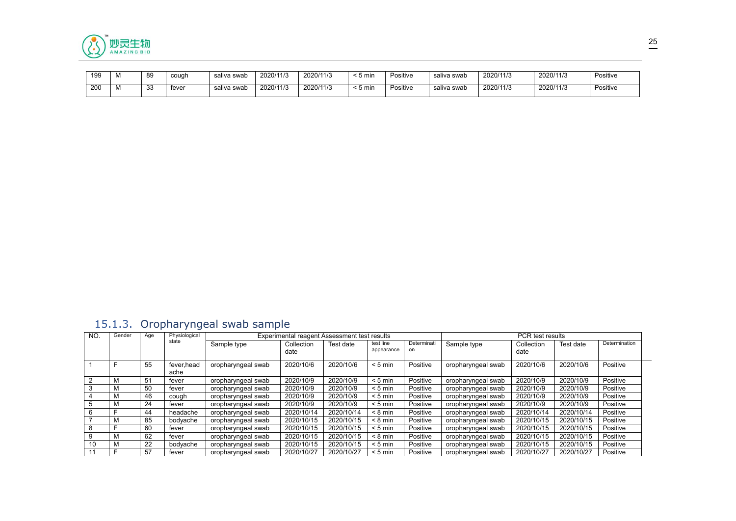| 199 | M | 89 | cough | saliva swab | 2020/11/3 | 2020/11/3 | < 5 min | Positive | saliva swab | 2020/11/3 | 2020/11/3 | Positive |
|---|---|---|---|---|---|---|---|---|---|---|---|---|
| 200 | M | 33 | fever | saliva swab | 2020/11/3 | 2020/11/3 | < 5 min | Positive | saliva swab | 2020/11/3 | 2020/11/3 | Positive |

### 15.1.3. Oropharyngeal swab sample

| NO. | Gender | Age | Physiological state | Experimental reagent Assessment test results | | | | | PCR test results | | | |
|---|---|---|---|---|---|---|---|---|---|---|---|---|
| | | | | Sample type | Collection date | Test date | test line appearance | Determination | Sample type | Collection date | Test date | Determination |
| 1 | F | 55 | fever,head ache | oropharyngeal swab | 2020/10/6 | 2020/10/6 | < 5 min | Positive | oropharyngeal swab | 2020/10/6 | 2020/10/6 | Positive |
| 2 | M | 51 | fever | oropharyngeal swab | 2020/10/9 | 2020/10/9 | < 5 min | Positive | oropharyngeal swab | 2020/10/9 | 2020/10/9 | Positive |
| 3 | M | 50 | fever | oropharyngeal swab | 2020/10/9 | 2020/10/9 | < 5 min | Positive | oropharyngeal swab | 2020/10/9 | 2020/10/9 | Positive |
| 4 | M | 46 | cough | oropharyngeal swab | 2020/10/9 | 2020/10/9 | < 5 min | Positive | oropharyngeal swab | 2020/10/9 | 2020/10/9 | Positive |
| 5 | M | 24 | fever | oropharyngeal swab | 2020/10/9 | 2020/10/9 | < 5 min | Positive | oropharyngeal swab | 2020/10/9 | 2020/10/9 | Positive |
| 6 | F | 44 | headache | oropharyngeal swab | 2020/10/14 | 2020/10/14 | < 8 min | Positive | oropharyngeal swab | 2020/10/14 | 2020/10/14 | Positive |
| 7 | M | 85 | bodyache | oropharyngeal swab | 2020/10/15 | 2020/10/15 | < 8 min | Positive | oropharyngeal swab | 2020/10/15 | 2020/10/15 | Positive |
| 8 | F | 60 | fever | oropharyngeal swab | 2020/10/15 | 2020/10/15 | < 5 min | Positive | oropharyngeal swab | 2020/10/15 | 2020/10/15 | Positive |
| 9 | M | 62 | fever | oropharyngeal swab | 2020/10/15 | 2020/10/15 | < 8 min | Positive | oropharyngeal swab | 2020/10/15 | 2020/10/15 | Positive |
| 10 | M | 22 | bodyache | oropharyngeal swab | 2020/10/15 | 2020/10/15 | < 5 min | Positive | oropharyngeal swab | 2020/10/15 | 2020/10/15 | Positive |
| 11 | F | 57 | fever | oropharyngeal swab | 2020/10/27 | 2020/10/27 | < 5 min | Positive | oropharyngeal swab | 2020/10/27 | 2020/10/27 | Positive |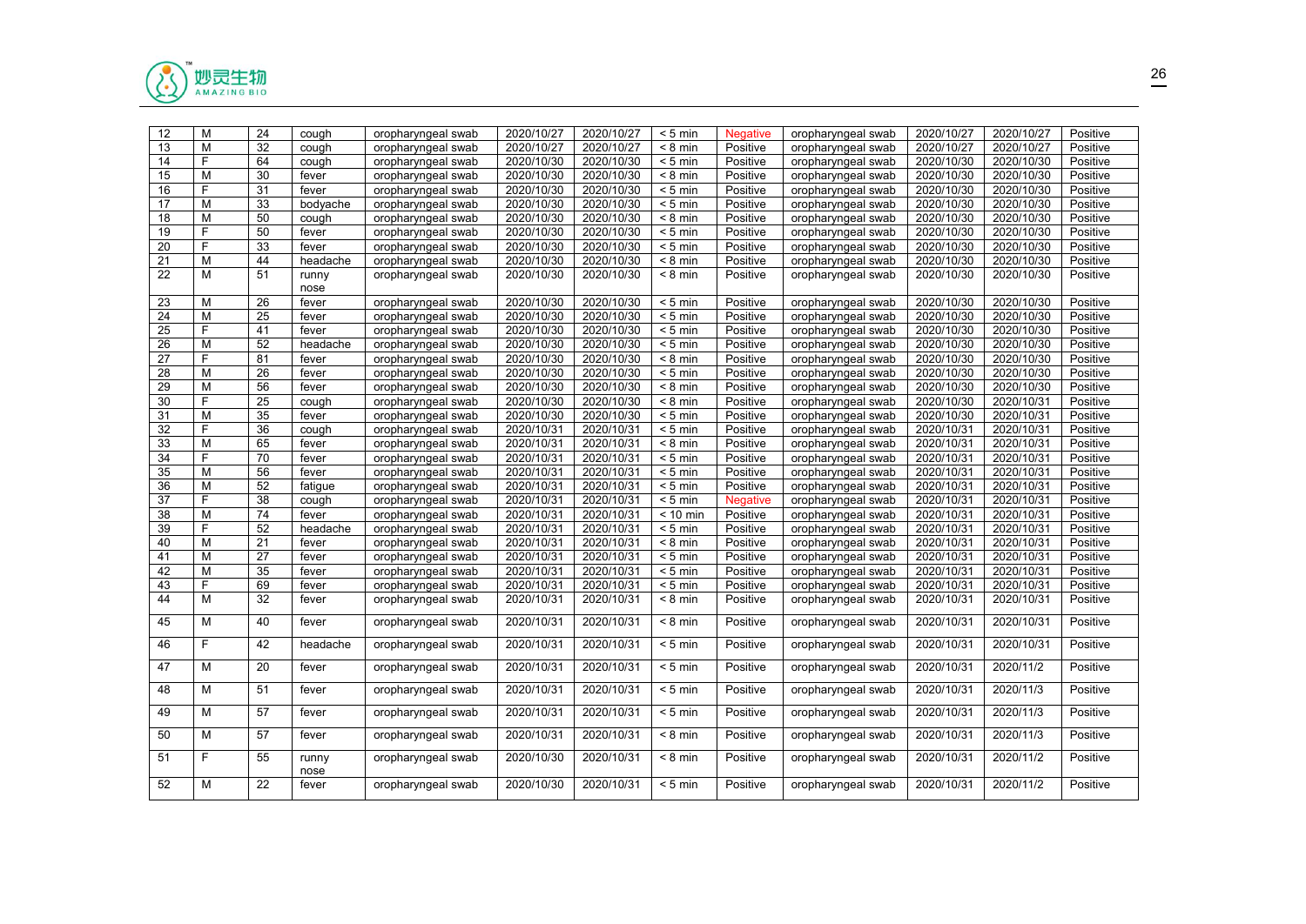| 12 | M | 24 | cough | oropharyngeal swab | 2020/10/27 | 2020/10/27 | < 5 min | Negative | oropharyngeal swab | 2020/10/27 | 2020/10/27 | Positive |
|---|---|---|---|---|---|---|---|---|---|---|---|---|
| 13 | M | 32 | cough | oropharyngeal swab | 2020/10/27 | 2020/10/27 | < 8 min | Positive | oropharyngeal swab | 2020/10/27 | 2020/10/27 | Positive |
| 14 | F | 64 | cough | oropharyngeal swab | 2020/10/30 | 2020/10/30 | < 5 min | Positive | oropharyngeal swab | 2020/10/30 | 2020/10/30 | Positive |
| 15 | M | 30 | fever | oropharyngeal swab | 2020/10/30 | 2020/10/30 | < 8 min | Positive | oropharyngeal swab | 2020/10/30 | 2020/10/30 | Positive |
| 16 | F | 31 | fever | oropharyngeal swab | 2020/10/30 | 2020/10/30 | < 5 min | Positive | oropharyngeal swab | 2020/10/30 | 2020/10/30 | Positive |
| 17 | M | 33 | bodyache | oropharyngeal swab | 2020/10/30 | 2020/10/30 | < 5 min | Positive | oropharyngeal swab | 2020/10/30 | 2020/10/30 | Positive |
| 18 | M | 50 | cough | oropharyngeal swab | 2020/10/30 | 2020/10/30 | < 8 min | Positive | oropharyngeal swab | 2020/10/30 | 2020/10/30 | Positive |
| 19 | F | 50 | fever | oropharyngeal swab | 2020/10/30 | 2020/10/30 | < 5 min | Positive | oropharyngeal swab | 2020/10/30 | 2020/10/30 | Positive |
| 20 | F | 33 | fever | oropharyngeal swab | 2020/10/30 | 2020/10/30 | < 5 min | Positive | oropharyngeal swab | 2020/10/30 | 2020/10/30 | Positive |
| 21 | M | 44 | headache | oropharyngeal swab | 2020/10/30 | 2020/10/30 | < 8 min | Positive | oropharyngeal swab | 2020/10/30 | 2020/10/30 | Positive |
| 22 | M | 51 | runny nose | oropharyngeal swab | 2020/10/30 | 2020/10/30 | < 8 min | Positive | oropharyngeal swab | 2020/10/30 | 2020/10/30 | Positive |
| 23 | M | 26 | fever | oropharyngeal swab | 2020/10/30 | 2020/10/30 | < 5 min | Positive | oropharyngeal swab | 2020/10/30 | 2020/10/30 | Positive |
| 24 | M | 25 | fever | oropharyngeal swab | 2020/10/30 | 2020/10/30 | < 5 min | Positive | oropharyngeal swab | 2020/10/30 | 2020/10/30 | Positive |
| 25 | F | 41 | fever | oropharyngeal swab | 2020/10/30 | 2020/10/30 | < 5 min | Positive | oropharyngeal swab | 2020/10/30 | 2020/10/30 | Positive |
| 26 | M | 52 | headache | oropharyngeal swab | 2020/10/30 | 2020/10/30 | < 5 min | Positive | oropharyngeal swab | 2020/10/30 | 2020/10/30 | Positive |
| 27 | F | 81 | fever | oropharyngeal swab | 2020/10/30 | 2020/10/30 | < 8 min | Positive | oropharyngeal swab | 2020/10/30 | 2020/10/30 | Positive |
| 28 | M | 26 | fever | oropharyngeal swab | 2020/10/30 | 2020/10/30 | < 5 min | Positive | oropharyngeal swab | 2020/10/30 | 2020/10/30 | Positive |
| 29 | M | 56 | fever | oropharyngeal swab | 2020/10/30 | 2020/10/30 | < 8 min | Positive | oropharyngeal swab | 2020/10/30 | 2020/10/30 | Positive |
| 30 | F | 25 | cough | oropharyngeal swab | 2020/10/30 | 2020/10/30 | < 8 min | Positive | oropharyngeal swab | 2020/10/30 | 2020/10/31 | Positive |
| 31 | M | 35 | fever | oropharyngeal swab | 2020/10/30 | 2020/10/30 | < 5 min | Positive | oropharyngeal swab | 2020/10/30 | 2020/10/31 | Positive |
| 32 | F | 36 | cough | oropharyngeal swab | 2020/10/31 | 2020/10/31 | < 5 min | Positive | oropharyngeal swab | 2020/10/31 | 2020/10/31 | Positive |
| 33 | M | 65 | fever | oropharyngeal swab | 2020/10/31 | 2020/10/31 | < 8 min | Positive | oropharyngeal swab | 2020/10/31 | 2020/10/31 | Positive |
| 34 | F | 70 | fever | oropharyngeal swab | 2020/10/31 | 2020/10/31 | < 5 min | Positive | oropharyngeal swab | 2020/10/31 | 2020/10/31 | Positive |
| 35 | M | 56 | fever | oropharyngeal swab | 2020/10/31 | 2020/10/31 | < 5 min | Positive | oropharyngeal swab | 2020/10/31 | 2020/10/31 | Positive |
| 36 | M | 52 | fatigue | oropharyngeal swab | 2020/10/31 | 2020/10/31 | < 5 min | Positive | oropharyngeal swab | 2020/10/31 | 2020/10/31 | Positive |
| 37 | F | 38 | cough | oropharyngeal swab | 2020/10/31 | 2020/10/31 | < 5 min | Negative | oropharyngeal swab | 2020/10/31 | 2020/10/31 | Positive |
| 38 | M | 74 | fever | oropharyngeal swab | 2020/10/31 | 2020/10/31 | < 10 min | Positive | oropharyngeal swab | 2020/10/31 | 2020/10/31 | Positive |
| 39 | F | 52 | headache | oropharyngeal swab | 2020/10/31 | 2020/10/31 | < 5 min | Positive | oropharyngeal swab | 2020/10/31 | 2020/10/31 | Positive |
| 40 | M | 21 | fever | oropharyngeal swab | 2020/10/31 | 2020/10/31 | < 8 min | Positive | oropharyngeal swab | 2020/10/31 | 2020/10/31 | Positive |
| 41 | M | 27 | fever | oropharyngeal swab | 2020/10/31 | 2020/10/31 | < 5 min | Positive | oropharyngeal swab | 2020/10/31 | 2020/10/31 | Positive |
| 42 | M | 35 | fever | oropharyngeal swab | 2020/10/31 | 2020/10/31 | < 5 min | Positive | oropharyngeal swab | 2020/10/31 | 2020/10/31 | Positive |
| 43 | F | 69 | fever | oropharyngeal swab | 2020/10/31 | 2020/10/31 | < 5 min | Positive | oropharyngeal swab | 2020/10/31 | 2020/10/31 | Positive |
| 44 | M | 32 | fever | oropharyngeal swab | 2020/10/31 | 2020/10/31 | < 8 min | Positive | oropharyngeal swab | 2020/10/31 | 2020/10/31 | Positive |
| 45 | M | 40 | fever | oropharyngeal swab | 2020/10/31 | 2020/10/31 | < 8 min | Positive | oropharyngeal swab | 2020/10/31 | 2020/10/31 | Positive |
| 46 | F | 42 | headache | oropharyngeal swab | 2020/10/31 | 2020/10/31 | < 5 min | Positive | oropharyngeal swab | 2020/10/31 | 2020/10/31 | Positive |
| 47 | M | 20 | fever | oropharyngeal swab | 2020/10/31 | 2020/10/31 | < 5 min | Positive | oropharyngeal swab | 2020/10/31 | 2020/11/2 | Positive |
| 48 | M | 51 | fever | oropharyngeal swab | 2020/10/31 | 2020/10/31 | < 5 min | Positive | oropharyngeal swab | 2020/10/31 | 2020/11/3 | Positive |
| 49 | M | 57 | fever | oropharyngeal swab | 2020/10/31 | 2020/10/31 | < 5 min | Positive | oropharyngeal swab | 2020/10/31 | 2020/11/3 | Positive |
| 50 | M | 57 | fever | oropharyngeal swab | 2020/10/31 | 2020/10/31 | < 8 min | Positive | oropharyngeal swab | 2020/10/31 | 2020/11/3 | Positive |
| 51 | F | 55 | runny nose | oropharyngeal swab | 2020/10/30 | 2020/10/31 | < 8 min | Positive | oropharyngeal swab | 2020/10/31 | 2020/11/2 | Positive |
| 52 | M | 22 | fever | oropharyngeal swab | 2020/10/30 | 2020/10/31 | < 5 min | Positive | oropharyngeal swab | 2020/10/31 | 2020/11/2 | Positive |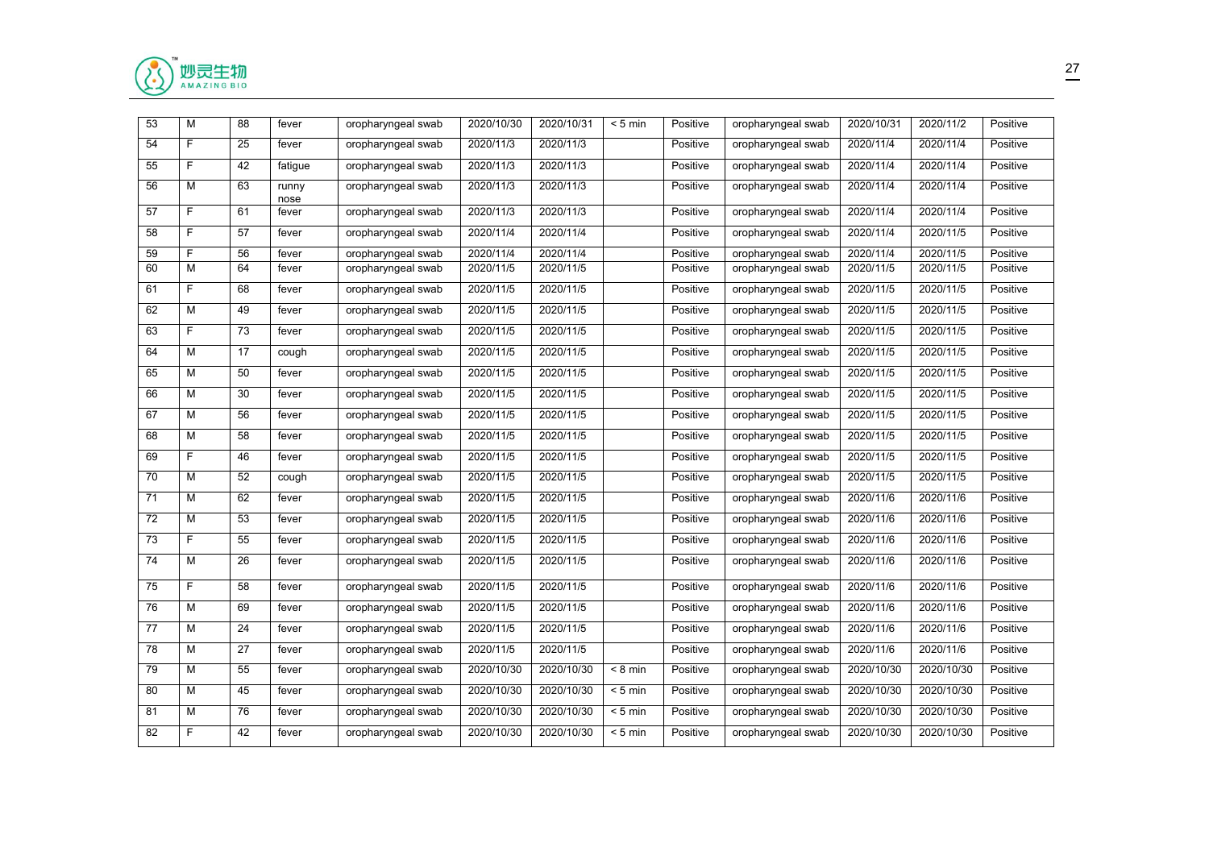| 53 | M | 88 | fever | oropharyngeal swab | 2020/10/30 | 2020/10/31 | < 5 min | Positive | oropharyngeal swab | 2020/10/31 | 2020/11/2 | Positive |
|---|---|---|---|---|---|---|---|---|---|---|---|---|
| 54 | F | 25 | fever | oropharyngeal swab | 2020/11/3 | 2020/11/3 | | Positive | oropharyngeal swab | 2020/11/4 | 2020/11/4 | Positive |
| 55 | F | 42 | fatigue | oropharyngeal swab | 2020/11/3 | 2020/11/3 | | Positive | oropharyngeal swab | 2020/11/4 | 2020/11/4 | Positive |
| 56 | M | 63 | runny nose | oropharyngeal swab | 2020/11/3 | 2020/11/3 | | Positive | oropharyngeal swab | 2020/11/4 | 2020/11/4 | Positive |
| 57 | F | 61 | fever | oropharyngeal swab | 2020/11/3 | 2020/11/3 | | Positive | oropharyngeal swab | 2020/11/4 | 2020/11/4 | Positive |
| 58 | F | 57 | fever | oropharyngeal swab | 2020/11/4 | 2020/11/4 | | Positive | oropharyngeal swab | 2020/11/4 | 2020/11/5 | Positive |
| 59 | F | 56 | fever | oropharyngeal swab | 2020/11/4 | 2020/11/4 | | Positive | oropharyngeal swab | 2020/11/4 | 2020/11/5 | Positive |
| 60 | M | 64 | fever | oropharyngeal swab | 2020/11/5 | 2020/11/5 | | Positive | oropharyngeal swab | 2020/11/5 | 2020/11/5 | Positive |
| 61 | F | 68 | fever | oropharyngeal swab | 2020/11/5 | 2020/11/5 | | Positive | oropharyngeal swab | 2020/11/5 | 2020/11/5 | Positive |
| 62 | M | 49 | fever | oropharyngeal swab | 2020/11/5 | 2020/11/5 | | Positive | oropharyngeal swab | 2020/11/5 | 2020/11/5 | Positive |
| 63 | F | 73 | fever | oropharyngeal swab | 2020/11/5 | 2020/11/5 | | Positive | oropharyngeal swab | 2020/11/5 | 2020/11/5 | Positive |
| 64 | M | 17 | cough | oropharyngeal swab | 2020/11/5 | 2020/11/5 | | Positive | oropharyngeal swab | 2020/11/5 | 2020/11/5 | Positive |
| 65 | M | 50 | fever | oropharyngeal swab | 2020/11/5 | 2020/11/5 | | Positive | oropharyngeal swab | 2020/11/5 | 2020/11/5 | Positive |
| 66 | M | 30 | fever | oropharyngeal swab | 2020/11/5 | 2020/11/5 | | Positive | oropharyngeal swab | 2020/11/5 | 2020/11/5 | Positive |
| 67 | M | 56 | fever | oropharyngeal swab | 2020/11/5 | 2020/11/5 | | Positive | oropharyngeal swab | 2020/11/5 | 2020/11/5 | Positive |
| 68 | M | 58 | fever | oropharyngeal swab | 2020/11/5 | 2020/11/5 | | Positive | oropharyngeal swab | 2020/11/5 | 2020/11/5 | Positive |
| 69 | F | 46 | fever | oropharyngeal swab | 2020/11/5 | 2020/11/5 | | Positive | oropharyngeal swab | 2020/11/5 | 2020/11/5 | Positive |
| 70 | M | 52 | cough | oropharyngeal swab | 2020/11/5 | 2020/11/5 | | Positive | oropharyngeal swab | 2020/11/5 | 2020/11/5 | Positive |
| 71 | M | 62 | fever | oropharyngeal swab | 2020/11/5 | 2020/11/5 | | Positive | oropharyngeal swab | 2020/11/6 | 2020/11/6 | Positive |
| 72 | M | 53 | fever | oropharyngeal swab | 2020/11/5 | 2020/11/5 | | Positive | oropharyngeal swab | 2020/11/6 | 2020/11/6 | Positive |
| 73 | F | 55 | fever | oropharyngeal swab | 2020/11/5 | 2020/11/5 | | Positive | oropharyngeal swab | 2020/11/6 | 2020/11/6 | Positive |
| 74 | M | 26 | fever | oropharyngeal swab | 2020/11/5 | 2020/11/5 | | Positive | oropharyngeal swab | 2020/11/6 | 2020/11/6 | Positive |
| 75 | F | 58 | fever | oropharyngeal swab | 2020/11/5 | 2020/11/5 | | Positive | oropharyngeal swab | 2020/11/6 | 2020/11/6 | Positive |
| 76 | M | 69 | fever | oropharyngeal swab | 2020/11/5 | 2020/11/5 | | Positive | oropharyngeal swab | 2020/11/6 | 2020/11/6 | Positive |
| 77 | M | 24 | fever | oropharyngeal swab | 2020/11/5 | 2020/11/5 | | Positive | oropharyngeal swab | 2020/11/6 | 2020/11/6 | Positive |
| 78 | M | 27 | fever | oropharyngeal swab | 2020/11/5 | 2020/11/5 | | Positive | oropharyngeal swab | 2020/11/6 | 2020/11/6 | Positive |
| 79 | M | 55 | fever | oropharyngeal swab | 2020/10/30 | 2020/10/30 | < 8 min | Positive | oropharyngeal swab | 2020/10/30 | 2020/10/30 | Positive |
| 80 | M | 45 | fever | oropharyngeal swab | 2020/10/30 | 2020/10/30 | < 5 min | Positive | oropharyngeal swab | 2020/10/30 | 2020/10/30 | Positive |
| 81 | M | 76 | fever | oropharyngeal swab | 2020/10/30 | 2020/10/30 | < 5 min | Positive | oropharyngeal swab | 2020/10/30 | 2020/10/30 | Positive |
| 82 | F | 42 | fever | oropharyngeal swab | 2020/10/30 | 2020/10/30 | < 5 min | Positive | oropharyngeal swab | 2020/10/30 | 2020/10/30 | Positive |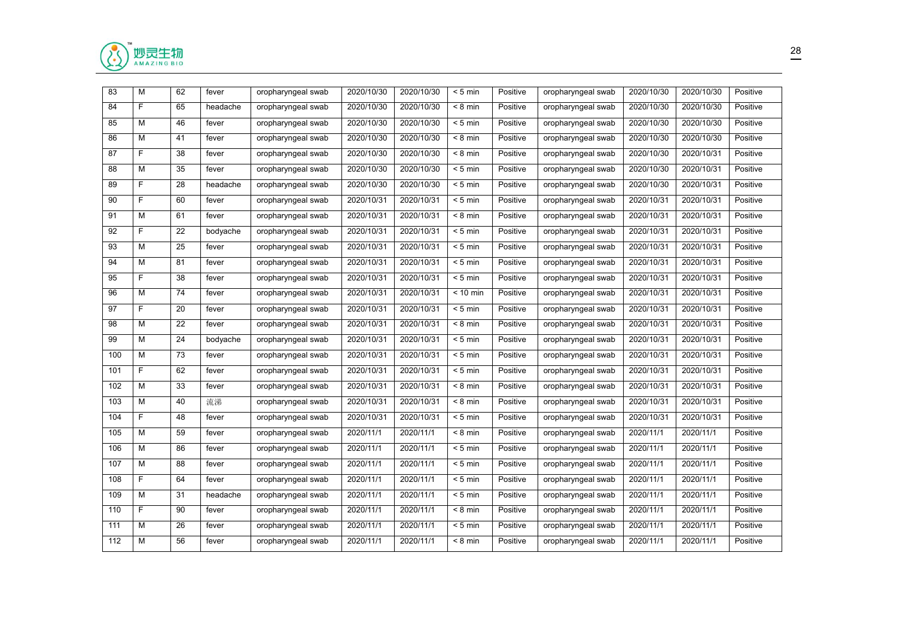| 83 | M | 62 | fever | oropharyngeal swab | 2020/10/30 | 2020/10/30 | < 5 min | Positive | oropharyngeal swab | 2020/10/30 | 2020/10/30 | Positive |
|---|---|---|---|---|---|---|---|---|---|---|---|---|
| 84 | F | 65 | headache | oropharyngeal swab | 2020/10/30 | 2020/10/30 | < 8 min | Positive | oropharyngeal swab | 2020/10/30 | 2020/10/30 | Positive |
| 85 | M | 46 | fever | oropharyngeal swab | 2020/10/30 | 2020/10/30 | < 5 min | Positive | oropharyngeal swab | 2020/10/30 | 2020/10/30 | Positive |
| 86 | M | 41 | fever | oropharyngeal swab | 2020/10/30 | 2020/10/30 | < 8 min | Positive | oropharyngeal swab | 2020/10/30 | 2020/10/30 | Positive |
| 87 | F | 38 | fever | oropharyngeal swab | 2020/10/30 | 2020/10/30 | < 5 min | Positive | oropharyngeal swab | 2020/10/30 | 2020/10/31 | Positive |
| 88 | M | 35 | fever | oropharyngeal swab | 2020/10/30 | 2020/10/30 | < 5 min | Positive | oropharyngeal swab | 2020/10/30 | 2020/10/31 | Positive |
| 89 | F | 28 | headache | oropharyngeal swab | 2020/10/30 | 2020/10/30 | < 5 min | Positive | oropharyngeal swab | 2020/10/30 | 2020/10/31 | Positive |
| 90 | F | 60 | fever | oropharyngeal swab | 2020/10/31 | 2020/10/31 | < 5 min | Positive | oropharyngeal swab | 2020/10/31 | 2020/10/31 | Positive |
| 91 | M | 61 | fever | oropharyngeal swab | 2020/10/31 | 2020/10/31 | < 8 min | Positive | oropharyngeal swab | 2020/10/31 | 2020/10/31 | Positive |
| 92 | F | 22 | bodyache | oropharyngeal swab | 2020/10/31 | 2020/10/31 | < 5 min | Positive | oropharyngeal swab | 2020/10/31 | 2020/10/31 | Positive |
| 93 | M | 25 | fever | oropharyngeal swab | 2020/10/31 | 2020/10/31 | < 5 min | Positive | oropharyngeal swab | 2020/10/31 | 2020/10/31 | Positive |
| 94 | M | 81 | fever | oropharyngeal swab | 2020/10/31 | 2020/10/31 | < 5 min | Positive | oropharyngeal swab | 2020/10/31 | 2020/10/31 | Positive |
| 95 | F | 38 | fever | oropharyngeal swab | 2020/10/31 | 2020/10/31 | < 5 min | Positive | oropharyngeal swab | 2020/10/31 | 2020/10/31 | Positive |
| 96 | M | 74 | fever | oropharyngeal swab | 2020/10/31 | 2020/10/31 | < 10 min | Positive | oropharyngeal swab | 2020/10/31 | 2020/10/31 | Positive |
| 97 | F | 20 | fever | oropharyngeal swab | 2020/10/31 | 2020/10/31 | < 5 min | Positive | oropharyngeal swab | 2020/10/31 | 2020/10/31 | Positive |
| 98 | M | 22 | fever | oropharyngeal swab | 2020/10/31 | 2020/10/31 | < 8 min | Positive | oropharyngeal swab | 2020/10/31 | 2020/10/31 | Positive |
| 99 | M | 24 | bodyache | oropharyngeal swab | 2020/10/31 | 2020/10/31 | < 5 min | Positive | oropharyngeal swab | 2020/10/31 | 2020/10/31 | Positive |
| 100 | M | 73 | fever | oropharyngeal swab | 2020/10/31 | 2020/10/31 | < 5 min | Positive | oropharyngeal swab | 2020/10/31 | 2020/10/31 | Positive |
| 101 | F | 62 | fever | oropharyngeal swab | 2020/10/31 | 2020/10/31 | < 5 min | Positive | oropharyngeal swab | 2020/10/31 | 2020/10/31 | Positive |
| 102 | M | 33 | fever | oropharyngeal swab | 2020/10/31 | 2020/10/31 | < 8 min | Positive | oropharyngeal swab | 2020/10/31 | 2020/10/31 | Positive |
| 103 | M | 40 | 流涕 | oropharyngeal swab | 2020/10/31 | 2020/10/31 | < 8 min | Positive | oropharyngeal swab | 2020/10/31 | 2020/10/31 | Positive |
| 104 | F | 48 | fever | oropharyngeal swab | 2020/10/31 | 2020/10/31 | < 5 min | Positive | oropharyngeal swab | 2020/10/31 | 2020/10/31 | Positive |
| 105 | M | 59 | fever | oropharyngeal swab | 2020/11/1 | 2020/11/1 | < 8 min | Positive | oropharyngeal swab | 2020/11/1 | 2020/11/1 | Positive |
| 106 | M | 86 | fever | oropharyngeal swab | 2020/11/1 | 2020/11/1 | < 5 min | Positive | oropharyngeal swab | 2020/11/1 | 2020/11/1 | Positive |
| 107 | M | 88 | fever | oropharyngeal swab | 2020/11/1 | 2020/11/1 | < 5 min | Positive | oropharyngeal swab | 2020/11/1 | 2020/11/1 | Positive |
| 108 | F | 64 | fever | oropharyngeal swab | 2020/11/1 | 2020/11/1 | < 5 min | Positive | oropharyngeal swab | 2020/11/1 | 2020/11/1 | Positive |
| 109 | M | 31 | headache | oropharyngeal swab | 2020/11/1 | 2020/11/1 | < 5 min | Positive | oropharyngeal swab | 2020/11/1 | 2020/11/1 | Positive |
| 110 | F | 90 | fever | oropharyngeal swab | 2020/11/1 | 2020/11/1 | < 8 min | Positive | oropharyngeal swab | 2020/11/1 | 2020/11/1 | Positive |
| 111 | M | 26 | fever | oropharyngeal swab | 2020/11/1 | 2020/11/1 | < 5 min | Positive | oropharyngeal swab | 2020/11/1 | 2020/11/1 | Positive |
| 112 | M | 56 | fever | oropharyngeal swab | 2020/11/1 | 2020/11/1 | < 8 min | Positive | oropharyngeal swab | 2020/11/1 | 2020/11/1 | Positive |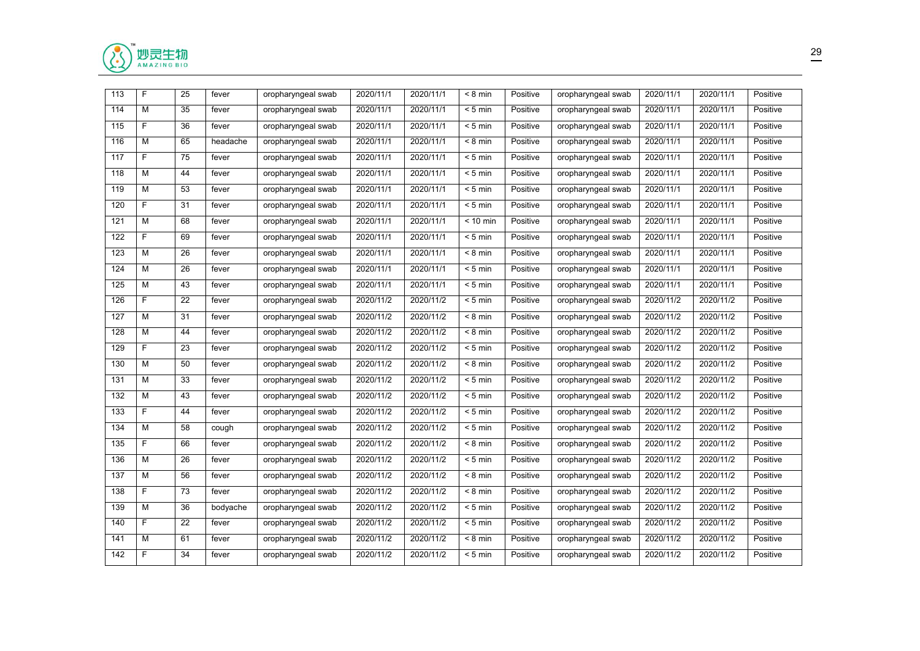| 113 | F | 25 | fever | oropharyngeal swab | 2020/11/1 | 2020/11/1 | < 8 min | Positive | oropharyngeal swab | 2020/11/1 | 2020/11/1 | Positive |
|---|---|---|---|---|---|---|---|---|---|---|---|---|
| 114 | M | 35 | fever | oropharyngeal swab | 2020/11/1 | 2020/11/1 | < 5 min | Positive | oropharyngeal swab | 2020/11/1 | 2020/11/1 | Positive |
| 115 | F | 36 | fever | oropharyngeal swab | 2020/11/1 | 2020/11/1 | < 5 min | Positive | oropharyngeal swab | 2020/11/1 | 2020/11/1 | Positive |
| 116 | M | 65 | headache | oropharyngeal swab | 2020/11/1 | 2020/11/1 | < 8 min | Positive | oropharyngeal swab | 2020/11/1 | 2020/11/1 | Positive |
| 117 | F | 75 | fever | oropharyngeal swab | 2020/11/1 | 2020/11/1 | < 5 min | Positive | oropharyngeal swab | 2020/11/1 | 2020/11/1 | Positive |
| 118 | M | 44 | fever | oropharyngeal swab | 2020/11/1 | 2020/11/1 | < 5 min | Positive | oropharyngeal swab | 2020/11/1 | 2020/11/1 | Positive |
| 119 | M | 53 | fever | oropharyngeal swab | 2020/11/1 | 2020/11/1 | < 5 min | Positive | oropharyngeal swab | 2020/11/1 | 2020/11/1 | Positive |
| 120 | F | 31 | fever | oropharyngeal swab | 2020/11/1 | 2020/11/1 | < 5 min | Positive | oropharyngeal swab | 2020/11/1 | 2020/11/1 | Positive |
| 121 | M | 68 | fever | oropharyngeal swab | 2020/11/1 | 2020/11/1 | < 10 min | Positive | oropharyngeal swab | 2020/11/1 | 2020/11/1 | Positive |
| 122 | F | 69 | fever | oropharyngeal swab | 2020/11/1 | 2020/11/1 | < 5 min | Positive | oropharyngeal swab | 2020/11/1 | 2020/11/1 | Positive |
| 123 | M | 26 | fever | oropharyngeal swab | 2020/11/1 | 2020/11/1 | < 8 min | Positive | oropharyngeal swab | 2020/11/1 | 2020/11/1 | Positive |
| 124 | M | 26 | fever | oropharyngeal swab | 2020/11/1 | 2020/11/1 | < 5 min | Positive | oropharyngeal swab | 2020/11/1 | 2020/11/1 | Positive |
| 125 | M | 43 | fever | oropharyngeal swab | 2020/11/1 | 2020/11/1 | < 5 min | Positive | oropharyngeal swab | 2020/11/1 | 2020/11/1 | Positive |
| 126 | F | 22 | fever | oropharyngeal swab | 2020/11/2 | 2020/11/2 | < 5 min | Positive | oropharyngeal swab | 2020/11/2 | 2020/11/2 | Positive |
| 127 | M | 31 | fever | oropharyngeal swab | 2020/11/2 | 2020/11/2 | < 8 min | Positive | oropharyngeal swab | 2020/11/2 | 2020/11/2 | Positive |
| 128 | M | 44 | fever | oropharyngeal swab | 2020/11/2 | 2020/11/2 | < 8 min | Positive | oropharyngeal swab | 2020/11/2 | 2020/11/2 | Positive |
| 129 | F | 23 | fever | oropharyngeal swab | 2020/11/2 | 2020/11/2 | < 5 min | Positive | oropharyngeal swab | 2020/11/2 | 2020/11/2 | Positive |
| 130 | M | 50 | fever | oropharyngeal swab | 2020/11/2 | 2020/11/2 | < 8 min | Positive | oropharyngeal swab | 2020/11/2 | 2020/11/2 | Positive |
| 131 | M | 33 | fever | oropharyngeal swab | 2020/11/2 | 2020/11/2 | < 5 min | Positive | oropharyngeal swab | 2020/11/2 | 2020/11/2 | Positive |
| 132 | M | 43 | fever | oropharyngeal swab | 2020/11/2 | 2020/11/2 | < 5 min | Positive | oropharyngeal swab | 2020/11/2 | 2020/11/2 | Positive |
| 133 | F | 44 | fever | oropharyngeal swab | 2020/11/2 | 2020/11/2 | < 5 min | Positive | oropharyngeal swab | 2020/11/2 | 2020/11/2 | Positive |
| 134 | M | 58 | cough | oropharyngeal swab | 2020/11/2 | 2020/11/2 | < 5 min | Positive | oropharyngeal swab | 2020/11/2 | 2020/11/2 | Positive |
| 135 | F | 66 | fever | oropharyngeal swab | 2020/11/2 | 2020/11/2 | < 8 min | Positive | oropharyngeal swab | 2020/11/2 | 2020/11/2 | Positive |
| 136 | M | 26 | fever | oropharyngeal swab | 2020/11/2 | 2020/11/2 | < 5 min | Positive | oropharyngeal swab | 2020/11/2 | 2020/11/2 | Positive |
| 137 | M | 56 | fever | oropharyngeal swab | 2020/11/2 | 2020/11/2 | < 8 min | Positive | oropharyngeal swab | 2020/11/2 | 2020/11/2 | Positive |
| 138 | F | 73 | fever | oropharyngeal swab | 2020/11/2 | 2020/11/2 | < 8 min | Positive | oropharyngeal swab | 2020/11/2 | 2020/11/2 | Positive |
| 139 | M | 36 | bodyache | oropharyngeal swab | 2020/11/2 | 2020/11/2 | < 5 min | Positive | oropharyngeal swab | 2020/11/2 | 2020/11/2 | Positive |
| 140 | F | 22 | fever | oropharyngeal swab | 2020/11/2 | 2020/11/2 | < 5 min | Positive | oropharyngeal swab | 2020/11/2 | 2020/11/2 | Positive |
| 141 | M | 61 | fever | oropharyngeal swab | 2020/11/2 | 2020/11/2 | < 8 min | Positive | oropharyngeal swab | 2020/11/2 | 2020/11/2 | Positive |
| 142 | F | 34 | fever | oropharyngeal swab | 2020/11/2 | 2020/11/2 | < 5 min | Positive | oropharyngeal swab | 2020/11/2 | 2020/11/2 | Positive |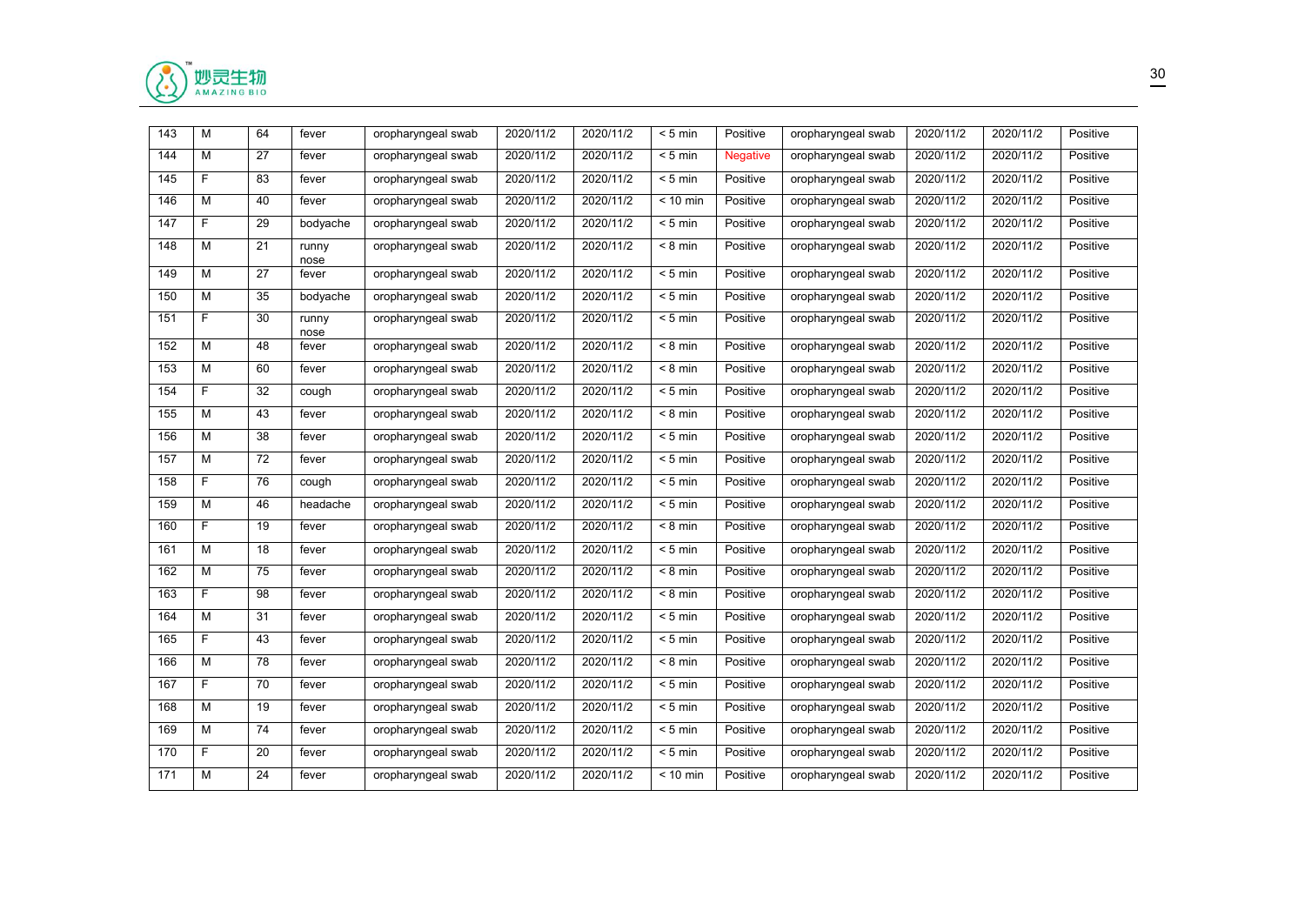| 143 | M | 64 | fever | oropharyngeal swab | 2020/11/2 | 2020/11/2 | < 5 min | Positive | oropharyngeal swab | 2020/11/2 | 2020/11/2 | Positive |
|---|---|---|---|---|---|---|---|---|---|---|---|---|
| 144 | M | 27 | fever | oropharyngeal swab | 2020/11/2 | 2020/11/2 | < 5 min | Negative | oropharyngeal swab | 2020/11/2 | 2020/11/2 | Positive |
| 145 | F | 83 | fever | oropharyngeal swab | 2020/11/2 | 2020/11/2 | < 5 min | Positive | oropharyngeal swab | 2020/11/2 | 2020/11/2 | Positive |
| 146 | M | 40 | fever | oropharyngeal swab | 2020/11/2 | 2020/11/2 | < 10 min | Positive | oropharyngeal swab | 2020/11/2 | 2020/11/2 | Positive |
| 147 | F | 29 | bodyache | oropharyngeal swab | 2020/11/2 | 2020/11/2 | < 5 min | Positive | oropharyngeal swab | 2020/11/2 | 2020/11/2 | Positive |
| 148 | M | 21 | runny nose | oropharyngeal swab | 2020/11/2 | 2020/11/2 | < 8 min | Positive | oropharyngeal swab | 2020/11/2 | 2020/11/2 | Positive |
| 149 | M | 27 | fever | oropharyngeal swab | 2020/11/2 | 2020/11/2 | < 5 min | Positive | oropharyngeal swab | 2020/11/2 | 2020/11/2 | Positive |
| 150 | M | 35 | bodyache | oropharyngeal swab | 2020/11/2 | 2020/11/2 | < 5 min | Positive | oropharyngeal swab | 2020/11/2 | 2020/11/2 | Positive |
| 151 | F | 30 | runny nose | oropharyngeal swab | 2020/11/2 | 2020/11/2 | < 5 min | Positive | oropharyngeal swab | 2020/11/2 | 2020/11/2 | Positive |
| 152 | M | 48 | fever | oropharyngeal swab | 2020/11/2 | 2020/11/2 | < 8 min | Positive | oropharyngeal swab | 2020/11/2 | 2020/11/2 | Positive |
| 153 | M | 60 | fever | oropharyngeal swab | 2020/11/2 | 2020/11/2 | < 8 min | Positive | oropharyngeal swab | 2020/11/2 | 2020/11/2 | Positive |
| 154 | F | 32 | cough | oropharyngeal swab | 2020/11/2 | 2020/11/2 | < 5 min | Positive | oropharyngeal swab | 2020/11/2 | 2020/11/2 | Positive |
| 155 | M | 43 | fever | oropharyngeal swab | 2020/11/2 | 2020/11/2 | < 8 min | Positive | oropharyngeal swab | 2020/11/2 | 2020/11/2 | Positive |
| 156 | M | 38 | fever | oropharyngeal swab | 2020/11/2 | 2020/11/2 | < 5 min | Positive | oropharyngeal swab | 2020/11/2 | 2020/11/2 | Positive |
| 157 | M | 72 | fever | oropharyngeal swab | 2020/11/2 | 2020/11/2 | < 5 min | Positive | oropharyngeal swab | 2020/11/2 | 2020/11/2 | Positive |
| 158 | F | 76 | cough | oropharyngeal swab | 2020/11/2 | 2020/11/2 | < 5 min | Positive | oropharyngeal swab | 2020/11/2 | 2020/11/2 | Positive |
| 159 | M | 46 | headache | oropharyngeal swab | 2020/11/2 | 2020/11/2 | < 5 min | Positive | oropharyngeal swab | 2020/11/2 | 2020/11/2 | Positive |
| 160 | F | 19 | fever | oropharyngeal swab | 2020/11/2 | 2020/11/2 | < 8 min | Positive | oropharyngeal swab | 2020/11/2 | 2020/11/2 | Positive |
| 161 | M | 18 | fever | oropharyngeal swab | 2020/11/2 | 2020/11/2 | < 5 min | Positive | oropharyngeal swab | 2020/11/2 | 2020/11/2 | Positive |
| 162 | M | 75 | fever | oropharyngeal swab | 2020/11/2 | 2020/11/2 | < 8 min | Positive | oropharyngeal swab | 2020/11/2 | 2020/11/2 | Positive |
| 163 | F | 98 | fever | oropharyngeal swab | 2020/11/2 | 2020/11/2 | < 8 min | Positive | oropharyngeal swab | 2020/11/2 | 2020/11/2 | Positive |
| 164 | M | 31 | fever | oropharyngeal swab | 2020/11/2 | 2020/11/2 | < 5 min | Positive | oropharyngeal swab | 2020/11/2 | 2020/11/2 | Positive |
| 165 | F | 43 | fever | oropharyngeal swab | 2020/11/2 | 2020/11/2 | < 5 min | Positive | oropharyngeal swab | 2020/11/2 | 2020/11/2 | Positive |
| 166 | M | 78 | fever | oropharyngeal swab | 2020/11/2 | 2020/11/2 | < 8 min | Positive | oropharyngeal swab | 2020/11/2 | 2020/11/2 | Positive |
| 167 | F | 70 | fever | oropharyngeal swab | 2020/11/2 | 2020/11/2 | < 5 min | Positive | oropharyngeal swab | 2020/11/2 | 2020/11/2 | Positive |
| 168 | M | 19 | fever | oropharyngeal swab | 2020/11/2 | 2020/11/2 | < 5 min | Positive | oropharyngeal swab | 2020/11/2 | 2020/11/2 | Positive |
| 169 | M | 74 | fever | oropharyngeal swab | 2020/11/2 | 2020/11/2 | < 5 min | Positive | oropharyngeal swab | 2020/11/2 | 2020/11/2 | Positive |
| 170 | F | 20 | fever | oropharyngeal swab | 2020/11/2 | 2020/11/2 | < 5 min | Positive | oropharyngeal swab | 2020/11/2 | 2020/11/2 | Positive |
| 171 | M | 24 | fever | oropharyngeal swab | 2020/11/2 | 2020/11/2 | < 10 min | Positive | oropharyngeal swab | 2020/11/2 | 2020/11/2 | Positive |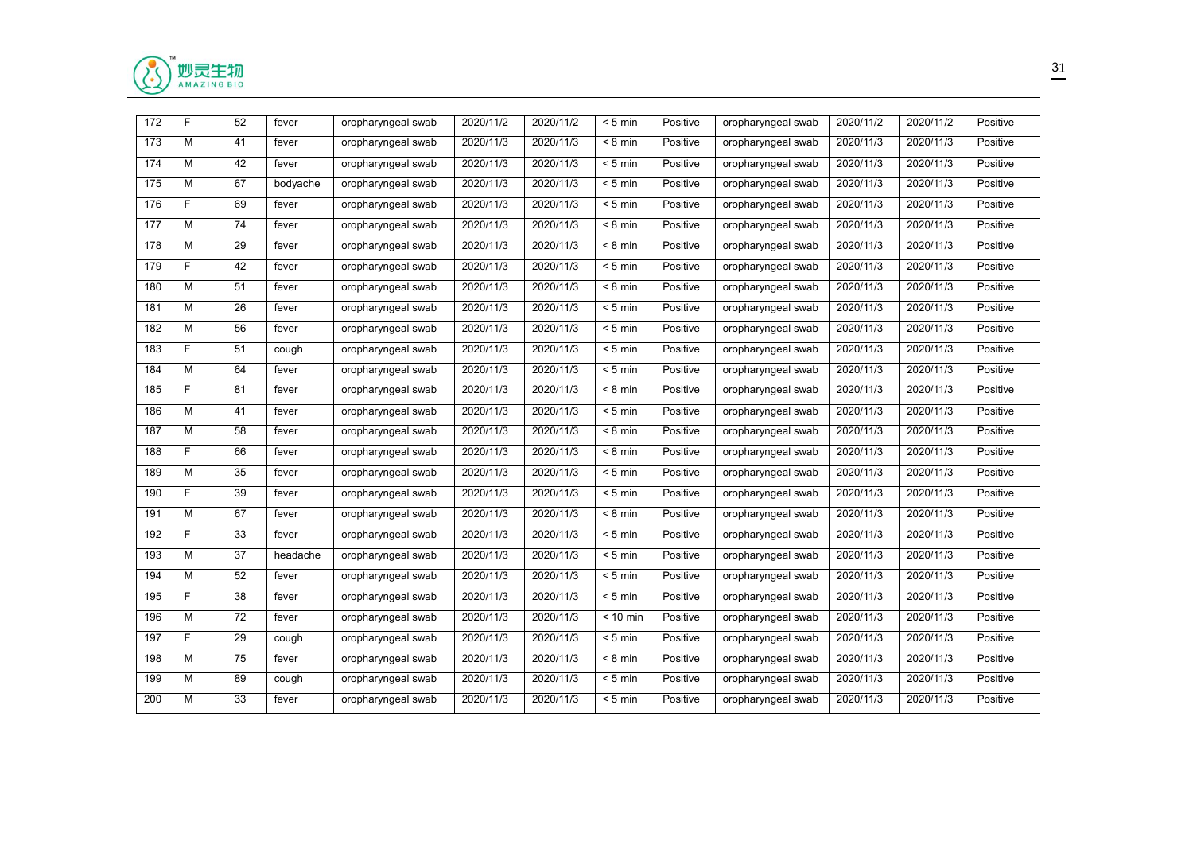| 172 | F | 52 | fever | oropharyngeal swab | 2020/11/2 | 2020/11/2 | < 5 min | Positive | oropharyngeal swab | 2020/11/2 | 2020/11/2 | Positive |
|---|---|---|---|---|---|---|---|---|---|---|---|---|
| 173 | M | 41 | fever | oropharyngeal swab | 2020/11/3 | 2020/11/3 | < 8 min | Positive | oropharyngeal swab | 2020/11/3 | 2020/11/3 | Positive |
| 174 | M | 42 | fever | oropharyngeal swab | 2020/11/3 | 2020/11/3 | < 5 min | Positive | oropharyngeal swab | 2020/11/3 | 2020/11/3 | Positive |
| 175 | M | 67 | bodyache | oropharyngeal swab | 2020/11/3 | 2020/11/3 | < 5 min | Positive | oropharyngeal swab | 2020/11/3 | 2020/11/3 | Positive |
| 176 | F | 69 | fever | oropharyngeal swab | 2020/11/3 | 2020/11/3 | < 5 min | Positive | oropharyngeal swab | 2020/11/3 | 2020/11/3 | Positive |
| 177 | M | 74 | fever | oropharyngeal swab | 2020/11/3 | 2020/11/3 | < 8 min | Positive | oropharyngeal swab | 2020/11/3 | 2020/11/3 | Positive |
| 178 | M | 29 | fever | oropharyngeal swab | 2020/11/3 | 2020/11/3 | < 8 min | Positive | oropharyngeal swab | 2020/11/3 | 2020/11/3 | Positive |
| 179 | F | 42 | fever | oropharyngeal swab | 2020/11/3 | 2020/11/3 | < 5 min | Positive | oropharyngeal swab | 2020/11/3 | 2020/11/3 | Positive |
| 180 | M | 51 | fever | oropharyngeal swab | 2020/11/3 | 2020/11/3 | < 8 min | Positive | oropharyngeal swab | 2020/11/3 | 2020/11/3 | Positive |
| 181 | M | 26 | fever | oropharyngeal swab | 2020/11/3 | 2020/11/3 | < 5 min | Positive | oropharyngeal swab | 2020/11/3 | 2020/11/3 | Positive |
| 182 | M | 56 | fever | oropharyngeal swab | 2020/11/3 | 2020/11/3 | < 5 min | Positive | oropharyngeal swab | 2020/11/3 | 2020/11/3 | Positive |
| 183 | F | 51 | cough | oropharyngeal swab | 2020/11/3 | 2020/11/3 | < 5 min | Positive | oropharyngeal swab | 2020/11/3 | 2020/11/3 | Positive |
| 184 | M | 64 | fever | oropharyngeal swab | 2020/11/3 | 2020/11/3 | < 5 min | Positive | oropharyngeal swab | 2020/11/3 | 2020/11/3 | Positive |
| 185 | F | 81 | fever | oropharyngeal swab | 2020/11/3 | 2020/11/3 | < 8 min | Positive | oropharyngeal swab | 2020/11/3 | 2020/11/3 | Positive |
| 186 | M | 41 | fever | oropharyngeal swab | 2020/11/3 | 2020/11/3 | < 5 min | Positive | oropharyngeal swab | 2020/11/3 | 2020/11/3 | Positive |
| 187 | M | 58 | fever | oropharyngeal swab | 2020/11/3 | 2020/11/3 | < 8 min | Positive | oropharyngeal swab | 2020/11/3 | 2020/11/3 | Positive |
| 188 | F | 66 | fever | oropharyngeal swab | 2020/11/3 | 2020/11/3 | < 8 min | Positive | oropharyngeal swab | 2020/11/3 | 2020/11/3 | Positive |
| 189 | M | 35 | fever | oropharyngeal swab | 2020/11/3 | 2020/11/3 | < 5 min | Positive | oropharyngeal swab | 2020/11/3 | 2020/11/3 | Positive |
| 190 | F | 39 | fever | oropharyngeal swab | 2020/11/3 | 2020/11/3 | < 5 min | Positive | oropharyngeal swab | 2020/11/3 | 2020/11/3 | Positive |
| 191 | M | 67 | fever | oropharyngeal swab | 2020/11/3 | 2020/11/3 | < 8 min | Positive | oropharyngeal swab | 2020/11/3 | 2020/11/3 | Positive |
| 192 | F | 33 | fever | oropharyngeal swab | 2020/11/3 | 2020/11/3 | < 5 min | Positive | oropharyngeal swab | 2020/11/3 | 2020/11/3 | Positive |
| 193 | M | 37 | headache | oropharyngeal swab | 2020/11/3 | 2020/11/3 | < 5 min | Positive | oropharyngeal swab | 2020/11/3 | 2020/11/3 | Positive |
| 194 | M | 52 | fever | oropharyngeal swab | 2020/11/3 | 2020/11/3 | < 5 min | Positive | oropharyngeal swab | 2020/11/3 | 2020/11/3 | Positive |
| 195 | F | 38 | fever | oropharyngeal swab | 2020/11/3 | 2020/11/3 | < 5 min | Positive | oropharyngeal swab | 2020/11/3 | 2020/11/3 | Positive |
| 196 | M | 72 | fever | oropharyngeal swab | 2020/11/3 | 2020/11/3 | < 10 min | Positive | oropharyngeal swab | 2020/11/3 | 2020/11/3 | Positive |
| 197 | F | 29 | cough | oropharyngeal swab | 2020/11/3 | 2020/11/3 | < 5 min | Positive | oropharyngeal swab | 2020/11/3 | 2020/11/3 | Positive |
| 198 | M | 75 | fever | oropharyngeal swab | 2020/11/3 | 2020/11/3 | < 8 min | Positive | oropharyngeal swab | 2020/11/3 | 2020/11/3 | Positive |
| 199 | M | 89 | cough | oropharyngeal swab | 2020/11/3 | 2020/11/3 | < 5 min | Positive | oropharyngeal swab | 2020/11/3 | 2020/11/3 | Positive |
| 200 | M | 33 | fever | oropharyngeal swab | 2020/11/3 | 2020/11/3 | < 5 min | Positive | oropharyngeal swab | 2020/11/3 | 2020/11/3 | Positive |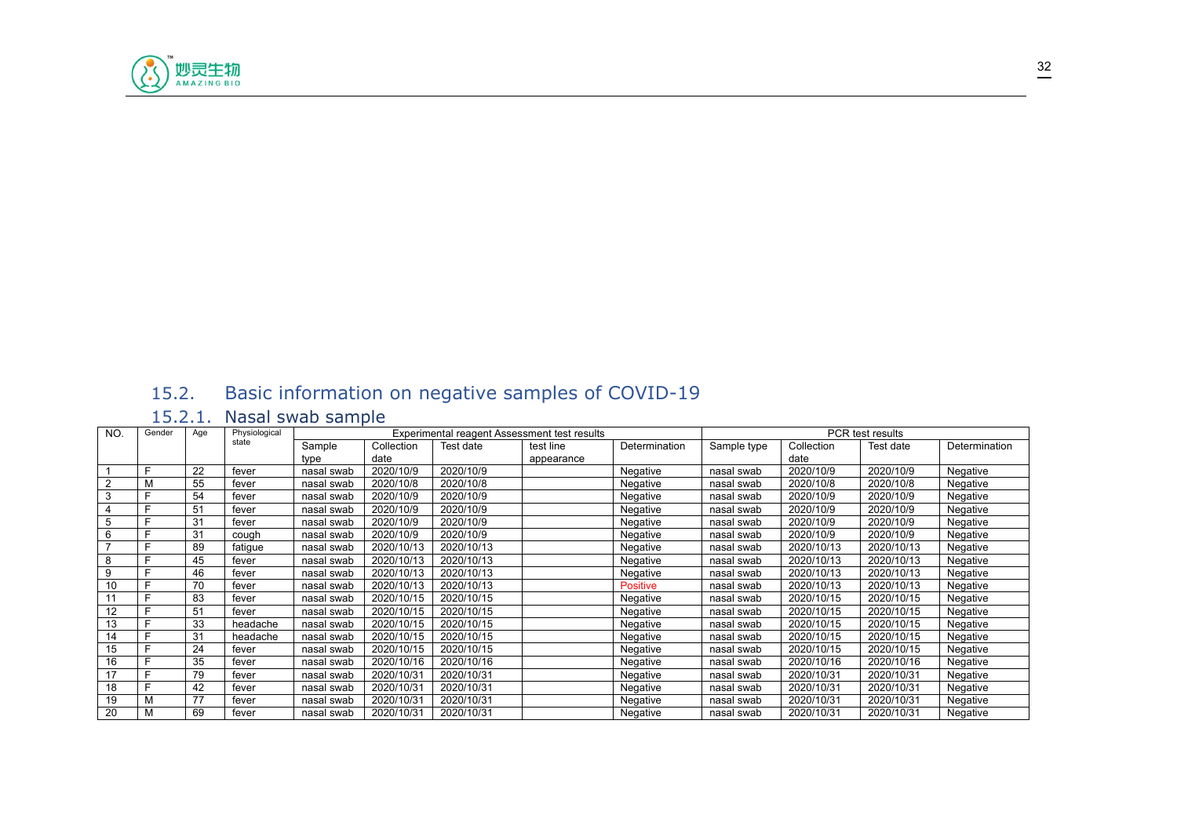## 15.2. Basic information on negative samples of COVID-19

### 15.2.1. Nasal swab sample

| NO. | Gender | Age | Physiological state | Experimental reagent Assessment test results | | | | | PCR test results | | | |
|---|---|---|---|---|---|---|---|---|---|---|---|---|
| | | | | Sample type | Collection date | Test date | test line appearance | Determination | Sample type | Collection date | Test date | Determination |
| 1 | F | 22 | fever | nasal swab | 2020/10/9 | 2020/10/9 | | Negative | nasal swab | 2020/10/9 | 2020/10/9 | Negative |
| 2 | M | 55 | fever | nasal swab | 2020/10/8 | 2020/10/8 | | Negative | nasal swab | 2020/10/8 | 2020/10/8 | Negative |
| 3 | F | 54 | fever | nasal swab | 2020/10/9 | 2020/10/9 | | Negative | nasal swab | 2020/10/9 | 2020/10/9 | Negative |
| 4 | F | 51 | fever | nasal swab | 2020/10/9 | 2020/10/9 | | Negative | nasal swab | 2020/10/9 | 2020/10/9 | Negative |
| 5 | F | 31 | fever | nasal swab | 2020/10/9 | 2020/10/9 | | Negative | nasal swab | 2020/10/9 | 2020/10/9 | Negative |
| 6 | F | 31 | cough | nasal swab | 2020/10/9 | 2020/10/9 | | Negative | nasal swab | 2020/10/9 | 2020/10/9 | Negative |
| 7 | F | 89 | fatigue | nasal swab | 2020/10/13 | 2020/10/13 | | Negative | nasal swab | 2020/10/13 | 2020/10/13 | Negative |
| 8 | F | 45 | fever | nasal swab | 2020/10/13 | 2020/10/13 | | Negative | nasal swab | 2020/10/13 | 2020/10/13 | Negative |
| 9 | F | 46 | fever | nasal swab | 2020/10/13 | 2020/10/13 | | Negative | nasal swab | 2020/10/13 | 2020/10/13 | Negative |
| 10 | F | 70 | fever | nasal swab | 2020/10/13 | 2020/10/13 | | Positive | nasal swab | 2020/10/13 | 2020/10/13 | Negative |
| 11 | F | 83 | fever | nasal swab | 2020/10/15 | 2020/10/15 | | Negative | nasal swab | 2020/10/15 | 2020/10/15 | Negative |
| 12 | F | 51 | fever | nasal swab | 2020/10/15 | 2020/10/15 | | Negative | nasal swab | 2020/10/15 | 2020/10/15 | Negative |
| 13 | F | 33 | headache | nasal swab | 2020/10/15 | 2020/10/15 | | Negative | nasal swab | 2020/10/15 | 2020/10/15 | Negative |
| 14 | F | 31 | headache | nasal swab | 2020/10/15 | 2020/10/15 | | Negative | nasal swab | 2020/10/15 | 2020/10/15 | Negative |
| 15 | F | 24 | fever | nasal swab | 2020/10/15 | 2020/10/15 | | Negative | nasal swab | 2020/10/15 | 2020/10/15 | Negative |
| 16 | F | 35 | fever | nasal swab | 2020/10/16 | 2020/10/16 | | Negative | nasal swab | 2020/10/16 | 2020/10/16 | Negative |
| 17 | F | 79 | fever | nasal swab | 2020/10/31 | 2020/10/31 | | Negative | nasal swab | 2020/10/31 | 2020/10/31 | Negative |
| 18 | F | 42 | fever | nasal swab | 2020/10/31 | 2020/10/31 | | Negative | nasal swab | 2020/10/31 | 2020/10/31 | Negative |
| 19 | M | 77 | fever | nasal swab | 2020/10/31 | 2020/10/31 | | Negative | nasal swab | 2020/10/31 | 2020/10/31 | Negative |
| 20 | M | 69 | fever | nasal swab | 2020/10/31 | 2020/10/31 | | Negative | nasal swab | 2020/10/31 | 2020/10/31 | Negative |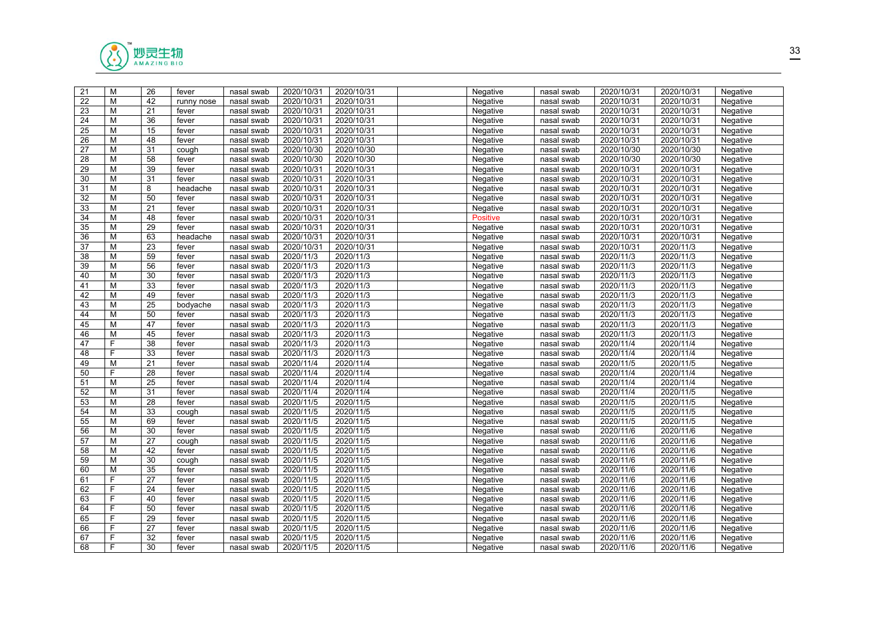| | | | | | | | | | | | | |
|---|---|---|---|---|---|---|---|---|---|---|---|---|
| 21 | M | 26 | fever | nasal swab | 2020/10/31 | 2020/10/31 | | Negative | nasal swab | 2020/10/31 | 2020/10/31 | Negative |
| 22 | M | 42 | runny nose | nasal swab | 2020/10/31 | 2020/10/31 | | Negative | nasal swab | 2020/10/31 | 2020/10/31 | Negative |
| 23 | M | 21 | fever | nasal swab | 2020/10/31 | 2020/10/31 | | Negative | nasal swab | 2020/10/31 | 2020/10/31 | Negative |
| 24 | M | 36 | fever | nasal swab | 2020/10/31 | 2020/10/31 | | Negative | nasal swab | 2020/10/31 | 2020/10/31 | Negative |
| 25 | M | 15 | fever | nasal swab | 2020/10/31 | 2020/10/31 | | Negative | nasal swab | 2020/10/31 | 2020/10/31 | Negative |
| 26 | M | 48 | fever | nasal swab | 2020/10/31 | 2020/10/31 | | Negative | nasal swab | 2020/10/31 | 2020/10/31 | Negative |
| 27 | M | 31 | cough | nasal swab | 2020/10/30 | 2020/10/30 | | Negative | nasal swab | 2020/10/30 | 2020/10/30 | Negative |
| 28 | M | 58 | fever | nasal swab | 2020/10/30 | 2020/10/30 | | Negative | nasal swab | 2020/10/30 | 2020/10/30 | Negative |
| 29 | M | 39 | fever | nasal swab | 2020/10/31 | 2020/10/31 | | Negative | nasal swab | 2020/10/31 | 2020/10/31 | Negative |
| 30 | M | 31 | fever | nasal swab | 2020/10/31 | 2020/10/31 | | Negative | nasal swab | 2020/10/31 | 2020/10/31 | Negative |
| 31 | M | 8 | headache | nasal swab | 2020/10/31 | 2020/10/31 | | Negative | nasal swab | 2020/10/31 | 2020/10/31 | Negative |
| 32 | M | 50 | fever | nasal swab | 2020/10/31 | 2020/10/31 | | Negative | nasal swab | 2020/10/31 | 2020/10/31 | Negative |
| 33 | M | 21 | fever | nasal swab | 2020/10/31 | 2020/10/31 | | Negative | nasal swab | 2020/10/31 | 2020/10/31 | Negative |
| 34 | M | 48 | fever | nasal swab | 2020/10/31 | 2020/10/31 | | Positive | nasal swab | 2020/10/31 | 2020/10/31 | Negative |
| 35 | M | 29 | fever | nasal swab | 2020/10/31 | 2020/10/31 | | Negative | nasal swab | 2020/10/31 | 2020/10/31 | Negative |
| 36 | M | 63 | headache | nasal swab | 2020/10/31 | 2020/10/31 | | Negative | nasal swab | 2020/10/31 | 2020/10/31 | Negative |
| 37 | M | 23 | fever | nasal swab | 2020/10/31 | 2020/10/31 | | Negative | nasal swab | 2020/10/31 | 2020/11/3 | Negative |
| 38 | M | 59 | fever | nasal swab | 2020/11/3 | 2020/11/3 | | Negative | nasal swab | 2020/11/3 | 2020/11/3 | Negative |
| 39 | M | 56 | fever | nasal swab | 2020/11/3 | 2020/11/3 | | Negative | nasal swab | 2020/11/3 | 2020/11/3 | Negative |
| 40 | M | 30 | fever | nasal swab | 2020/11/3 | 2020/11/3 | | Negative | nasal swab | 2020/11/3 | 2020/11/3 | Negative |
| 41 | M | 33 | fever | nasal swab | 2020/11/3 | 2020/11/3 | | Negative | nasal swab | 2020/11/3 | 2020/11/3 | Negative |
| 42 | M | 49 | fever | nasal swab | 2020/11/3 | 2020/11/3 | | Negative | nasal swab | 2020/11/3 | 2020/11/3 | Negative |
| 43 | M | 25 | bodyache | nasal swab | 2020/11/3 | 2020/11/3 | | Negative | nasal swab | 2020/11/3 | 2020/11/3 | Negative |
| 44 | M | 50 | fever | nasal swab | 2020/11/3 | 2020/11/3 | | Negative | nasal swab | 2020/11/3 | 2020/11/3 | Negative |
| 45 | M | 47 | fever | nasal swab | 2020/11/3 | 2020/11/3 | | Negative | nasal swab | 2020/11/3 | 2020/11/3 | Negative |
| 46 | M | 45 | fever | nasal swab | 2020/11/3 | 2020/11/3 | | Negative | nasal swab | 2020/11/3 | 2020/11/3 | Negative |
| 47 | F | 38 | fever | nasal swab | 2020/11/3 | 2020/11/3 | | Negative | nasal swab | 2020/11/4 | 2020/11/4 | Negative |
| 48 | F | 33 | fever | nasal swab | 2020/11/3 | 2020/11/3 | | Negative | nasal swab | 2020/11/4 | 2020/11/4 | Negative |
| 49 | M | 21 | fever | nasal swab | 2020/11/4 | 2020/11/4 | | Negative | nasal swab | 2020/11/5 | 2020/11/5 | Negative |
| 50 | F | 28 | fever | nasal swab | 2020/11/4 | 2020/11/4 | | Negative | nasal swab | 2020/11/4 | 2020/11/4 | Negative |
| 51 | M | 25 | fever | nasal swab | 2020/11/4 | 2020/11/4 | | Negative | nasal swab | 2020/11/4 | 2020/11/4 | Negative |
| 52 | M | 31 | fever | nasal swab | 2020/11/4 | 2020/11/4 | | Negative | nasal swab | 2020/11/4 | 2020/11/5 | Negative |
| 53 | M | 28 | fever | nasal swab | 2020/11/5 | 2020/11/5 | | Negative | nasal swab | 2020/11/5 | 2020/11/5 | Negative |
| 54 | M | 33 | cough | nasal swab | 2020/11/5 | 2020/11/5 | | Negative | nasal swab | 2020/11/5 | 2020/11/5 | Negative |
| 55 | M | 69 | fever | nasal swab | 2020/11/5 | 2020/11/5 | | Negative | nasal swab | 2020/11/5 | 2020/11/5 | Negative |
| 56 | M | 30 | fever | nasal swab | 2020/11/5 | 2020/11/5 | | Negative | nasal swab | 2020/11/6 | 2020/11/6 | Negative |
| 57 | M | 27 | cough | nasal swab | 2020/11/5 | 2020/11/5 | | Negative | nasal swab | 2020/11/6 | 2020/11/6 | Negative |
| 58 | M | 42 | fever | nasal swab | 2020/11/5 | 2020/11/5 | | Negative | nasal swab | 2020/11/6 | 2020/11/6 | Negative |
| 59 | M | 30 | cough | nasal swab | 2020/11/5 | 2020/11/5 | | Negative | nasal swab | 2020/11/6 | 2020/11/6 | Negative |
| 60 | M | 35 | fever | nasal swab | 2020/11/5 | 2020/11/5 | | Negative | nasal swab | 2020/11/6 | 2020/11/6 | Negative |
| 61 | F | 27 | fever | nasal swab | 2020/11/5 | 2020/11/5 | | Negative | nasal swab | 2020/11/6 | 2020/11/6 | Negative |
| 62 | F | 24 | fever | nasal swab | 2020/11/5 | 2020/11/5 | | Negative | nasal swab | 2020/11/6 | 2020/11/6 | Negative |
| 63 | F | 40 | fever | nasal swab | 2020/11/5 | 2020/11/5 | | Negative | nasal swab | 2020/11/6 | 2020/11/6 | Negative |
| 64 | F | 50 | fever | nasal swab | 2020/11/5 | 2020/11/5 | | Negative | nasal swab | 2020/11/6 | 2020/11/6 | Negative |
| 65 | F | 29 | fever | nasal swab | 2020/11/5 | 2020/11/5 | | Negative | nasal swab | 2020/11/6 | 2020/11/6 | Negative |
| 66 | F | 27 | fever | nasal swab | 2020/11/5 | 2020/11/5 | | Negative | nasal swab | 2020/11/6 | 2020/11/6 | Negative |
| 67 | F | 32 | fever | nasal swab | 2020/11/5 | 2020/11/5 | | Negative | nasal swab | 2020/11/6 | 2020/11/6 | Negative |
| 68 | F | 30 | fever | nasal swab | 2020/11/5 | 2020/11/5 | | Negative | nasal swab | 2020/11/6 | 2020/11/6 | Negative |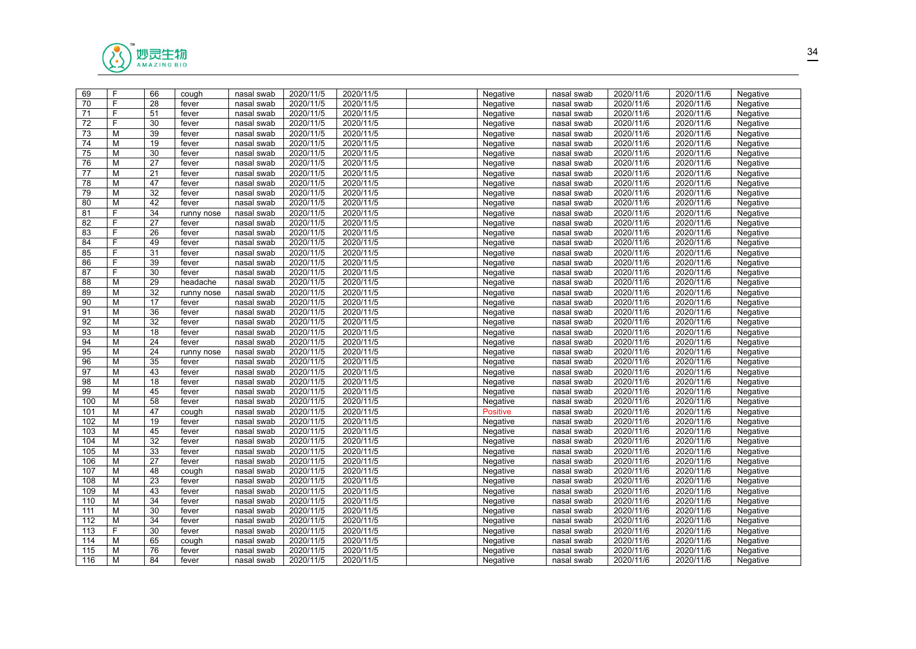| 69 | F | 66 | cough | nasal swab | 2020/11/5 | 2020/11/5 | | Negative | nasal swab | 2020/11/6 | 2020/11/6 | Negative |
|---|---|---|---|---|---|---|---|---|---|---|---|---|
| 70 | F | 28 | fever | nasal swab | 2020/11/5 | 2020/11/5 | | Negative | nasal swab | 2020/11/6 | 2020/11/6 | Negative |
| 71 | F | 51 | fever | nasal swab | 2020/11/5 | 2020/11/5 | | Negative | nasal swab | 2020/11/6 | 2020/11/6 | Negative |
| 72 | F | 30 | fever | nasal swab | 2020/11/5 | 2020/11/5 | | Negative | nasal swab | 2020/11/6 | 2020/11/6 | Negative |
| 73 | M | 39 | fever | nasal swab | 2020/11/5 | 2020/11/5 | | Negative | nasal swab | 2020/11/6 | 2020/11/6 | Negative |
| 74 | M | 19 | fever | nasal swab | 2020/11/5 | 2020/11/5 | | Negative | nasal swab | 2020/11/6 | 2020/11/6 | Negative |
| 75 | M | 30 | fever | nasal swab | 2020/11/5 | 2020/11/5 | | Negative | nasal swab | 2020/11/6 | 2020/11/6 | Negative |
| 76 | M | 27 | fever | nasal swab | 2020/11/5 | 2020/11/5 | | Negative | nasal swab | 2020/11/6 | 2020/11/6 | Negative |
| 77 | M | 21 | fever | nasal swab | 2020/11/5 | 2020/11/5 | | Negative | nasal swab | 2020/11/6 | 2020/11/6 | Negative |
| 78 | M | 47 | fever | nasal swab | 2020/11/5 | 2020/11/5 | | Negative | nasal swab | 2020/11/6 | 2020/11/6 | Negative |
| 79 | M | 32 | fever | nasal swab | 2020/11/5 | 2020/11/5 | | Negative | nasal swab | 2020/11/6 | 2020/11/6 | Negative |
| 80 | M | 42 | fever | nasal swab | 2020/11/5 | 2020/11/5 | | Negative | nasal swab | 2020/11/6 | 2020/11/6 | Negative |
| 81 | F | 34 | runny nose | nasal swab | 2020/11/5 | 2020/11/5 | | Negative | nasal swab | 2020/11/6 | 2020/11/6 | Negative |
| 82 | F | 27 | fever | nasal swab | 2020/11/5 | 2020/11/5 | | Negative | nasal swab | 2020/11/6 | 2020/11/6 | Negative |
| 83 | F | 26 | fever | nasal swab | 2020/11/5 | 2020/11/5 | | Negative | nasal swab | 2020/11/6 | 2020/11/6 | Negative |
| 84 | F | 49 | fever | nasal swab | 2020/11/5 | 2020/11/5 | | Negative | nasal swab | 2020/11/6 | 2020/11/6 | Negative |
| 85 | F | 31 | fever | nasal swab | 2020/11/5 | 2020/11/5 | | Negative | nasal swab | 2020/11/6 | 2020/11/6 | Negative |
| 86 | F | 39 | fever | nasal swab | 2020/11/5 | 2020/11/5 | | Negative | nasal swab | 2020/11/6 | 2020/11/6 | Negative |
| 87 | F | 30 | fever | nasal swab | 2020/11/5 | 2020/11/5 | | Negative | nasal swab | 2020/11/6 | 2020/11/6 | Negative |
| 88 | M | 29 | headache | nasal swab | 2020/11/5 | 2020/11/5 | | Negative | nasal swab | 2020/11/6 | 2020/11/6 | Negative |
| 89 | M | 32 | runny nose | nasal swab | 2020/11/5 | 2020/11/5 | | Negative | nasal swab | 2020/11/6 | 2020/11/6 | Negative |
| 90 | M | 17 | fever | nasal swab | 2020/11/5 | 2020/11/5 | | Negative | nasal swab | 2020/11/6 | 2020/11/6 | Negative |
| 91 | M | 36 | fever | nasal swab | 2020/11/5 | 2020/11/5 | | Negative | nasal swab | 2020/11/6 | 2020/11/6 | Negative |
| 92 | M | 32 | fever | nasal swab | 2020/11/5 | 2020/11/5 | | Negative | nasal swab | 2020/11/6 | 2020/11/6 | Negative |
| 93 | M | 18 | fever | nasal swab | 2020/11/5 | 2020/11/5 | | Negative | nasal swab | 2020/11/6 | 2020/11/6 | Negative |
| 94 | M | 24 | fever | nasal swab | 2020/11/5 | 2020/11/5 | | Negative | nasal swab | 2020/11/6 | 2020/11/6 | Negative |
| 95 | M | 24 | runny nose | nasal swab | 2020/11/5 | 2020/11/5 | | Negative | nasal swab | 2020/11/6 | 2020/11/6 | Negative |
| 96 | M | 35 | fever | nasal swab | 2020/11/5 | 2020/11/5 | | Negative | nasal swab | 2020/11/6 | 2020/11/6 | Negative |
| 97 | M | 43 | fever | nasal swab | 2020/11/5 | 2020/11/5 | | Negative | nasal swab | 2020/11/6 | 2020/11/6 | Negative |
| 98 | M | 18 | fever | nasal swab | 2020/11/5 | 2020/11/5 | | Negative | nasal swab | 2020/11/6 | 2020/11/6 | Negative |
| 99 | M | 45 | fever | nasal swab | 2020/11/5 | 2020/11/5 | | Negative | nasal swab | 2020/11/6 | 2020/11/6 | Negative |
| 100 | M | 58 | fever | nasal swab | 2020/11/5 | 2020/11/5 | | Negative | nasal swab | 2020/11/6 | 2020/11/6 | Negative |
| 101 | M | 47 | cough | nasal swab | 2020/11/5 | 2020/11/5 | | Positive | nasal swab | 2020/11/6 | 2020/11/6 | Negative |
| 102 | M | 19 | fever | nasal swab | 2020/11/5 | 2020/11/5 | | Negative | nasal swab | 2020/11/6 | 2020/11/6 | Negative |
| 103 | M | 45 | fever | nasal swab | 2020/11/5 | 2020/11/5 | | Negative | nasal swab | 2020/11/6 | 2020/11/6 | Negative |
| 104 | M | 32 | fever | nasal swab | 2020/11/5 | 2020/11/5 | | Negative | nasal swab | 2020/11/6 | 2020/11/6 | Negative |
| 105 | M | 33 | fever | nasal swab | 2020/11/5 | 2020/11/5 | | Negative | nasal swab | 2020/11/6 | 2020/11/6 | Negative |
| 106 | M | 27 | fever | nasal swab | 2020/11/5 | 2020/11/5 | | Negative | nasal swab | 2020/11/6 | 2020/11/6 | Negative |
| 107 | M | 48 | cough | nasal swab | 2020/11/5 | 2020/11/5 | | Negative | nasal swab | 2020/11/6 | 2020/11/6 | Negative |
| 108 | M | 23 | fever | nasal swab | 2020/11/5 | 2020/11/5 | | Negative | nasal swab | 2020/11/6 | 2020/11/6 | Negative |
| 109 | M | 43 | fever | nasal swab | 2020/11/5 | 2020/11/5 | | Negative | nasal swab | 2020/11/6 | 2020/11/6 | Negative |
| 110 | M | 34 | fever | nasal swab | 2020/11/5 | 2020/11/5 | | Negative | nasal swab | 2020/11/6 | 2020/11/6 | Negative |
| 111 | M | 30 | fever | nasal swab | 2020/11/5 | 2020/11/5 | | Negative | nasal swab | 2020/11/6 | 2020/11/6 | Negative |
| 112 | M | 34 | fever | nasal swab | 2020/11/5 | 2020/11/5 | | Negative | nasal swab | 2020/11/6 | 2020/11/6 | Negative |
| 113 | F | 30 | fever | nasal swab | 2020/11/5 | 2020/11/5 | | Negative | nasal swab | 2020/11/6 | 2020/11/6 | Negative |
| 114 | M | 65 | cough | nasal swab | 2020/11/5 | 2020/11/5 | | Negative | nasal swab | 2020/11/6 | 2020/11/6 | Negative |
| 115 | M | 76 | fever | nasal swab | 2020/11/5 | 2020/11/5 | | Negative | nasal swab | 2020/11/6 | 2020/11/6 | Negative |
| 116 | M | 84 | fever | nasal swab | 2020/11/5 | 2020/11/5 | | Negative | nasal swab | 2020/11/6 | 2020/11/6 | Negative |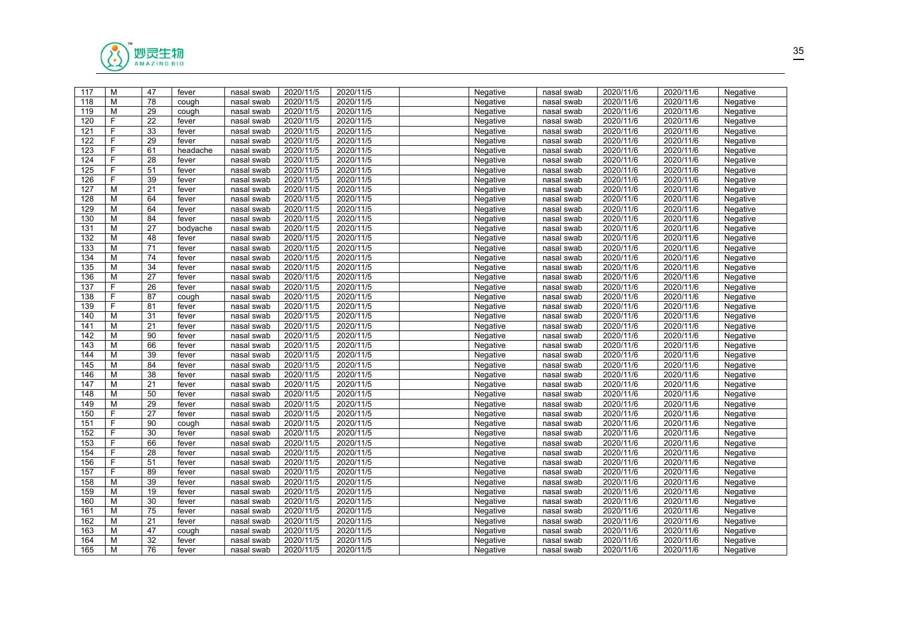| 117 | M | 47 | fever | nasal swab | 2020/11/5 | 2020/11/5 | | Negative | nasal swab | 2020/11/6 | 2020/11/6 | Negative |
|---|---|---|---|---|---|---|---|---|---|---|---|---|
| 118 | M | 78 | cough | nasal swab | 2020/11/5 | 2020/11/5 | | Negative | nasal swab | 2020/11/6 | 2020/11/6 | Negative |
| 119 | M | 29 | cough | nasal swab | 2020/11/5 | 2020/11/5 | | Negative | nasal swab | 2020/11/6 | 2020/11/6 | Negative |
| 120 | F | 22 | fever | nasal swab | 2020/11/5 | 2020/11/5 | | Negative | nasal swab | 2020/11/6 | 2020/11/6 | Negative |
| 121 | F | 33 | fever | nasal swab | 2020/11/5 | 2020/11/5 | | Negative | nasal swab | 2020/11/6 | 2020/11/6 | Negative |
| 122 | F | 29 | fever | nasal swab | 2020/11/5 | 2020/11/5 | | Negative | nasal swab | 2020/11/6 | 2020/11/6 | Negative |
| 123 | F | 61 | headache | nasal swab | 2020/11/5 | 2020/11/5 | | Negative | nasal swab | 2020/11/6 | 2020/11/6 | Negative |
| 124 | F | 28 | fever | nasal swab | 2020/11/5 | 2020/11/5 | | Negative | nasal swab | 2020/11/6 | 2020/11/6 | Negative |
| 125 | F | 51 | fever | nasal swab | 2020/11/5 | 2020/11/5 | | Negative | nasal swab | 2020/11/6 | 2020/11/6 | Negative |
| 126 | F | 39 | fever | nasal swab | 2020/11/5 | 2020/11/5 | | Negative | nasal swab | 2020/11/6 | 2020/11/6 | Negative |
| 127 | M | 21 | fever | nasal swab | 2020/11/5 | 2020/11/5 | | Negative | nasal swab | 2020/11/6 | 2020/11/6 | Negative |
| 128 | M | 64 | fever | nasal swab | 2020/11/5 | 2020/11/5 | | Negative | nasal swab | 2020/11/6 | 2020/11/6 | Negative |
| 129 | M | 64 | fever | nasal swab | 2020/11/5 | 2020/11/5 | | Negative | nasal swab | 2020/11/6 | 2020/11/6 | Negative |
| 130 | M | 84 | fever | nasal swab | 2020/11/5 | 2020/11/5 | | Negative | nasal swab | 2020/11/6 | 2020/11/6 | Negative |
| 131 | M | 27 | bodyache | nasal swab | 2020/11/5 | 2020/11/5 | | Negative | nasal swab | 2020/11/6 | 2020/11/6 | Negative |
| 132 | M | 48 | fever | nasal swab | 2020/11/5 | 2020/11/5 | | Negative | nasal swab | 2020/11/6 | 2020/11/6 | Negative |
| 133 | M | 71 | fever | nasal swab | 2020/11/5 | 2020/11/5 | | Negative | nasal swab | 2020/11/6 | 2020/11/6 | Negative |
| 134 | M | 74 | fever | nasal swab | 2020/11/5 | 2020/11/5 | | Negative | nasal swab | 2020/11/6 | 2020/11/6 | Negative |
| 135 | M | 34 | fever | nasal swab | 2020/11/5 | 2020/11/5 | | Negative | nasal swab | 2020/11/6 | 2020/11/6 | Negative |
| 136 | M | 27 | fever | nasal swab | 2020/11/5 | 2020/11/5 | | Negative | nasal swab | 2020/11/6 | 2020/11/6 | Negative |
| 137 | F | 26 | fever | nasal swab | 2020/11/5 | 2020/11/5 | | Negative | nasal swab | 2020/11/6 | 2020/11/6 | Negative |
| 138 | F | 87 | cough | nasal swab | 2020/11/5 | 2020/11/5 | | Negative | nasal swab | 2020/11/6 | 2020/11/6 | Negative |
| 139 | F | 81 | fever | nasal swab | 2020/11/5 | 2020/11/5 | | Negative | nasal swab | 2020/11/6 | 2020/11/6 | Negative |
| 140 | M | 31 | fever | nasal swab | 2020/11/5 | 2020/11/5 | | Negative | nasal swab | 2020/11/6 | 2020/11/6 | Negative |
| 141 | M | 21 | fever | nasal swab | 2020/11/5 | 2020/11/5 | | Negative | nasal swab | 2020/11/6 | 2020/11/6 | Negative |
| 142 | M | 90 | fever | nasal swab | 2020/11/5 | 2020/11/5 | | Negative | nasal swab | 2020/11/6 | 2020/11/6 | Negative |
| 143 | M | 66 | fever | nasal swab | 2020/11/5 | 2020/11/5 | | Negative | nasal swab | 2020/11/6 | 2020/11/6 | Negative |
| 144 | M | 39 | fever | nasal swab | 2020/11/5 | 2020/11/5 | | Negative | nasal swab | 2020/11/6 | 2020/11/6 | Negative |
| 145 | M | 84 | fever | nasal swab | 2020/11/5 | 2020/11/5 | | Negative | nasal swab | 2020/11/6 | 2020/11/6 | Negative |
| 146 | M | 38 | fever | nasal swab | 2020/11/5 | 2020/11/5 | | Negative | nasal swab | 2020/11/6 | 2020/11/6 | Negative |
| 147 | M | 21 | fever | nasal swab | 2020/11/5 | 2020/11/5 | | Negative | nasal swab | 2020/11/6 | 2020/11/6 | Negative |
| 148 | M | 50 | fever | nasal swab | 2020/11/5 | 2020/11/5 | | Negative | nasal swab | 2020/11/6 | 2020/11/6 | Negative |
| 149 | M | 29 | fever | nasal swab | 2020/11/5 | 2020/11/5 | | Negative | nasal swab | 2020/11/6 | 2020/11/6 | Negative |
| 150 | F | 27 | fever | nasal swab | 2020/11/5 | 2020/11/5 | | Negative | nasal swab | 2020/11/6 | 2020/11/6 | Negative |
| 151 | F | 90 | cough | nasal swab | 2020/11/5 | 2020/11/5 | | Negative | nasal swab | 2020/11/6 | 2020/11/6 | Negative |
| 152 | F | 30 | fever | nasal swab | 2020/11/5 | 2020/11/5 | | Negative | nasal swab | 2020/11/6 | 2020/11/6 | Negative |
| 153 | F | 66 | fever | nasal swab | 2020/11/5 | 2020/11/5 | | Negative | nasal swab | 2020/11/6 | 2020/11/6 | Negative |
| 154 | F | 28 | fever | nasal swab | 2020/11/5 | 2020/11/5 | | Negative | nasal swab | 2020/11/6 | 2020/11/6 | Negative |
| 156 | F | 51 | fever | nasal swab | 2020/11/5 | 2020/11/5 | | Negative | nasal swab | 2020/11/6 | 2020/11/6 | Negative |
| 157 | F | 89 | fever | nasal swab | 2020/11/5 | 2020/11/5 | | Negative | nasal swab | 2020/11/6 | 2020/11/6 | Negative |
| 158 | M | 39 | fever | nasal swab | 2020/11/5 | 2020/11/5 | | Negative | nasal swab | 2020/11/6 | 2020/11/6 | Negative |
| 159 | M | 19 | fever | nasal swab | 2020/11/5 | 2020/11/5 | | Negative | nasal swab | 2020/11/6 | 2020/11/6 | Negative |
| 160 | M | 30 | fever | nasal swab | 2020/11/5 | 2020/11/5 | | Negative | nasal swab | 2020/11/6 | 2020/11/6 | Negative |
| 161 | M | 75 | fever | nasal swab | 2020/11/5 | 2020/11/5 | | Negative | nasal swab | 2020/11/6 | 2020/11/6 | Negative |
| 162 | M | 21 | fever | nasal swab | 2020/11/5 | 2020/11/5 | | Negative | nasal swab | 2020/11/6 | 2020/11/6 | Negative |
| 163 | M | 47 | cough | nasal swab | 2020/11/5 | 2020/11/5 | | Negative | nasal swab | 2020/11/6 | 2020/11/6 | Negative |
| 164 | M | 32 | fever | nasal swab | 2020/11/5 | 2020/11/5 | | Negative | nasal swab | 2020/11/6 | 2020/11/6 | Negative |
| 165 | M | 76 | fever | nasal swab | 2020/11/5 | 2020/11/5 | | Negative | nasal swab | 2020/11/6 | 2020/11/6 | Negative |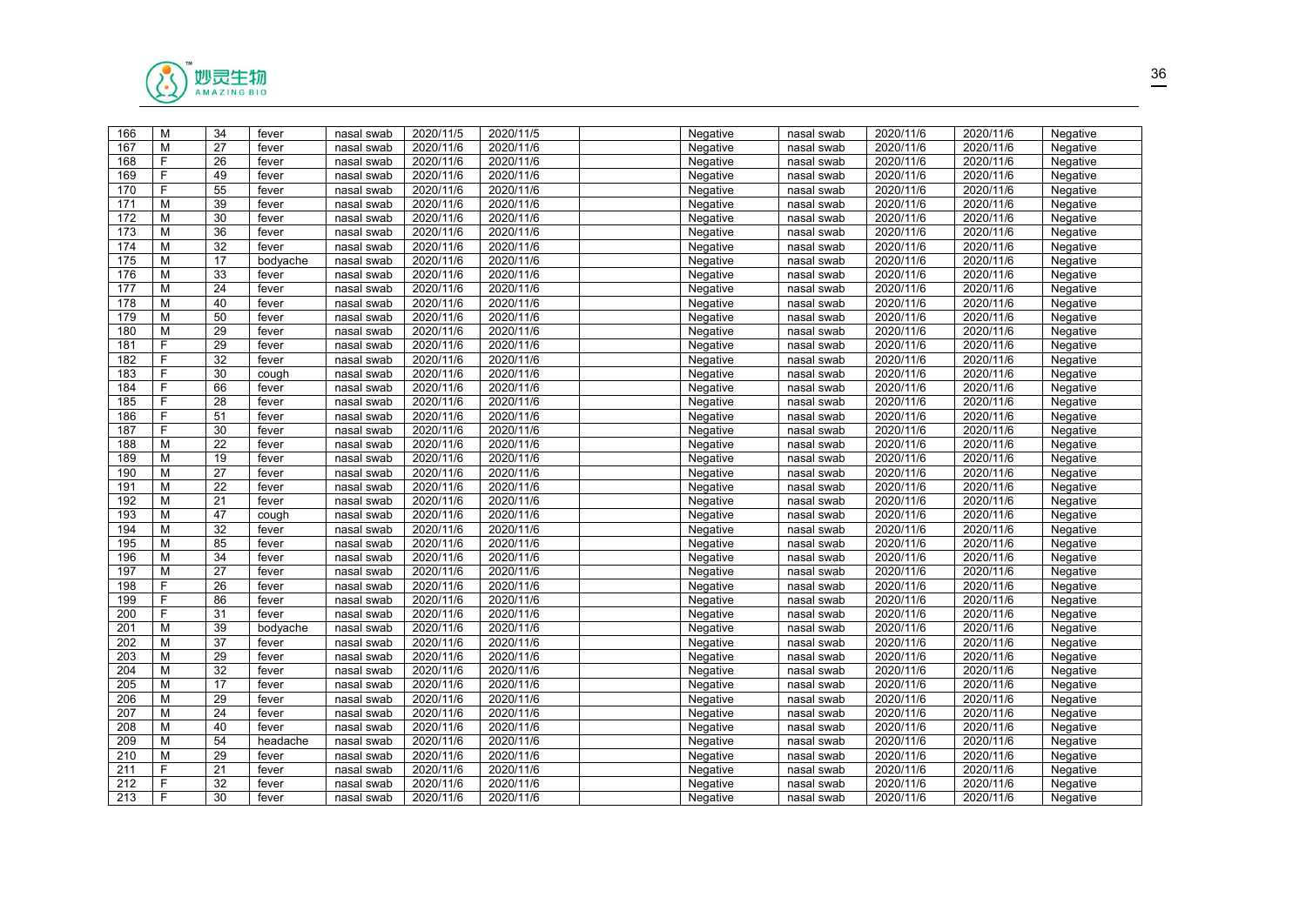| 166 | M | 34 | fever | nasal swab | 2020/11/5 | 2020/11/5 | | Negative | nasal swab | 2020/11/6 | 2020/11/6 | Negative |
|---|---|---|---|---|---|---|---|---|---|---|---|---|
| 167 | M | 27 | fever | nasal swab | 2020/11/6 | 2020/11/6 | | Negative | nasal swab | 2020/11/6 | 2020/11/6 | Negative |
| 168 | F | 26 | fever | nasal swab | 2020/11/6 | 2020/11/6 | | Negative | nasal swab | 2020/11/6 | 2020/11/6 | Negative |
| 169 | F | 49 | fever | nasal swab | 2020/11/6 | 2020/11/6 | | Negative | nasal swab | 2020/11/6 | 2020/11/6 | Negative |
| 170 | F | 55 | fever | nasal swab | 2020/11/6 | 2020/11/6 | | Negative | nasal swab | 2020/11/6 | 2020/11/6 | Negative |
| 171 | M | 39 | fever | nasal swab | 2020/11/6 | 2020/11/6 | | Negative | nasal swab | 2020/11/6 | 2020/11/6 | Negative |
| 172 | M | 30 | fever | nasal swab | 2020/11/6 | 2020/11/6 | | Negative | nasal swab | 2020/11/6 | 2020/11/6 | Negative |
| 173 | M | 36 | fever | nasal swab | 2020/11/6 | 2020/11/6 | | Negative | nasal swab | 2020/11/6 | 2020/11/6 | Negative |
| 174 | M | 32 | fever | nasal swab | 2020/11/6 | 2020/11/6 | | Negative | nasal swab | 2020/11/6 | 2020/11/6 | Negative |
| 175 | M | 17 | bodyache | nasal swab | 2020/11/6 | 2020/11/6 | | Negative | nasal swab | 2020/11/6 | 2020/11/6 | Negative |
| 176 | M | 33 | fever | nasal swab | 2020/11/6 | 2020/11/6 | | Negative | nasal swab | 2020/11/6 | 2020/11/6 | Negative |
| 177 | M | 24 | fever | nasal swab | 2020/11/6 | 2020/11/6 | | Negative | nasal swab | 2020/11/6 | 2020/11/6 | Negative |
| 178 | M | 40 | fever | nasal swab | 2020/11/6 | 2020/11/6 | | Negative | nasal swab | 2020/11/6 | 2020/11/6 | Negative |
| 179 | M | 50 | fever | nasal swab | 2020/11/6 | 2020/11/6 | | Negative | nasal swab | 2020/11/6 | 2020/11/6 | Negative |
| 180 | M | 29 | fever | nasal swab | 2020/11/6 | 2020/11/6 | | Negative | nasal swab | 2020/11/6 | 2020/11/6 | Negative |
| 181 | F | 29 | fever | nasal swab | 2020/11/6 | 2020/11/6 | | Negative | nasal swab | 2020/11/6 | 2020/11/6 | Negative |
| 182 | F | 32 | fever | nasal swab | 2020/11/6 | 2020/11/6 | | Negative | nasal swab | 2020/11/6 | 2020/11/6 | Negative |
| 183 | F | 30 | cough | nasal swab | 2020/11/6 | 2020/11/6 | | Negative | nasal swab | 2020/11/6 | 2020/11/6 | Negative |
| 184 | F | 66 | fever | nasal swab | 2020/11/6 | 2020/11/6 | | Negative | nasal swab | 2020/11/6 | 2020/11/6 | Negative |
| 185 | F | 28 | fever | nasal swab | 2020/11/6 | 2020/11/6 | | Negative | nasal swab | 2020/11/6 | 2020/11/6 | Negative |
| 186 | F | 51 | fever | nasal swab | 2020/11/6 | 2020/11/6 | | Negative | nasal swab | 2020/11/6 | 2020/11/6 | Negative |
| 187 | F | 30 | fever | nasal swab | 2020/11/6 | 2020/11/6 | | Negative | nasal swab | 2020/11/6 | 2020/11/6 | Negative |
| 188 | M | 22 | fever | nasal swab | 2020/11/6 | 2020/11/6 | | Negative | nasal swab | 2020/11/6 | 2020/11/6 | Negative |
| 189 | M | 19 | fever | nasal swab | 2020/11/6 | 2020/11/6 | | Negative | nasal swab | 2020/11/6 | 2020/11/6 | Negative |
| 190 | M | 27 | fever | nasal swab | 2020/11/6 | 2020/11/6 | | Negative | nasal swab | 2020/11/6 | 2020/11/6 | Negative |
| 191 | M | 22 | fever | nasal swab | 2020/11/6 | 2020/11/6 | | Negative | nasal swab | 2020/11/6 | 2020/11/6 | Negative |
| 192 | M | 21 | fever | nasal swab | 2020/11/6 | 2020/11/6 | | Negative | nasal swab | 2020/11/6 | 2020/11/6 | Negative |
| 193 | M | 47 | cough | nasal swab | 2020/11/6 | 2020/11/6 | | Negative | nasal swab | 2020/11/6 | 2020/11/6 | Negative |
| 194 | M | 32 | fever | nasal swab | 2020/11/6 | 2020/11/6 | | Negative | nasal swab | 2020/11/6 | 2020/11/6 | Negative |
| 195 | M | 85 | fever | nasal swab | 2020/11/6 | 2020/11/6 | | Negative | nasal swab | 2020/11/6 | 2020/11/6 | Negative |
| 196 | M | 34 | fever | nasal swab | 2020/11/6 | 2020/11/6 | | Negative | nasal swab | 2020/11/6 | 2020/11/6 | Negative |
| 197 | M | 27 | fever | nasal swab | 2020/11/6 | 2020/11/6 | | Negative | nasal swab | 2020/11/6 | 2020/11/6 | Negative |
| 198 | F | 26 | fever | nasal swab | 2020/11/6 | 2020/11/6 | | Negative | nasal swab | 2020/11/6 | 2020/11/6 | Negative |
| 199 | F | 86 | fever | nasal swab | 2020/11/6 | 2020/11/6 | | Negative | nasal swab | 2020/11/6 | 2020/11/6 | Negative |
| 200 | F | 31 | fever | nasal swab | 2020/11/6 | 2020/11/6 | | Negative | nasal swab | 2020/11/6 | 2020/11/6 | Negative |
| 201 | M | 39 | bodyache | nasal swab | 2020/11/6 | 2020/11/6 | | Negative | nasal swab | 2020/11/6 | 2020/11/6 | Negative |
| 202 | M | 37 | fever | nasal swab | 2020/11/6 | 2020/11/6 | | Negative | nasal swab | 2020/11/6 | 2020/11/6 | Negative |
| 203 | M | 29 | fever | nasal swab | 2020/11/6 | 2020/11/6 | | Negative | nasal swab | 2020/11/6 | 2020/11/6 | Negative |
| 204 | M | 32 | fever | nasal swab | 2020/11/6 | 2020/11/6 | | Negative | nasal swab | 2020/11/6 | 2020/11/6 | Negative |
| 205 | M | 17 | fever | nasal swab | 2020/11/6 | 2020/11/6 | | Negative | nasal swab | 2020/11/6 | 2020/11/6 | Negative |
| 206 | M | 29 | fever | nasal swab | 2020/11/6 | 2020/11/6 | | Negative | nasal swab | 2020/11/6 | 2020/11/6 | Negative |
| 207 | M | 24 | fever | nasal swab | 2020/11/6 | 2020/11/6 | | Negative | nasal swab | 2020/11/6 | 2020/11/6 | Negative |
| 208 | M | 40 | fever | nasal swab | 2020/11/6 | 2020/11/6 | | Negative | nasal swab | 2020/11/6 | 2020/11/6 | Negative |
| 209 | M | 54 | headache | nasal swab | 2020/11/6 | 2020/11/6 | | Negative | nasal swab | 2020/11/6 | 2020/11/6 | Negative |
| 210 | M | 29 | fever | nasal swab | 2020/11/6 | 2020/11/6 | | Negative | nasal swab | 2020/11/6 | 2020/11/6 | Negative |
| 211 | F | 21 | fever | nasal swab | 2020/11/6 | 2020/11/6 | | Negative | nasal swab | 2020/11/6 | 2020/11/6 | Negative |
| 212 | F | 32 | fever | nasal swab | 2020/11/6 | 2020/11/6 | | Negative | nasal swab | 2020/11/6 | 2020/11/6 | Negative |
| 213 | F | 30 | fever | nasal swab | 2020/11/6 | 2020/11/6 | | Negative | nasal swab | 2020/11/6 | 2020/11/6 | Negative |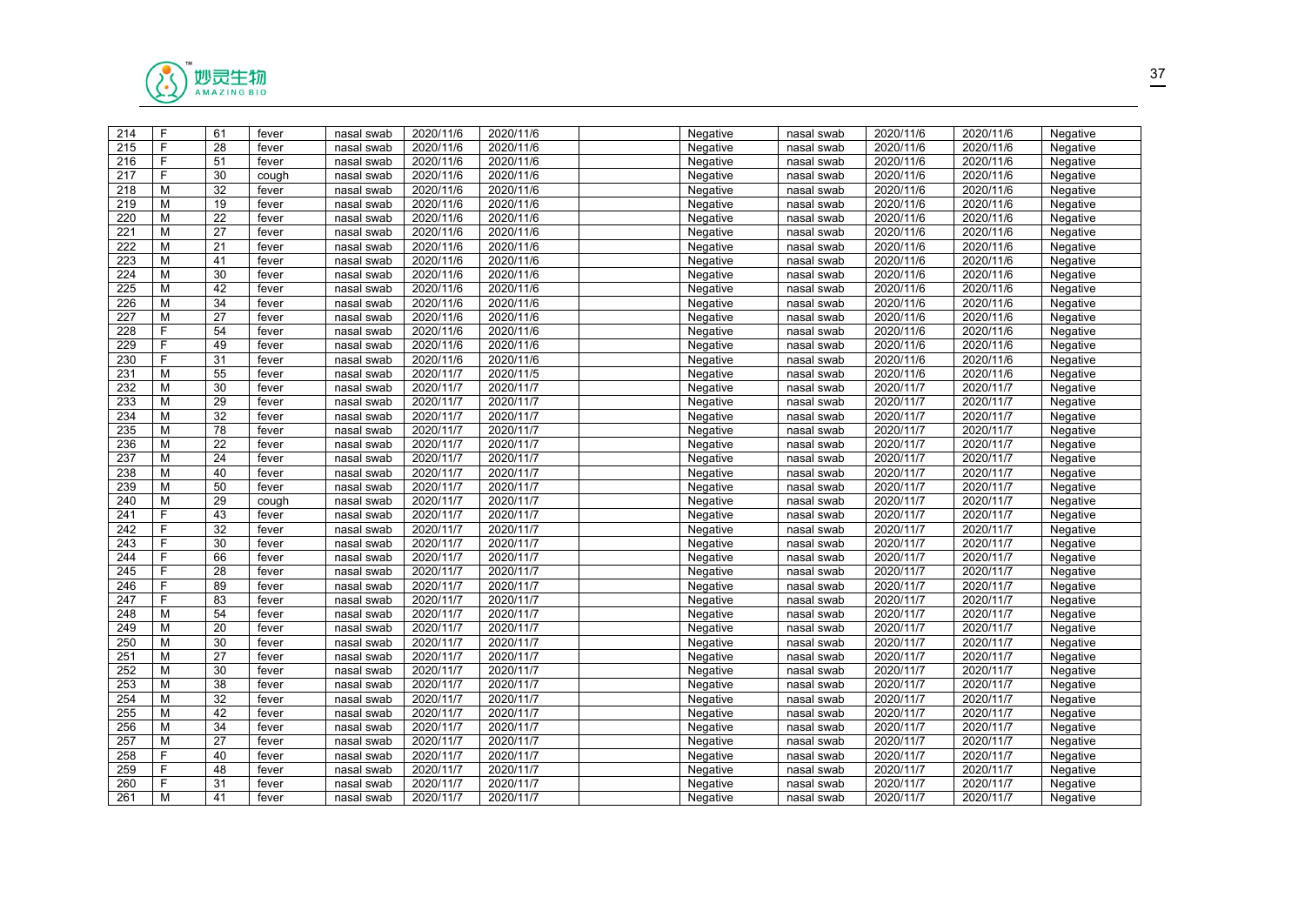| | | | | | | | | | | | | |
|---|---|---|---|---|---|---|---|---|---|---|---|---|
| 214 | F | 61 | fever | nasal swab | 2020/11/6 | 2020/11/6 | | Negative | nasal swab | 2020/11/6 | 2020/11/6 | Negative |
| 215 | F | 28 | fever | nasal swab | 2020/11/6 | 2020/11/6 | | Negative | nasal swab | 2020/11/6 | 2020/11/6 | Negative |
| 216 | F | 51 | fever | nasal swab | 2020/11/6 | 2020/11/6 | | Negative | nasal swab | 2020/11/6 | 2020/11/6 | Negative |
| 217 | F | 30 | cough | nasal swab | 2020/11/6 | 2020/11/6 | | Negative | nasal swab | 2020/11/6 | 2020/11/6 | Negative |
| 218 | M | 32 | fever | nasal swab | 2020/11/6 | 2020/11/6 | | Negative | nasal swab | 2020/11/6 | 2020/11/6 | Negative |
| 219 | M | 19 | fever | nasal swab | 2020/11/6 | 2020/11/6 | | Negative | nasal swab | 2020/11/6 | 2020/11/6 | Negative |
| 220 | M | 22 | fever | nasal swab | 2020/11/6 | 2020/11/6 | | Negative | nasal swab | 2020/11/6 | 2020/11/6 | Negative |
| 221 | M | 27 | fever | nasal swab | 2020/11/6 | 2020/11/6 | | Negative | nasal swab | 2020/11/6 | 2020/11/6 | Negative |
| 222 | M | 21 | fever | nasal swab | 2020/11/6 | 2020/11/6 | | Negative | nasal swab | 2020/11/6 | 2020/11/6 | Negative |
| 223 | M | 41 | fever | nasal swab | 2020/11/6 | 2020/11/6 | | Negative | nasal swab | 2020/11/6 | 2020/11/6 | Negative |
| 224 | M | 30 | fever | nasal swab | 2020/11/6 | 2020/11/6 | | Negative | nasal swab | 2020/11/6 | 2020/11/6 | Negative |
| 225 | M | 42 | fever | nasal swab | 2020/11/6 | 2020/11/6 | | Negative | nasal swab | 2020/11/6 | 2020/11/6 | Negative |
| 226 | M | 34 | fever | nasal swab | 2020/11/6 | 2020/11/6 | | Negative | nasal swab | 2020/11/6 | 2020/11/6 | Negative |
| 227 | M | 27 | fever | nasal swab | 2020/11/6 | 2020/11/6 | | Negative | nasal swab | 2020/11/6 | 2020/11/6 | Negative |
| 228 | F | 54 | fever | nasal swab | 2020/11/6 | 2020/11/6 | | Negative | nasal swab | 2020/11/6 | 2020/11/6 | Negative |
| 229 | F | 49 | fever | nasal swab | 2020/11/6 | 2020/11/6 | | Negative | nasal swab | 2020/11/6 | 2020/11/6 | Negative |
| 230 | F | 31 | fever | nasal swab | 2020/11/6 | 2020/11/6 | | Negative | nasal swab | 2020/11/6 | 2020/11/6 | Negative |
| 231 | M | 55 | fever | nasal swab | 2020/11/7 | 2020/11/5 | | Negative | nasal swab | 2020/11/6 | 2020/11/6 | Negative |
| 232 | M | 30 | fever | nasal swab | 2020/11/7 | 2020/11/7 | | Negative | nasal swab | 2020/11/7 | 2020/11/7 | Negative |
| 233 | M | 29 | fever | nasal swab | 2020/11/7 | 2020/11/7 | | Negative | nasal swab | 2020/11/7 | 2020/11/7 | Negative |
| 234 | M | 32 | fever | nasal swab | 2020/11/7 | 2020/11/7 | | Negative | nasal swab | 2020/11/7 | 2020/11/7 | Negative |
| 235 | M | 78 | fever | nasal swab | 2020/11/7 | 2020/11/7 | | Negative | nasal swab | 2020/11/7 | 2020/11/7 | Negative |
| 236 | M | 22 | fever | nasal swab | 2020/11/7 | 2020/11/7 | | Negative | nasal swab | 2020/11/7 | 2020/11/7 | Negative |
| 237 | M | 24 | fever | nasal swab | 2020/11/7 | 2020/11/7 | | Negative | nasal swab | 2020/11/7 | 2020/11/7 | Negative |
| 238 | M | 40 | fever | nasal swab | 2020/11/7 | 2020/11/7 | | Negative | nasal swab | 2020/11/7 | 2020/11/7 | Negative |
| 239 | M | 50 | fever | nasal swab | 2020/11/7 | 2020/11/7 | | Negative | nasal swab | 2020/11/7 | 2020/11/7 | Negative |
| 240 | M | 29 | cough | nasal swab | 2020/11/7 | 2020/11/7 | | Negative | nasal swab | 2020/11/7 | 2020/11/7 | Negative |
| 241 | F | 43 | fever | nasal swab | 2020/11/7 | 2020/11/7 | | Negative | nasal swab | 2020/11/7 | 2020/11/7 | Negative |
| 242 | F | 32 | fever | nasal swab | 2020/11/7 | 2020/11/7 | | Negative | nasal swab | 2020/11/7 | 2020/11/7 | Negative |
| 243 | F | 30 | fever | nasal swab | 2020/11/7 | 2020/11/7 | | Negative | nasal swab | 2020/11/7 | 2020/11/7 | Negative |
| 244 | F | 66 | fever | nasal swab | 2020/11/7 | 2020/11/7 | | Negative | nasal swab | 2020/11/7 | 2020/11/7 | Negative |
| 245 | F | 28 | fever | nasal swab | 2020/11/7 | 2020/11/7 | | Negative | nasal swab | 2020/11/7 | 2020/11/7 | Negative |
| 246 | F | 89 | fever | nasal swab | 2020/11/7 | 2020/11/7 | | Negative | nasal swab | 2020/11/7 | 2020/11/7 | Negative |
| 247 | F | 83 | fever | nasal swab | 2020/11/7 | 2020/11/7 | | Negative | nasal swab | 2020/11/7 | 2020/11/7 | Negative |
| 248 | M | 54 | fever | nasal swab | 2020/11/7 | 2020/11/7 | | Negative | nasal swab | 2020/11/7 | 2020/11/7 | Negative |
| 249 | M | 20 | fever | nasal swab | 2020/11/7 | 2020/11/7 | | Negative | nasal swab | 2020/11/7 | 2020/11/7 | Negative |
| 250 | M | 30 | fever | nasal swab | 2020/11/7 | 2020/11/7 | | Negative | nasal swab | 2020/11/7 | 2020/11/7 | Negative |
| 251 | M | 27 | fever | nasal swab | 2020/11/7 | 2020/11/7 | | Negative | nasal swab | 2020/11/7 | 2020/11/7 | Negative |
| 252 | M | 30 | fever | nasal swab | 2020/11/7 | 2020/11/7 | | Negative | nasal swab | 2020/11/7 | 2020/11/7 | Negative |
| 253 | M | 38 | fever | nasal swab | 2020/11/7 | 2020/11/7 | | Negative | nasal swab | 2020/11/7 | 2020/11/7 | Negative |
| 254 | M | 32 | fever | nasal swab | 2020/11/7 | 2020/11/7 | | Negative | nasal swab | 2020/11/7 | 2020/11/7 | Negative |
| 255 | M | 42 | fever | nasal swab | 2020/11/7 | 2020/11/7 | | Negative | nasal swab | 2020/11/7 | 2020/11/7 | Negative |
| 256 | M | 34 | fever | nasal swab | 2020/11/7 | 2020/11/7 | | Negative | nasal swab | 2020/11/7 | 2020/11/7 | Negative |
| 257 | M | 27 | fever | nasal swab | 2020/11/7 | 2020/11/7 | | Negative | nasal swab | 2020/11/7 | 2020/11/7 | Negative |
| 258 | F | 40 | fever | nasal swab | 2020/11/7 | 2020/11/7 | | Negative | nasal swab | 2020/11/7 | 2020/11/7 | Negative |
| 259 | F | 48 | fever | nasal swab | 2020/11/7 | 2020/11/7 | | Negative | nasal swab | 2020/11/7 | 2020/11/7 | Negative |
| 260 | F | 31 | fever | nasal swab | 2020/11/7 | 2020/11/7 | | Negative | nasal swab | 2020/11/7 | 2020/11/7 | Negative |
| 261 | M | 41 | fever | nasal swab | 2020/11/7 | 2020/11/7 | | Negative | nasal swab | 2020/11/7 | 2020/11/7 | Negative |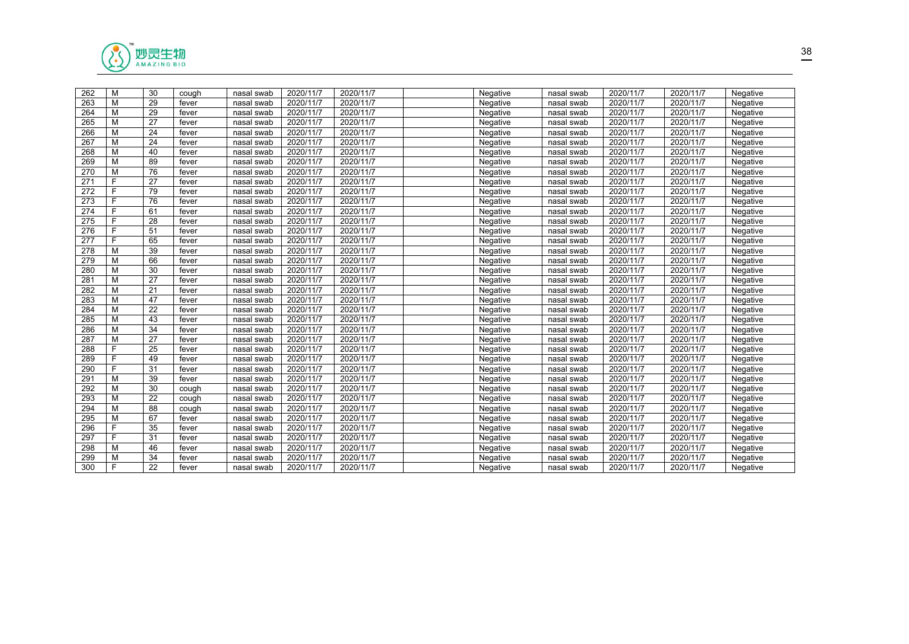| 262 | M | 30 | cough | nasal swab | 2020/11/7 | 2020/11/7 | | Negative | nasal swab | 2020/11/7 | 2020/11/7 | Negative |
|---|---|---|---|---|---|---|---|---|---|---|---|---|
| 263 | M | 29 | fever | nasal swab | 2020/11/7 | 2020/11/7 | | Negative | nasal swab | 2020/11/7 | 2020/11/7 | Negative |
| 264 | M | 29 | fever | nasal swab | 2020/11/7 | 2020/11/7 | | Negative | nasal swab | 2020/11/7 | 2020/11/7 | Negative |
| 265 | M | 27 | fever | nasal swab | 2020/11/7 | 2020/11/7 | | Negative | nasal swab | 2020/11/7 | 2020/11/7 | Negative |
| 266 | M | 24 | fever | nasal swab | 2020/11/7 | 2020/11/7 | | Negative | nasal swab | 2020/11/7 | 2020/11/7 | Negative |
| 267 | M | 24 | fever | nasal swab | 2020/11/7 | 2020/11/7 | | Negative | nasal swab | 2020/11/7 | 2020/11/7 | Negative |
| 268 | M | 40 | fever | nasal swab | 2020/11/7 | 2020/11/7 | | Negative | nasal swab | 2020/11/7 | 2020/11/7 | Negative |
| 269 | M | 89 | fever | nasal swab | 2020/11/7 | 2020/11/7 | | Negative | nasal swab | 2020/11/7 | 2020/11/7 | Negative |
| 270 | M | 76 | fever | nasal swab | 2020/11/7 | 2020/11/7 | | Negative | nasal swab | 2020/11/7 | 2020/11/7 | Negative |
| 271 | F | 27 | fever | nasal swab | 2020/11/7 | 2020/11/7 | | Negative | nasal swab | 2020/11/7 | 2020/11/7 | Negative |
| 272 | F | 79 | fever | nasal swab | 2020/11/7 | 2020/11/7 | | Negative | nasal swab | 2020/11/7 | 2020/11/7 | Negative |
| 273 | F | 76 | fever | nasal swab | 2020/11/7 | 2020/11/7 | | Negative | nasal swab | 2020/11/7 | 2020/11/7 | Negative |
| 274 | F | 61 | fever | nasal swab | 2020/11/7 | 2020/11/7 | | Negative | nasal swab | 2020/11/7 | 2020/11/7 | Negative |
| 275 | F | 28 | fever | nasal swab | 2020/11/7 | 2020/11/7 | | Negative | nasal swab | 2020/11/7 | 2020/11/7 | Negative |
| 276 | F | 51 | fever | nasal swab | 2020/11/7 | 2020/11/7 | | Negative | nasal swab | 2020/11/7 | 2020/11/7 | Negative |
| 277 | F | 65 | fever | nasal swab | 2020/11/7 | 2020/11/7 | | Negative | nasal swab | 2020/11/7 | 2020/11/7 | Negative |
| 278 | M | 39 | fever | nasal swab | 2020/11/7 | 2020/11/7 | | Negative | nasal swab | 2020/11/7 | 2020/11/7 | Negative |
| 279 | M | 66 | fever | nasal swab | 2020/11/7 | 2020/11/7 | | Negative | nasal swab | 2020/11/7 | 2020/11/7 | Negative |
| 280 | M | 30 | fever | nasal swab | 2020/11/7 | 2020/11/7 | | Negative | nasal swab | 2020/11/7 | 2020/11/7 | Negative |
| 281 | M | 27 | fever | nasal swab | 2020/11/7 | 2020/11/7 | | Negative | nasal swab | 2020/11/7 | 2020/11/7 | Negative |
| 282 | M | 21 | fever | nasal swab | 2020/11/7 | 2020/11/7 | | Negative | nasal swab | 2020/11/7 | 2020/11/7 | Negative |
| 283 | M | 47 | fever | nasal swab | 2020/11/7 | 2020/11/7 | | Negative | nasal swab | 2020/11/7 | 2020/11/7 | Negative |
| 284 | M | 22 | fever | nasal swab | 2020/11/7 | 2020/11/7 | | Negative | nasal swab | 2020/11/7 | 2020/11/7 | Negative |
| 285 | M | 43 | fever | nasal swab | 2020/11/7 | 2020/11/7 | | Negative | nasal swab | 2020/11/7 | 2020/11/7 | Negative |
| 286 | M | 34 | fever | nasal swab | 2020/11/7 | 2020/11/7 | | Negative | nasal swab | 2020/11/7 | 2020/11/7 | Negative |
| 287 | M | 27 | fever | nasal swab | 2020/11/7 | 2020/11/7 | | Negative | nasal swab | 2020/11/7 | 2020/11/7 | Negative |
| 288 | F | 25 | fever | nasal swab | 2020/11/7 | 2020/11/7 | | Negative | nasal swab | 2020/11/7 | 2020/11/7 | Negative |
| 289 | F | 49 | fever | nasal swab | 2020/11/7 | 2020/11/7 | | Negative | nasal swab | 2020/11/7 | 2020/11/7 | Negative |
| 290 | F | 31 | fever | nasal swab | 2020/11/7 | 2020/11/7 | | Negative | nasal swab | 2020/11/7 | 2020/11/7 | Negative |
| 291 | M | 39 | fever | nasal swab | 2020/11/7 | 2020/11/7 | | Negative | nasal swab | 2020/11/7 | 2020/11/7 | Negative |
| 292 | M | 30 | cough | nasal swab | 2020/11/7 | 2020/11/7 | | Negative | nasal swab | 2020/11/7 | 2020/11/7 | Negative |
| 293 | M | 22 | cough | nasal swab | 2020/11/7 | 2020/11/7 | | Negative | nasal swab | 2020/11/7 | 2020/11/7 | Negative |
| 294 | M | 88 | cough | nasal swab | 2020/11/7 | 2020/11/7 | | Negative | nasal swab | 2020/11/7 | 2020/11/7 | Negative |
| 295 | M | 67 | fever | nasal swab | 2020/11/7 | 2020/11/7 | | Negative | nasal swab | 2020/11/7 | 2020/11/7 | Negative |
| 296 | F | 35 | fever | nasal swab | 2020/11/7 | 2020/11/7 | | Negative | nasal swab | 2020/11/7 | 2020/11/7 | Negative |
| 297 | F | 31 | fever | nasal swab | 2020/11/7 | 2020/11/7 | | Negative | nasal swab | 2020/11/7 | 2020/11/7 | Negative |
| 298 | M | 46 | fever | nasal swab | 2020/11/7 | 2020/11/7 | | Negative | nasal swab | 2020/11/7 | 2020/11/7 | Negative |
| 299 | M | 34 | fever | nasal swab | 2020/11/7 | 2020/11/7 | | Negative | nasal swab | 2020/11/7 | 2020/11/7 | Negative |
| 300 | F | 22 | fever | nasal swab | 2020/11/7 | 2020/11/7 | | Negative | nasal swab | 2020/11/7 | 2020/11/7 | Negative |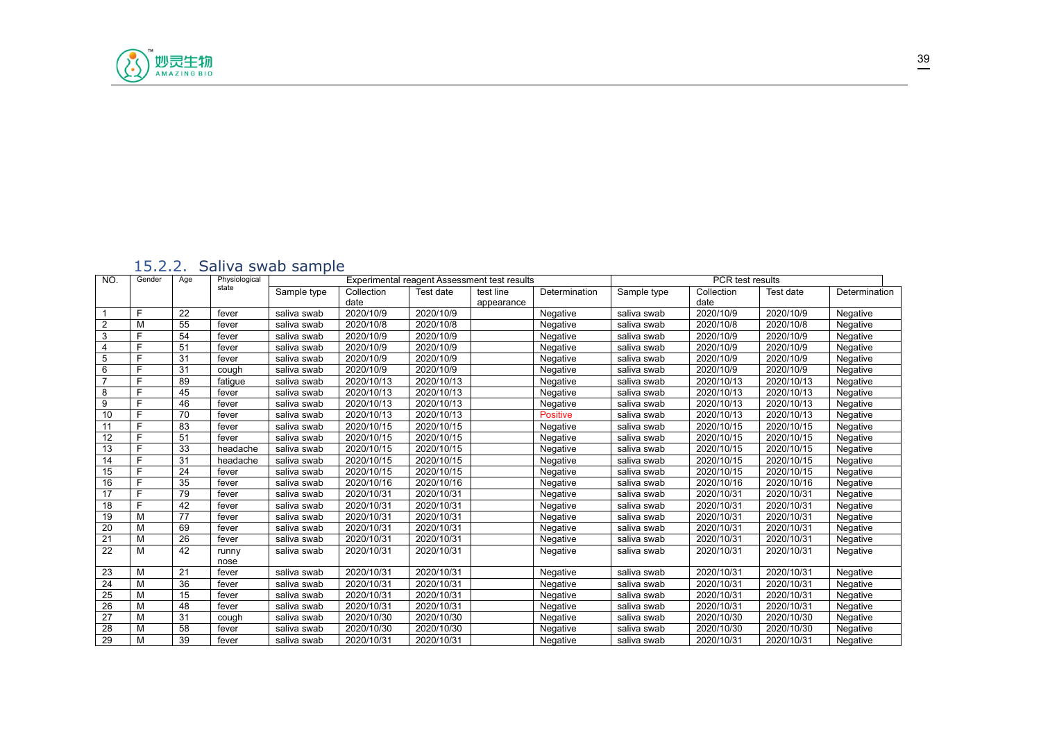### 15.2.2. Saliva swab sample

| NO. | Gender | Age | Physiological state | Experimental reagent Assessment test results | | | | | PCR test results | | | |
|---|---|---|---|---|---|---|---|---|---|---|---|---|
| | | | | Sample type | Collection date | Test date | test line appearance | Determination | Sample type | Collection date | Test date | Determination |
| 1 | F | 22 | fever | saliva swab | 2020/10/9 | 2020/10/9 | | Negative | saliva swab | 2020/10/9 | 2020/10/9 | Negative |
| 2 | M | 55 | fever | saliva swab | 2020/10/8 | 2020/10/8 | | Negative | saliva swab | 2020/10/8 | 2020/10/8 | Negative |
| 3 | F | 54 | fever | saliva swab | 2020/10/9 | 2020/10/9 | | Negative | saliva swab | 2020/10/9 | 2020/10/9 | Negative |
| 4 | F | 51 | fever | saliva swab | 2020/10/9 | 2020/10/9 | | Negative | saliva swab | 2020/10/9 | 2020/10/9 | Negative |
| 5 | F | 31 | fever | saliva swab | 2020/10/9 | 2020/10/9 | | Negative | saliva swab | 2020/10/9 | 2020/10/9 | Negative |
| 6 | F | 31 | cough | saliva swab | 2020/10/9 | 2020/10/9 | | Negative | saliva swab | 2020/10/9 | 2020/10/9 | Negative |
| 7 | F | 89 | fatigue | saliva swab | 2020/10/13 | 2020/10/13 | | Negative | saliva swab | 2020/10/13 | 2020/10/13 | Negative |
| 8 | F | 45 | fever | saliva swab | 2020/10/13 | 2020/10/13 | | Negative | saliva swab | 2020/10/13 | 2020/10/13 | Negative |
| 9 | F | 46 | fever | saliva swab | 2020/10/13 | 2020/10/13 | | Negative | saliva swab | 2020/10/13 | 2020/10/13 | Negative |
| 10 | F | 70 | fever | saliva swab | 2020/10/13 | 2020/10/13 | | Positive | saliva swab | 2020/10/13 | 2020/10/13 | Negative |
| 11 | F | 83 | fever | saliva swab | 2020/10/15 | 2020/10/15 | | Negative | saliva swab | 2020/10/15 | 2020/10/15 | Negative |
| 12 | F | 51 | fever | saliva swab | 2020/10/15 | 2020/10/15 | | Negative | saliva swab | 2020/10/15 | 2020/10/15 | Negative |
| 13 | F | 33 | headache | saliva swab | 2020/10/15 | 2020/10/15 | | Negative | saliva swab | 2020/10/15 | 2020/10/15 | Negative |
| 14 | F | 31 | headache | saliva swab | 2020/10/15 | 2020/10/15 | | Negative | saliva swab | 2020/10/15 | 2020/10/15 | Negative |
| 15 | F | 24 | fever | saliva swab | 2020/10/15 | 2020/10/15 | | Negative | saliva swab | 2020/10/15 | 2020/10/15 | Negative |
| 16 | F | 35 | fever | saliva swab | 2020/10/16 | 2020/10/16 | | Negative | saliva swab | 2020/10/16 | 2020/10/16 | Negative |
| 17 | F | 79 | fever | saliva swab | 2020/10/31 | 2020/10/31 | | Negative | saliva swab | 2020/10/31 | 2020/10/31 | Negative |
| 18 | F | 42 | fever | saliva swab | 2020/10/31 | 2020/10/31 | | Negative | saliva swab | 2020/10/31 | 2020/10/31 | Negative |
| 19 | M | 77 | fever | saliva swab | 2020/10/31 | 2020/10/31 | | Negative | saliva swab | 2020/10/31 | 2020/10/31 | Negative |
| 20 | M | 69 | fever | saliva swab | 2020/10/31 | 2020/10/31 | | Negative | saliva swab | 2020/10/31 | 2020/10/31 | Negative |
| 21 | M | 26 | fever | saliva swab | 2020/10/31 | 2020/10/31 | | Negative | saliva swab | 2020/10/31 | 2020/10/31 | Negative |
| 22 | M | 42 | runny nose | saliva swab | 2020/10/31 | 2020/10/31 | | Negative | saliva swab | 2020/10/31 | 2020/10/31 | Negative |
| 23 | M | 21 | fever | saliva swab | 2020/10/31 | 2020/10/31 | | Negative | saliva swab | 2020/10/31 | 2020/10/31 | Negative |
| 24 | M | 36 | fever | saliva swab | 2020/10/31 | 2020/10/31 | | Negative | saliva swab | 2020/10/31 | 2020/10/31 | Negative |
| 25 | M | 15 | fever | saliva swab | 2020/10/31 | 2020/10/31 | | Negative | saliva swab | 2020/10/31 | 2020/10/31 | Negative |
| 26 | M | 48 | fever | saliva swab | 2020/10/31 | 2020/10/31 | | Negative | saliva swab | 2020/10/31 | 2020/10/31 | Negative |
| 27 | M | 31 | cough | saliva swab | 2020/10/30 | 2020/10/30 | | Negative | saliva swab | 2020/10/30 | 2020/10/30 | Negative |
| 28 | M | 58 | fever | saliva swab | 2020/10/30 | 2020/10/30 | | Negative | saliva swab | 2020/10/30 | 2020/10/30 | Negative |
| 29 | M | 39 | fever | saliva swab | 2020/10/31 | 2020/10/31 | | Negative | saliva swab | 2020/10/31 | 2020/10/31 | Negative |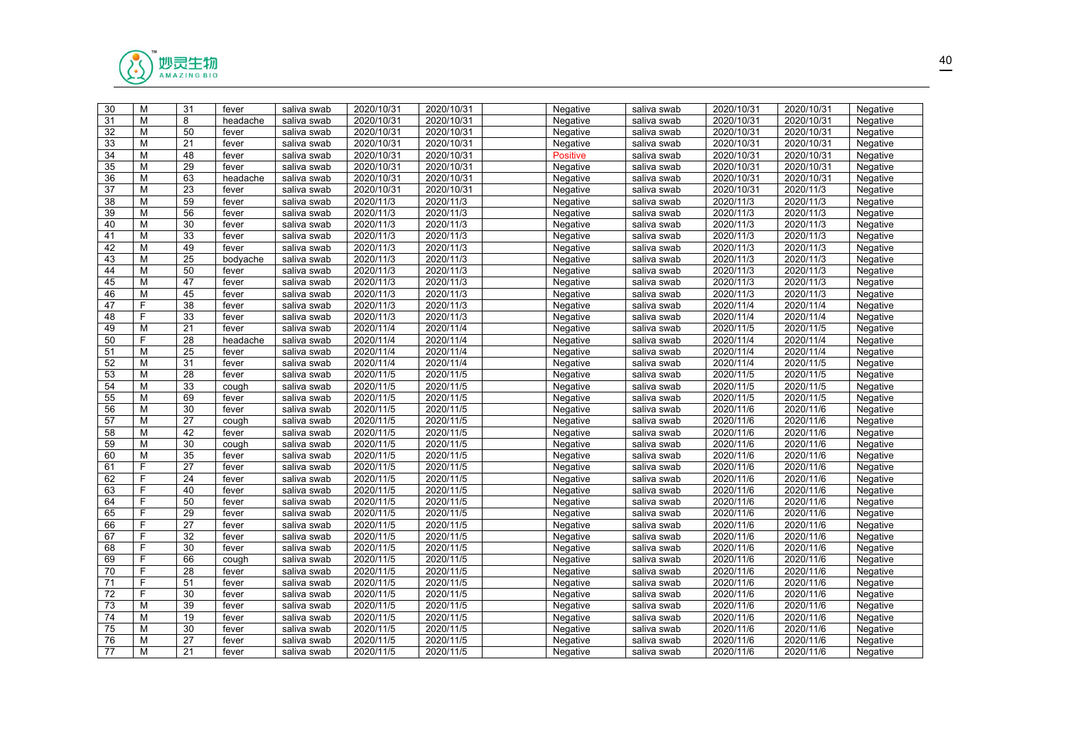| 30 | M | 31 | fever | saliva swab | 2020/10/31 | 2020/10/31 | | Negative | saliva swab | 2020/10/31 | 2020/10/31 | Negative |
|---|---|---|---|---|---|---|---|---|---|---|---|---|
| 31 | M | 8 | headache | saliva swab | 2020/10/31 | 2020/10/31 | | Negative | saliva swab | 2020/10/31 | 2020/10/31 | Negative |
| 32 | M | 50 | fever | saliva swab | 2020/10/31 | 2020/10/31 | | Negative | saliva swab | 2020/10/31 | 2020/10/31 | Negative |
| 33 | M | 21 | fever | saliva swab | 2020/10/31 | 2020/10/31 | | Negative | saliva swab | 2020/10/31 | 2020/10/31 | Negative |
| 34 | M | 48 | fever | saliva swab | 2020/10/31 | 2020/10/31 | | Positive | saliva swab | 2020/10/31 | 2020/10/31 | Negative |
| 35 | M | 29 | fever | saliva swab | 2020/10/31 | 2020/10/31 | | Negative | saliva swab | 2020/10/31 | 2020/10/31 | Negative |
| 36 | M | 63 | headache | saliva swab | 2020/10/31 | 2020/10/31 | | Negative | saliva swab | 2020/10/31 | 2020/10/31 | Negative |
| 37 | M | 23 | fever | saliva swab | 2020/10/31 | 2020/10/31 | | Negative | saliva swab | 2020/10/31 | 2020/11/3 | Negative |
| 38 | M | 59 | fever | saliva swab | 2020/11/3 | 2020/11/3 | | Negative | saliva swab | 2020/11/3 | 2020/11/3 | Negative |
| 39 | M | 56 | fever | saliva swab | 2020/11/3 | 2020/11/3 | | Negative | saliva swab | 2020/11/3 | 2020/11/3 | Negative |
| 40 | M | 30 | fever | saliva swab | 2020/11/3 | 2020/11/3 | | Negative | saliva swab | 2020/11/3 | 2020/11/3 | Negative |
| 41 | M | 33 | fever | saliva swab | 2020/11/3 | 2020/11/3 | | Negative | saliva swab | 2020/11/3 | 2020/11/3 | Negative |
| 42 | M | 49 | fever | saliva swab | 2020/11/3 | 2020/11/3 | | Negative | saliva swab | 2020/11/3 | 2020/11/3 | Negative |
| 43 | M | 25 | bodyache | saliva swab | 2020/11/3 | 2020/11/3 | | Negative | saliva swab | 2020/11/3 | 2020/11/3 | Negative |
| 44 | M | 50 | fever | saliva swab | 2020/11/3 | 2020/11/3 | | Negative | saliva swab | 2020/11/3 | 2020/11/3 | Negative |
| 45 | M | 47 | fever | saliva swab | 2020/11/3 | 2020/11/3 | | Negative | saliva swab | 2020/11/3 | 2020/11/3 | Negative |
| 46 | M | 45 | fever | saliva swab | 2020/11/3 | 2020/11/3 | | Negative | saliva swab | 2020/11/3 | 2020/11/3 | Negative |
| 47 | F | 38 | fever | saliva swab | 2020/11/3 | 2020/11/3 | | Negative | saliva swab | 2020/11/4 | 2020/11/4 | Negative |
| 48 | F | 33 | fever | saliva swab | 2020/11/3 | 2020/11/3 | | Negative | saliva swab | 2020/11/4 | 2020/11/4 | Negative |
| 49 | M | 21 | fever | saliva swab | 2020/11/4 | 2020/11/4 | | Negative | saliva swab | 2020/11/5 | 2020/11/5 | Negative |
| 50 | F | 28 | headache | saliva swab | 2020/11/4 | 2020/11/4 | | Negative | saliva swab | 2020/11/4 | 2020/11/4 | Negative |
| 51 | M | 25 | fever | saliva swab | 2020/11/4 | 2020/11/4 | | Negative | saliva swab | 2020/11/4 | 2020/11/4 | Negative |
| 52 | M | 31 | fever | saliva swab | 2020/11/4 | 2020/11/4 | | Negative | saliva swab | 2020/11/4 | 2020/11/5 | Negative |
| 53 | M | 28 | fever | saliva swab | 2020/11/5 | 2020/11/5 | | Negative | saliva swab | 2020/11/5 | 2020/11/5 | Negative |
| 54 | M | 33 | cough | saliva swab | 2020/11/5 | 2020/11/5 | | Negative | saliva swab | 2020/11/5 | 2020/11/5 | Negative |
| 55 | M | 69 | fever | saliva swab | 2020/11/5 | 2020/11/5 | | Negative | saliva swab | 2020/11/5 | 2020/11/5 | Negative |
| 56 | M | 30 | fever | saliva swab | 2020/11/5 | 2020/11/5 | | Negative | saliva swab | 2020/11/6 | 2020/11/6 | Negative |
| 57 | M | 27 | cough | saliva swab | 2020/11/5 | 2020/11/5 | | Negative | saliva swab | 2020/11/6 | 2020/11/6 | Negative |
| 58 | M | 42 | fever | saliva swab | 2020/11/5 | 2020/11/5 | | Negative | saliva swab | 2020/11/6 | 2020/11/6 | Negative |
| 59 | M | 30 | cough | saliva swab | 2020/11/5 | 2020/11/5 | | Negative | saliva swab | 2020/11/6 | 2020/11/6 | Negative |
| 60 | M | 35 | fever | saliva swab | 2020/11/5 | 2020/11/5 | | Negative | saliva swab | 2020/11/6 | 2020/11/6 | Negative |
| 61 | F | 27 | fever | saliva swab | 2020/11/5 | 2020/11/5 | | Negative | saliva swab | 2020/11/6 | 2020/11/6 | Negative |
| 62 | F | 24 | fever | saliva swab | 2020/11/5 | 2020/11/5 | | Negative | saliva swab | 2020/11/6 | 2020/11/6 | Negative |
| 63 | F | 40 | fever | saliva swab | 2020/11/5 | 2020/11/5 | | Negative | saliva swab | 2020/11/6 | 2020/11/6 | Negative |
| 64 | F | 50 | fever | saliva swab | 2020/11/5 | 2020/11/5 | | Negative | saliva swab | 2020/11/6 | 2020/11/6 | Negative |
| 65 | F | 29 | fever | saliva swab | 2020/11/5 | 2020/11/5 | | Negative | saliva swab | 2020/11/6 | 2020/11/6 | Negative |
| 66 | F | 27 | fever | saliva swab | 2020/11/5 | 2020/11/5 | | Negative | saliva swab | 2020/11/6 | 2020/11/6 | Negative |
| 67 | F | 32 | fever | saliva swab | 2020/11/5 | 2020/11/5 | | Negative | saliva swab | 2020/11/6 | 2020/11/6 | Negative |
| 68 | F | 30 | fever | saliva swab | 2020/11/5 | 2020/11/5 | | Negative | saliva swab | 2020/11/6 | 2020/11/6 | Negative |
| 69 | F | 66 | cough | saliva swab | 2020/11/5 | 2020/11/5 | | Negative | saliva swab | 2020/11/6 | 2020/11/6 | Negative |
| 70 | F | 28 | fever | saliva swab | 2020/11/5 | 2020/11/5 | | Negative | saliva swab | 2020/11/6 | 2020/11/6 | Negative |
| 71 | F | 51 | fever | saliva swab | 2020/11/5 | 2020/11/5 | | Negative | saliva swab | 2020/11/6 | 2020/11/6 | Negative |
| 72 | F | 30 | fever | saliva swab | 2020/11/5 | 2020/11/5 | | Negative | saliva swab | 2020/11/6 | 2020/11/6 | Negative |
| 73 | M | 39 | fever | saliva swab | 2020/11/5 | 2020/11/5 | | Negative | saliva swab | 2020/11/6 | 2020/11/6 | Negative |
| 74 | M | 19 | fever | saliva swab | 2020/11/5 | 2020/11/5 | | Negative | saliva swab | 2020/11/6 | 2020/11/6 | Negative |
| 75 | M | 30 | fever | saliva swab | 2020/11/5 | 2020/11/5 | | Negative | saliva swab | 2020/11/6 | 2020/11/6 | Negative |
| 76 | M | 27 | fever | saliva swab | 2020/11/5 | 2020/11/5 | | Negative | saliva swab | 2020/11/6 | 2020/11/6 | Negative |
| 77 | M | 21 | fever | saliva swab | 2020/11/5 | 2020/11/5 | | Negative | saliva swab | 2020/11/6 | 2020/11/6 | Negative |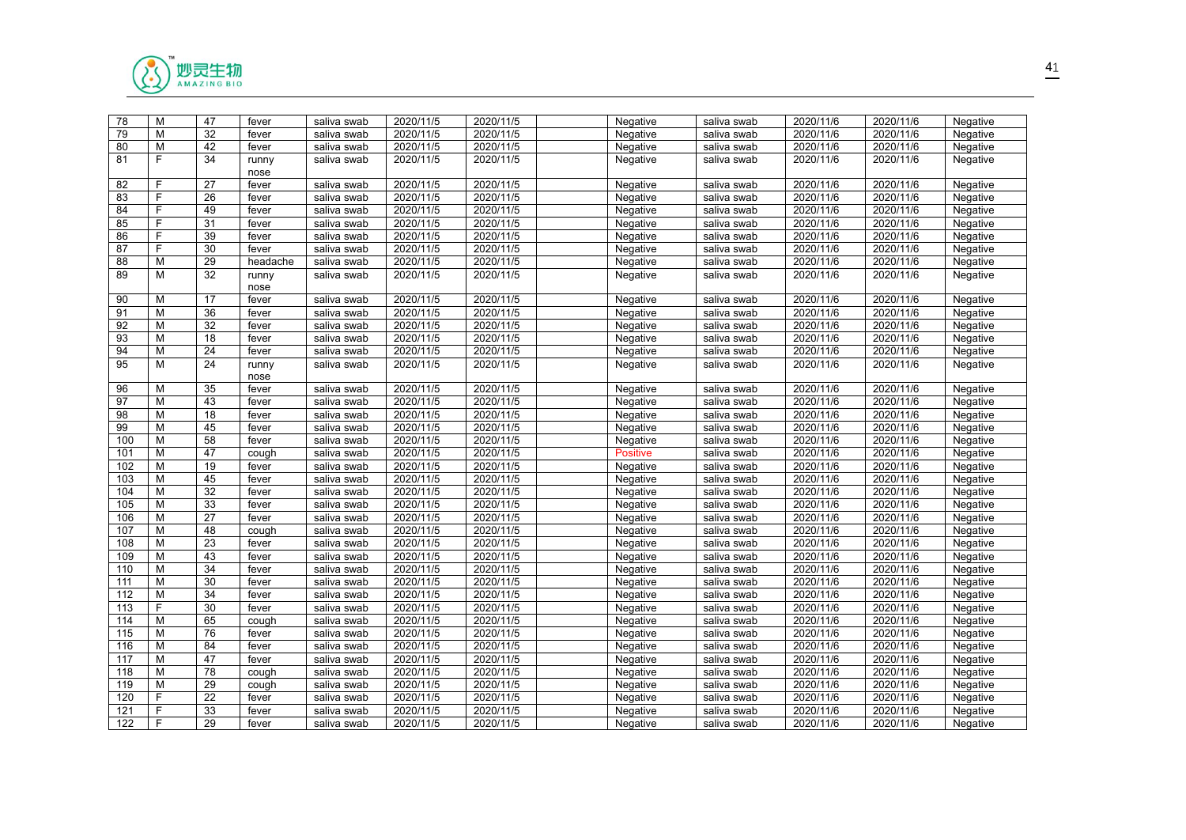| 78 | M | 47 | fever | saliva swab | 2020/11/5 | 2020/11/5 | | Negative | saliva swab | 2020/11/6 | 2020/11/6 | Negative |
|---|---|---|---|---|---|---|---|---|---|---|---|---|
| 79 | M | 32 | fever | saliva swab | 2020/11/5 | 2020/11/5 | | Negative | saliva swab | 2020/11/6 | 2020/11/6 | Negative |
| 80 | M | 42 | fever | saliva swab | 2020/11/5 | 2020/11/5 | | Negative | saliva swab | 2020/11/6 | 2020/11/6 | Negative |
| 81 | F | 34 | runny nose | saliva swab | 2020/11/5 | 2020/11/5 | | Negative | saliva swab | 2020/11/6 | 2020/11/6 | Negative |
| 82 | F | 27 | fever | saliva swab | 2020/11/5 | 2020/11/5 | | Negative | saliva swab | 2020/11/6 | 2020/11/6 | Negative |
| 83 | F | 26 | fever | saliva swab | 2020/11/5 | 2020/11/5 | | Negative | saliva swab | 2020/11/6 | 2020/11/6 | Negative |
| 84 | F | 49 | fever | saliva swab | 2020/11/5 | 2020/11/5 | | Negative | saliva swab | 2020/11/6 | 2020/11/6 | Negative |
| 85 | F | 31 | fever | saliva swab | 2020/11/5 | 2020/11/5 | | Negative | saliva swab | 2020/11/6 | 2020/11/6 | Negative |
| 86 | F | 39 | fever | saliva swab | 2020/11/5 | 2020/11/5 | | Negative | saliva swab | 2020/11/6 | 2020/11/6 | Negative |
| 87 | F | 30 | fever | saliva swab | 2020/11/5 | 2020/11/5 | | Negative | saliva swab | 2020/11/6 | 2020/11/6 | Negative |
| 88 | M | 29 | headache | saliva swab | 2020/11/5 | 2020/11/5 | | Negative | saliva swab | 2020/11/6 | 2020/11/6 | Negative |
| 89 | M | 32 | runny nose | saliva swab | 2020/11/5 | 2020/11/5 | | Negative | saliva swab | 2020/11/6 | 2020/11/6 | Negative |
| 90 | M | 17 | fever | saliva swab | 2020/11/5 | 2020/11/5 | | Negative | saliva swab | 2020/11/6 | 2020/11/6 | Negative |
| 91 | M | 36 | fever | saliva swab | 2020/11/5 | 2020/11/5 | | Negative | saliva swab | 2020/11/6 | 2020/11/6 | Negative |
| 92 | M | 32 | fever | saliva swab | 2020/11/5 | 2020/11/5 | | Negative | saliva swab | 2020/11/6 | 2020/11/6 | Negative |
| 93 | M | 18 | fever | saliva swab | 2020/11/5 | 2020/11/5 | | Negative | saliva swab | 2020/11/6 | 2020/11/6 | Negative |
| 94 | M | 24 | fever | saliva swab | 2020/11/5 | 2020/11/5 | | Negative | saliva swab | 2020/11/6 | 2020/11/6 | Negative |
| 95 | M | 24 | runny nose | saliva swab | 2020/11/5 | 2020/11/5 | | Negative | saliva swab | 2020/11/6 | 2020/11/6 | Negative |
| 96 | M | 35 | fever | saliva swab | 2020/11/5 | 2020/11/5 | | Negative | saliva swab | 2020/11/6 | 2020/11/6 | Negative |
| 97 | M | 43 | fever | saliva swab | 2020/11/5 | 2020/11/5 | | Negative | saliva swab | 2020/11/6 | 2020/11/6 | Negative |
| 98 | M | 18 | fever | saliva swab | 2020/11/5 | 2020/11/5 | | Negative | saliva swab | 2020/11/6 | 2020/11/6 | Negative |
| 99 | M | 45 | fever | saliva swab | 2020/11/5 | 2020/11/5 | | Negative | saliva swab | 2020/11/6 | 2020/11/6 | Negative |
| 100 | M | 58 | fever | saliva swab | 2020/11/5 | 2020/11/5 | | Negative | saliva swab | 2020/11/6 | 2020/11/6 | Negative |
| 101 | M | 47 | cough | saliva swab | 2020/11/5 | 2020/11/5 | | Positive | saliva swab | 2020/11/6 | 2020/11/6 | Negative |
| 102 | M | 19 | fever | saliva swab | 2020/11/5 | 2020/11/5 | | Negative | saliva swab | 2020/11/6 | 2020/11/6 | Negative |
| 103 | M | 45 | fever | saliva swab | 2020/11/5 | 2020/11/5 | | Negative | saliva swab | 2020/11/6 | 2020/11/6 | Negative |
| 104 | M | 32 | fever | saliva swab | 2020/11/5 | 2020/11/5 | | Negative | saliva swab | 2020/11/6 | 2020/11/6 | Negative |
| 105 | M | 33 | fever | saliva swab | 2020/11/5 | 2020/11/5 | | Negative | saliva swab | 2020/11/6 | 2020/11/6 | Negative |
| 106 | M | 27 | fever | saliva swab | 2020/11/5 | 2020/11/5 | | Negative | saliva swab | 2020/11/6 | 2020/11/6 | Negative |
| 107 | M | 48 | cough | saliva swab | 2020/11/5 | 2020/11/5 | | Negative | saliva swab | 2020/11/6 | 2020/11/6 | Negative |
| 108 | M | 23 | fever | saliva swab | 2020/11/5 | 2020/11/5 | | Negative | saliva swab | 2020/11/6 | 2020/11/6 | Negative |
| 109 | M | 43 | fever | saliva swab | 2020/11/5 | 2020/11/5 | | Negative | saliva swab | 2020/11/6 | 2020/11/6 | Negative |
| 110 | M | 34 | fever | saliva swab | 2020/11/5 | 2020/11/5 | | Negative | saliva swab | 2020/11/6 | 2020/11/6 | Negative |
| 111 | M | 30 | fever | saliva swab | 2020/11/5 | 2020/11/5 | | Negative | saliva swab | 2020/11/6 | 2020/11/6 | Negative |
| 112 | M | 34 | fever | saliva swab | 2020/11/5 | 2020/11/5 | | Negative | saliva swab | 2020/11/6 | 2020/11/6 | Negative |
| 113 | F | 30 | fever | saliva swab | 2020/11/5 | 2020/11/5 | | Negative | saliva swab | 2020/11/6 | 2020/11/6 | Negative |
| 114 | M | 65 | cough | saliva swab | 2020/11/5 | 2020/11/5 | | Negative | saliva swab | 2020/11/6 | 2020/11/6 | Negative |
| 115 | M | 76 | fever | saliva swab | 2020/11/5 | 2020/11/5 | | Negative | saliva swab | 2020/11/6 | 2020/11/6 | Negative |
| 116 | M | 84 | fever | saliva swab | 2020/11/5 | 2020/11/5 | | Negative | saliva swab | 2020/11/6 | 2020/11/6 | Negative |
| 117 | M | 47 | fever | saliva swab | 2020/11/5 | 2020/11/5 | | Negative | saliva swab | 2020/11/6 | 2020/11/6 | Negative |
| 118 | M | 78 | cough | saliva swab | 2020/11/5 | 2020/11/5 | | Negative | saliva swab | 2020/11/6 | 2020/11/6 | Negative |
| 119 | M | 29 | cough | saliva swab | 2020/11/5 | 2020/11/5 | | Negative | saliva swab | 2020/11/6 | 2020/11/6 | Negative |
| 120 | F | 22 | fever | saliva swab | 2020/11/5 | 2020/11/5 | | Negative | saliva swab | 2020/11/6 | 2020/11/6 | Negative |
| 121 | F | 33 | fever | saliva swab | 2020/11/5 | 2020/11/5 | | Negative | saliva swab | 2020/11/6 | 2020/11/6 | Negative |
| 122 | F | 29 | fever | saliva swab | 2020/11/5 | 2020/11/5 | | Negative | saliva swab | 2020/11/6 | 2020/11/6 | Negative |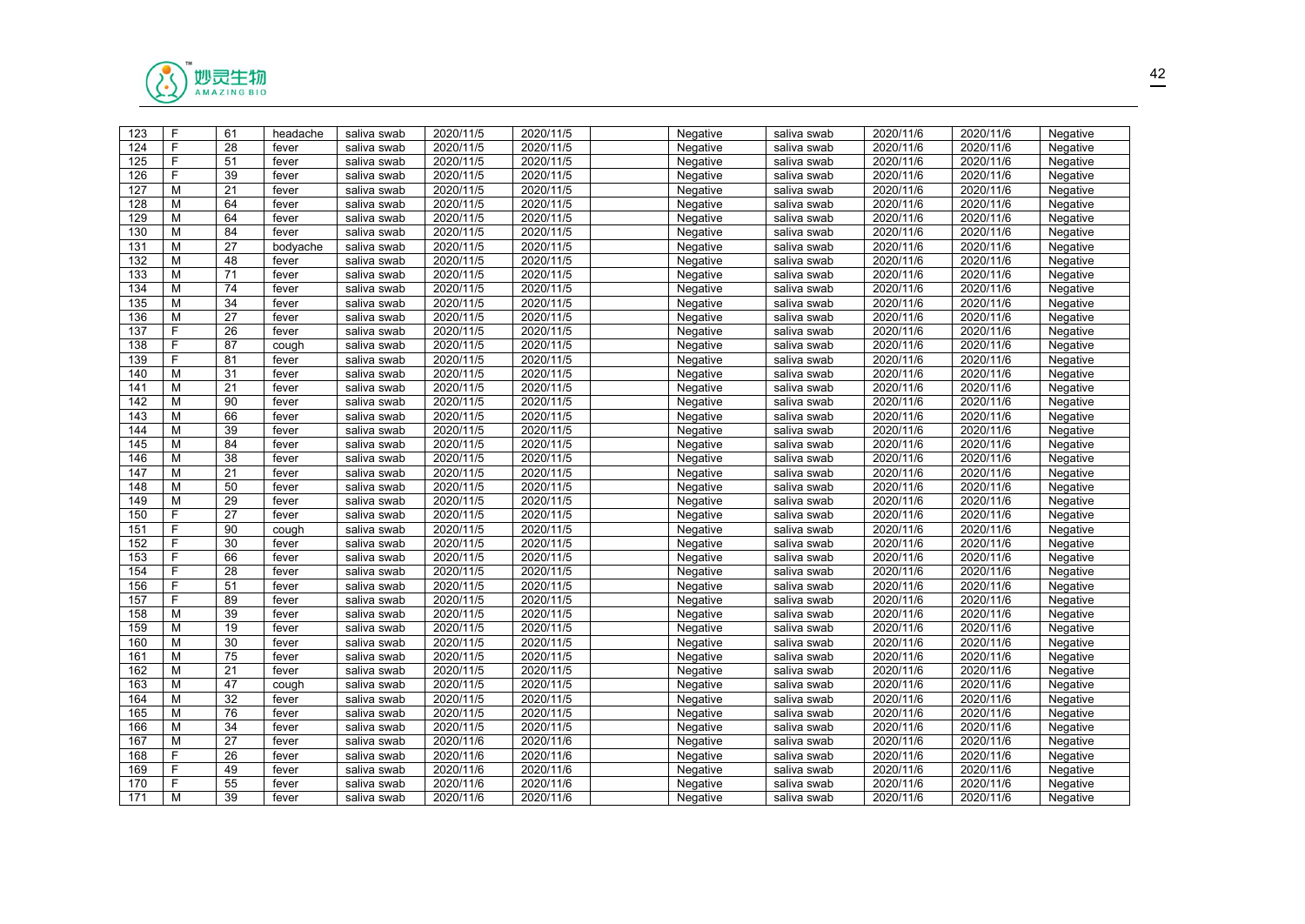| 123 | F | 61 | headache | saliva swab | 2020/11/5 | 2020/11/5 | | Negative | saliva swab | 2020/11/6 | 2020/11/6 | Negative |
|---|---|---|---|---|---|---|---|---|---|---|---|---|
| 124 | F | 28 | fever | saliva swab | 2020/11/5 | 2020/11/5 | | Negative | saliva swab | 2020/11/6 | 2020/11/6 | Negative |
| 125 | F | 51 | fever | saliva swab | 2020/11/5 | 2020/11/5 | | Negative | saliva swab | 2020/11/6 | 2020/11/6 | Negative |
| 126 | F | 39 | fever | saliva swab | 2020/11/5 | 2020/11/5 | | Negative | saliva swab | 2020/11/6 | 2020/11/6 | Negative |
| 127 | M | 21 | fever | saliva swab | 2020/11/5 | 2020/11/5 | | Negative | saliva swab | 2020/11/6 | 2020/11/6 | Negative |
| 128 | M | 64 | fever | saliva swab | 2020/11/5 | 2020/11/5 | | Negative | saliva swab | 2020/11/6 | 2020/11/6 | Negative |
| 129 | M | 64 | fever | saliva swab | 2020/11/5 | 2020/11/5 | | Negative | saliva swab | 2020/11/6 | 2020/11/6 | Negative |
| 130 | M | 84 | fever | saliva swab | 2020/11/5 | 2020/11/5 | | Negative | saliva swab | 2020/11/6 | 2020/11/6 | Negative |
| 131 | M | 27 | bodyache | saliva swab | 2020/11/5 | 2020/11/5 | | Negative | saliva swab | 2020/11/6 | 2020/11/6 | Negative |
| 132 | M | 48 | fever | saliva swab | 2020/11/5 | 2020/11/5 | | Negative | saliva swab | 2020/11/6 | 2020/11/6 | Negative |
| 133 | M | 71 | fever | saliva swab | 2020/11/5 | 2020/11/5 | | Negative | saliva swab | 2020/11/6 | 2020/11/6 | Negative |
| 134 | M | 74 | fever | saliva swab | 2020/11/5 | 2020/11/5 | | Negative | saliva swab | 2020/11/6 | 2020/11/6 | Negative |
| 135 | M | 34 | fever | saliva swab | 2020/11/5 | 2020/11/5 | | Negative | saliva swab | 2020/11/6 | 2020/11/6 | Negative |
| 136 | M | 27 | fever | saliva swab | 2020/11/5 | 2020/11/5 | | Negative | saliva swab | 2020/11/6 | 2020/11/6 | Negative |
| 137 | F | 26 | fever | saliva swab | 2020/11/5 | 2020/11/5 | | Negative | saliva swab | 2020/11/6 | 2020/11/6 | Negative |
| 138 | F | 87 | cough | saliva swab | 2020/11/5 | 2020/11/5 | | Negative | saliva swab | 2020/11/6 | 2020/11/6 | Negative |
| 139 | F | 81 | fever | saliva swab | 2020/11/5 | 2020/11/5 | | Negative | saliva swab | 2020/11/6 | 2020/11/6 | Negative |
| 140 | M | 31 | fever | saliva swab | 2020/11/5 | 2020/11/5 | | Negative | saliva swab | 2020/11/6 | 2020/11/6 | Negative |
| 141 | M | 21 | fever | saliva swab | 2020/11/5 | 2020/11/5 | | Negative | saliva swab | 2020/11/6 | 2020/11/6 | Negative |
| 142 | M | 90 | fever | saliva swab | 2020/11/5 | 2020/11/5 | | Negative | saliva swab | 2020/11/6 | 2020/11/6 | Negative |
| 143 | M | 66 | fever | saliva swab | 2020/11/5 | 2020/11/5 | | Negative | saliva swab | 2020/11/6 | 2020/11/6 | Negative |
| 144 | M | 39 | fever | saliva swab | 2020/11/5 | 2020/11/5 | | Negative | saliva swab | 2020/11/6 | 2020/11/6 | Negative |
| 145 | M | 84 | fever | saliva swab | 2020/11/5 | 2020/11/5 | | Negative | saliva swab | 2020/11/6 | 2020/11/6 | Negative |
| 146 | M | 38 | fever | saliva swab | 2020/11/5 | 2020/11/5 | | Negative | saliva swab | 2020/11/6 | 2020/11/6 | Negative |
| 147 | M | 21 | fever | saliva swab | 2020/11/5 | 2020/11/5 | | Negative | saliva swab | 2020/11/6 | 2020/11/6 | Negative |
| 148 | M | 50 | fever | saliva swab | 2020/11/5 | 2020/11/5 | | Negative | saliva swab | 2020/11/6 | 2020/11/6 | Negative |
| 149 | M | 29 | fever | saliva swab | 2020/11/5 | 2020/11/5 | | Negative | saliva swab | 2020/11/6 | 2020/11/6 | Negative |
| 150 | F | 27 | fever | saliva swab | 2020/11/5 | 2020/11/5 | | Negative | saliva swab | 2020/11/6 | 2020/11/6 | Negative |
| 151 | F | 90 | cough | saliva swab | 2020/11/5 | 2020/11/5 | | Negative | saliva swab | 2020/11/6 | 2020/11/6 | Negative |
| 152 | F | 30 | fever | saliva swab | 2020/11/5 | 2020/11/5 | | Negative | saliva swab | 2020/11/6 | 2020/11/6 | Negative |
| 153 | F | 66 | fever | saliva swab | 2020/11/5 | 2020/11/5 | | Negative | saliva swab | 2020/11/6 | 2020/11/6 | Negative |
| 154 | F | 28 | fever | saliva swab | 2020/11/5 | 2020/11/5 | | Negative | saliva swab | 2020/11/6 | 2020/11/6 | Negative |
| 156 | F | 51 | fever | saliva swab | 2020/11/5 | 2020/11/5 | | Negative | saliva swab | 2020/11/6 | 2020/11/6 | Negative |
| 157 | F | 89 | fever | saliva swab | 2020/11/5 | 2020/11/5 | | Negative | saliva swab | 2020/11/6 | 2020/11/6 | Negative |
| 158 | M | 39 | fever | saliva swab | 2020/11/5 | 2020/11/5 | | Negative | saliva swab | 2020/11/6 | 2020/11/6 | Negative |
| 159 | M | 19 | fever | saliva swab | 2020/11/5 | 2020/11/5 | | Negative | saliva swab | 2020/11/6 | 2020/11/6 | Negative |
| 160 | M | 30 | fever | saliva swab | 2020/11/5 | 2020/11/5 | | Negative | saliva swab | 2020/11/6 | 2020/11/6 | Negative |
| 161 | M | 75 | fever | saliva swab | 2020/11/5 | 2020/11/5 | | Negative | saliva swab | 2020/11/6 | 2020/11/6 | Negative |
| 162 | M | 21 | fever | saliva swab | 2020/11/5 | 2020/11/5 | | Negative | saliva swab | 2020/11/6 | 2020/11/6 | Negative |
| 163 | M | 47 | cough | saliva swab | 2020/11/5 | 2020/11/5 | | Negative | saliva swab | 2020/11/6 | 2020/11/6 | Negative |
| 164 | M | 32 | fever | saliva swab | 2020/11/5 | 2020/11/5 | | Negative | saliva swab | 2020/11/6 | 2020/11/6 | Negative |
| 165 | M | 76 | fever | saliva swab | 2020/11/5 | 2020/11/5 | | Negative | saliva swab | 2020/11/6 | 2020/11/6 | Negative |
| 166 | M | 34 | fever | saliva swab | 2020/11/5 | 2020/11/5 | | Negative | saliva swab | 2020/11/6 | 2020/11/6 | Negative |
| 167 | M | 27 | fever | saliva swab | 2020/11/6 | 2020/11/6 | | Negative | saliva swab | 2020/11/6 | 2020/11/6 | Negative |
| 168 | F | 26 | fever | saliva swab | 2020/11/6 | 2020/11/6 | | Negative | saliva swab | 2020/11/6 | 2020/11/6 | Negative |
| 169 | F | 49 | fever | saliva swab | 2020/11/6 | 2020/11/6 | | Negative | saliva swab | 2020/11/6 | 2020/11/6 | Negative |
| 170 | F | 55 | fever | saliva swab | 2020/11/6 | 2020/11/6 | | Negative | saliva swab | 2020/11/6 | 2020/11/6 | Negative |
| 171 | M | 39 | fever | saliva swab | 2020/11/6 | 2020/11/6 | | Negative | saliva swab | 2020/11/6 | 2020/11/6 | Negative |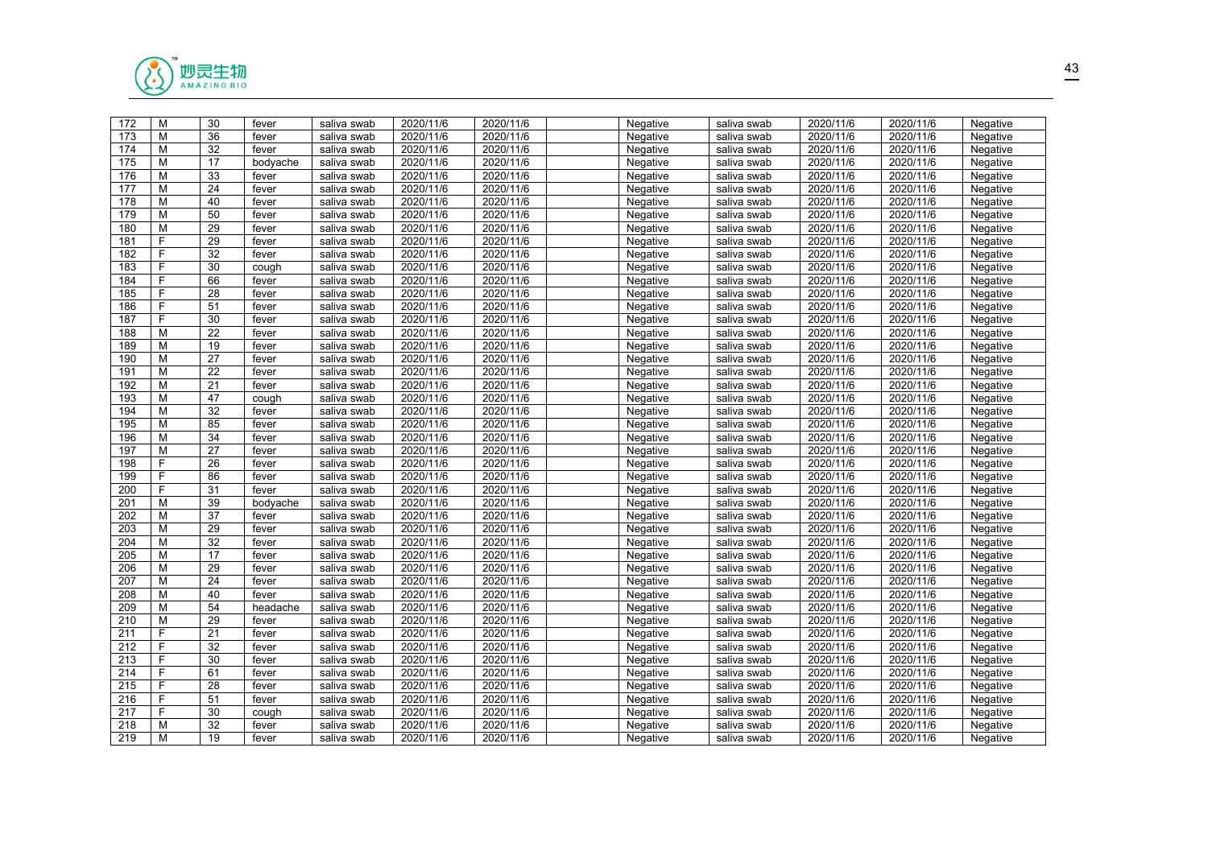| 172 | M | 30 | fever | saliva swab | 2020/11/6 | 2020/11/6 | | Negative | saliva swab | 2020/11/6 | 2020/11/6 | Negative |
|---|---|---|---|---|---|---|---|---|---|---|---|---|
| 173 | M | 36 | fever | saliva swab | 2020/11/6 | 2020/11/6 | | Negative | saliva swab | 2020/11/6 | 2020/11/6 | Negative |
| 174 | M | 32 | fever | saliva swab | 2020/11/6 | 2020/11/6 | | Negative | saliva swab | 2020/11/6 | 2020/11/6 | Negative |
| 175 | M | 17 | bodyache | saliva swab | 2020/11/6 | 2020/11/6 | | Negative | saliva swab | 2020/11/6 | 2020/11/6 | Negative |
| 176 | M | 33 | fever | saliva swab | 2020/11/6 | 2020/11/6 | | Negative | saliva swab | 2020/11/6 | 2020/11/6 | Negative |
| 177 | M | 24 | fever | saliva swab | 2020/11/6 | 2020/11/6 | | Negative | saliva swab | 2020/11/6 | 2020/11/6 | Negative |
| 178 | M | 40 | fever | saliva swab | 2020/11/6 | 2020/11/6 | | Negative | saliva swab | 2020/11/6 | 2020/11/6 | Negative |
| 179 | M | 50 | fever | saliva swab | 2020/11/6 | 2020/11/6 | | Negative | saliva swab | 2020/11/6 | 2020/11/6 | Negative |
| 180 | M | 29 | fever | saliva swab | 2020/11/6 | 2020/11/6 | | Negative | saliva swab | 2020/11/6 | 2020/11/6 | Negative |
| 181 | F | 29 | fever | saliva swab | 2020/11/6 | 2020/11/6 | | Negative | saliva swab | 2020/11/6 | 2020/11/6 | Negative |
| 182 | F | 32 | fever | saliva swab | 2020/11/6 | 2020/11/6 | | Negative | saliva swab | 2020/11/6 | 2020/11/6 | Negative |
| 183 | F | 30 | cough | saliva swab | 2020/11/6 | 2020/11/6 | | Negative | saliva swab | 2020/11/6 | 2020/11/6 | Negative |
| 184 | F | 66 | fever | saliva swab | 2020/11/6 | 2020/11/6 | | Negative | saliva swab | 2020/11/6 | 2020/11/6 | Negative |
| 185 | F | 28 | fever | saliva swab | 2020/11/6 | 2020/11/6 | | Negative | saliva swab | 2020/11/6 | 2020/11/6 | Negative |
| 186 | F | 51 | fever | saliva swab | 2020/11/6 | 2020/11/6 | | Negative | saliva swab | 2020/11/6 | 2020/11/6 | Negative |
| 187 | F | 30 | fever | saliva swab | 2020/11/6 | 2020/11/6 | | Negative | saliva swab | 2020/11/6 | 2020/11/6 | Negative |
| 188 | M | 22 | fever | saliva swab | 2020/11/6 | 2020/11/6 | | Negative | saliva swab | 2020/11/6 | 2020/11/6 | Negative |
| 189 | M | 19 | fever | saliva swab | 2020/11/6 | 2020/11/6 | | Negative | saliva swab | 2020/11/6 | 2020/11/6 | Negative |
| 190 | M | 27 | fever | saliva swab | 2020/11/6 | 2020/11/6 | | Negative | saliva swab | 2020/11/6 | 2020/11/6 | Negative |
| 191 | M | 22 | fever | saliva swab | 2020/11/6 | 2020/11/6 | | Negative | saliva swab | 2020/11/6 | 2020/11/6 | Negative |
| 192 | M | 21 | fever | saliva swab | 2020/11/6 | 2020/11/6 | | Negative | saliva swab | 2020/11/6 | 2020/11/6 | Negative |
| 193 | M | 47 | cough | saliva swab | 2020/11/6 | 2020/11/6 | | Negative | saliva swab | 2020/11/6 | 2020/11/6 | Negative |
| 194 | M | 32 | fever | saliva swab | 2020/11/6 | 2020/11/6 | | Negative | saliva swab | 2020/11/6 | 2020/11/6 | Negative |
| 195 | M | 85 | fever | saliva swab | 2020/11/6 | 2020/11/6 | | Negative | saliva swab | 2020/11/6 | 2020/11/6 | Negative |
| 196 | M | 34 | fever | saliva swab | 2020/11/6 | 2020/11/6 | | Negative | saliva swab | 2020/11/6 | 2020/11/6 | Negative |
| 197 | M | 27 | fever | saliva swab | 2020/11/6 | 2020/11/6 | | Negative | saliva swab | 2020/11/6 | 2020/11/6 | Negative |
| 198 | F | 26 | fever | saliva swab | 2020/11/6 | 2020/11/6 | | Negative | saliva swab | 2020/11/6 | 2020/11/6 | Negative |
| 199 | F | 86 | fever | saliva swab | 2020/11/6 | 2020/11/6 | | Negative | saliva swab | 2020/11/6 | 2020/11/6 | Negative |
| 200 | F | 31 | fever | saliva swab | 2020/11/6 | 2020/11/6 | | Negative | saliva swab | 2020/11/6 | 2020/11/6 | Negative |
| 201 | M | 39 | bodyache | saliva swab | 2020/11/6 | 2020/11/6 | | Negative | saliva swab | 2020/11/6 | 2020/11/6 | Negative |
| 202 | M | 37 | fever | saliva swab | 2020/11/6 | 2020/11/6 | | Negative | saliva swab | 2020/11/6 | 2020/11/6 | Negative |
| 203 | M | 29 | fever | saliva swab | 2020/11/6 | 2020/11/6 | | Negative | saliva swab | 2020/11/6 | 2020/11/6 | Negative |
| 204 | M | 32 | fever | saliva swab | 2020/11/6 | 2020/11/6 | | Negative | saliva swab | 2020/11/6 | 2020/11/6 | Negative |
| 205 | M | 17 | fever | saliva swab | 2020/11/6 | 2020/11/6 | | Negative | saliva swab | 2020/11/6 | 2020/11/6 | Negative |
| 206 | M | 29 | fever | saliva swab | 2020/11/6 | 2020/11/6 | | Negative | saliva swab | 2020/11/6 | 2020/11/6 | Negative |
| 207 | M | 24 | fever | saliva swab | 2020/11/6 | 2020/11/6 | | Negative | saliva swab | 2020/11/6 | 2020/11/6 | Negative |
| 208 | M | 40 | fever | saliva swab | 2020/11/6 | 2020/11/6 | | Negative | saliva swab | 2020/11/6 | 2020/11/6 | Negative |
| 209 | M | 54 | headache | saliva swab | 2020/11/6 | 2020/11/6 | | Negative | saliva swab | 2020/11/6 | 2020/11/6 | Negative |
| 210 | M | 29 | fever | saliva swab | 2020/11/6 | 2020/11/6 | | Negative | saliva swab | 2020/11/6 | 2020/11/6 | Negative |
| 211 | F | 21 | fever | saliva swab | 2020/11/6 | 2020/11/6 | | Negative | saliva swab | 2020/11/6 | 2020/11/6 | Negative |
| 212 | F | 32 | fever | saliva swab | 2020/11/6 | 2020/11/6 | | Negative | saliva swab | 2020/11/6 | 2020/11/6 | Negative |
| 213 | F | 30 | fever | saliva swab | 2020/11/6 | 2020/11/6 | | Negative | saliva swab | 2020/11/6 | 2020/11/6 | Negative |
| 214 | F | 61 | fever | saliva swab | 2020/11/6 | 2020/11/6 | | Negative | saliva swab | 2020/11/6 | 2020/11/6 | Negative |
| 215 | F | 28 | fever | saliva swab | 2020/11/6 | 2020/11/6 | | Negative | saliva swab | 2020/11/6 | 2020/11/6 | Negative |
| 216 | F | 51 | fever | saliva swab | 2020/11/6 | 2020/11/6 | | Negative | saliva swab | 2020/11/6 | 2020/11/6 | Negative |
| 217 | F | 30 | cough | saliva swab | 2020/11/6 | 2020/11/6 | | Negative | saliva swab | 2020/11/6 | 2020/11/6 | Negative |
| 218 | M | 32 | fever | saliva swab | 2020/11/6 | 2020/11/6 | | Negative | saliva swab | 2020/11/6 | 2020/11/6 | Negative |
| 219 | M | 19 | fever | saliva swab | 2020/11/6 | 2020/11/6 | | Negative | saliva swab | 2020/11/6 | 2020/11/6 | Negative |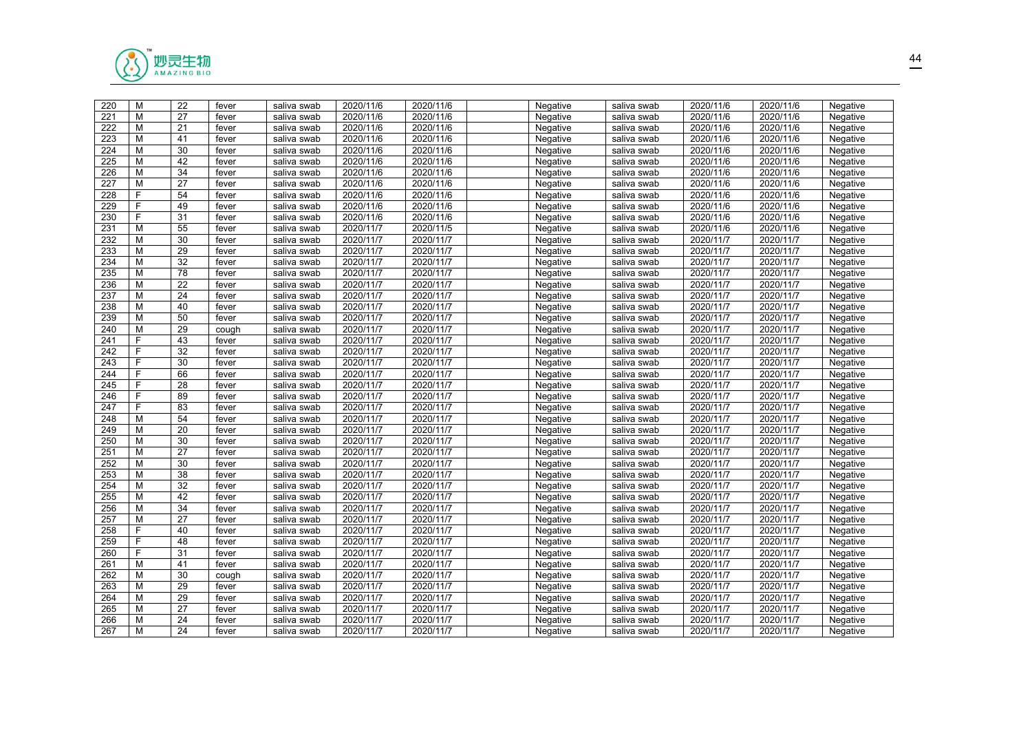| 220 | M | 22 | fever | saliva swab | 2020/11/6 | 2020/11/6 | | Negative | saliva swab | 2020/11/6 | 2020/11/6 | Negative |
|---|---|---|---|---|---|---|---|---|---|---|---|---|
| 221 | M | 27 | fever | saliva swab | 2020/11/6 | 2020/11/6 | | Negative | saliva swab | 2020/11/6 | 2020/11/6 | Negative |
| 222 | M | 21 | fever | saliva swab | 2020/11/6 | 2020/11/6 | | Negative | saliva swab | 2020/11/6 | 2020/11/6 | Negative |
| 223 | M | 41 | fever | saliva swab | 2020/11/6 | 2020/11/6 | | Negative | saliva swab | 2020/11/6 | 2020/11/6 | Negative |
| 224 | M | 30 | fever | saliva swab | 2020/11/6 | 2020/11/6 | | Negative | saliva swab | 2020/11/6 | 2020/11/6 | Negative |
| 225 | M | 42 | fever | saliva swab | 2020/11/6 | 2020/11/6 | | Negative | saliva swab | 2020/11/6 | 2020/11/6 | Negative |
| 226 | M | 34 | fever | saliva swab | 2020/11/6 | 2020/11/6 | | Negative | saliva swab | 2020/11/6 | 2020/11/6 | Negative |
| 227 | M | 27 | fever | saliva swab | 2020/11/6 | 2020/11/6 | | Negative | saliva swab | 2020/11/6 | 2020/11/6 | Negative |
| 228 | F | 54 | fever | saliva swab | 2020/11/6 | 2020/11/6 | | Negative | saliva swab | 2020/11/6 | 2020/11/6 | Negative |
| 229 | F | 49 | fever | saliva swab | 2020/11/6 | 2020/11/6 | | Negative | saliva swab | 2020/11/6 | 2020/11/6 | Negative |
| 230 | F | 31 | fever | saliva swab | 2020/11/6 | 2020/11/6 | | Negative | saliva swab | 2020/11/6 | 2020/11/6 | Negative |
| 231 | M | 55 | fever | saliva swab | 2020/11/7 | 2020/11/5 | | Negative | saliva swab | 2020/11/6 | 2020/11/6 | Negative |
| 232 | M | 30 | fever | saliva swab | 2020/11/7 | 2020/11/7 | | Negative | saliva swab | 2020/11/7 | 2020/11/7 | Negative |
| 233 | M | 29 | fever | saliva swab | 2020/11/7 | 2020/11/7 | | Negative | saliva swab | 2020/11/7 | 2020/11/7 | Negative |
| 234 | M | 32 | fever | saliva swab | 2020/11/7 | 2020/11/7 | | Negative | saliva swab | 2020/11/7 | 2020/11/7 | Negative |
| 235 | M | 78 | fever | saliva swab | 2020/11/7 | 2020/11/7 | | Negative | saliva swab | 2020/11/7 | 2020/11/7 | Negative |
| 236 | M | 22 | fever | saliva swab | 2020/11/7 | 2020/11/7 | | Negative | saliva swab | 2020/11/7 | 2020/11/7 | Negative |
| 237 | M | 24 | fever | saliva swab | 2020/11/7 | 2020/11/7 | | Negative | saliva swab | 2020/11/7 | 2020/11/7 | Negative |
| 238 | M | 40 | fever | saliva swab | 2020/11/7 | 2020/11/7 | | Negative | saliva swab | 2020/11/7 | 2020/11/7 | Negative |
| 239 | M | 50 | fever | saliva swab | 2020/11/7 | 2020/11/7 | | Negative | saliva swab | 2020/11/7 | 2020/11/7 | Negative |
| 240 | M | 29 | cough | saliva swab | 2020/11/7 | 2020/11/7 | | Negative | saliva swab | 2020/11/7 | 2020/11/7 | Negative |
| 241 | F | 43 | fever | saliva swab | 2020/11/7 | 2020/11/7 | | Negative | saliva swab | 2020/11/7 | 2020/11/7 | Negative |
| 242 | F | 32 | fever | saliva swab | 2020/11/7 | 2020/11/7 | | Negative | saliva swab | 2020/11/7 | 2020/11/7 | Negative |
| 243 | F | 30 | fever | saliva swab | 2020/11/7 | 2020/11/7 | | Negative | saliva swab | 2020/11/7 | 2020/11/7 | Negative |
| 244 | F | 66 | fever | saliva swab | 2020/11/7 | 2020/11/7 | | Negative | saliva swab | 2020/11/7 | 2020/11/7 | Negative |
| 245 | F | 28 | fever | saliva swab | 2020/11/7 | 2020/11/7 | | Negative | saliva swab | 2020/11/7 | 2020/11/7 | Negative |
| 246 | F | 89 | fever | saliva swab | 2020/11/7 | 2020/11/7 | | Negative | saliva swab | 2020/11/7 | 2020/11/7 | Negative |
| 247 | F | 83 | fever | saliva swab | 2020/11/7 | 2020/11/7 | | Negative | saliva swab | 2020/11/7 | 2020/11/7 | Negative |
| 248 | M | 54 | fever | saliva swab | 2020/11/7 | 2020/11/7 | | Negative | saliva swab | 2020/11/7 | 2020/11/7 | Negative |
| 249 | M | 20 | fever | saliva swab | 2020/11/7 | 2020/11/7 | | Negative | saliva swab | 2020/11/7 | 2020/11/7 | Negative |
| 250 | M | 30 | fever | saliva swab | 2020/11/7 | 2020/11/7 | | Negative | saliva swab | 2020/11/7 | 2020/11/7 | Negative |
| 251 | M | 27 | fever | saliva swab | 2020/11/7 | 2020/11/7 | | Negative | saliva swab | 2020/11/7 | 2020/11/7 | Negative |
| 252 | M | 30 | fever | saliva swab | 2020/11/7 | 2020/11/7 | | Negative | saliva swab | 2020/11/7 | 2020/11/7 | Negative |
| 253 | M | 38 | fever | saliva swab | 2020/11/7 | 2020/11/7 | | Negative | saliva swab | 2020/11/7 | 2020/11/7 | Negative |
| 254 | M | 32 | fever | saliva swab | 2020/11/7 | 2020/11/7 | | Negative | saliva swab | 2020/11/7 | 2020/11/7 | Negative |
| 255 | M | 42 | fever | saliva swab | 2020/11/7 | 2020/11/7 | | Negative | saliva swab | 2020/11/7 | 2020/11/7 | Negative |
| 256 | M | 34 | fever | saliva swab | 2020/11/7 | 2020/11/7 | | Negative | saliva swab | 2020/11/7 | 2020/11/7 | Negative |
| 257 | M | 27 | fever | saliva swab | 2020/11/7 | 2020/11/7 | | Negative | saliva swab | 2020/11/7 | 2020/11/7 | Negative |
| 258 | F | 40 | fever | saliva swab | 2020/11/7 | 2020/11/7 | | Negative | saliva swab | 2020/11/7 | 2020/11/7 | Negative |
| 259 | F | 48 | fever | saliva swab | 2020/11/7 | 2020/11/7 | | Negative | saliva swab | 2020/11/7 | 2020/11/7 | Negative |
| 260 | F | 31 | fever | saliva swab | 2020/11/7 | 2020/11/7 | | Negative | saliva swab | 2020/11/7 | 2020/11/7 | Negative |
| 261 | M | 41 | fever | saliva swab | 2020/11/7 | 2020/11/7 | | Negative | saliva swab | 2020/11/7 | 2020/11/7 | Negative |
| 262 | M | 30 | cough | saliva swab | 2020/11/7 | 2020/11/7 | | Negative | saliva swab | 2020/11/7 | 2020/11/7 | Negative |
| 263 | M | 29 | fever | saliva swab | 2020/11/7 | 2020/11/7 | | Negative | saliva swab | 2020/11/7 | 2020/11/7 | Negative |
| 264 | M | 29 | fever | saliva swab | 2020/11/7 | 2020/11/7 | | Negative | saliva swab | 2020/11/7 | 2020/11/7 | Negative |
| 265 | M | 27 | fever | saliva swab | 2020/11/7 | 2020/11/7 | | Negative | saliva swab | 2020/11/7 | 2020/11/7 | Negative |
| 266 | M | 24 | fever | saliva swab | 2020/11/7 | 2020/11/7 | | Negative | saliva swab | 2020/11/7 | 2020/11/7 | Negative |
| 267 | M | 24 | fever | saliva swab | 2020/11/7 | 2020/11/7 | | Negative | saliva swab | 2020/11/7 | 2020/11/7 | Negative |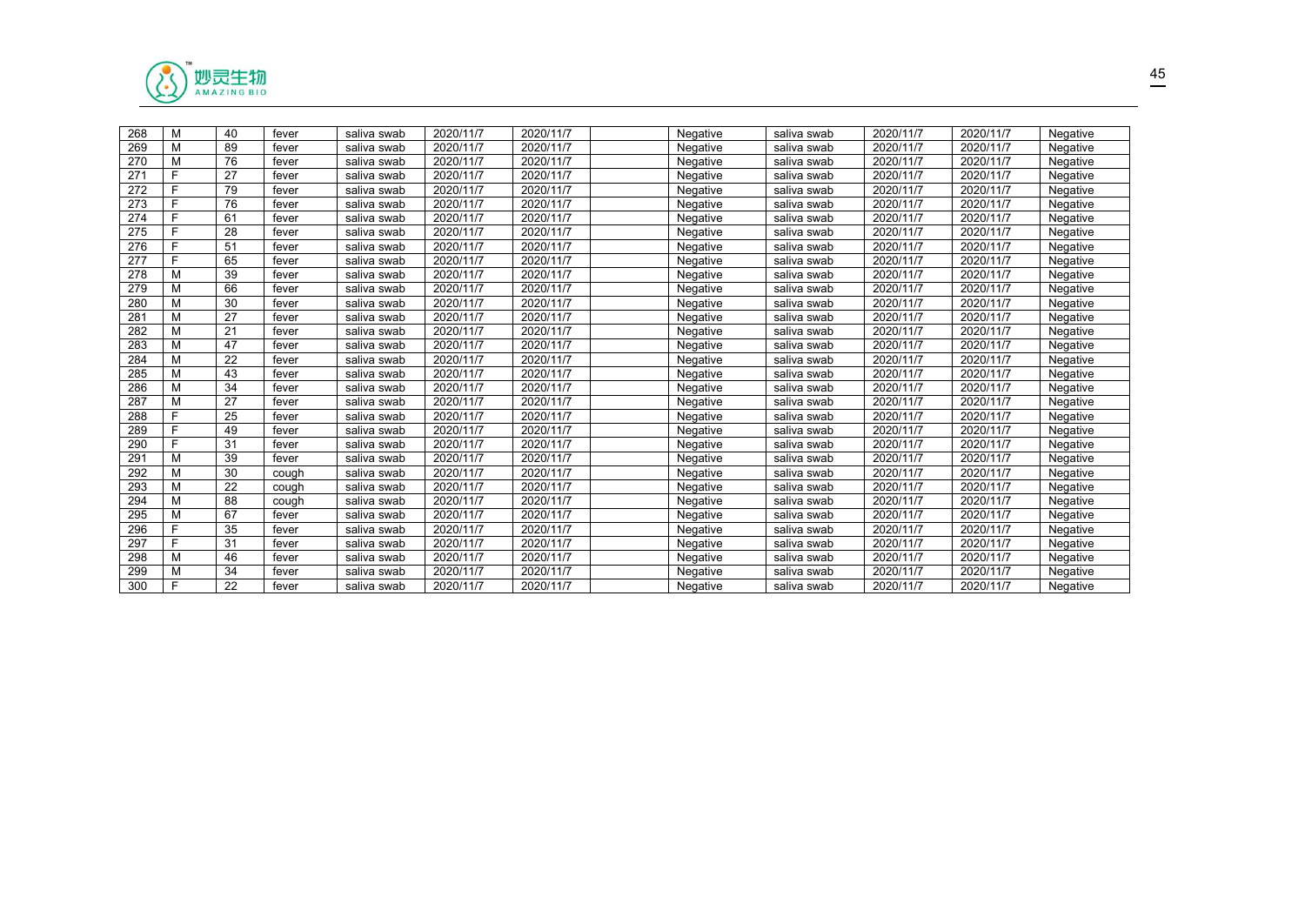| 268 | M | 40 | fever | saliva swab | 2020/11/7 | 2020/11/7 | | Negative | saliva swab | 2020/11/7 | 2020/11/7 | Negative |
|---|---|---|---|---|---|---|---|---|---|---|---|---|
| 269 | M | 89 | fever | saliva swab | 2020/11/7 | 2020/11/7 | | Negative | saliva swab | 2020/11/7 | 2020/11/7 | Negative |
| 270 | M | 76 | fever | saliva swab | 2020/11/7 | 2020/11/7 | | Negative | saliva swab | 2020/11/7 | 2020/11/7 | Negative |
| 271 | F | 27 | fever | saliva swab | 2020/11/7 | 2020/11/7 | | Negative | saliva swab | 2020/11/7 | 2020/11/7 | Negative |
| 272 | F | 79 | fever | saliva swab | 2020/11/7 | 2020/11/7 | | Negative | saliva swab | 2020/11/7 | 2020/11/7 | Negative |
| 273 | F | 76 | fever | saliva swab | 2020/11/7 | 2020/11/7 | | Negative | saliva swab | 2020/11/7 | 2020/11/7 | Negative |
| 274 | F | 61 | fever | saliva swab | 2020/11/7 | 2020/11/7 | | Negative | saliva swab | 2020/11/7 | 2020/11/7 | Negative |
| 275 | F | 28 | fever | saliva swab | 2020/11/7 | 2020/11/7 | | Negative | saliva swab | 2020/11/7 | 2020/11/7 | Negative |
| 276 | F | 51 | fever | saliva swab | 2020/11/7 | 2020/11/7 | | Negative | saliva swab | 2020/11/7 | 2020/11/7 | Negative |
| 277 | F | 65 | fever | saliva swab | 2020/11/7 | 2020/11/7 | | Negative | saliva swab | 2020/11/7 | 2020/11/7 | Negative |
| 278 | M | 39 | fever | saliva swab | 2020/11/7 | 2020/11/7 | | Negative | saliva swab | 2020/11/7 | 2020/11/7 | Negative |
| 279 | M | 66 | fever | saliva swab | 2020/11/7 | 2020/11/7 | | Negative | saliva swab | 2020/11/7 | 2020/11/7 | Negative |
| 280 | M | 30 | fever | saliva swab | 2020/11/7 | 2020/11/7 | | Negative | saliva swab | 2020/11/7 | 2020/11/7 | Negative |
| 281 | M | 27 | fever | saliva swab | 2020/11/7 | 2020/11/7 | | Negative | saliva swab | 2020/11/7 | 2020/11/7 | Negative |
| 282 | M | 21 | fever | saliva swab | 2020/11/7 | 2020/11/7 | | Negative | saliva swab | 2020/11/7 | 2020/11/7 | Negative |
| 283 | M | 47 | fever | saliva swab | 2020/11/7 | 2020/11/7 | | Negative | saliva swab | 2020/11/7 | 2020/11/7 | Negative |
| 284 | M | 22 | fever | saliva swab | 2020/11/7 | 2020/11/7 | | Negative | saliva swab | 2020/11/7 | 2020/11/7 | Negative |
| 285 | M | 43 | fever | saliva swab | 2020/11/7 | 2020/11/7 | | Negative | saliva swab | 2020/11/7 | 2020/11/7 | Negative |
| 286 | M | 34 | fever | saliva swab | 2020/11/7 | 2020/11/7 | | Negative | saliva swab | 2020/11/7 | 2020/11/7 | Negative |
| 287 | M | 27 | fever | saliva swab | 2020/11/7 | 2020/11/7 | | Negative | saliva swab | 2020/11/7 | 2020/11/7 | Negative |
| 288 | F | 25 | fever | saliva swab | 2020/11/7 | 2020/11/7 | | Negative | saliva swab | 2020/11/7 | 2020/11/7 | Negative |
| 289 | F | 49 | fever | saliva swab | 2020/11/7 | 2020/11/7 | | Negative | saliva swab | 2020/11/7 | 2020/11/7 | Negative |
| 290 | F | 31 | fever | saliva swab | 2020/11/7 | 2020/11/7 | | Negative | saliva swab | 2020/11/7 | 2020/11/7 | Negative |
| 291 | M | 39 | fever | saliva swab | 2020/11/7 | 2020/11/7 | | Negative | saliva swab | 2020/11/7 | 2020/11/7 | Negative |
| 292 | M | 30 | cough | saliva swab | 2020/11/7 | 2020/11/7 | | Negative | saliva swab | 2020/11/7 | 2020/11/7 | Negative |
| 293 | M | 22 | cough | saliva swab | 2020/11/7 | 2020/11/7 | | Negative | saliva swab | 2020/11/7 | 2020/11/7 | Negative |
| 294 | M | 88 | cough | saliva swab | 2020/11/7 | 2020/11/7 | | Negative | saliva swab | 2020/11/7 | 2020/11/7 | Negative |
| 295 | M | 67 | fever | saliva swab | 2020/11/7 | 2020/11/7 | | Negative | saliva swab | 2020/11/7 | 2020/11/7 | Negative |
| 296 | F | 35 | fever | saliva swab | 2020/11/7 | 2020/11/7 | | Negative | saliva swab | 2020/11/7 | 2020/11/7 | Negative |
| 297 | F | 31 | fever | saliva swab | 2020/11/7 | 2020/11/7 | | Negative | saliva swab | 2020/11/7 | 2020/11/7 | Negative |
| 298 | M | 46 | fever | saliva swab | 2020/11/7 | 2020/11/7 | | Negative | saliva swab | 2020/11/7 | 2020/11/7 | Negative |
| 299 | M | 34 | fever | saliva swab | 2020/11/7 | 2020/11/7 | | Negative | saliva swab | 2020/11/7 | 2020/11/7 | Negative |
| 300 | F | 22 | fever | saliva swab | 2020/11/7 | 2020/11/7 | | Negative | saliva swab | 2020/11/7 | 2020/11/7 | Negative |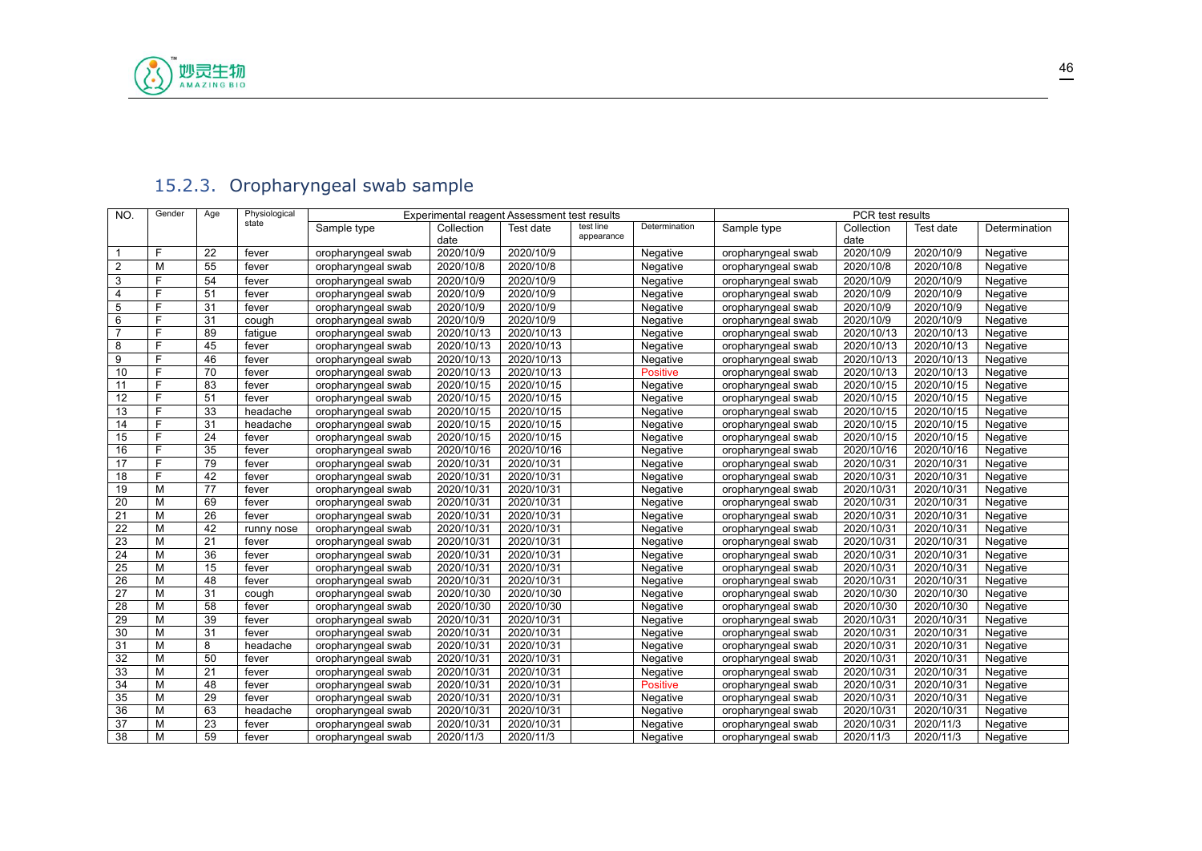## 15.2.3. Oropharyngeal swab sample

| NO. | Gender | Age | Physiological state | Experimental reagent Assessment test results | | | | | PCR test results | | | |
|---|---|---|---|---|---|---|---|---|---|---|---|---|
| | | | | Sample type | Collection date | Test date | test line appearance | Determination | Sample type | Collection date | Test date | Determination |
| 1 | F | 22 | fever | oropharyngeal swab | 2020/10/9 | 2020/10/9 | | Negative | oropharyngeal swab | 2020/10/9 | 2020/10/9 | Negative |
| 2 | M | 55 | fever | oropharyngeal swab | 2020/10/8 | 2020/10/8 | | Negative | oropharyngeal swab | 2020/10/8 | 2020/10/8 | Negative |
| 3 | F | 54 | fever | oropharyngeal swab | 2020/10/9 | 2020/10/9 | | Negative | oropharyngeal swab | 2020/10/9 | 2020/10/9 | Negative |
| 4 | F | 51 | fever | oropharyngeal swab | 2020/10/9 | 2020/10/9 | | Negative | oropharyngeal swab | 2020/10/9 | 2020/10/9 | Negative |
| 5 | F | 31 | fever | oropharyngeal swab | 2020/10/9 | 2020/10/9 | | Negative | oropharyngeal swab | 2020/10/9 | 2020/10/9 | Negative |
| 6 | F | 31 | cough | oropharyngeal swab | 2020/10/9 | 2020/10/9 | | Negative | oropharyngeal swab | 2020/10/9 | 2020/10/9 | Negative |
| 7 | F | 89 | fatigue | oropharyngeal swab | 2020/10/13 | 2020/10/13 | | Negative | oropharyngeal swab | 2020/10/13 | 2020/10/13 | Negative |
| 8 | F | 45 | fever | oropharyngeal swab | 2020/10/13 | 2020/10/13 | | Negative | oropharyngeal swab | 2020/10/13 | 2020/10/13 | Negative |
| 9 | F | 46 | fever | oropharyngeal swab | 2020/10/13 | 2020/10/13 | | Negative | oropharyngeal swab | 2020/10/13 | 2020/10/13 | Negative |
| 10 | F | 70 | fever | oropharyngeal swab | 2020/10/13 | 2020/10/13 | | Positive | oropharyngeal swab | 2020/10/13 | 2020/10/13 | Negative |
| 11 | F | 83 | fever | oropharyngeal swab | 2020/10/15 | 2020/10/15 | | Negative | oropharyngeal swab | 2020/10/15 | 2020/10/15 | Negative |
| 12 | F | 51 | fever | oropharyngeal swab | 2020/10/15 | 2020/10/15 | | Negative | oropharyngeal swab | 2020/10/15 | 2020/10/15 | Negative |
| 13 | F | 33 | headache | oropharyngeal swab | 2020/10/15 | 2020/10/15 | | Negative | oropharyngeal swab | 2020/10/15 | 2020/10/15 | Negative |
| 14 | F | 31 | headache | oropharyngeal swab | 2020/10/15 | 2020/10/15 | | Negative | oropharyngeal swab | 2020/10/15 | 2020/10/15 | Negative |
| 15 | F | 24 | fever | oropharyngeal swab | 2020/10/15 | 2020/10/15 | | Negative | oropharyngeal swab | 2020/10/15 | 2020/10/15 | Negative |
| 16 | F | 35 | fever | oropharyngeal swab | 2020/10/16 | 2020/10/16 | | Negative | oropharyngeal swab | 2020/10/16 | 2020/10/16 | Negative |
| 17 | F | 79 | fever | oropharyngeal swab | 2020/10/31 | 2020/10/31 | | Negative | oropharyngeal swab | 2020/10/31 | 2020/10/31 | Negative |
| 18 | F | 42 | fever | oropharyngeal swab | 2020/10/31 | 2020/10/31 | | Negative | oropharyngeal swab | 2020/10/31 | 2020/10/31 | Negative |
| 19 | M | 77 | fever | oropharyngeal swab | 2020/10/31 | 2020/10/31 | | Negative | oropharyngeal swab | 2020/10/31 | 2020/10/31 | Negative |
| 20 | M | 69 | fever | oropharyngeal swab | 2020/10/31 | 2020/10/31 | | Negative | oropharyngeal swab | 2020/10/31 | 2020/10/31 | Negative |
| 21 | M | 26 | fever | oropharyngeal swab | 2020/10/31 | 2020/10/31 | | Negative | oropharyngeal swab | 2020/10/31 | 2020/10/31 | Negative |
| 22 | M | 42 | runny nose | oropharyngeal swab | 2020/10/31 | 2020/10/31 | | Negative | oropharyngeal swab | 2020/10/31 | 2020/10/31 | Negative |
| 23 | M | 21 | fever | oropharyngeal swab | 2020/10/31 | 2020/10/31 | | Negative | oropharyngeal swab | 2020/10/31 | 2020/10/31 | Negative |
| 24 | M | 36 | fever | oropharyngeal swab | 2020/10/31 | 2020/10/31 | | Negative | oropharyngeal swab | 2020/10/31 | 2020/10/31 | Negative |
| 25 | M | 15 | fever | oropharyngeal swab | 2020/10/31 | 2020/10/31 | | Negative | oropharyngeal swab | 2020/10/31 | 2020/10/31 | Negative |
| 26 | M | 48 | fever | oropharyngeal swab | 2020/10/31 | 2020/10/31 | | Negative | oropharyngeal swab | 2020/10/31 | 2020/10/31 | Negative |
| 27 | M | 31 | cough | oropharyngeal swab | 2020/10/30 | 2020/10/30 | | Negative | oropharyngeal swab | 2020/10/30 | 2020/10/30 | Negative |
| 28 | M | 58 | fever | oropharyngeal swab | 2020/10/30 | 2020/10/30 | | Negative | oropharyngeal swab | 2020/10/30 | 2020/10/30 | Negative |
| 29 | M | 39 | fever | oropharyngeal swab | 2020/10/31 | 2020/10/31 | | Negative | oropharyngeal swab | 2020/10/31 | 2020/10/31 | Negative |
| 30 | M | 31 | fever | oropharyngeal swab | 2020/10/31 | 2020/10/31 | | Negative | oropharyngeal swab | 2020/10/31 | 2020/10/31 | Negative |
| 31 | M | 8 | headache | oropharyngeal swab | 2020/10/31 | 2020/10/31 | | Negative | oropharyngeal swab | 2020/10/31 | 2020/10/31 | Negative |
| 32 | M | 50 | fever | oropharyngeal swab | 2020/10/31 | 2020/10/31 | | Negative | oropharyngeal swab | 2020/10/31 | 2020/10/31 | Negative |
| 33 | M | 21 | fever | oropharyngeal swab | 2020/10/31 | 2020/10/31 | | Negative | oropharyngeal swab | 2020/10/31 | 2020/10/31 | Negative |
| 34 | M | 48 | fever | oropharyngeal swab | 2020/10/31 | 2020/10/31 | | Positive | oropharyngeal swab | 2020/10/31 | 2020/10/31 | Negative |
| 35 | M | 29 | fever | oropharyngeal swab | 2020/10/31 | 2020/10/31 | | Negative | oropharyngeal swab | 2020/10/31 | 2020/10/31 | Negative |
| 36 | M | 63 | headache | oropharyngeal swab | 2020/10/31 | 2020/10/31 | | Negative | oropharyngeal swab | 2020/10/31 | 2020/10/31 | Negative |
| 37 | M | 23 | fever | oropharyngeal swab | 2020/10/31 | 2020/10/31 | | Negative | oropharyngeal swab | 2020/10/31 | 2020/11/3 | Negative |
| 38 | M | 59 | fever | oropharyngeal swab | 2020/11/3 | 2020/11/3 | | Negative | oropharyngeal swab | 2020/11/3 | 2020/11/3 | Negative |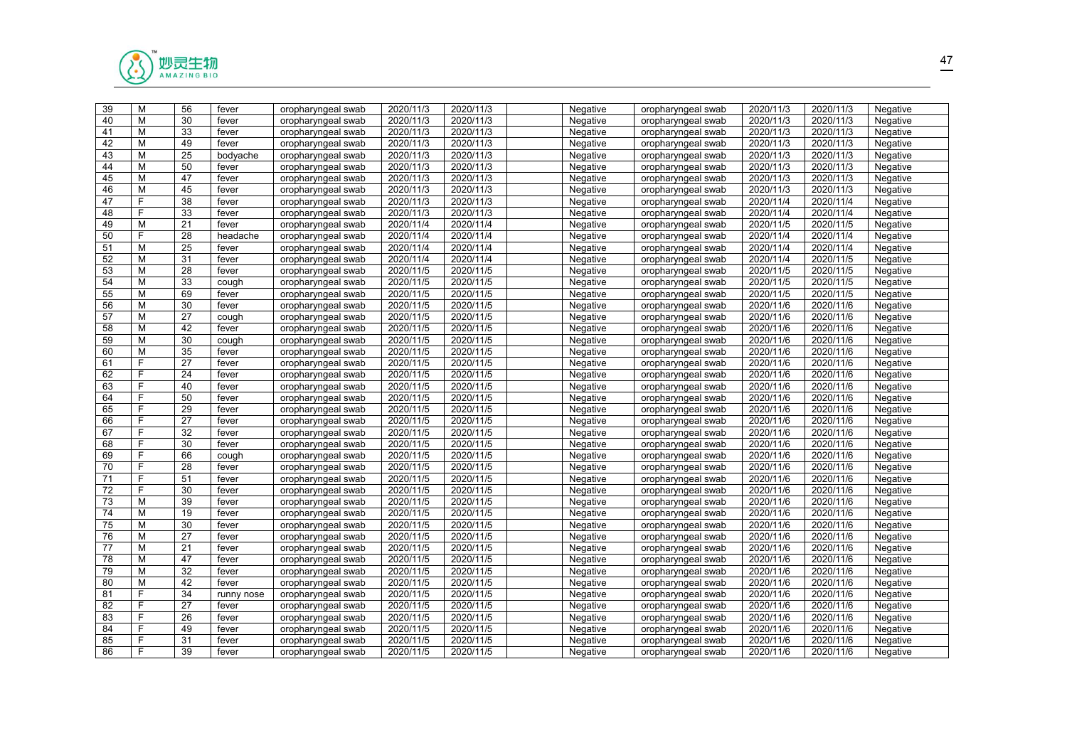| 39 | M | 56 | fever | oropharyngeal swab | 2020/11/3 | 2020/11/3 | | Negative | oropharyngeal swab | 2020/11/3 | 2020/11/3 | Negative |
|---|---|---|---|---|---|---|---|---|---|---|---|---|
| 40 | M | 30 | fever | oropharyngeal swab | 2020/11/3 | 2020/11/3 | | Negative | oropharyngeal swab | 2020/11/3 | 2020/11/3 | Negative |
| 41 | M | 33 | fever | oropharyngeal swab | 2020/11/3 | 2020/11/3 | | Negative | oropharyngeal swab | 2020/11/3 | 2020/11/3 | Negative |
| 42 | M | 49 | fever | oropharyngeal swab | 2020/11/3 | 2020/11/3 | | Negative | oropharyngeal swab | 2020/11/3 | 2020/11/3 | Negative |
| 43 | M | 25 | bodyache | oropharyngeal swab | 2020/11/3 | 2020/11/3 | | Negative | oropharyngeal swab | 2020/11/3 | 2020/11/3 | Negative |
| 44 | M | 50 | fever | oropharyngeal swab | 2020/11/3 | 2020/11/3 | | Negative | oropharyngeal swab | 2020/11/3 | 2020/11/3 | Negative |
| 45 | M | 47 | fever | oropharyngeal swab | 2020/11/3 | 2020/11/3 | | Negative | oropharyngeal swab | 2020/11/3 | 2020/11/3 | Negative |
| 46 | M | 45 | fever | oropharyngeal swab | 2020/11/3 | 2020/11/3 | | Negative | oropharyngeal swab | 2020/11/3 | 2020/11/3 | Negative |
| 47 | F | 38 | fever | oropharyngeal swab | 2020/11/3 | 2020/11/3 | | Negative | oropharyngeal swab | 2020/11/4 | 2020/11/4 | Negative |
| 48 | F | 33 | fever | oropharyngeal swab | 2020/11/3 | 2020/11/3 | | Negative | oropharyngeal swab | 2020/11/4 | 2020/11/4 | Negative |
| 49 | M | 21 | fever | oropharyngeal swab | 2020/11/4 | 2020/11/4 | | Negative | oropharyngeal swab | 2020/11/5 | 2020/11/5 | Negative |
| 50 | F | 28 | headache | oropharyngeal swab | 2020/11/4 | 2020/11/4 | | Negative | oropharyngeal swab | 2020/11/4 | 2020/11/4 | Negative |
| 51 | M | 25 | fever | oropharyngeal swab | 2020/11/4 | 2020/11/4 | | Negative | oropharyngeal swab | 2020/11/4 | 2020/11/4 | Negative |
| 52 | M | 31 | fever | oropharyngeal swab | 2020/11/4 | 2020/11/4 | | Negative | oropharyngeal swab | 2020/11/4 | 2020/11/5 | Negative |
| 53 | M | 28 | fever | oropharyngeal swab | 2020/11/5 | 2020/11/5 | | Negative | oropharyngeal swab | 2020/11/5 | 2020/11/5 | Negative |
| 54 | M | 33 | cough | oropharyngeal swab | 2020/11/5 | 2020/11/5 | | Negative | oropharyngeal swab | 2020/11/5 | 2020/11/5 | Negative |
| 55 | M | 69 | fever | oropharyngeal swab | 2020/11/5 | 2020/11/5 | | Negative | oropharyngeal swab | 2020/11/5 | 2020/11/5 | Negative |
| 56 | M | 30 | fever | oropharyngeal swab | 2020/11/5 | 2020/11/5 | | Negative | oropharyngeal swab | 2020/11/6 | 2020/11/6 | Negative |
| 57 | M | 27 | cough | oropharyngeal swab | 2020/11/5 | 2020/11/5 | | Negative | oropharyngeal swab | 2020/11/6 | 2020/11/6 | Negative |
| 58 | M | 42 | fever | oropharyngeal swab | 2020/11/5 | 2020/11/5 | | Negative | oropharyngeal swab | 2020/11/6 | 2020/11/6 | Negative |
| 59 | M | 30 | cough | oropharyngeal swab | 2020/11/5 | 2020/11/5 | | Negative | oropharyngeal swab | 2020/11/6 | 2020/11/6 | Negative |
| 60 | M | 35 | fever | oropharyngeal swab | 2020/11/5 | 2020/11/5 | | Negative | oropharyngeal swab | 2020/11/6 | 2020/11/6 | Negative |
| 61 | F | 27 | fever | oropharyngeal swab | 2020/11/5 | 2020/11/5 | | Negative | oropharyngeal swab | 2020/11/6 | 2020/11/6 | Negative |
| 62 | F | 24 | fever | oropharyngeal swab | 2020/11/5 | 2020/11/5 | | Negative | oropharyngeal swab | 2020/11/6 | 2020/11/6 | Negative |
| 63 | F | 40 | fever | oropharyngeal swab | 2020/11/5 | 2020/11/5 | | Negative | oropharyngeal swab | 2020/11/6 | 2020/11/6 | Negative |
| 64 | F | 50 | fever | oropharyngeal swab | 2020/11/5 | 2020/11/5 | | Negative | oropharyngeal swab | 2020/11/6 | 2020/11/6 | Negative |
| 65 | F | 29 | fever | oropharyngeal swab | 2020/11/5 | 2020/11/5 | | Negative | oropharyngeal swab | 2020/11/6 | 2020/11/6 | Negative |
| 66 | F | 27 | fever | oropharyngeal swab | 2020/11/5 | 2020/11/5 | | Negative | oropharyngeal swab | 2020/11/6 | 2020/11/6 | Negative |
| 67 | F | 32 | fever | oropharyngeal swab | 2020/11/5 | 2020/11/5 | | Negative | oropharyngeal swab | 2020/11/6 | 2020/11/6 | Negative |
| 68 | F | 30 | fever | oropharyngeal swab | 2020/11/5 | 2020/11/5 | | Negative | oropharyngeal swab | 2020/11/6 | 2020/11/6 | Negative |
| 69 | F | 66 | cough | oropharyngeal swab | 2020/11/5 | 2020/11/5 | | Negative | oropharyngeal swab | 2020/11/6 | 2020/11/6 | Negative |
| 70 | F | 28 | fever | oropharyngeal swab | 2020/11/5 | 2020/11/5 | | Negative | oropharyngeal swab | 2020/11/6 | 2020/11/6 | Negative |
| 71 | F | 51 | fever | oropharyngeal swab | 2020/11/5 | 2020/11/5 | | Negative | oropharyngeal swab | 2020/11/6 | 2020/11/6 | Negative |
| 72 | F | 30 | fever | oropharyngeal swab | 2020/11/5 | 2020/11/5 | | Negative | oropharyngeal swab | 2020/11/6 | 2020/11/6 | Negative |
| 73 | M | 39 | fever | oropharyngeal swab | 2020/11/5 | 2020/11/5 | | Negative | oropharyngeal swab | 2020/11/6 | 2020/11/6 | Negative |
| 74 | M | 19 | fever | oropharyngeal swab | 2020/11/5 | 2020/11/5 | | Negative | oropharyngeal swab | 2020/11/6 | 2020/11/6 | Negative |
| 75 | M | 30 | fever | oropharyngeal swab | 2020/11/5 | 2020/11/5 | | Negative | oropharyngeal swab | 2020/11/6 | 2020/11/6 | Negative |
| 76 | M | 27 | fever | oropharyngeal swab | 2020/11/5 | 2020/11/5 | | Negative | oropharyngeal swab | 2020/11/6 | 2020/11/6 | Negative |
| 77 | M | 21 | fever | oropharyngeal swab | 2020/11/5 | 2020/11/5 | | Negative | oropharyngeal swab | 2020/11/6 | 2020/11/6 | Negative |
| 78 | M | 47 | fever | oropharyngeal swab | 2020/11/5 | 2020/11/5 | | Negative | oropharyngeal swab | 2020/11/6 | 2020/11/6 | Negative |
| 79 | M | 32 | fever | oropharyngeal swab | 2020/11/5 | 2020/11/5 | | Negative | oropharyngeal swab | 2020/11/6 | 2020/11/6 | Negative |
| 80 | M | 42 | fever | oropharyngeal swab | 2020/11/5 | 2020/11/5 | | Negative | oropharyngeal swab | 2020/11/6 | 2020/11/6 | Negative |
| 81 | F | 34 | runny nose | oropharyngeal swab | 2020/11/5 | 2020/11/5 | | Negative | oropharyngeal swab | 2020/11/6 | 2020/11/6 | Negative |
| 82 | F | 27 | fever | oropharyngeal swab | 2020/11/5 | 2020/11/5 | | Negative | oropharyngeal swab | 2020/11/6 | 2020/11/6 | Negative |
| 83 | F | 26 | fever | oropharyngeal swab | 2020/11/5 | 2020/11/5 | | Negative | oropharyngeal swab | 2020/11/6 | 2020/11/6 | Negative |
| 84 | F | 49 | fever | oropharyngeal swab | 2020/11/5 | 2020/11/5 | | Negative | oropharyngeal swab | 2020/11/6 | 2020/11/6 | Negative |
| 85 | F | 31 | fever | oropharyngeal swab | 2020/11/5 | 2020/11/5 | | Negative | oropharyngeal swab | 2020/11/6 | 2020/11/6 | Negative |
| 86 | F | 39 | fever | oropharyngeal swab | 2020/11/5 | 2020/11/5 | | Negative | oropharyngeal swab | 2020/11/6 | 2020/11/6 | Negative |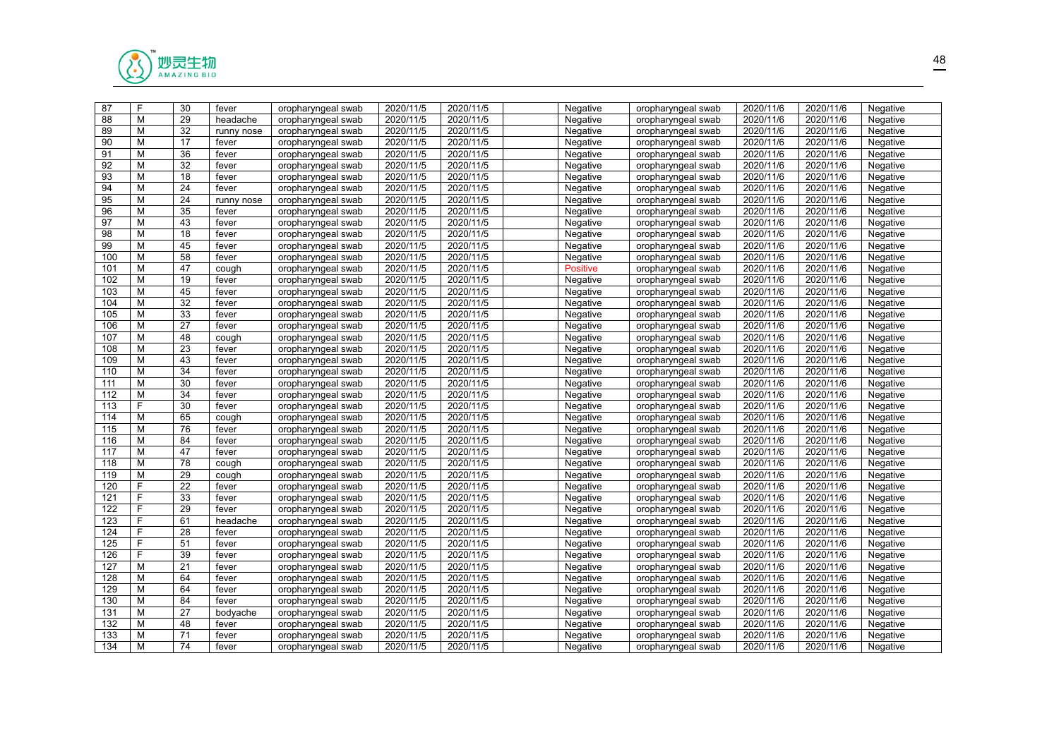| 87 | F | 30 | fever | oropharyngeal swab | 2020/11/5 | 2020/11/5 | | Negative | oropharyngeal swab | 2020/11/6 | 2020/11/6 | Negative |
|---|---|---|---|---|---|---|---|---|---|---|---|---|
| 88 | M | 29 | headache | oropharyngeal swab | 2020/11/5 | 2020/11/5 | | Negative | oropharyngeal swab | 2020/11/6 | 2020/11/6 | Negative |
| 89 | M | 32 | runny nose | oropharyngeal swab | 2020/11/5 | 2020/11/5 | | Negative | oropharyngeal swab | 2020/11/6 | 2020/11/6 | Negative |
| 90 | M | 17 | fever | oropharyngeal swab | 2020/11/5 | 2020/11/5 | | Negative | oropharyngeal swab | 2020/11/6 | 2020/11/6 | Negative |
| 91 | M | 36 | fever | oropharyngeal swab | 2020/11/5 | 2020/11/5 | | Negative | oropharyngeal swab | 2020/11/6 | 2020/11/6 | Negative |
| 92 | M | 32 | fever | oropharyngeal swab | 2020/11/5 | 2020/11/5 | | Negative | oropharyngeal swab | 2020/11/6 | 2020/11/6 | Negative |
| 93 | M | 18 | fever | oropharyngeal swab | 2020/11/5 | 2020/11/5 | | Negative | oropharyngeal swab | 2020/11/6 | 2020/11/6 | Negative |
| 94 | M | 24 | fever | oropharyngeal swab | 2020/11/5 | 2020/11/5 | | Negative | oropharyngeal swab | 2020/11/6 | 2020/11/6 | Negative |
| 95 | M | 24 | runny nose | oropharyngeal swab | 2020/11/5 | 2020/11/5 | | Negative | oropharyngeal swab | 2020/11/6 | 2020/11/6 | Negative |
| 96 | M | 35 | fever | oropharyngeal swab | 2020/11/5 | 2020/11/5 | | Negative | oropharyngeal swab | 2020/11/6 | 2020/11/6 | Negative |
| 97 | M | 43 | fever | oropharyngeal swab | 2020/11/5 | 2020/11/5 | | Negative | oropharyngeal swab | 2020/11/6 | 2020/11/6 | Negative |
| 98 | M | 18 | fever | oropharyngeal swab | 2020/11/5 | 2020/11/5 | | Negative | oropharyngeal swab | 2020/11/6 | 2020/11/6 | Negative |
| 99 | M | 45 | fever | oropharyngeal swab | 2020/11/5 | 2020/11/5 | | Negative | oropharyngeal swab | 2020/11/6 | 2020/11/6 | Negative |
| 100 | M | 58 | fever | oropharyngeal swab | 2020/11/5 | 2020/11/5 | | Negative | oropharyngeal swab | 2020/11/6 | 2020/11/6 | Negative |
| 101 | M | 47 | cough | oropharyngeal swab | 2020/11/5 | 2020/11/5 | | Positive | oropharyngeal swab | 2020/11/6 | 2020/11/6 | Negative |
| 102 | M | 19 | fever | oropharyngeal swab | 2020/11/5 | 2020/11/5 | | Negative | oropharyngeal swab | 2020/11/6 | 2020/11/6 | Negative |
| 103 | M | 45 | fever | oropharyngeal swab | 2020/11/5 | 2020/11/5 | | Negative | oropharyngeal swab | 2020/11/6 | 2020/11/6 | Negative |
| 104 | M | 32 | fever | oropharyngeal swab | 2020/11/5 | 2020/11/5 | | Negative | oropharyngeal swab | 2020/11/6 | 2020/11/6 | Negative |
| 105 | M | 33 | fever | oropharyngeal swab | 2020/11/5 | 2020/11/5 | | Negative | oropharyngeal swab | 2020/11/6 | 2020/11/6 | Negative |
| 106 | M | 27 | fever | oropharyngeal swab | 2020/11/5 | 2020/11/5 | | Negative | oropharyngeal swab | 2020/11/6 | 2020/11/6 | Negative |
| 107 | M | 48 | cough | oropharyngeal swab | 2020/11/5 | 2020/11/5 | | Negative | oropharyngeal swab | 2020/11/6 | 2020/11/6 | Negative |
| 108 | M | 23 | fever | oropharyngeal swab | 2020/11/5 | 2020/11/5 | | Negative | oropharyngeal swab | 2020/11/6 | 2020/11/6 | Negative |
| 109 | M | 43 | fever | oropharyngeal swab | 2020/11/5 | 2020/11/5 | | Negative | oropharyngeal swab | 2020/11/6 | 2020/11/6 | Negative |
| 110 | M | 34 | fever | oropharyngeal swab | 2020/11/5 | 2020/11/5 | | Negative | oropharyngeal swab | 2020/11/6 | 2020/11/6 | Negative |
| 111 | M | 30 | fever | oropharyngeal swab | 2020/11/5 | 2020/11/5 | | Negative | oropharyngeal swab | 2020/11/6 | 2020/11/6 | Negative |
| 112 | M | 34 | fever | oropharyngeal swab | 2020/11/5 | 2020/11/5 | | Negative | oropharyngeal swab | 2020/11/6 | 2020/11/6 | Negative |
| 113 | F | 30 | fever | oropharyngeal swab | 2020/11/5 | 2020/11/5 | | Negative | oropharyngeal swab | 2020/11/6 | 2020/11/6 | Negative |
| 114 | M | 65 | cough | oropharyngeal swab | 2020/11/5 | 2020/11/5 | | Negative | oropharyngeal swab | 2020/11/6 | 2020/11/6 | Negative |
| 115 | M | 76 | fever | oropharyngeal swab | 2020/11/5 | 2020/11/5 | | Negative | oropharyngeal swab | 2020/11/6 | 2020/11/6 | Negative |
| 116 | M | 84 | fever | oropharyngeal swab | 2020/11/5 | 2020/11/5 | | Negative | oropharyngeal swab | 2020/11/6 | 2020/11/6 | Negative |
| 117 | M | 47 | fever | oropharyngeal swab | 2020/11/5 | 2020/11/5 | | Negative | oropharyngeal swab | 2020/11/6 | 2020/11/6 | Negative |
| 118 | M | 78 | cough | oropharyngeal swab | 2020/11/5 | 2020/11/5 | | Negative | oropharyngeal swab | 2020/11/6 | 2020/11/6 | Negative |
| 119 | M | 29 | cough | oropharyngeal swab | 2020/11/5 | 2020/11/5 | | Negative | oropharyngeal swab | 2020/11/6 | 2020/11/6 | Negative |
| 120 | F | 22 | fever | oropharyngeal swab | 2020/11/5 | 2020/11/5 | | Negative | oropharyngeal swab | 2020/11/6 | 2020/11/6 | Negative |
| 121 | F | 33 | fever | oropharyngeal swab | 2020/11/5 | 2020/11/5 | | Negative | oropharyngeal swab | 2020/11/6 | 2020/11/6 | Negative |
| 122 | F | 29 | fever | oropharyngeal swab | 2020/11/5 | 2020/11/5 | | Negative | oropharyngeal swab | 2020/11/6 | 2020/11/6 | Negative |
| 123 | F | 61 | headache | oropharyngeal swab | 2020/11/5 | 2020/11/5 | | Negative | oropharyngeal swab | 2020/11/6 | 2020/11/6 | Negative |
| 124 | F | 28 | fever | oropharyngeal swab | 2020/11/5 | 2020/11/5 | | Negative | oropharyngeal swab | 2020/11/6 | 2020/11/6 | Negative |
| 125 | F | 51 | fever | oropharyngeal swab | 2020/11/5 | 2020/11/5 | | Negative | oropharyngeal swab | 2020/11/6 | 2020/11/6 | Negative |
| 126 | F | 39 | fever | oropharyngeal swab | 2020/11/5 | 2020/11/5 | | Negative | oropharyngeal swab | 2020/11/6 | 2020/11/6 | Negative |
| 127 | M | 21 | fever | oropharyngeal swab | 2020/11/5 | 2020/11/5 | | Negative | oropharyngeal swab | 2020/11/6 | 2020/11/6 | Negative |
| 128 | M | 64 | fever | oropharyngeal swab | 2020/11/5 | 2020/11/5 | | Negative | oropharyngeal swab | 2020/11/6 | 2020/11/6 | Negative |
| 129 | M | 64 | fever | oropharyngeal swab | 2020/11/5 | 2020/11/5 | | Negative | oropharyngeal swab | 2020/11/6 | 2020/11/6 | Negative |
| 130 | M | 84 | fever | oropharyngeal swab | 2020/11/5 | 2020/11/5 | | Negative | oropharyngeal swab | 2020/11/6 | 2020/11/6 | Negative |
| 131 | M | 27 | bodyache | oropharyngeal swab | 2020/11/5 | 2020/11/5 | | Negative | oropharyngeal swab | 2020/11/6 | 2020/11/6 | Negative |
| 132 | M | 48 | fever | oropharyngeal swab | 2020/11/5 | 2020/11/5 | | Negative | oropharyngeal swab | 2020/11/6 | 2020/11/6 | Negative |
| 133 | M | 71 | fever | oropharyngeal swab | 2020/11/5 | 2020/11/5 | | Negative | oropharyngeal swab | 2020/11/6 | 2020/11/6 | Negative |
| 134 | M | 74 | fever | oropharyngeal swab | 2020/11/5 | 2020/11/5 | | Negative | oropharyngeal swab | 2020/11/6 | 2020/11/6 | Negative |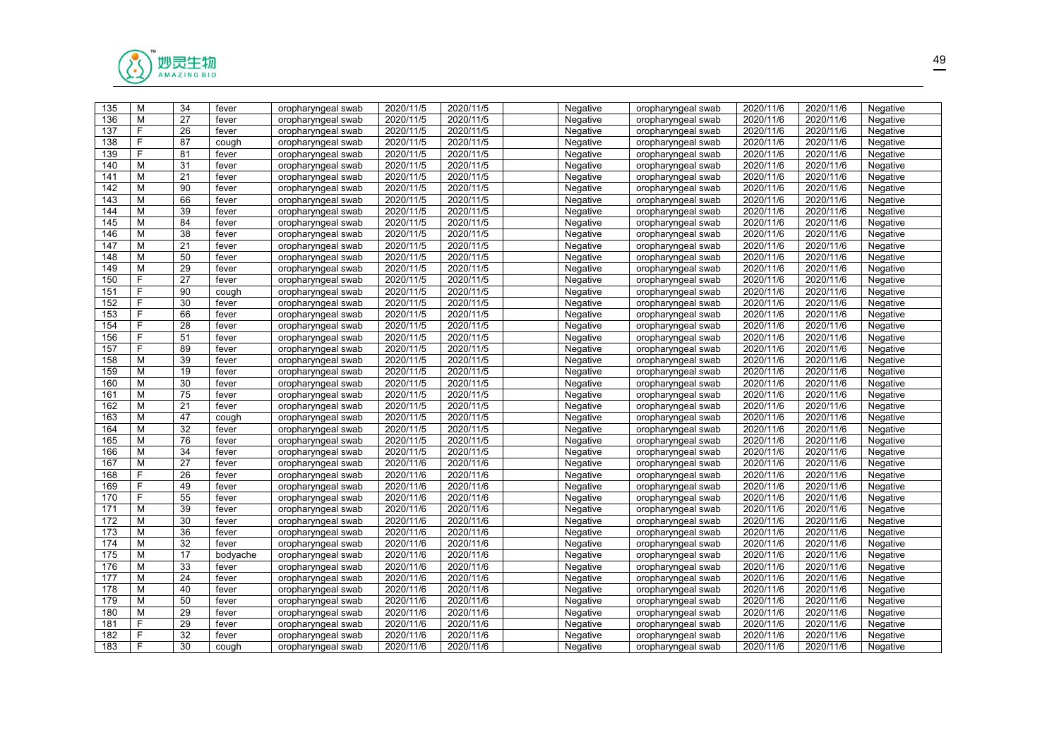| 135 | M | 34 | fever | oropharyngeal swab | 2020/11/5 | 2020/11/5 | | Negative | oropharyngeal swab | 2020/11/6 | 2020/11/6 | Negative |
|---|---|---|---|---|---|---|---|---|---|---|---|---|
| 136 | M | 27 | fever | oropharyngeal swab | 2020/11/5 | 2020/11/5 | | Negative | oropharyngeal swab | 2020/11/6 | 2020/11/6 | Negative |
| 137 | F | 26 | fever | oropharyngeal swab | 2020/11/5 | 2020/11/5 | | Negative | oropharyngeal swab | 2020/11/6 | 2020/11/6 | Negative |
| 138 | F | 87 | cough | oropharyngeal swab | 2020/11/5 | 2020/11/5 | | Negative | oropharyngeal swab | 2020/11/6 | 2020/11/6 | Negative |
| 139 | F | 81 | fever | oropharyngeal swab | 2020/11/5 | 2020/11/5 | | Negative | oropharyngeal swab | 2020/11/6 | 2020/11/6 | Negative |
| 140 | M | 31 | fever | oropharyngeal swab | 2020/11/5 | 2020/11/5 | | Negative | oropharyngeal swab | 2020/11/6 | 2020/11/6 | Negative |
| 141 | M | 21 | fever | oropharyngeal swab | 2020/11/5 | 2020/11/5 | | Negative | oropharyngeal swab | 2020/11/6 | 2020/11/6 | Negative |
| 142 | M | 90 | fever | oropharyngeal swab | 2020/11/5 | 2020/11/5 | | Negative | oropharyngeal swab | 2020/11/6 | 2020/11/6 | Negative |
| 143 | M | 66 | fever | oropharyngeal swab | 2020/11/5 | 2020/11/5 | | Negative | oropharyngeal swab | 2020/11/6 | 2020/11/6 | Negative |
| 144 | M | 39 | fever | oropharyngeal swab | 2020/11/5 | 2020/11/5 | | Negative | oropharyngeal swab | 2020/11/6 | 2020/11/6 | Negative |
| 145 | M | 84 | fever | oropharyngeal swab | 2020/11/5 | 2020/11/5 | | Negative | oropharyngeal swab | 2020/11/6 | 2020/11/6 | Negative |
| 146 | M | 38 | fever | oropharyngeal swab | 2020/11/5 | 2020/11/5 | | Negative | oropharyngeal swab | 2020/11/6 | 2020/11/6 | Negative |
| 147 | M | 21 | fever | oropharyngeal swab | 2020/11/5 | 2020/11/5 | | Negative | oropharyngeal swab | 2020/11/6 | 2020/11/6 | Negative |
| 148 | M | 50 | fever | oropharyngeal swab | 2020/11/5 | 2020/11/5 | | Negative | oropharyngeal swab | 2020/11/6 | 2020/11/6 | Negative |
| 149 | M | 29 | fever | oropharyngeal swab | 2020/11/5 | 2020/11/5 | | Negative | oropharyngeal swab | 2020/11/6 | 2020/11/6 | Negative |
| 150 | F | 27 | fever | oropharyngeal swab | 2020/11/5 | 2020/11/5 | | Negative | oropharyngeal swab | 2020/11/6 | 2020/11/6 | Negative |
| 151 | F | 90 | cough | oropharyngeal swab | 2020/11/5 | 2020/11/5 | | Negative | oropharyngeal swab | 2020/11/6 | 2020/11/6 | Negative |
| 152 | F | 30 | fever | oropharyngeal swab | 2020/11/5 | 2020/11/5 | | Negative | oropharyngeal swab | 2020/11/6 | 2020/11/6 | Negative |
| 153 | F | 66 | fever | oropharyngeal swab | 2020/11/5 | 2020/11/5 | | Negative | oropharyngeal swab | 2020/11/6 | 2020/11/6 | Negative |
| 154 | F | 28 | fever | oropharyngeal swab | 2020/11/5 | 2020/11/5 | | Negative | oropharyngeal swab | 2020/11/6 | 2020/11/6 | Negative |
| 156 | F | 51 | fever | oropharyngeal swab | 2020/11/5 | 2020/11/5 | | Negative | oropharyngeal swab | 2020/11/6 | 2020/11/6 | Negative |
| 157 | F | 89 | fever | oropharyngeal swab | 2020/11/5 | 2020/11/5 | | Negative | oropharyngeal swab | 2020/11/6 | 2020/11/6 | Negative |
| 158 | M | 39 | fever | oropharyngeal swab | 2020/11/5 | 2020/11/5 | | Negative | oropharyngeal swab | 2020/11/6 | 2020/11/6 | Negative |
| 159 | M | 19 | fever | oropharyngeal swab | 2020/11/5 | 2020/11/5 | | Negative | oropharyngeal swab | 2020/11/6 | 2020/11/6 | Negative |
| 160 | M | 30 | fever | oropharyngeal swab | 2020/11/5 | 2020/11/5 | | Negative | oropharyngeal swab | 2020/11/6 | 2020/11/6 | Negative |
| 161 | M | 75 | fever | oropharyngeal swab | 2020/11/5 | 2020/11/5 | | Negative | oropharyngeal swab | 2020/11/6 | 2020/11/6 | Negative |
| 162 | M | 21 | fever | oropharyngeal swab | 2020/11/5 | 2020/11/5 | | Negative | oropharyngeal swab | 2020/11/6 | 2020/11/6 | Negative |
| 163 | M | 47 | cough | oropharyngeal swab | 2020/11/5 | 2020/11/5 | | Negative | oropharyngeal swab | 2020/11/6 | 2020/11/6 | Negative |
| 164 | M | 32 | fever | oropharyngeal swab | 2020/11/5 | 2020/11/5 | | Negative | oropharyngeal swab | 2020/11/6 | 2020/11/6 | Negative |
| 165 | M | 76 | fever | oropharyngeal swab | 2020/11/5 | 2020/11/5 | | Negative | oropharyngeal swab | 2020/11/6 | 2020/11/6 | Negative |
| 166 | M | 34 | fever | oropharyngeal swab | 2020/11/5 | 2020/11/5 | | Negative | oropharyngeal swab | 2020/11/6 | 2020/11/6 | Negative |
| 167 | M | 27 | fever | oropharyngeal swab | 2020/11/6 | 2020/11/6 | | Negative | oropharyngeal swab | 2020/11/6 | 2020/11/6 | Negative |
| 168 | F | 26 | fever | oropharyngeal swab | 2020/11/6 | 2020/11/6 | | Negative | oropharyngeal swab | 2020/11/6 | 2020/11/6 | Negative |
| 169 | F | 49 | fever | oropharyngeal swab | 2020/11/6 | 2020/11/6 | | Negative | oropharyngeal swab | 2020/11/6 | 2020/11/6 | Negative |
| 170 | F | 55 | fever | oropharyngeal swab | 2020/11/6 | 2020/11/6 | | Negative | oropharyngeal swab | 2020/11/6 | 2020/11/6 | Negative |
| 171 | M | 39 | fever | oropharyngeal swab | 2020/11/6 | 2020/11/6 | | Negative | oropharyngeal swab | 2020/11/6 | 2020/11/6 | Negative |
| 172 | M | 30 | fever | oropharyngeal swab | 2020/11/6 | 2020/11/6 | | Negative | oropharyngeal swab | 2020/11/6 | 2020/11/6 | Negative |
| 173 | M | 36 | fever | oropharyngeal swab | 2020/11/6 | 2020/11/6 | | Negative | oropharyngeal swab | 2020/11/6 | 2020/11/6 | Negative |
| 174 | M | 32 | fever | oropharyngeal swab | 2020/11/6 | 2020/11/6 | | Negative | oropharyngeal swab | 2020/11/6 | 2020/11/6 | Negative |
| 175 | M | 17 | bodyache | oropharyngeal swab | 2020/11/6 | 2020/11/6 | | Negative | oropharyngeal swab | 2020/11/6 | 2020/11/6 | Negative |
| 176 | M | 33 | fever | oropharyngeal swab | 2020/11/6 | 2020/11/6 | | Negative | oropharyngeal swab | 2020/11/6 | 2020/11/6 | Negative |
| 177 | M | 24 | fever | oropharyngeal swab | 2020/11/6 | 2020/11/6 | | Negative | oropharyngeal swab | 2020/11/6 | 2020/11/6 | Negative |
| 178 | M | 40 | fever | oropharyngeal swab | 2020/11/6 | 2020/11/6 | | Negative | oropharyngeal swab | 2020/11/6 | 2020/11/6 | Negative |
| 179 | M | 50 | fever | oropharyngeal swab | 2020/11/6 | 2020/11/6 | | Negative | oropharyngeal swab | 2020/11/6 | 2020/11/6 | Negative |
| 180 | M | 29 | fever | oropharyngeal swab | 2020/11/6 | 2020/11/6 | | Negative | oropharyngeal swab | 2020/11/6 | 2020/11/6 | Negative |
| 181 | F | 29 | fever | oropharyngeal swab | 2020/11/6 | 2020/11/6 | | Negative | oropharyngeal swab | 2020/11/6 | 2020/11/6 | Negative |
| 182 | F | 32 | fever | oropharyngeal swab | 2020/11/6 | 2020/11/6 | | Negative | oropharyngeal swab | 2020/11/6 | 2020/11/6 | Negative |
| 183 | F | 30 | cough | oropharyngeal swab | 2020/11/6 | 2020/11/6 | | Negative | oropharyngeal swab | 2020/11/6 | 2020/11/6 | Negative |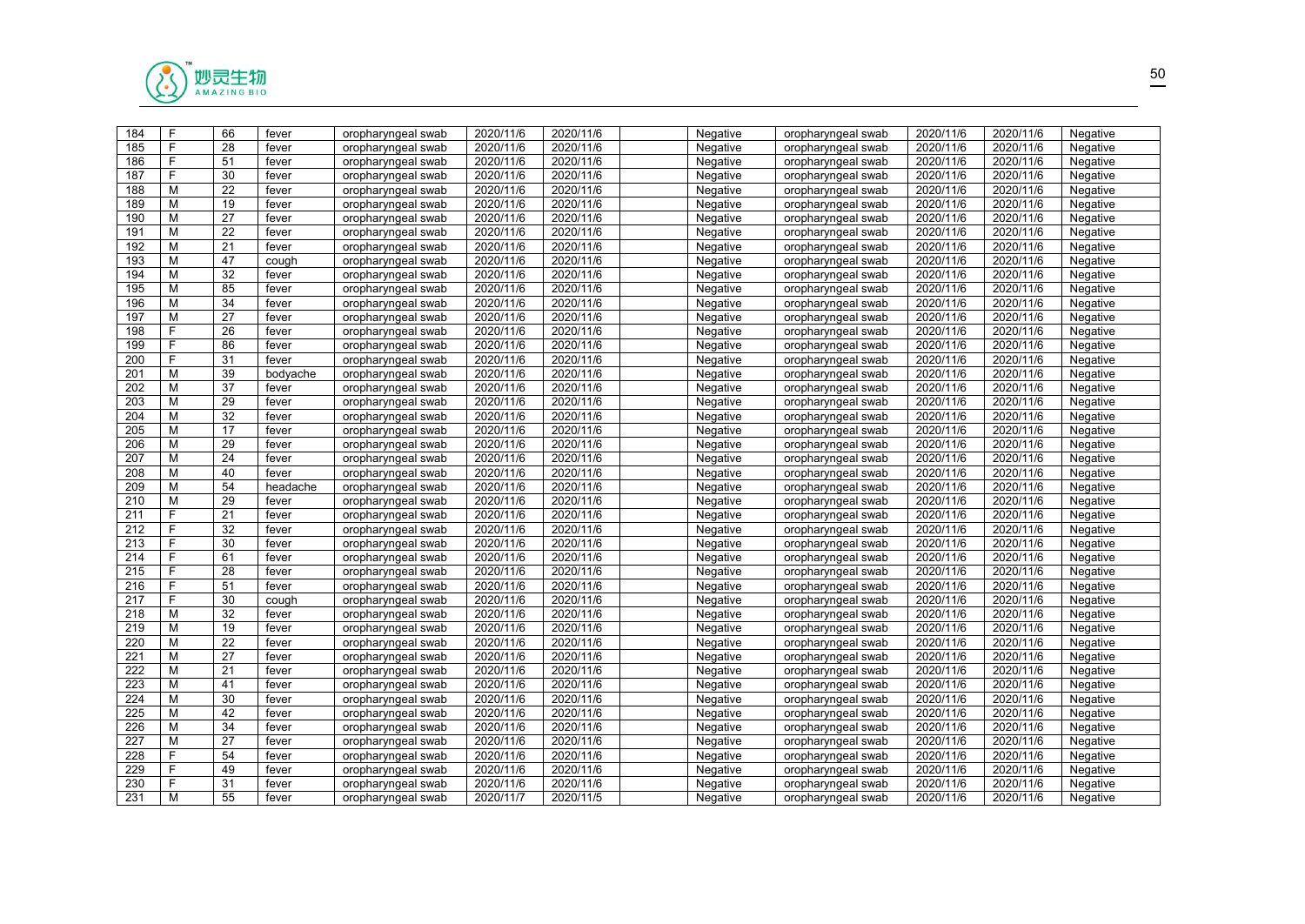| 184 | F | 66 | fever | oropharyngeal swab | 2020/11/6 | 2020/11/6 | | Negative | oropharyngeal swab | 2020/11/6 | 2020/11/6 | Negative |
|---|---|---|---|---|---|---|---|---|---|---|---|---|
| 185 | F | 28 | fever | oropharyngeal swab | 2020/11/6 | 2020/11/6 | | Negative | oropharyngeal swab | 2020/11/6 | 2020/11/6 | Negative |
| 186 | F | 51 | fever | oropharyngeal swab | 2020/11/6 | 2020/11/6 | | Negative | oropharyngeal swab | 2020/11/6 | 2020/11/6 | Negative |
| 187 | F | 30 | fever | oropharyngeal swab | 2020/11/6 | 2020/11/6 | | Negative | oropharyngeal swab | 2020/11/6 | 2020/11/6 | Negative |
| 188 | M | 22 | fever | oropharyngeal swab | 2020/11/6 | 2020/11/6 | | Negative | oropharyngeal swab | 2020/11/6 | 2020/11/6 | Negative |
| 189 | M | 19 | fever | oropharyngeal swab | 2020/11/6 | 2020/11/6 | | Negative | oropharyngeal swab | 2020/11/6 | 2020/11/6 | Negative |
| 190 | M | 27 | fever | oropharyngeal swab | 2020/11/6 | 2020/11/6 | | Negative | oropharyngeal swab | 2020/11/6 | 2020/11/6 | Negative |
| 191 | M | 22 | fever | oropharyngeal swab | 2020/11/6 | 2020/11/6 | | Negative | oropharyngeal swab | 2020/11/6 | 2020/11/6 | Negative |
| 192 | M | 21 | fever | oropharyngeal swab | 2020/11/6 | 2020/11/6 | | Negative | oropharyngeal swab | 2020/11/6 | 2020/11/6 | Negative |
| 193 | M | 47 | cough | oropharyngeal swab | 2020/11/6 | 2020/11/6 | | Negative | oropharyngeal swab | 2020/11/6 | 2020/11/6 | Negative |
| 194 | M | 32 | fever | oropharyngeal swab | 2020/11/6 | 2020/11/6 | | Negative | oropharyngeal swab | 2020/11/6 | 2020/11/6 | Negative |
| 195 | M | 85 | fever | oropharyngeal swab | 2020/11/6 | 2020/11/6 | | Negative | oropharyngeal swab | 2020/11/6 | 2020/11/6 | Negative |
| 196 | M | 34 | fever | oropharyngeal swab | 2020/11/6 | 2020/11/6 | | Negative | oropharyngeal swab | 2020/11/6 | 2020/11/6 | Negative |
| 197 | M | 27 | fever | oropharyngeal swab | 2020/11/6 | 2020/11/6 | | Negative | oropharyngeal swab | 2020/11/6 | 2020/11/6 | Negative |
| 198 | F | 26 | fever | oropharyngeal swab | 2020/11/6 | 2020/11/6 | | Negative | oropharyngeal swab | 2020/11/6 | 2020/11/6 | Negative |
| 199 | F | 86 | fever | oropharyngeal swab | 2020/11/6 | 2020/11/6 | | Negative | oropharyngeal swab | 2020/11/6 | 2020/11/6 | Negative |
| 200 | F | 31 | fever | oropharyngeal swab | 2020/11/6 | 2020/11/6 | | Negative | oropharyngeal swab | 2020/11/6 | 2020/11/6 | Negative |
| 201 | M | 39 | bodyache | oropharyngeal swab | 2020/11/6 | 2020/11/6 | | Negative | oropharyngeal swab | 2020/11/6 | 2020/11/6 | Negative |
| 202 | M | 37 | fever | oropharyngeal swab | 2020/11/6 | 2020/11/6 | | Negative | oropharyngeal swab | 2020/11/6 | 2020/11/6 | Negative |
| 203 | M | 29 | fever | oropharyngeal swab | 2020/11/6 | 2020/11/6 | | Negative | oropharyngeal swab | 2020/11/6 | 2020/11/6 | Negative |
| 204 | M | 32 | fever | oropharyngeal swab | 2020/11/6 | 2020/11/6 | | Negative | oropharyngeal swab | 2020/11/6 | 2020/11/6 | Negative |
| 205 | M | 17 | fever | oropharyngeal swab | 2020/11/6 | 2020/11/6 | | Negative | oropharyngeal swab | 2020/11/6 | 2020/11/6 | Negative |
| 206 | M | 29 | fever | oropharyngeal swab | 2020/11/6 | 2020/11/6 | | Negative | oropharyngeal swab | 2020/11/6 | 2020/11/6 | Negative |
| 207 | M | 24 | fever | oropharyngeal swab | 2020/11/6 | 2020/11/6 | | Negative | oropharyngeal swab | 2020/11/6 | 2020/11/6 | Negative |
| 208 | M | 40 | fever | oropharyngeal swab | 2020/11/6 | 2020/11/6 | | Negative | oropharyngeal swab | 2020/11/6 | 2020/11/6 | Negative |
| 209 | M | 54 | headache | oropharyngeal swab | 2020/11/6 | 2020/11/6 | | Negative | oropharyngeal swab | 2020/11/6 | 2020/11/6 | Negative |
| 210 | M | 29 | fever | oropharyngeal swab | 2020/11/6 | 2020/11/6 | | Negative | oropharyngeal swab | 2020/11/6 | 2020/11/6 | Negative |
| 211 | F | 21 | fever | oropharyngeal swab | 2020/11/6 | 2020/11/6 | | Negative | oropharyngeal swab | 2020/11/6 | 2020/11/6 | Negative |
| 212 | F | 32 | fever | oropharyngeal swab | 2020/11/6 | 2020/11/6 | | Negative | oropharyngeal swab | 2020/11/6 | 2020/11/6 | Negative |
| 213 | F | 30 | fever | oropharyngeal swab | 2020/11/6 | 2020/11/6 | | Negative | oropharyngeal swab | 2020/11/6 | 2020/11/6 | Negative |
| 214 | F | 61 | fever | oropharyngeal swab | 2020/11/6 | 2020/11/6 | | Negative | oropharyngeal swab | 2020/11/6 | 2020/11/6 | Negative |
| 215 | F | 28 | fever | oropharyngeal swab | 2020/11/6 | 2020/11/6 | | Negative | oropharyngeal swab | 2020/11/6 | 2020/11/6 | Negative |
| 216 | F | 51 | fever | oropharyngeal swab | 2020/11/6 | 2020/11/6 | | Negative | oropharyngeal swab | 2020/11/6 | 2020/11/6 | Negative |
| 217 | F | 30 | cough | oropharyngeal swab | 2020/11/6 | 2020/11/6 | | Negative | oropharyngeal swab | 2020/11/6 | 2020/11/6 | Negative |
| 218 | M | 32 | fever | oropharyngeal swab | 2020/11/6 | 2020/11/6 | | Negative | oropharyngeal swab | 2020/11/6 | 2020/11/6 | Negative |
| 219 | M | 19 | fever | oropharyngeal swab | 2020/11/6 | 2020/11/6 | | Negative | oropharyngeal swab | 2020/11/6 | 2020/11/6 | Negative |
| 220 | M | 22 | fever | oropharyngeal swab | 2020/11/6 | 2020/11/6 | | Negative | oropharyngeal swab | 2020/11/6 | 2020/11/6 | Negative |
| 221 | M | 27 | fever | oropharyngeal swab | 2020/11/6 | 2020/11/6 | | Negative | oropharyngeal swab | 2020/11/6 | 2020/11/6 | Negative |
| 222 | M | 21 | fever | oropharyngeal swab | 2020/11/6 | 2020/11/6 | | Negative | oropharyngeal swab | 2020/11/6 | 2020/11/6 | Negative |
| 223 | M | 41 | fever | oropharyngeal swab | 2020/11/6 | 2020/11/6 | | Negative | oropharyngeal swab | 2020/11/6 | 2020/11/6 | Negative |
| 224 | M | 30 | fever | oropharyngeal swab | 2020/11/6 | 2020/11/6 | | Negative | oropharyngeal swab | 2020/11/6 | 2020/11/6 | Negative |
| 225 | M | 42 | fever | oropharyngeal swab | 2020/11/6 | 2020/11/6 | | Negative | oropharyngeal swab | 2020/11/6 | 2020/11/6 | Negative |
| 226 | M | 34 | fever | oropharyngeal swab | 2020/11/6 | 2020/11/6 | | Negative | oropharyngeal swab | 2020/11/6 | 2020/11/6 | Negative |
| 227 | M | 27 | fever | oropharyngeal swab | 2020/11/6 | 2020/11/6 | | Negative | oropharyngeal swab | 2020/11/6 | 2020/11/6 | Negative |
| 228 | F | 54 | fever | oropharyngeal swab | 2020/11/6 | 2020/11/6 | | Negative | oropharyngeal swab | 2020/11/6 | 2020/11/6 | Negative |
| 229 | F | 49 | fever | oropharyngeal swab | 2020/11/6 | 2020/11/6 | | Negative | oropharyngeal swab | 2020/11/6 | 2020/11/6 | Negative |
| 230 | F | 31 | fever | oropharyngeal swab | 2020/11/6 | 2020/11/6 | | Negative | oropharyngeal swab | 2020/11/6 | 2020/11/6 | Negative |
| 231 | M | 55 | fever | oropharyngeal swab | 2020/11/7 | 2020/11/5 | | Negative | oropharyngeal swab | 2020/11/6 | 2020/11/6 | Negative |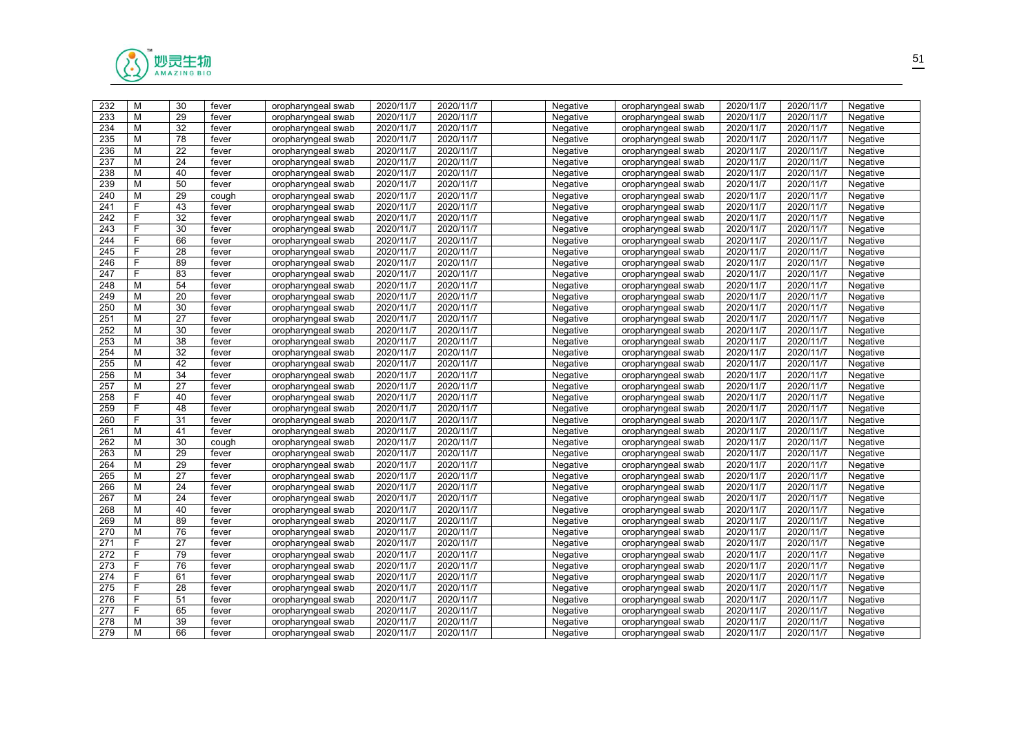| 232 | M | 30 | fever | oropharyngeal swab | 2020/11/7 | 2020/11/7 | | Negative | oropharyngeal swab | 2020/11/7 | 2020/11/7 | Negative |
|---|---|---|---|---|---|---|---|---|---|---|---|---|
| 233 | M | 29 | fever | oropharyngeal swab | 2020/11/7 | 2020/11/7 | | Negative | oropharyngeal swab | 2020/11/7 | 2020/11/7 | Negative |
| 234 | M | 32 | fever | oropharyngeal swab | 2020/11/7 | 2020/11/7 | | Negative | oropharyngeal swab | 2020/11/7 | 2020/11/7 | Negative |
| 235 | M | 78 | fever | oropharyngeal swab | 2020/11/7 | 2020/11/7 | | Negative | oropharyngeal swab | 2020/11/7 | 2020/11/7 | Negative |
| 236 | M | 22 | fever | oropharyngeal swab | 2020/11/7 | 2020/11/7 | | Negative | oropharyngeal swab | 2020/11/7 | 2020/11/7 | Negative |
| 237 | M | 24 | fever | oropharyngeal swab | 2020/11/7 | 2020/11/7 | | Negative | oropharyngeal swab | 2020/11/7 | 2020/11/7 | Negative |
| 238 | M | 40 | fever | oropharyngeal swab | 2020/11/7 | 2020/11/7 | | Negative | oropharyngeal swab | 2020/11/7 | 2020/11/7 | Negative |
| 239 | M | 50 | fever | oropharyngeal swab | 2020/11/7 | 2020/11/7 | | Negative | oropharyngeal swab | 2020/11/7 | 2020/11/7 | Negative |
| 240 | M | 29 | cough | oropharyngeal swab | 2020/11/7 | 2020/11/7 | | Negative | oropharyngeal swab | 2020/11/7 | 2020/11/7 | Negative |
| 241 | F | 43 | fever | oropharyngeal swab | 2020/11/7 | 2020/11/7 | | Negative | oropharyngeal swab | 2020/11/7 | 2020/11/7 | Negative |
| 242 | F | 32 | fever | oropharyngeal swab | 2020/11/7 | 2020/11/7 | | Negative | oropharyngeal swab | 2020/11/7 | 2020/11/7 | Negative |
| 243 | F | 30 | fever | oropharyngeal swab | 2020/11/7 | 2020/11/7 | | Negative | oropharyngeal swab | 2020/11/7 | 2020/11/7 | Negative |
| 244 | F | 66 | fever | oropharyngeal swab | 2020/11/7 | 2020/11/7 | | Negative | oropharyngeal swab | 2020/11/7 | 2020/11/7 | Negative |
| 245 | F | 28 | fever | oropharyngeal swab | 2020/11/7 | 2020/11/7 | | Negative | oropharyngeal swab | 2020/11/7 | 2020/11/7 | Negative |
| 246 | F | 89 | fever | oropharyngeal swab | 2020/11/7 | 2020/11/7 | | Negative | oropharyngeal swab | 2020/11/7 | 2020/11/7 | Negative |
| 247 | F | 83 | fever | oropharyngeal swab | 2020/11/7 | 2020/11/7 | | Negative | oropharyngeal swab | 2020/11/7 | 2020/11/7 | Negative |
| 248 | M | 54 | fever | oropharyngeal swab | 2020/11/7 | 2020/11/7 | | Negative | oropharyngeal swab | 2020/11/7 | 2020/11/7 | Negative |
| 249 | M | 20 | fever | oropharyngeal swab | 2020/11/7 | 2020/11/7 | | Negative | oropharyngeal swab | 2020/11/7 | 2020/11/7 | Negative |
| 250 | M | 30 | fever | oropharyngeal swab | 2020/11/7 | 2020/11/7 | | Negative | oropharyngeal swab | 2020/11/7 | 2020/11/7 | Negative |
| 251 | M | 27 | fever | oropharyngeal swab | 2020/11/7 | 2020/11/7 | | Negative | oropharyngeal swab | 2020/11/7 | 2020/11/7 | Negative |
| 252 | M | 30 | fever | oropharyngeal swab | 2020/11/7 | 2020/11/7 | | Negative | oropharyngeal swab | 2020/11/7 | 2020/11/7 | Negative |
| 253 | M | 38 | fever | oropharyngeal swab | 2020/11/7 | 2020/11/7 | | Negative | oropharyngeal swab | 2020/11/7 | 2020/11/7 | Negative |
| 254 | M | 32 | fever | oropharyngeal swab | 2020/11/7 | 2020/11/7 | | Negative | oropharyngeal swab | 2020/11/7 | 2020/11/7 | Negative |
| 255 | M | 42 | fever | oropharyngeal swab | 2020/11/7 | 2020/11/7 | | Negative | oropharyngeal swab | 2020/11/7 | 2020/11/7 | Negative |
| 256 | M | 34 | fever | oropharyngeal swab | 2020/11/7 | 2020/11/7 | | Negative | oropharyngeal swab | 2020/11/7 | 2020/11/7 | Negative |
| 257 | M | 27 | fever | oropharyngeal swab | 2020/11/7 | 2020/11/7 | | Negative | oropharyngeal swab | 2020/11/7 | 2020/11/7 | Negative |
| 258 | F | 40 | fever | oropharyngeal swab | 2020/11/7 | 2020/11/7 | | Negative | oropharyngeal swab | 2020/11/7 | 2020/11/7 | Negative |
| 259 | F | 48 | fever | oropharyngeal swab | 2020/11/7 | 2020/11/7 | | Negative | oropharyngeal swab | 2020/11/7 | 2020/11/7 | Negative |
| 260 | F | 31 | fever | oropharyngeal swab | 2020/11/7 | 2020/11/7 | | Negative | oropharyngeal swab | 2020/11/7 | 2020/11/7 | Negative |
| 261 | M | 41 | fever | oropharyngeal swab | 2020/11/7 | 2020/11/7 | | Negative | oropharyngeal swab | 2020/11/7 | 2020/11/7 | Negative |
| 262 | M | 30 | cough | oropharyngeal swab | 2020/11/7 | 2020/11/7 | | Negative | oropharyngeal swab | 2020/11/7 | 2020/11/7 | Negative |
| 263 | M | 29 | fever | oropharyngeal swab | 2020/11/7 | 2020/11/7 | | Negative | oropharyngeal swab | 2020/11/7 | 2020/11/7 | Negative |
| 264 | M | 29 | fever | oropharyngeal swab | 2020/11/7 | 2020/11/7 | | Negative | oropharyngeal swab | 2020/11/7 | 2020/11/7 | Negative |
| 265 | M | 27 | fever | oropharyngeal swab | 2020/11/7 | 2020/11/7 | | Negative | oropharyngeal swab | 2020/11/7 | 2020/11/7 | Negative |
| 266 | M | 24 | fever | oropharyngeal swab | 2020/11/7 | 2020/11/7 | | Negative | oropharyngeal swab | 2020/11/7 | 2020/11/7 | Negative |
| 267 | M | 24 | fever | oropharyngeal swab | 2020/11/7 | 2020/11/7 | | Negative | oropharyngeal swab | 2020/11/7 | 2020/11/7 | Negative |
| 268 | M | 40 | fever | oropharyngeal swab | 2020/11/7 | 2020/11/7 | | Negative | oropharyngeal swab | 2020/11/7 | 2020/11/7 | Negative |
| 269 | M | 89 | fever | oropharyngeal swab | 2020/11/7 | 2020/11/7 | | Negative | oropharyngeal swab | 2020/11/7 | 2020/11/7 | Negative |
| 270 | M | 76 | fever | oropharyngeal swab | 2020/11/7 | 2020/11/7 | | Negative | oropharyngeal swab | 2020/11/7 | 2020/11/7 | Negative |
| 271 | F | 27 | fever | oropharyngeal swab | 2020/11/7 | 2020/11/7 | | Negative | oropharyngeal swab | 2020/11/7 | 2020/11/7 | Negative |
| 272 | F | 79 | fever | oropharyngeal swab | 2020/11/7 | 2020/11/7 | | Negative | oropharyngeal swab | 2020/11/7 | 2020/11/7 | Negative |
| 273 | F | 76 | fever | oropharyngeal swab | 2020/11/7 | 2020/11/7 | | Negative | oropharyngeal swab | 2020/11/7 | 2020/11/7 | Negative |
| 274 | F | 61 | fever | oropharyngeal swab | 2020/11/7 | 2020/11/7 | | Negative | oropharyngeal swab | 2020/11/7 | 2020/11/7 | Negative |
| 275 | F | 28 | fever | oropharyngeal swab | 2020/11/7 | 2020/11/7 | | Negative | oropharyngeal swab | 2020/11/7 | 2020/11/7 | Negative |
| 276 | F | 51 | fever | oropharyngeal swab | 2020/11/7 | 2020/11/7 | | Negative | oropharyngeal swab | 2020/11/7 | 2020/11/7 | Negative |
| 277 | F | 65 | fever | oropharyngeal swab | 2020/11/7 | 2020/11/7 | | Negative | oropharyngeal swab | 2020/11/7 | 2020/11/7 | Negative |
| 278 | M | 39 | fever | oropharyngeal swab | 2020/11/7 | 2020/11/7 | | Negative | oropharyngeal swab | 2020/11/7 | 2020/11/7 | Negative |
| 279 | M | 66 | fever | oropharyngeal swab | 2020/11/7 | 2020/11/7 | | Negative | oropharyngeal swab | 2020/11/7 | 2020/11/7 | Negative |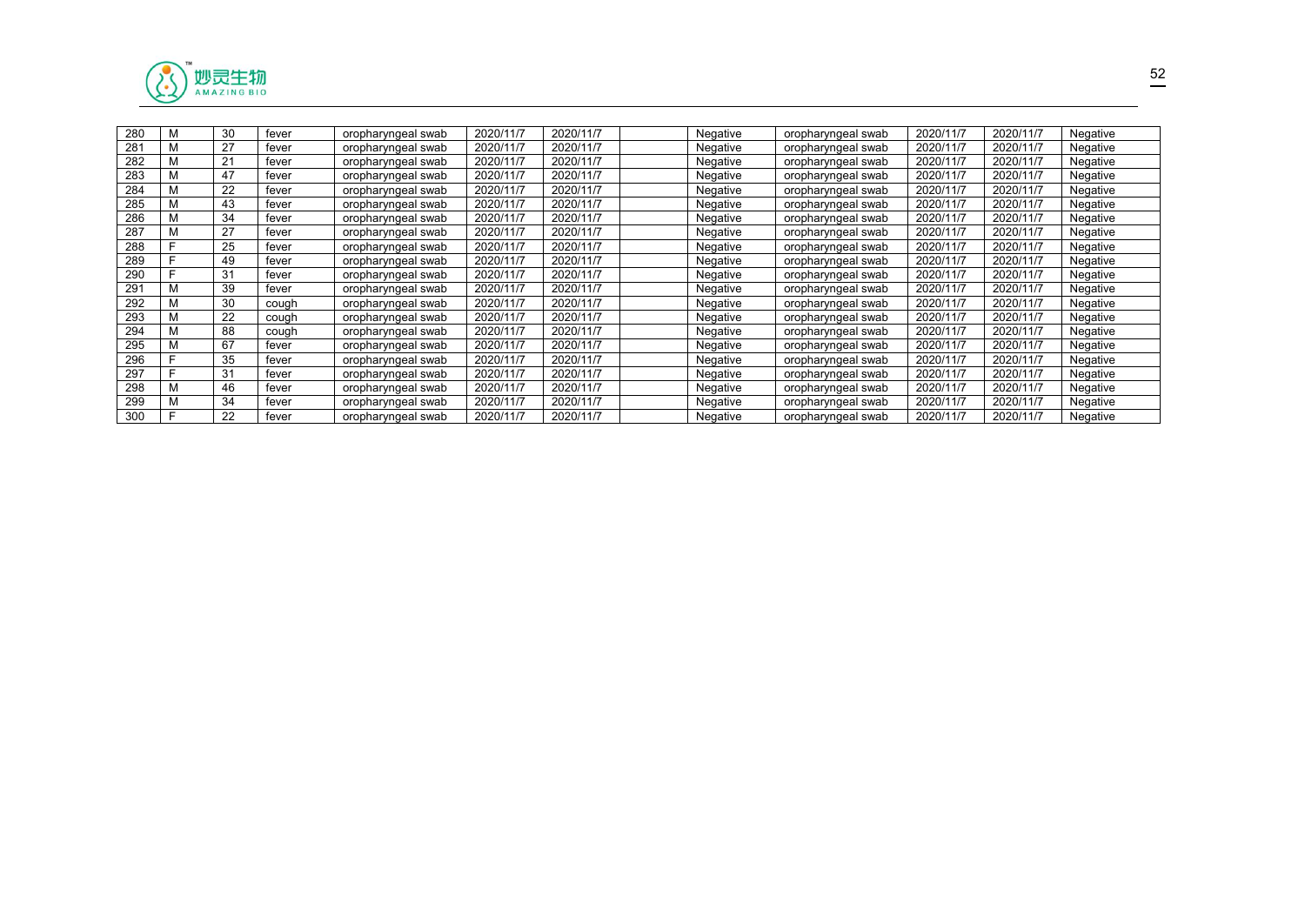| | | | | | | | | | | | | |
|---|---|---|---|---|---|---|---|---|---|---|---|---|
| 280 | M | 30 | fever | oropharyngeal swab | 2020/11/7 | 2020/11/7 | | Negative | oropharyngeal swab | 2020/11/7 | 2020/11/7 | Negative |
| 281 | M | 27 | fever | oropharyngeal swab | 2020/11/7 | 2020/11/7 | | Negative | oropharyngeal swab | 2020/11/7 | 2020/11/7 | Negative |
| 282 | M | 21 | fever | oropharyngeal swab | 2020/11/7 | 2020/11/7 | | Negative | oropharyngeal swab | 2020/11/7 | 2020/11/7 | Negative |
| 283 | M | 47 | fever | oropharyngeal swab | 2020/11/7 | 2020/11/7 | | Negative | oropharyngeal swab | 2020/11/7 | 2020/11/7 | Negative |
| 284 | M | 22 | fever | oropharyngeal swab | 2020/11/7 | 2020/11/7 | | Negative | oropharyngeal swab | 2020/11/7 | 2020/11/7 | Negative |
| 285 | M | 43 | fever | oropharyngeal swab | 2020/11/7 | 2020/11/7 | | Negative | oropharyngeal swab | 2020/11/7 | 2020/11/7 | Negative |
| 286 | M | 34 | fever | oropharyngeal swab | 2020/11/7 | 2020/11/7 | | Negative | oropharyngeal swab | 2020/11/7 | 2020/11/7 | Negative |
| 287 | M | 27 | fever | oropharyngeal swab | 2020/11/7 | 2020/11/7 | | Negative | oropharyngeal swab | 2020/11/7 | 2020/11/7 | Negative |
| 288 | F | 25 | fever | oropharyngeal swab | 2020/11/7 | 2020/11/7 | | Negative | oropharyngeal swab | 2020/11/7 | 2020/11/7 | Negative |
| 289 | F | 49 | fever | oropharyngeal swab | 2020/11/7 | 2020/11/7 | | Negative | oropharyngeal swab | 2020/11/7 | 2020/11/7 | Negative |
| 290 | F | 31 | fever | oropharyngeal swab | 2020/11/7 | 2020/11/7 | | Negative | oropharyngeal swab | 2020/11/7 | 2020/11/7 | Negative |
| 291 | M | 39 | fever | oropharyngeal swab | 2020/11/7 | 2020/11/7 | | Negative | oropharyngeal swab | 2020/11/7 | 2020/11/7 | Negative |
| 292 | M | 30 | cough | oropharyngeal swab | 2020/11/7 | 2020/11/7 | | Negative | oropharyngeal swab | 2020/11/7 | 2020/11/7 | Negative |
| 293 | M | 22 | cough | oropharyngeal swab | 2020/11/7 | 2020/11/7 | | Negative | oropharyngeal swab | 2020/11/7 | 2020/11/7 | Negative |
| 294 | M | 88 | cough | oropharyngeal swab | 2020/11/7 | 2020/11/7 | | Negative | oropharyngeal swab | 2020/11/7 | 2020/11/7 | Negative |
| 295 | M | 67 | fever | oropharyngeal swab | 2020/11/7 | 2020/11/7 | | Negative | oropharyngeal swab | 2020/11/7 | 2020/11/7 | Negative |
| 296 | F | 35 | fever | oropharyngeal swab | 2020/11/7 | 2020/11/7 | | Negative | oropharyngeal swab | 2020/11/7 | 2020/11/7 | Negative |
| 297 | F | 31 | fever | oropharyngeal swab | 2020/11/7 | 2020/11/7 | | Negative | oropharyngeal swab | 2020/11/7 | 2020/11/7 | Negative |
| 298 | M | 46 | fever | oropharyngeal swab | 2020/11/7 | 2020/11/7 | | Negative | oropharyngeal swab | 2020/11/7 | 2020/11/7 | Negative |
| 299 | M | 34 | fever | oropharyngeal swab | 2020/11/7 | 2020/11/7 | | Negative | oropharyngeal swab | 2020/11/7 | 2020/11/7 | Negative |
| 300 | F | 22 | fever | oropharyngeal swab | 2020/11/7 | 2020/11/7 | | Negative | oropharyngeal swab | 2020/11/7 | 2020/11/7 | Negative |